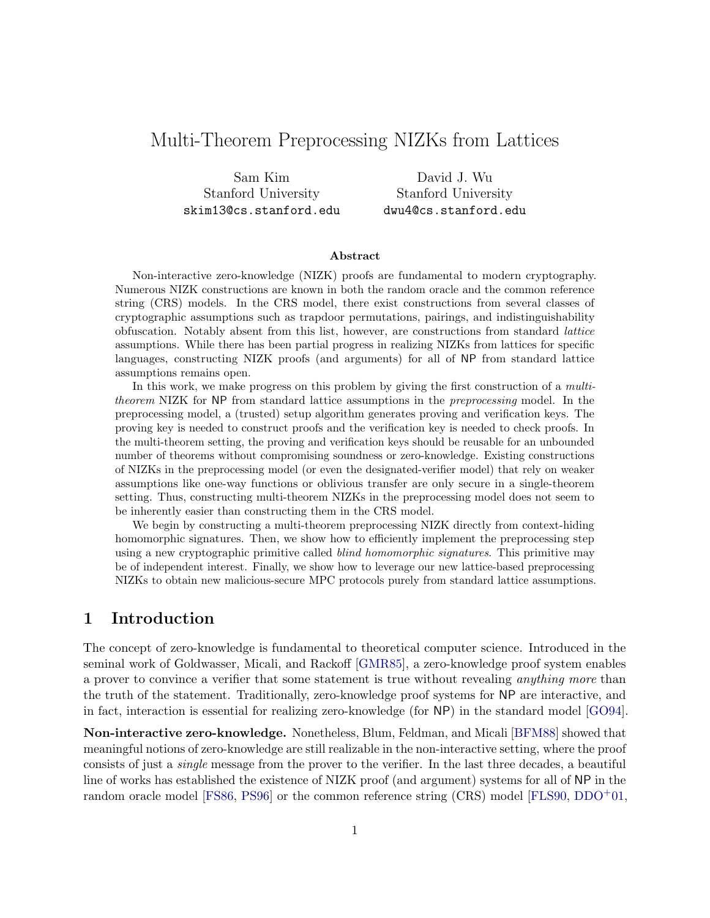# Multi-Theorem Preprocessing NIZKs from Lattices

Sam Kim
Stanford University
skim13@cs.stanford.edu

David J. Wu
Stanford University
dwu4@cs.stanford.edu

### Abstract

Non-interactive zero-knowledge (NIZK) proofs are fundamental to modern cryptography. Numerous NIZK constructions are known in both the random oracle and the common reference string (CRS) models. In the CRS model, there exist constructions from several classes of cryptographic assumptions such as trapdoor permutations, pairings, and indistinguishability obfuscation. Notably absent from this list, however, are constructions from standard *lattice* assumptions. While there has been partial progress in realizing NIZKs from lattices for specific languages, constructing NIZK proofs (and arguments) for all of NP from standard lattice assumptions remains open.

In this work, we make progress on this problem by giving the first construction of a *multi-theorem* NIZK for NP from standard lattice assumptions in the *preprocessing* model. In the preprocessing model, a (trusted) setup algorithm generates proving and verification keys. The proving key is needed to construct proofs and the verification key is needed to check proofs. In the multi-theorem setting, the proving and verification keys should be reusable for an unbounded number of theorems without compromising soundness or zero-knowledge. Existing constructions of NIZKs in the preprocessing model (or even the designated-verifier model) that rely on weaker assumptions like one-way functions or oblivious transfer are only secure in a single-theorem setting. Thus, constructing multi-theorem NIZKs in the preprocessing model does not seem to be inherently easier than constructing them in the CRS model.

We begin by constructing a multi-theorem preprocessing NIZK directly from context-hiding homomorphic signatures. Then, we show how to efficiently implement the preprocessing step using a new cryptographic primitive called *blind homomorphic signatures*. This primitive may be of independent interest. Finally, we show how to leverage our new lattice-based preprocessing NIZKs to obtain new malicious-secure MPC protocols purely from standard lattice assumptions.

## 1 Introduction

The concept of zero-knowledge is fundamental to theoretical computer science. Introduced in the seminal work of Goldwasser, Micali, and Rackoff [GMR85], a zero-knowledge proof system enables a prover to convince a verifier that some statement is true without revealing *anything more* than the truth of the statement. Traditionally, zero-knowledge proof systems for NP are interactive, and in fact, interaction is essential for realizing zero-knowledge (for NP) in the standard model [GO94].

**Non-interactive zero-knowledge.** Nonetheless, Blum, Feldman, and Micali [BFM88] showed that meaningful notions of zero-knowledge are still realizable in the non-interactive setting, where the proof consists of just a *single* message from the prover to the verifier. In the last three decades, a beautiful line of works has established the existence of NIZK proof (and argument) systems for all of NP in the random oracle model [FS86, PS96] or the common reference string (CRS) model [FLS90, DDO+01,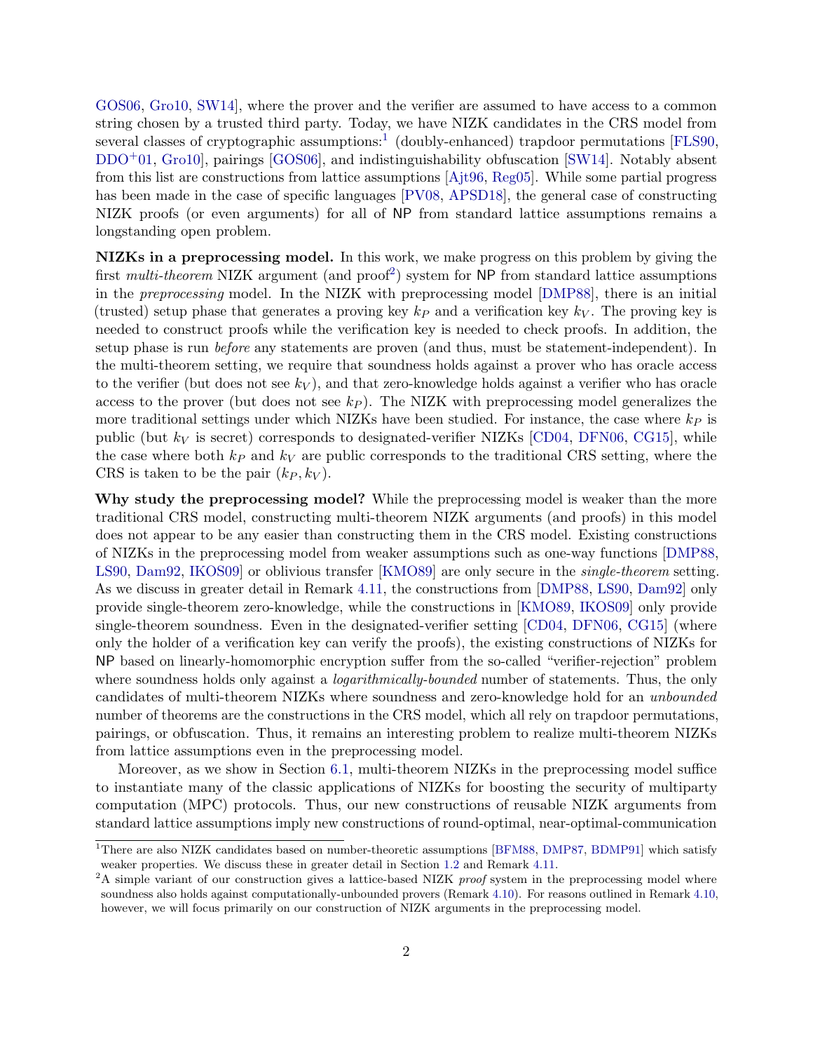GOS06, Gro10, SW14], where the prover and the verifier are assumed to have access to a common string chosen by a trusted third party. Today, we have NIZK candidates in the CRS model from several classes of cryptographic assumptions:[1] (doubly-enhanced) trapdoor permutations [FLS90, DDO+01, Gro10], pairings [GOS06], and indistinguishability obfuscation [SW14]. Notably absent from this list are constructions from lattice assumptions [Ajt96, Reg05]. While some partial progress has been made in the case of specific languages [PV08, APSD18], the general case of constructing NIZK proofs (or even arguments) for all of NP from standard lattice assumptions remains a longstanding open problem.

**NIZKs in a preprocessing model.** In this work, we make progress on this problem by giving the first *multi-theorem* NIZK argument (and proof[2]) system for NP from standard lattice assumptions in the *preprocessing* model. In the NIZK with preprocessing model [DMP88], there is an initial (trusted) setup phase that generates a proving key $k_P$ and a verification key $k_V$. The proving key is needed to construct proofs while the verification key is needed to check proofs. In addition, the setup phase is run *before* any statements are proven (and thus, must be statement-independent). In the multi-theorem setting, we require that soundness holds against a prover who has oracle access to the verifier (but does not see $k_V$), and that zero-knowledge holds against a verifier who has oracle access to the prover (but does not see $k_P$). The NIZK with preprocessing model generalizes the more traditional settings under which NIZKs have been studied. For instance, the case where $k_P$ is public (but $k_V$ is secret) corresponds to designated-verifier NIZKs [CD04, DFN06, CG15], while the case where both $k_P$ and $k_V$ are public corresponds to the traditional CRS setting, where the CRS is taken to be the pair $(k_P, k_V)$.

**Why study the preprocessing model?** While the preprocessing model is weaker than the more traditional CRS model, constructing multi-theorem NIZK arguments (and proofs) in this model does not appear to be any easier than constructing them in the CRS model. Existing constructions of NIZKs in the preprocessing model from weaker assumptions such as one-way functions [DMP88, LS90, Dam92, IKOS09] or oblivious transfer [KMO89] are only secure in the *single-theorem* setting. As we discuss in greater detail in Remark 4.11, the constructions from [DMP88, LS90, Dam92] only provide single-theorem zero-knowledge, while the constructions in [KMO89, IKOS09] only provide single-theorem soundness. Even in the designated-verifier setting [CD04, DFN06, CG15] (where only the holder of a verification key can verify the proofs), the existing constructions of NIZKs for NP based on linearly-homomorphic encryption suffer from the so-called "verifier-rejection" problem where soundness holds only against a *logarithmically-bounded* number of statements. Thus, the only candidates of multi-theorem NIZKs where soundness and zero-knowledge hold for an *unbounded* number of theorems are the constructions in the CRS model, which all rely on trapdoor permutations, pairings, or obfuscation. Thus, it remains an interesting problem to realize multi-theorem NIZKs from lattice assumptions even in the preprocessing model.

Moreover, as we show in Section 6.1, multi-theorem NIZKs in the preprocessing model suffice to instantiate many of the classic applications of NIZKs for boosting the security of multiparty computation (MPC) protocols. Thus, our new constructions of reusable NIZK arguments from standard lattice assumptions imply new constructions of round-optimal, near-optimal-communication

[1] There are also NIZK candidates based on number-theoretic assumptions [BFM88, DMP87, BDMP91] which satisfy weaker properties. We discuss these in greater detail in Section 1.2 and Remark 4.11.

[2] A simple variant of our construction gives a lattice-based NIZK *proof* system in the preprocessing model where soundness also holds against computationally-unbounded provers (Remark 4.10). For reasons outlined in Remark 4.10, however, we will focus primarily on our construction of NIZK arguments in the preprocessing model.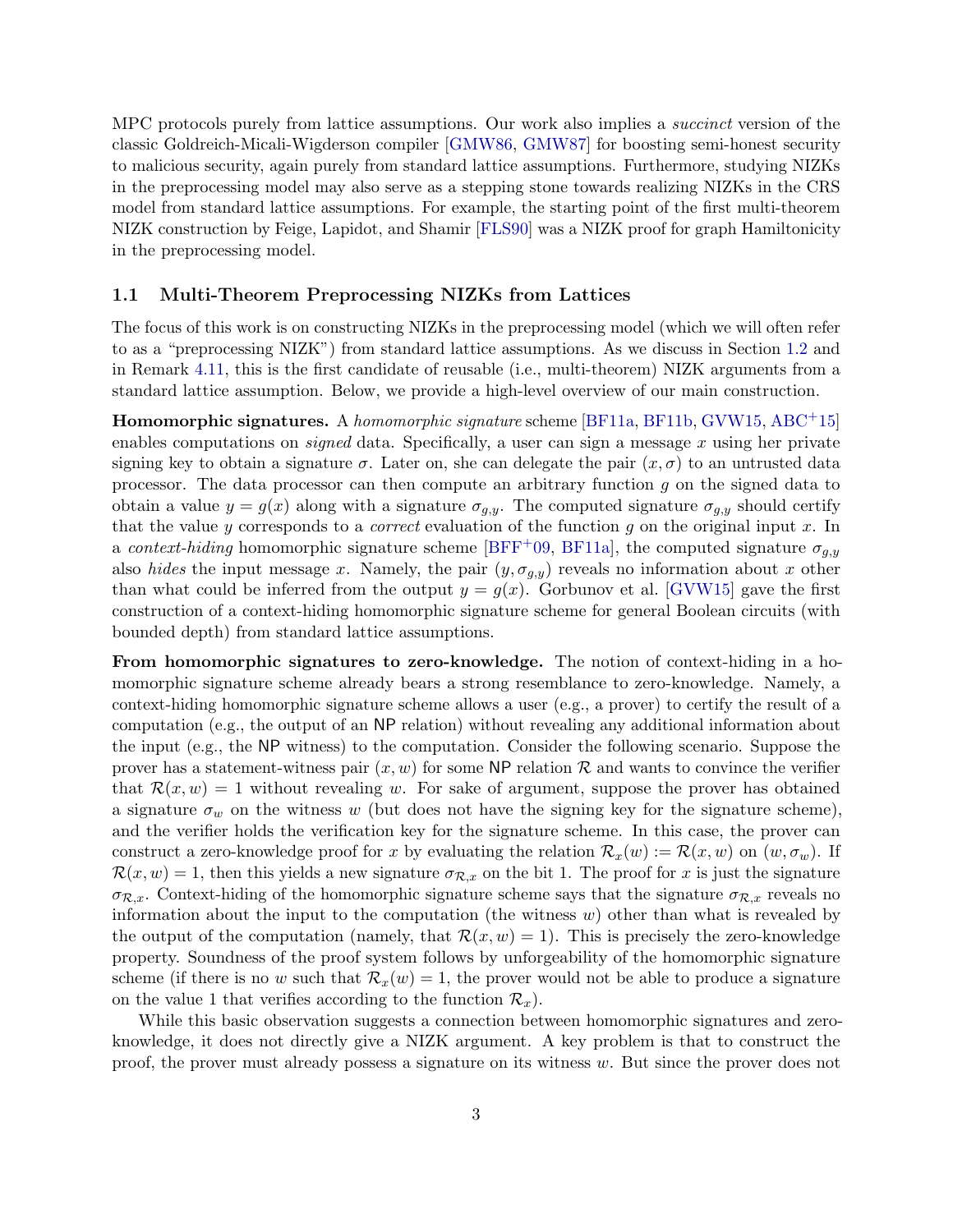MPC protocols purely from lattice assumptions. Our work also implies a *succinct* version of the classic Goldreich-Micali-Wigderson compiler [GMW86, GMW87] for boosting semi-honest security to malicious security, again purely from standard lattice assumptions. Furthermore, studying NIZKs in the preprocessing model may also serve as a stepping stone towards realizing NIZKs in the CRS model from standard lattice assumptions. For example, the starting point of the first multi-theorem NIZK construction by Feige, Lapidot, and Shamir [FLS90] was a NIZK proof for graph Hamiltonicity in the preprocessing model.

### 1.1 Multi-Theorem Preprocessing NIZKs from Lattices

The focus of this work is on constructing NIZKs in the preprocessing model (which we will often refer to as a "preprocessing NIZK") from standard lattice assumptions. As we discuss in Section 1.2 and in Remark 4.11, this is the first candidate of reusable (i.e., multi-theorem) NIZK arguments from a standard lattice assumption. Below, we provide a high-level overview of our main construction.

**Homomorphic signatures.** A *homomorphic signature* scheme [BF11a, BF11b, GVW15, ABC+15] enables computations on *signed* data. Specifically, a user can sign a message $x$ using her private signing key to obtain a signature $\sigma$. Later on, she can delegate the pair $(x, \sigma)$ to an untrusted data processor. The data processor can then compute an arbitrary function $g$ on the signed data to obtain a value $y = g(x)$ along with a signature $\sigma_{g,y}$. The computed signature $\sigma_{g,y}$ should certify that the value $y$ corresponds to a *correct* evaluation of the function $g$ on the original input $x$. In a *context-hiding* homomorphic signature scheme [BFF+09, BF11a], the computed signature $\sigma_{g,y}$ also *hides* the input message $x$. Namely, the pair $(y, \sigma_{g,y})$ reveals no information about $x$ other than what could be inferred from the output $y = g(x)$. Gorbunov et al. [GVW15] gave the first construction of a context-hiding homomorphic signature scheme for general Boolean circuits (with bounded depth) from standard lattice assumptions.

**From homomorphic signatures to zero-knowledge.** The notion of context-hiding in a homomorphic signature scheme already bears a strong resemblance to zero-knowledge. Namely, a context-hiding homomorphic signature scheme allows a user (e.g., a prover) to certify the result of a computation (e.g., the output of an NP relation) without revealing any additional information about the input (e.g., the NP witness) to the computation. Consider the following scenario. Suppose the prover has a statement-witness pair $(x, w)$ for some NP relation $\mathcal{R}$ and wants to convince the verifier that $\mathcal{R}(x, w) = 1$ without revealing $w$. For sake of argument, suppose the prover has obtained a signature $\sigma_w$ on the witness $w$ (but does not have the signing key for the signature scheme), and the verifier holds the verification key for the signature scheme. In this case, the prover can construct a zero-knowledge proof for $x$ by evaluating the relation $\mathcal{R}_x(w) := \mathcal{R}(x, w)$ on $(w, \sigma_w)$. If $\mathcal{R}(x, w) = 1$, then this yields a new signature $\sigma_{\mathcal{R},x}$ on the bit 1. The proof for $x$ is just the signature $\sigma_{\mathcal{R},x}$. Context-hiding of the homomorphic signature scheme says that the signature $\sigma_{\mathcal{R},x}$ reveals no information about the input to the computation (the witness $w$) other than what is revealed by the output of the computation (namely, that $\mathcal{R}(x, w) = 1$). This is precisely the zero-knowledge property. Soundness of the proof system follows by unforgeability of the homomorphic signature scheme (if there is no $w$ such that $\mathcal{R}_x(w) = 1$, the prover would not be able to produce a signature on the value 1 that verifies according to the function $\mathcal{R}_x$).

While this basic observation suggests a connection between homomorphic signatures and zero-knowledge, it does not directly give a NIZK argument. A key problem is that to construct the proof, the prover must already possess a signature on its witness $w$. But since the prover does not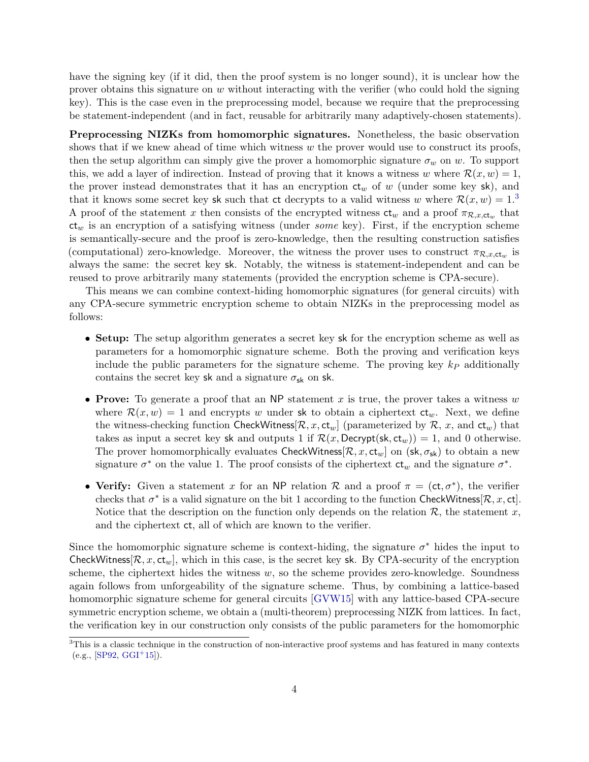have the signing key (if it did, then the proof system is no longer sound), it is unclear how the prover obtains this signature on $w$ without interacting with the verifier (who could hold the signing key). This is the case even in the preprocessing model, because we require that the preprocessing be statement-independent (and in fact, reusable for arbitrarily many adaptively-chosen statements).

**Preprocessing NIZKs from homomorphic signatures.** Nonetheless, the basic observation shows that if we knew ahead of time which witness $w$ the prover would use to construct its proofs, then the setup algorithm can simply give the prover a homomorphic signature $\sigma_w$ on $w$. To support this, we add a layer of indirection. Instead of proving that it knows a witness $w$ where $\mathcal{R}(x, w) = 1$, the prover instead demonstrates that it has an encryption $\mathsf{ct}_w$ of $w$ (under some key $\mathsf{sk}$), and that it knows some secret key $\mathsf{sk}$ such that $\mathsf{ct}$ decrypts to a valid witness $w$ where $\mathcal{R}(x, w) = 1$.[3] A proof of the statement $x$ then consists of the encrypted witness $\mathsf{ct}_w$ and a proof $\pi_{\mathcal{R},x,\mathsf{ct}_w}$ that $\mathsf{ct}_w$ is an encryption of a satisfying witness (under *some* key). First, if the encryption scheme is semantically-secure and the proof is zero-knowledge, then the resulting construction satisfies (computational) zero-knowledge. Moreover, the witness the prover uses to construct $\pi_{\mathcal{R},x,\mathsf{ct}_w}$ is always the same: the secret key $\mathsf{sk}$. Notably, the witness is statement-independent and can be reused to prove arbitrarily many statements (provided the encryption scheme is CPA-secure).

This means we can combine context-hiding homomorphic signatures (for general circuits) with any CPA-secure symmetric encryption scheme to obtain NIZKs in the preprocessing model as follows:

- **Setup:** The setup algorithm generates a secret key $\mathsf{sk}$ for the encryption scheme as well as parameters for a homomorphic signature scheme. Both the proving and verification keys include the public parameters for the signature scheme. The proving key $k_P$ additionally contains the secret key $\mathsf{sk}$ and a signature $\sigma_{\mathsf{sk}}$ on $\mathsf{sk}$.
- **Prove:** To generate a proof that an $\mathsf{NP}$ statement $x$ is true, the prover takes a witness $w$ where $\mathcal{R}(x, w) = 1$ and encrypts $w$ under $\mathsf{sk}$ to obtain a ciphertext $\mathsf{ct}_w$. Next, we define the witness-checking function $\mathsf{CheckWitness}[\mathcal{R}, x, \mathsf{ct}_w]$ (parameterized by $\mathcal{R}$, $x$, and $\mathsf{ct}_w$) that takes as input a secret key $\mathsf{sk}$ and outputs 1 if $\mathcal{R}(x, \mathsf{Decrypt}(\mathsf{sk}, \mathsf{ct}_w)) = 1$, and 0 otherwise. The prover homomorphically evaluates $\mathsf{CheckWitness}[\mathcal{R}, x, \mathsf{ct}_w]$ on $(\mathsf{sk}, \sigma_{\mathsf{sk}})$ to obtain a new signature $\sigma^*$ on the value 1. The proof consists of the ciphertext $\mathsf{ct}_w$ and the signature $\sigma^*$.
- **Verify:** Given a statement $x$ for an $\mathsf{NP}$ relation $\mathcal{R}$ and a proof $\pi = (\mathsf{ct}, \sigma^*)$, the verifier checks that $\sigma^*$ is a valid signature on the bit 1 according to the function $\mathsf{CheckWitness}[\mathcal{R}, x, \mathsf{ct}]$. Notice that the description on the function only depends on the relation $\mathcal{R}$, the statement $x$, and the ciphertext $\mathsf{ct}$, all of which are known to the verifier.

Since the homomorphic signature scheme is context-hiding, the signature $\sigma^*$ hides the input to $\mathsf{CheckWitness}[\mathcal{R}, x, \mathsf{ct}_w]$, which in this case, is the secret key $\mathsf{sk}$. By CPA-security of the encryption scheme, the ciphertext hides the witness $w$, so the scheme provides zero-knowledge. Soundness again follows from unforgeability of the signature scheme. Thus, by combining a lattice-based homomorphic signature scheme for general circuits [GVW15] with any lattice-based CPA-secure symmetric encryption scheme, we obtain a (multi-theorem) preprocessing NIZK from lattices. In fact, the verification key in our construction only consists of the public parameters for the homomorphic

[3] This is a classic technique in the construction of non-interactive proof systems and has featured in many contexts (e.g., [SP92, GGI+15]).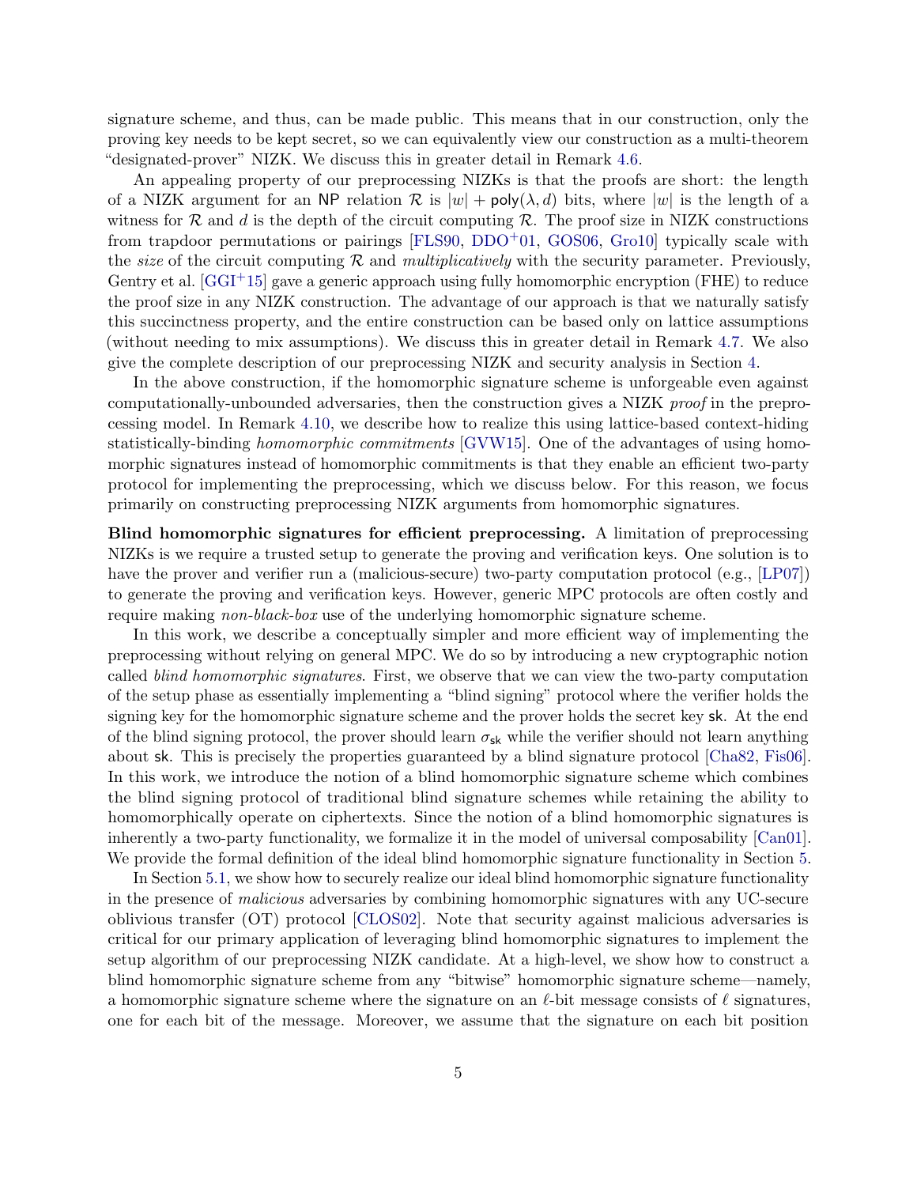signature scheme, and thus, can be made public. This means that in our construction, only the proving key needs to be kept secret, so we can equivalently view our construction as a multi-theorem "designated-prover" NIZK. We discuss this in greater detail in Remark 4.6.

An appealing property of our preprocessing NIZKs is that the proofs are short: the length of a NIZK argument for an NP relation $\mathcal{R}$ is $|w| + \mathsf{poly}(\lambda, d)$ bits, where $|w|$ is the length of a witness for $\mathcal{R}$ and $d$ is the depth of the circuit computing $\mathcal{R}$. The proof size in NIZK constructions from trapdoor permutations or pairings [FLS90, DDO+01, GOS06, Gro10] typically scale with the *size* of the circuit computing $\mathcal{R}$ and *multiplicatively* with the security parameter. Previously, Gentry et al. [GGI+15] gave a generic approach using fully homomorphic encryption (FHE) to reduce the proof size in any NIZK construction. The advantage of our approach is that we naturally satisfy this succinctness property, and the entire construction can be based only on lattice assumptions (without needing to mix assumptions). We discuss this in greater detail in Remark 4.7. We also give the complete description of our preprocessing NIZK and security analysis in Section 4.

In the above construction, if the homomorphic signature scheme is unforgeable even against computationally-unbounded adversaries, then the construction gives a NIZK *proof* in the preprocessing model. In Remark 4.10, we describe how to realize this using lattice-based context-hiding statistically-binding *homomorphic commitments* [GVW15]. One of the advantages of using homomorphic signatures instead of homomorphic commitments is that they enable an efficient two-party protocol for implementing the preprocessing, which we discuss below. For this reason, we focus primarily on constructing preprocessing NIZK arguments from homomorphic signatures.

**Blind homomorphic signatures for efficient preprocessing.** A limitation of preprocessing NIZKs is we require a trusted setup to generate the proving and verification keys. One solution is to have the prover and verifier run a (malicious-secure) two-party computation protocol (e.g., [LP07]) to generate the proving and verification keys. However, generic MPC protocols are often costly and require making *non-black-box* use of the underlying homomorphic signature scheme.

In this work, we describe a conceptually simpler and more efficient way of implementing the preprocessing without relying on general MPC. We do so by introducing a new cryptographic notion called *blind homomorphic signatures*. First, we observe that we can view the two-party computation of the setup phase as essentially implementing a "blind signing" protocol where the verifier holds the signing key for the homomorphic signature scheme and the prover holds the secret key $\mathsf{sk}$. At the end of the blind signing protocol, the prover should learn $\sigma_{\mathsf{sk}}$ while the verifier should not learn anything about $\mathsf{sk}$. This is precisely the properties guaranteed by a blind signature protocol [Cha82, Fis06]. In this work, we introduce the notion of a blind homomorphic signature scheme which combines the blind signing protocol of traditional blind signature schemes while retaining the ability to homomorphically operate on ciphertexts. Since the notion of a blind homomorphic signatures is inherently a two-party functionality, we formalize it in the model of universal composability [Can01]. We provide the formal definition of the ideal blind homomorphic signature functionality in Section 5.

In Section 5.1, we show how to securely realize our ideal blind homomorphic signature functionality in the presence of *malicious* adversaries by combining homomorphic signatures with any UC-secure oblivious transfer (OT) protocol [CLOS02]. Note that security against malicious adversaries is critical for our primary application of leveraging blind homomorphic signatures to implement the setup algorithm of our preprocessing NIZK candidate. At a high-level, we show how to construct a blind homomorphic signature scheme from any "bitwise" homomorphic signature scheme—namely, a homomorphic signature scheme where the signature on an $\ell$-bit message consists of $\ell$ signatures, one for each bit of the message. Moreover, we assume that the signature on each bit position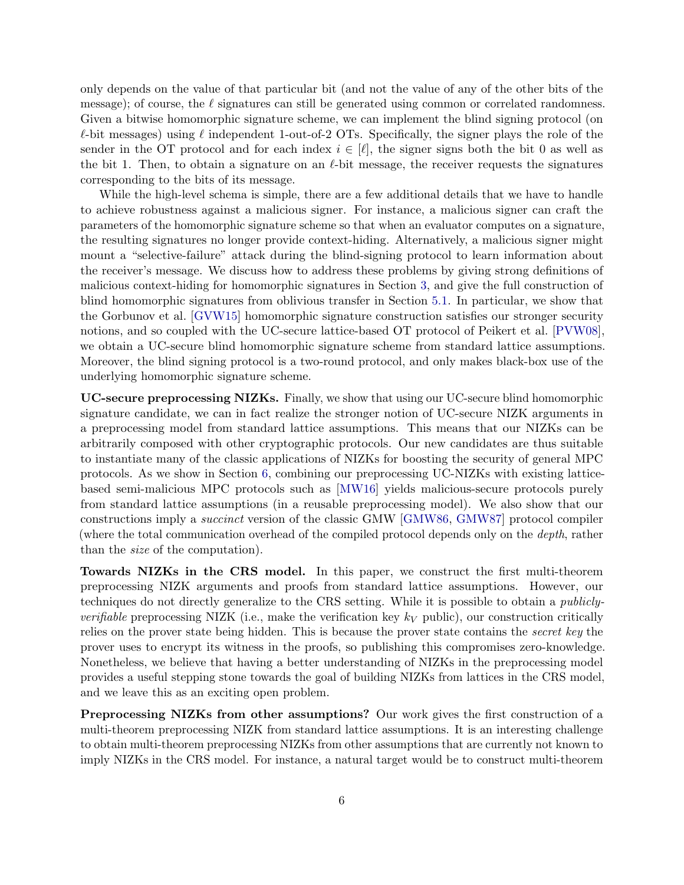only depends on the value of that particular bit (and not the value of any of the other bits of the message); of course, the $\ell$ signatures can still be generated using common or correlated randomness. Given a bitwise homomorphic signature scheme, we can implement the blind signing protocol (on $\ell$-bit messages) using $\ell$ independent 1-out-of-2 OTs. Specifically, the signer plays the role of the sender in the OT protocol and for each index $i \in [\ell]$, the signer signs both the bit 0 as well as the bit 1. Then, to obtain a signature on an $\ell$-bit message, the receiver requests the signatures corresponding to the bits of its message.

While the high-level schema is simple, there are a few additional details that we have to handle to achieve robustness against a malicious signer. For instance, a malicious signer can craft the parameters of the homomorphic signature scheme so that when an evaluator computes on a signature, the resulting signatures no longer provide context-hiding. Alternatively, a malicious signer might mount a "selective-failure" attack during the blind-signing protocol to learn information about the receiver's message. We discuss how to address these problems by giving strong definitions of malicious context-hiding for homomorphic signatures in Section 3, and give the full construction of blind homomorphic signatures from oblivious transfer in Section 5.1. In particular, we show that the Gorbunov et al. [GVW15] homomorphic signature construction satisfies our stronger security notions, and so coupled with the UC-secure lattice-based OT protocol of Peikert et al. [PVW08], we obtain a UC-secure blind homomorphic signature scheme from standard lattice assumptions. Moreover, the blind signing protocol is a two-round protocol, and only makes black-box use of the underlying homomorphic signature scheme.

**UC-secure preprocessing NIZKs.** Finally, we show that using our UC-secure blind homomorphic signature candidate, we can in fact realize the stronger notion of UC-secure NIZK arguments in a preprocessing model from standard lattice assumptions. This means that our NIZKs can be arbitrarily composed with other cryptographic protocols. Our new candidates are thus suitable to instantiate many of the classic applications of NIZKs for boosting the security of general MPC protocols. As we show in Section 6, combining our preprocessing UC-NIZKs with existing lattice-based semi-malicious MPC protocols such as [MW16] yields malicious-secure protocols purely from standard lattice assumptions (in a reusable preprocessing model). We also show that our constructions imply a *succinct* version of the classic GMW [GMW86, GMW87] protocol compiler (where the total communication overhead of the compiled protocol depends only on the *depth*, rather than the *size* of the computation).

**Towards NIZKs in the CRS model.** In this paper, we construct the first multi-theorem preprocessing NIZK arguments and proofs from standard lattice assumptions. However, our techniques do not directly generalize to the CRS setting. While it is possible to obtain a *publicly-verifiable* preprocessing NIZK (i.e., make the verification key $k_V$ public), our construction critically relies on the prover state being hidden. This is because the prover state contains the *secret key* the prover uses to encrypt its witness in the proofs, so publishing this compromises zero-knowledge. Nonetheless, we believe that having a better understanding of NIZKs in the preprocessing model provides a useful stepping stone towards the goal of building NIZKs from lattices in the CRS model, and we leave this as an exciting open problem.

**Preprocessing NIZKs from other assumptions?** Our work gives the first construction of a multi-theorem preprocessing NIZK from standard lattice assumptions. It is an interesting challenge to obtain multi-theorem preprocessing NIZKs from other assumptions that are currently not known to imply NIZKs in the CRS model. For instance, a natural target would be to construct multi-theorem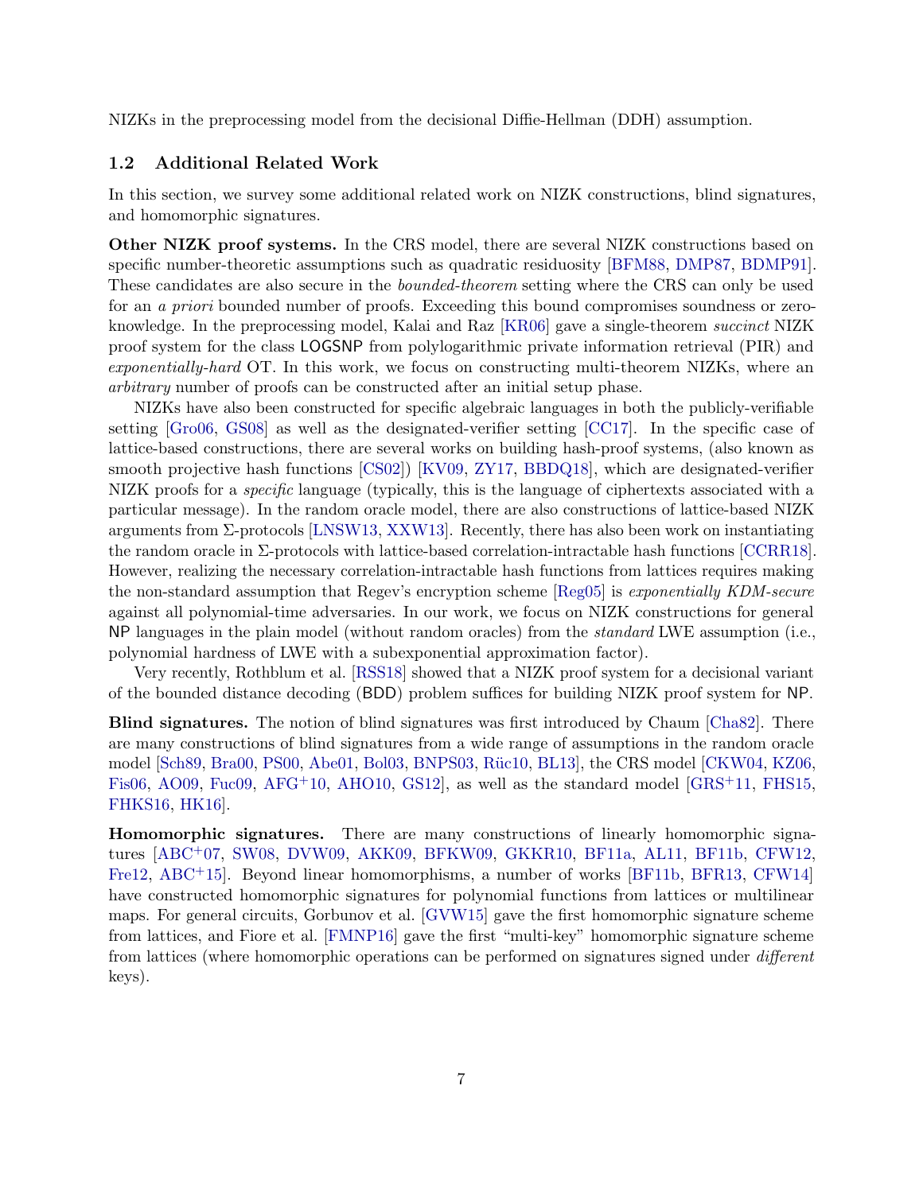NIZKs in the preprocessing model from the decisional Diffie-Hellman (DDH) assumption.

### 1.2 Additional Related Work

In this section, we survey some additional related work on NIZK constructions, blind signatures, and homomorphic signatures.

**Other NIZK proof systems.** In the CRS model, there are several NIZK constructions based on specific number-theoretic assumptions such as quadratic residuosity [BFM88, DMP87, BDMP91]. These candidates are also secure in the *bounded-theorem* setting where the CRS can only be used for an *a priori* bounded number of proofs. Exceeding this bound compromises soundness or zero-knowledge. In the preprocessing model, Kalai and Raz [KR06] gave a single-theorem *succinct* NIZK proof system for the class LOGSNP from polylogarithmic private information retrieval (PIR) and *exponentially-hard* OT. In this work, we focus on constructing multi-theorem NIZKs, where an *arbitrary* number of proofs can be constructed after an initial setup phase.

NIZKs have also been constructed for specific algebraic languages in both the publicly-verifiable setting [Gro06, GS08] as well as the designated-verifier setting [CC17]. In the specific case of lattice-based constructions, there are several works on building hash-proof systems, (also known as smooth projective hash functions [CS02]) [KV09, ZY17, BBDQ18], which are designated-verifier NIZK proofs for a *specific* language (typically, this is the language of ciphertexts associated with a particular message). In the random oracle model, there are also constructions of lattice-based NIZK arguments from Σ-protocols [LNSW13, XXW13]. Recently, there has also been work on instantiating the random oracle in Σ-protocols with lattice-based correlation-intractable hash functions [CCRR18]. However, realizing the necessary correlation-intractable hash functions from lattices requires making the non-standard assumption that Regev's encryption scheme [Reg05] is *exponentially KDM-secure* against all polynomial-time adversaries. In our work, we focus on NIZK constructions for general NP languages in the plain model (without random oracles) from the *standard* LWE assumption (i.e., polynomial hardness of LWE with a subexponential approximation factor).

Very recently, Rothblum et al. [RSS18] showed that a NIZK proof system for a decisional variant of the bounded distance decoding (BDD) problem suffices for building NIZK proof system for NP.

**Blind signatures.** The notion of blind signatures was first introduced by Chaum [Cha82]. There are many constructions of blind signatures from a wide range of assumptions in the random oracle model [Sch89, Bra00, PS00, Abe01, Bol03, BNPS03, Rüc10, BL13], the CRS model [CKW04, KZ06, Fis06, AO09, Fuc09, AFG+10, AHO10, GS12], as well as the standard model [GRS+11, FHS15, FHKS16, HK16].

**Homomorphic signatures.** There are many constructions of linearly homomorphic signatures [ABC+07, SW08, DVW09, AKK09, BFKW09, GKKR10, BF11a, AL11, BF11b, CFW12, Fre12, ABC+15]. Beyond linear homomorphisms, a number of works [BF11b, BFR13, CFW14] have constructed homomorphic signatures for polynomial functions from lattices or multilinear maps. For general circuits, Gorbunov et al. [GVW15] gave the first homomorphic signature scheme from lattices, and Fiore et al. [FMNP16] gave the first "multi-key" homomorphic signature scheme from lattices (where homomorphic operations can be performed on signatures signed under *different* keys).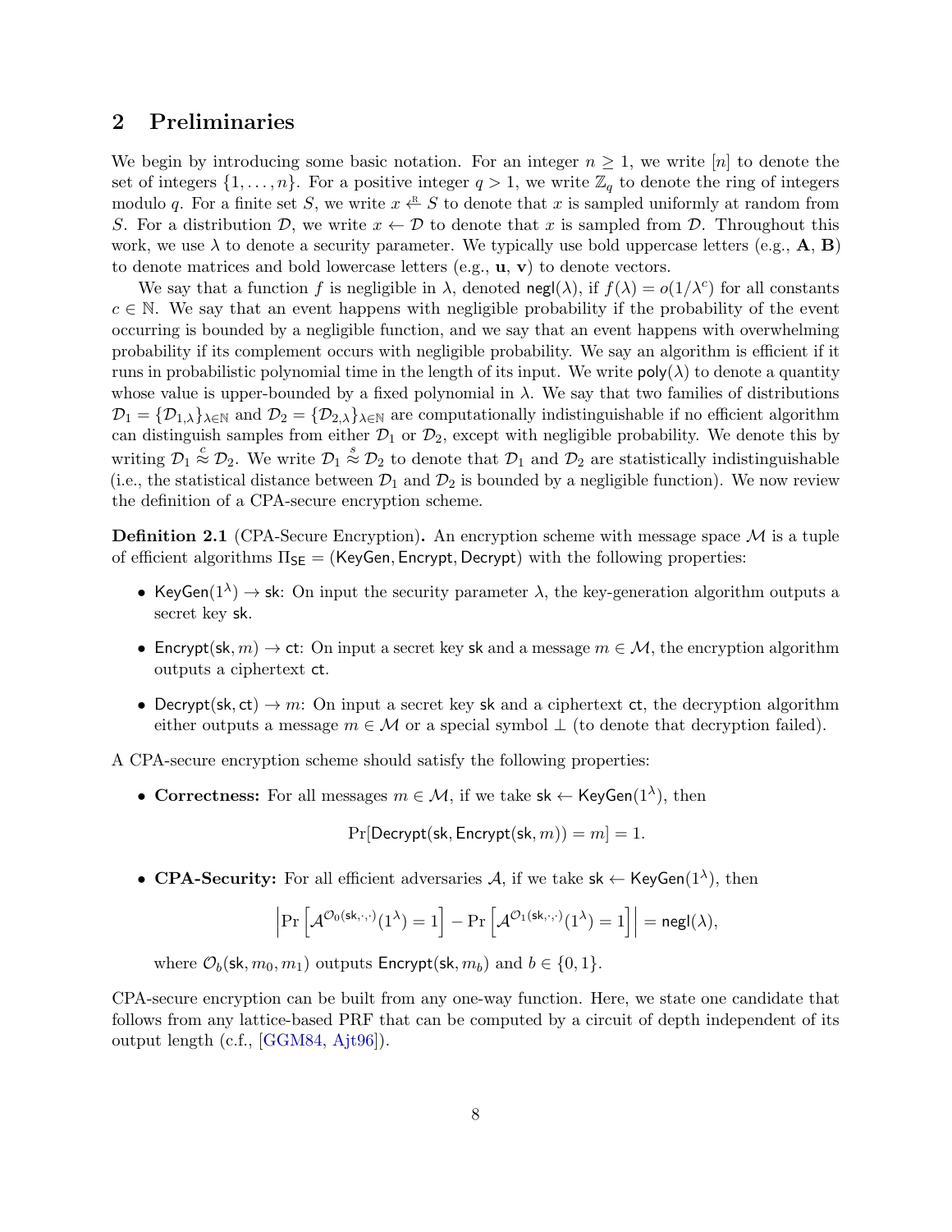## 2 Preliminaries

We begin by introducing some basic notation. For an integer $n \geq 1$, we write $[n]$ to denote the set of integers $\{1, \ldots, n\}$. For a positive integer $q > 1$, we write $\mathbb{Z}_q$ to denote the ring of integers modulo $q$. For a finite set $S$, we write $x \xleftarrow{\text{R}} S$ to denote that $x$ is sampled uniformly at random from $S$. For a distribution $\mathcal{D}$, we write $x \leftarrow \mathcal{D}$ to denote that $x$ is sampled from $\mathcal{D}$. Throughout this work, we use $\lambda$ to denote a security parameter. We typically use bold uppercase letters (e.g., $\mathbf{A}$, $\mathbf{B}$) to denote matrices and bold lowercase letters (e.g., $\mathbf{u}$, $\mathbf{v}$) to denote vectors.

We say that a function $f$ is negligible in $\lambda$, denoted $\mathsf{negl}(\lambda)$, if $f(\lambda) = o(1/\lambda^c)$ for all constants $c \in \mathbb{N}$. We say that an event happens with negligible probability if the probability of the event occurring is bounded by a negligible function, and we say that an event happens with overwhelming probability if its complement occurs with negligible probability. We say an algorithm is efficient if it runs in probabilistic polynomial time in the length of its input. We write $\mathsf{poly}(\lambda)$ to denote a quantity whose value is upper-bounded by a fixed polynomial in $\lambda$. We say that two families of distributions $\mathcal{D}_1 = \{\mathcal{D}_{1,\lambda}\}_{\lambda \in \mathbb{N}}$ and $\mathcal{D}_2 = \{\mathcal{D}_{2,\lambda}\}_{\lambda \in \mathbb{N}}$ are computationally indistinguishable if no efficient algorithm can distinguish samples from either $\mathcal{D}_1$ or $\mathcal{D}_2$, except with negligible probability. We denote this by writing $\mathcal{D}_1 \overset{c}{\approx} \mathcal{D}_2$. We write $\mathcal{D}_1 \overset{s}{\approx} \mathcal{D}_2$ to denote that $\mathcal{D}_1$ and $\mathcal{D}_2$ are statistically indistinguishable (i.e., the statistical distance between $\mathcal{D}_1$ and $\mathcal{D}_2$ is bounded by a negligible function). We now review the definition of a CPA-secure encryption scheme.

**Definition 2.1** (CPA-Secure Encryption)**.** An encryption scheme with message space $\mathcal{M}$ is a tuple of efficient algorithms $\Pi_{\mathsf{SE}} = (\mathsf{KeyGen}, \mathsf{Encrypt}, \mathsf{Decrypt})$ with the following properties:

- $\mathsf{KeyGen}(1^\lambda) \to \mathsf{sk}$: On input the security parameter $\lambda$, the key-generation algorithm outputs a secret key $\mathsf{sk}$.
- $\mathsf{Encrypt}(\mathsf{sk}, m) \to \mathsf{ct}$: On input a secret key $\mathsf{sk}$ and a message $m \in \mathcal{M}$, the encryption algorithm outputs a ciphertext $\mathsf{ct}$.
- $\mathsf{Decrypt}(\mathsf{sk}, \mathsf{ct}) \to m$: On input a secret key $\mathsf{sk}$ and a ciphertext $\mathsf{ct}$, the decryption algorithm either outputs a message $m \in \mathcal{M}$ or a special symbol $\perp$ (to denote that decryption failed).

A CPA-secure encryption scheme should satisfy the following properties:

- **Correctness:** For all messages $m \in \mathcal{M}$, if we take $\mathsf{sk} \leftarrow \mathsf{KeyGen}(1^\lambda)$, then
$$\Pr[\mathsf{Decrypt}(\mathsf{sk}, \mathsf{Encrypt}(\mathsf{sk}, m)) = m] = 1.$$
- **CPA-Security:** For all efficient adversaries $\mathcal{A}$, if we take $\mathsf{sk} \leftarrow \mathsf{KeyGen}(1^\lambda)$, then
$$\left| \Pr\left[\mathcal{A}^{\mathcal{O}_0(\mathsf{sk}, \cdot, \cdot)}(1^\lambda) = 1\right] - \Pr\left[\mathcal{A}^{\mathcal{O}_1(\mathsf{sk}, \cdot, \cdot)}(1^\lambda) = 1\right] \right| = \mathsf{negl}(\lambda),$$
where $\mathcal{O}_b(\mathsf{sk}, m_0, m_1)$ outputs $\mathsf{Encrypt}(\mathsf{sk}, m_b)$ and $b \in \{0, 1\}$.

CPA-secure encryption can be built from any one-way function. Here, we state one candidate that follows from any lattice-based PRF that can be computed by a circuit of depth independent of its output length (c.f., [GGM84, Ajt96]).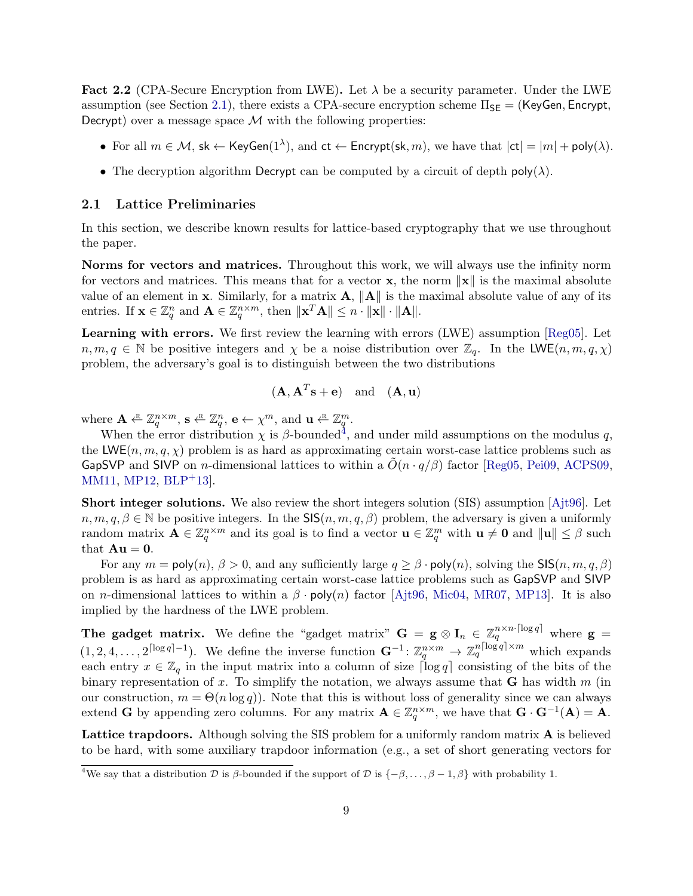**Fact 2.2** (CPA-Secure Encryption from LWE)**.** Let $\lambda$ be a security parameter. Under the LWE assumption (see Section 2.1), there exists a CPA-secure encryption scheme $\Pi_{\mathsf{SE}} = (\mathsf{KeyGen}, \mathsf{Encrypt}, \mathsf{Decrypt})$ over a message space $\mathcal{M}$ with the following properties:

- For all $m \in \mathcal{M}$, $\mathsf{sk} \leftarrow \mathsf{KeyGen}(1^\lambda)$, and $\mathsf{ct} \leftarrow \mathsf{Encrypt}(\mathsf{sk}, m)$, we have that $|\mathsf{ct}| = |m| + \mathsf{poly}(\lambda)$.
- The decryption algorithm $\mathsf{Decrypt}$ can be computed by a circuit of depth $\mathsf{poly}(\lambda)$.

## 2.1 Lattice Preliminaries

In this section, we describe known results for lattice-based cryptography that we use throughout the paper.

**Norms for vectors and matrices.** Throughout this work, we will always use the infinity norm for vectors and matrices. This means that for a vector $\mathbf{x}$, the norm $\|\mathbf{x}\|$ is the maximal absolute value of an element in $\mathbf{x}$. Similarly, for a matrix $\mathbf{A}$, $\|\mathbf{A}\|$ is the maximal absolute value of any of its entries. If $\mathbf{x} \in \mathbb{Z}_q^n$ and $\mathbf{A} \in \mathbb{Z}_q^{n \times m}$, then $\|\mathbf{x}^T \mathbf{A}\| \leq n \cdot \|\mathbf{x}\| \cdot \|\mathbf{A}\|$.

**Learning with errors.** We first review the learning with errors (LWE) assumption [Reg05]. Let $n, m, q \in \mathbb{N}$ be positive integers and $\chi$ be a noise distribution over $\mathbb{Z}_q$. In the $\mathsf{LWE}(n, m, q, \chi)$ problem, the adversary's goal is to distinguish between the two distributions

$$(\mathbf{A}, \mathbf{A}^T \mathbf{s} + \mathbf{e}) \quad \text{and} \quad (\mathbf{A}, \mathbf{u})$$

where $\mathbf{A} \xleftarrow{\text{R}} \mathbb{Z}_q^{n \times m}$, $\mathbf{s} \xleftarrow{\text{R}} \mathbb{Z}_q^n$, $\mathbf{e} \leftarrow \chi^m$, and $\mathbf{u} \xleftarrow{\text{R}} \mathbb{Z}_q^m$.

When the error distribution $\chi$ is $\beta$-bounded[4], and under mild assumptions on the modulus $q$, the $\mathsf{LWE}(n, m, q, \chi)$ problem is as hard as approximating certain worst-case lattice problems such as $\mathsf{GapSVP}$ and $\mathsf{SIVP}$ on $n$-dimensional lattices to within a $\tilde{O}(n \cdot q/\beta)$ factor [Reg05, Pei09, ACPS09, MM11, MP12, BLP+13].

**Short integer solutions.** We also review the short integers solution (SIS) assumption [Ajt96]. Let $n, m, q, \beta \in \mathbb{N}$ be positive integers. In the $\mathsf{SIS}(n, m, q, \beta)$ problem, the adversary is given a uniformly random matrix $\mathbf{A} \in \mathbb{Z}_q^{n \times m}$ and its goal is to find a vector $\mathbf{u} \in \mathbb{Z}_q^m$ with $\mathbf{u} \neq \mathbf{0}$ and $\|\mathbf{u}\| \leq \beta$ such that $\mathbf{A}\mathbf{u} = \mathbf{0}$.

For any $m = \mathsf{poly}(n)$, $\beta > 0$, and any sufficiently large $q \geq \beta \cdot \mathsf{poly}(n)$, solving the $\mathsf{SIS}(n, m, q, \beta)$ problem is as hard as approximating certain worst-case lattice problems such as $\mathsf{GapSVP}$ and $\mathsf{SIVP}$ on $n$-dimensional lattices to within a $\beta \cdot \mathsf{poly}(n)$ factor [Ajt96, Mic04, MR07, MP13]. It is also implied by the hardness of the LWE problem.

**The gadget matrix.** We define the "gadget matrix" $\mathbf{G} = \mathbf{g} \otimes \mathbf{I}_n \in \mathbb{Z}_q^{n \times n \cdot \lceil \log q \rceil}$ where $\mathbf{g} = (1, 2, 4, \ldots, 2^{\lceil \log q \rceil - 1})$. We define the inverse function $\mathbf{G}^{-1} \colon \mathbb{Z}_q^{n \times m} \to \mathbb{Z}_q^{n \lceil \log q \rceil \times m}$ which expands each entry $x \in \mathbb{Z}_q$ in the input matrix into a column of size $\lceil \log q \rceil$ consisting of the bits of the binary representation of $x$. To simplify the notation, we always assume that $\mathbf{G}$ has width $m$ (in our construction, $m = \Theta(n \log q)$). Note that this is without loss of generality since we can always extend $\mathbf{G}$ by appending zero columns. For any matrix $\mathbf{A} \in \mathbb{Z}_q^{n \times m}$, we have that $\mathbf{G} \cdot \mathbf{G}^{-1}(\mathbf{A}) = \mathbf{A}$.

**Lattice trapdoors.** Although solving the SIS problem for a uniformly random matrix $\mathbf{A}$ is believed to be hard, with some auxiliary trapdoor information (e.g., a set of short generating vectors for

[4] We say that a distribution $\mathcal{D}$ is $\beta$-bounded if the support of $\mathcal{D}$ is $\{-\beta, \ldots, \beta - 1, \beta\}$ with probability 1.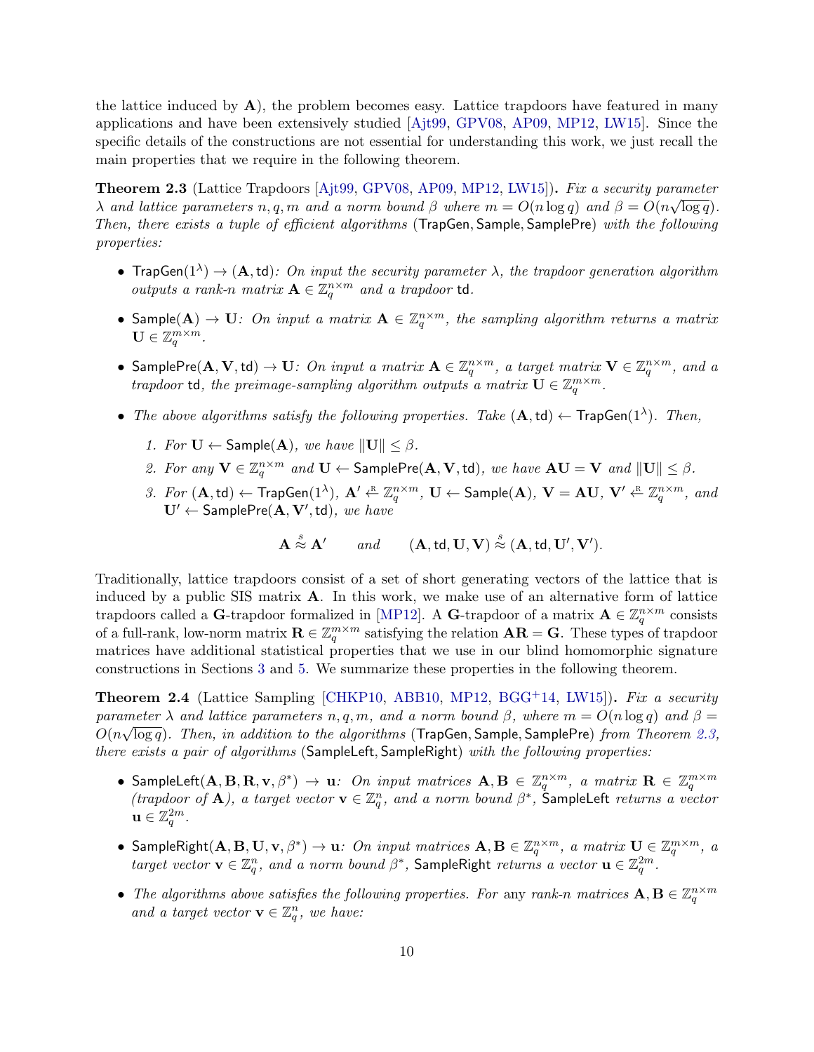the lattice induced by $\mathbf{A}$), the problem becomes easy. Lattice trapdoors have featured in many applications and have been extensively studied [Ajt99, GPV08, AP09, MP12, LW15]. Since the specific details of the constructions are not essential for understanding this work, we just recall the main properties that we require in the following theorem.

**Theorem 2.3** (Lattice Trapdoors [Ajt99, GPV08, AP09, MP12, LW15])**.** *Fix a security parameter $\lambda$ and lattice parameters $n, q, m$ and a norm bound $\beta$ where $m = O(n \log q)$ and $\beta = O(n\sqrt{\log q})$. Then, there exists a tuple of efficient algorithms* ($\mathsf{TrapGen}, \mathsf{Sample}, \mathsf{SamplePre}$) *with the following properties:*

- $\mathsf{TrapGen}(1^\lambda) \to (\mathbf{A}, \mathsf{td})$*: On input the security parameter $\lambda$, the trapdoor generation algorithm outputs a rank-$n$ matrix $\mathbf{A} \in \mathbb{Z}_q^{n \times m}$ and a trapdoor* $\mathsf{td}$.
- $\mathsf{Sample}(\mathbf{A}) \to \mathbf{U}$*: On input a matrix $\mathbf{A} \in \mathbb{Z}_q^{n \times m}$, the sampling algorithm returns a matrix $\mathbf{U} \in \mathbb{Z}_q^{m \times m}$.*
- $\mathsf{SamplePre}(\mathbf{A}, \mathbf{V}, \mathsf{td}) \to \mathbf{U}$*: On input a matrix $\mathbf{A} \in \mathbb{Z}_q^{n \times m}$, a target matrix $\mathbf{V} \in \mathbb{Z}_q^{n \times m}$, and a trapdoor* $\mathsf{td}$*, the preimage-sampling algorithm outputs a matrix $\mathbf{U} \in \mathbb{Z}_q^{m \times m}$.*
- *The above algorithms satisfy the following properties. Take $(\mathbf{A}, \mathsf{td}) \leftarrow \mathsf{TrapGen}(1^\lambda)$. Then,*
  1. *For $\mathbf{U} \leftarrow \mathsf{Sample}(\mathbf{A})$, we have $\|\mathbf{U}\| \leq \beta$.*
  2. *For any $\mathbf{V} \in \mathbb{Z}_q^{n \times m}$ and $\mathbf{U} \leftarrow \mathsf{SamplePre}(\mathbf{A}, \mathbf{V}, \mathsf{td})$, we have $\mathbf{AU} = \mathbf{V}$ and $\|\mathbf{U}\| \leq \beta$.*
  3. *For $(\mathbf{A}, \mathsf{td}) \leftarrow \mathsf{TrapGen}(1^\lambda)$, $\mathbf{A}' \xleftarrow{\text{R}} \mathbb{Z}_q^{n \times m}$, $\mathbf{U} \leftarrow \mathsf{Sample}(\mathbf{A})$, $\mathbf{V} = \mathbf{AU}$, $\mathbf{V}' \xleftarrow{\text{R}} \mathbb{Z}_q^{n \times m}$, and $\mathbf{U}' \leftarrow \mathsf{SamplePre}(\mathbf{A}, \mathbf{V}', \mathsf{td})$, we have*

$$\mathbf{A} \overset{s}{\approx} \mathbf{A}' \qquad \text{and} \qquad (\mathbf{A}, \mathsf{td}, \mathbf{U}, \mathbf{V}) \overset{s}{\approx} (\mathbf{A}, \mathsf{td}, \mathbf{U}', \mathbf{V}').$$

Traditionally, lattice trapdoors consist of a set of short generating vectors of the lattice that is induced by a public SIS matrix $\mathbf{A}$. In this work, we make use of an alternative form of lattice trapdoors called a $\mathbf{G}$-trapdoor formalized in [MP12]. A $\mathbf{G}$-trapdoor of a matrix $\mathbf{A} \in \mathbb{Z}_q^{n \times m}$ consists of a full-rank, low-norm matrix $\mathbf{R} \in \mathbb{Z}_q^{m \times m}$ satisfying the relation $\mathbf{AR} = \mathbf{G}$. These types of trapdoor matrices have additional statistical properties that we use in our blind homomorphic signature constructions in Sections 3 and 5. We summarize these properties in the following theorem.

**Theorem 2.4** (Lattice Sampling [CHKP10, ABB10, MP12, BGG+14, LW15])**.** *Fix a security parameter $\lambda$ and lattice parameters $n, q, m$, and a norm bound $\beta$, where $m = O(n \log q)$ and $\beta = O(n\sqrt{\log q})$. Then, in addition to the algorithms* ($\mathsf{TrapGen}, \mathsf{Sample}, \mathsf{SamplePre}$) *from Theorem 2.3, there exists a pair of algorithms* ($\mathsf{SampleLeft}, \mathsf{SampleRight}$) *with the following properties:*

- $\mathsf{SampleLeft}(\mathbf{A}, \mathbf{B}, \mathbf{R}, \mathbf{v}, \beta^*) \to \mathbf{u}$*: On input matrices $\mathbf{A}, \mathbf{B} \in \mathbb{Z}_q^{n \times m}$, a matrix $\mathbf{R} \in \mathbb{Z}_q^{m \times m}$ (trapdoor of $\mathbf{A}$), a target vector $\mathbf{v} \in \mathbb{Z}_q^n$, and a norm bound $\beta^*$,* $\mathsf{SampleLeft}$ *returns a vector $\mathbf{u} \in \mathbb{Z}_q^{2m}$.*
- $\mathsf{SampleRight}(\mathbf{A}, \mathbf{B}, \mathbf{U}, \mathbf{v}, \beta^*) \to \mathbf{u}$*: On input matrices $\mathbf{A}, \mathbf{B} \in \mathbb{Z}_q^{n \times m}$, a matrix $\mathbf{U} \in \mathbb{Z}_q^{m \times m}$, a target vector $\mathbf{v} \in \mathbb{Z}_q^n$, and a norm bound $\beta^*$,* $\mathsf{SampleRight}$ *returns a vector $\mathbf{u} \in \mathbb{Z}_q^{2m}$.*
- *The algorithms above satisfies the following properties. For* any *rank-$n$ matrices $\mathbf{A}, \mathbf{B} \in \mathbb{Z}_q^{n \times m}$ and a target vector $\mathbf{v} \in \mathbb{Z}_q^n$, we have:*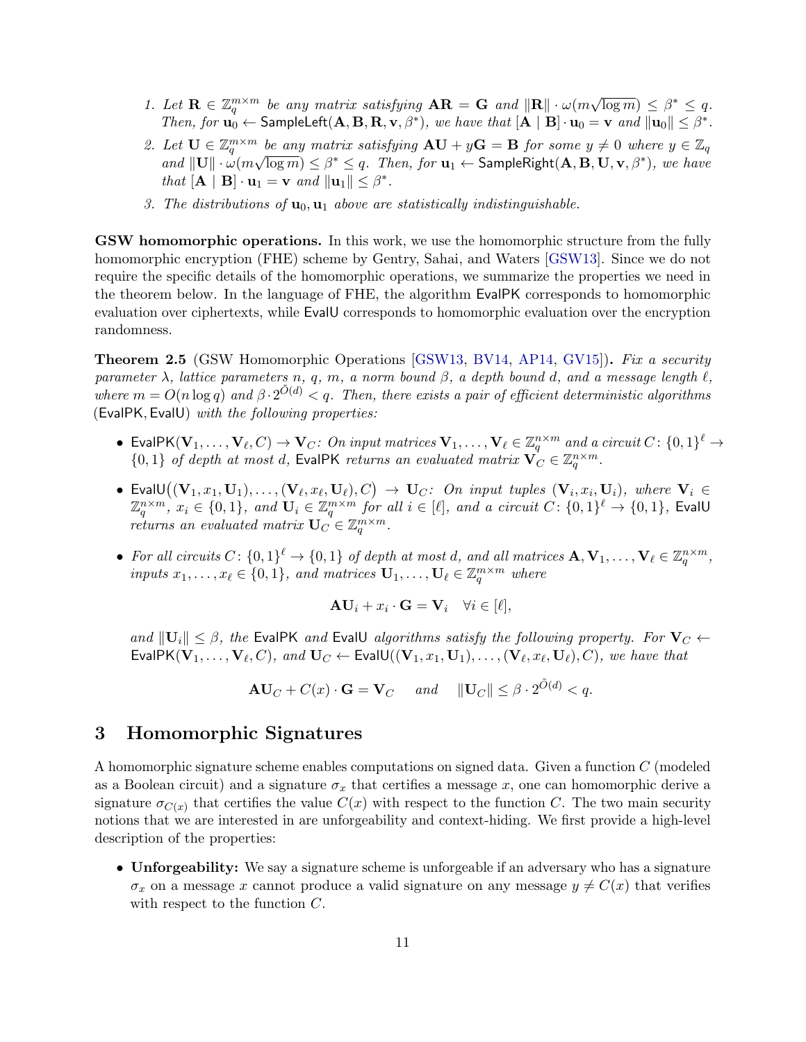1. *Let $\mathbf{R} \in \mathbb{Z}_q^{m \times m}$ be any matrix satisfying $\mathbf{AR} = \mathbf{G}$ and $\|\mathbf{R}\| \cdot \omega(m\sqrt{\log m}) \leq \beta^* \leq q$. Then, for $\mathbf{u}_0 \leftarrow \mathsf{SampleLeft}(\mathbf{A}, \mathbf{B}, \mathbf{R}, \mathbf{v}, \beta^*)$, we have that $[\mathbf{A} \mid \mathbf{B}] \cdot \mathbf{u}_0 = \mathbf{v}$ and $\|\mathbf{u}_0\| \leq \beta^*$.*
2. *Let $\mathbf{U} \in \mathbb{Z}_q^{m \times m}$ be any matrix satisfying $\mathbf{AU} + y\mathbf{G} = \mathbf{B}$ for some $y \neq 0$ where $y \in \mathbb{Z}_q$ and $\|\mathbf{U}\| \cdot \omega(m\sqrt{\log m}) \leq \beta^* \leq q$. Then, for $\mathbf{u}_1 \leftarrow \mathsf{SampleRight}(\mathbf{A}, \mathbf{B}, \mathbf{U}, \mathbf{v}, \beta^*)$, we have that $[\mathbf{A} \mid \mathbf{B}] \cdot \mathbf{u}_1 = \mathbf{v}$ and $\|\mathbf{u}_1\| \leq \beta^*$.*
3. *The distributions of $\mathbf{u}_0, \mathbf{u}_1$ above are statistically indistinguishable.*

**GSW homomorphic operations.** In this work, we use the homomorphic structure from the fully homomorphic encryption (FHE) scheme by Gentry, Sahai, and Waters [GSW13]. Since we do not require the specific details of the homomorphic operations, we summarize the properties we need in the theorem below. In the language of FHE, the algorithm $\mathsf{EvalPK}$ corresponds to homomorphic evaluation over ciphertexts, while $\mathsf{EvalU}$ corresponds to homomorphic evaluation over the encryption randomness.

**Theorem 2.5** (GSW Homomorphic Operations [GSW13, BV14, AP14, GV15])**.** *Fix a security parameter $\lambda$, lattice parameters $n$, $q$, $m$, a norm bound $\beta$, a depth bound $d$, and a message length $\ell$, where $m = O(n \log q)$ and $\beta \cdot 2^{\tilde{O}(d)} < q$. Then, there exists a pair of efficient deterministic algorithms $(\mathsf{EvalPK}, \mathsf{EvalU})$ with the following properties:*

- $\mathsf{EvalPK}(\mathbf{V}_1, \ldots, \mathbf{V}_\ell, C) \to \mathbf{V}_C$*: On input matrices $\mathbf{V}_1, \ldots, \mathbf{V}_\ell \in \mathbb{Z}_q^{n \times m}$ and a circuit $C \colon \{0,1\}^\ell \to \{0,1\}$ of depth at most $d$, $\mathsf{EvalPK}$ returns an evaluated matrix $\mathbf{V}_C \in \mathbb{Z}_q^{n \times m}$.*
- $\mathsf{EvalU}\big((\mathbf{V}_1, x_1, \mathbf{U}_1), \ldots, (\mathbf{V}_\ell, x_\ell, \mathbf{U}_\ell), C\big) \to \mathbf{U}_C$*: On input tuples $(\mathbf{V}_i, x_i, \mathbf{U}_i)$, where $\mathbf{V}_i \in \mathbb{Z}_q^{n \times m}$, $x_i \in \{0,1\}$, and $\mathbf{U}_i \in \mathbb{Z}_q^{m \times m}$ for all $i \in [\ell]$, and a circuit $C \colon \{0,1\}^\ell \to \{0,1\}$, $\mathsf{EvalU}$ returns an evaluated matrix $\mathbf{U}_C \in \mathbb{Z}_q^{m \times m}$.*
- *For all circuits $C \colon \{0,1\}^\ell \to \{0,1\}$ of depth at most $d$, and all matrices $\mathbf{A}, \mathbf{V}_1, \ldots, \mathbf{V}_\ell \in \mathbb{Z}_q^{n \times m}$, inputs $x_1, \ldots, x_\ell \in \{0,1\}$, and matrices $\mathbf{U}_1, \ldots, \mathbf{U}_\ell \in \mathbb{Z}_q^{m \times m}$ where*

$$\mathbf{AU}_i + x_i \cdot \mathbf{G} = \mathbf{V}_i \quad \forall i \in [\ell],$$

*and $\|\mathbf{U}_i\| \leq \beta$, the $\mathsf{EvalPK}$ and $\mathsf{EvalU}$ algorithms satisfy the following property. For $\mathbf{V}_C \leftarrow \mathsf{EvalPK}(\mathbf{V}_1, \ldots, \mathbf{V}_\ell, C)$, and $\mathbf{U}_C \leftarrow \mathsf{EvalU}((\mathbf{V}_1, x_1, \mathbf{U}_1), \ldots, (\mathbf{V}_\ell, x_\ell, \mathbf{U}_\ell), C)$, we have that*

$$\mathbf{AU}_C + C(x) \cdot \mathbf{G} = \mathbf{V}_C \quad \text{ and } \quad \|\mathbf{U}_C\| \leq \beta \cdot 2^{\tilde{O}(d)} < q.$$

# 3 Homomorphic Signatures

A homomorphic signature scheme enables computations on signed data. Given a function $C$ (modeled as a Boolean circuit) and a signature $\sigma_x$ that certifies a message $x$, one can homomorphic derive a signature $\sigma_{C(x)}$ that certifies the value $C(x)$ with respect to the function $C$. The two main security notions that we are interested in are unforgeability and context-hiding. We first provide a high-level description of the properties:

- **Unforgeability:** We say a signature scheme is unforgeable if an adversary who has a signature $\sigma_x$ on a message $x$ cannot produce a valid signature on any message $y \neq C(x)$ that verifies with respect to the function $C$.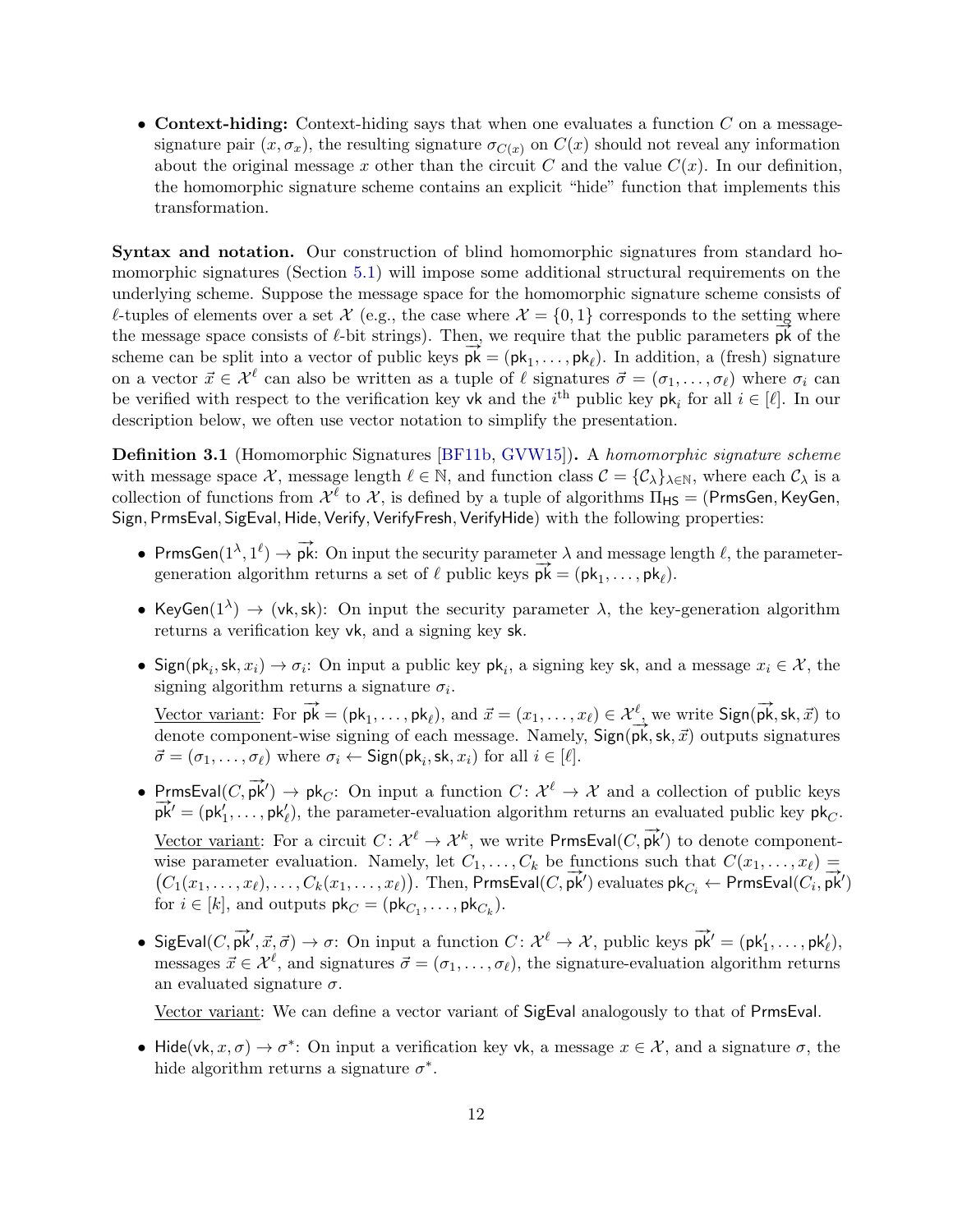- **Context-hiding:** Context-hiding says that when one evaluates a function $C$ on a message-signature pair $(x, \sigma_x)$, the resulting signature $\sigma_{C(x)}$ on $C(x)$ should not reveal any information about the original message $x$ other than the circuit $C$ and the value $C(x)$. In our definition, the homomorphic signature scheme contains an explicit "hide" function that implements this transformation.

**Syntax and notation.** Our construction of blind homomorphic signatures from standard homomorphic signatures (Section 5.1) will impose some additional structural requirements on the underlying scheme. Suppose the message space for the homomorphic signature scheme consists of $\ell$-tuples of elements over a set $\mathcal{X}$ (e.g., the case where $\mathcal{X} = \{0, 1\}$ corresponds to the setting where the message space consists of $\ell$-bit strings). Then, we require that the public parameters $\vec{\mathsf{pk}}$ of the scheme can be split into a vector of public keys $\vec{\mathsf{pk}} = (\mathsf{pk}_1, \ldots, \mathsf{pk}_\ell)$. In addition, a (fresh) signature on a vector $\vec{x} \in \mathcal{X}^\ell$ can also be written as a tuple of $\ell$ signatures $\vec{\sigma} = (\sigma_1, \ldots, \sigma_\ell)$ where $\sigma_i$ can be verified with respect to the verification key $\mathsf{vk}$ and the $i^{\text{th}}$ public key $\mathsf{pk}_i$ for all $i \in [\ell]$. In our description below, we often use vector notation to simplify the presentation.

**Definition 3.1** (Homomorphic Signatures [BF11b, GVW15])**.** A *homomorphic signature scheme* with message space $\mathcal{X}$, message length $\ell \in \mathbb{N}$, and function class $\mathcal{C} = \{\mathcal{C}_\lambda\}_{\lambda \in \mathbb{N}}$, where each $\mathcal{C}_\lambda$ is a collection of functions from $\mathcal{X}^\ell$ to $\mathcal{X}$, is defined by a tuple of algorithms $\Pi_{\mathsf{HS}} = (\mathsf{PrmsGen}, \mathsf{KeyGen}, \mathsf{Sign}, \mathsf{PrmsEval}, \mathsf{SigEval}, \mathsf{Hide}, \mathsf{Verify}, \mathsf{VerifyFresh}, \mathsf{VerifyHide})$ with the following properties:

- $\mathsf{PrmsGen}(1^\lambda, 1^\ell) \to \vec{\mathsf{pk}}$: On input the security parameter $\lambda$ and message length $\ell$, the parameter-generation algorithm returns a set of $\ell$ public keys $\vec{\mathsf{pk}} = (\mathsf{pk}_1, \ldots, \mathsf{pk}_\ell)$.

- $\mathsf{KeyGen}(1^\lambda) \to (\mathsf{vk}, \mathsf{sk})$: On input the security parameter $\lambda$, the key-generation algorithm returns a verification key $\mathsf{vk}$, and a signing key $\mathsf{sk}$.

- $\mathsf{Sign}(\mathsf{pk}_i, \mathsf{sk}, x_i) \to \sigma_i$: On input a public key $\mathsf{pk}_i$, a signing key $\mathsf{sk}$, and a message $x_i \in \mathcal{X}$, the signing algorithm returns a signature $\sigma_i$.

  Vector variant: For $\vec{\mathsf{pk}} = (\mathsf{pk}_1, \ldots, \mathsf{pk}_\ell)$, and $\vec{x} = (x_1, \ldots, x_\ell) \in \mathcal{X}^\ell$, we write $\mathsf{Sign}(\vec{\mathsf{pk}}, \mathsf{sk}, \vec{x})$ to denote component-wise signing of each message. Namely, $\mathsf{Sign}(\vec{\mathsf{pk}}, \mathsf{sk}, \vec{x})$ outputs signatures $\vec{\sigma} = (\sigma_1, \ldots, \sigma_\ell)$ where $\sigma_i \leftarrow \mathsf{Sign}(\mathsf{pk}_i, \mathsf{sk}, x_i)$ for all $i \in [\ell]$.

- $\mathsf{PrmsEval}(C, \vec{\mathsf{pk}}') \to \mathsf{pk}_C$: On input a function $C \colon \mathcal{X}^\ell \to \mathcal{X}$ and a collection of public keys $\vec{\mathsf{pk}}' = (\mathsf{pk}'_1, \ldots, \mathsf{pk}'_\ell)$, the parameter-evaluation algorithm returns an evaluated public key $\mathsf{pk}_C$.

  Vector variant: For a circuit $C \colon \mathcal{X}^\ell \to \mathcal{X}^k$, we write $\mathsf{PrmsEval}(C, \vec{\mathsf{pk}}')$ to denote component-wise parameter evaluation. Namely, let $C_1, \ldots, C_k$ be functions such that $C(x_1, \ldots, x_\ell) = \big(C_1(x_1, \ldots, x_\ell), \ldots, C_k(x_1, \ldots, x_\ell)\big)$. Then, $\mathsf{PrmsEval}(C, \vec{\mathsf{pk}}')$ evaluates $\mathsf{pk}_{C_i} \leftarrow \mathsf{PrmsEval}(C_i, \vec{\mathsf{pk}}')$ for $i \in [k]$, and outputs $\mathsf{pk}_C = (\mathsf{pk}_{C_1}, \ldots, \mathsf{pk}_{C_k})$.

- $\mathsf{SigEval}(C, \vec{\mathsf{pk}}', \vec{x}, \vec{\sigma}) \to \sigma$: On input a function $C \colon \mathcal{X}^\ell \to \mathcal{X}$, public keys $\vec{\mathsf{pk}}' = (\mathsf{pk}'_1, \ldots, \mathsf{pk}'_\ell)$, messages $\vec{x} \in \mathcal{X}^\ell$, and signatures $\vec{\sigma} = (\sigma_1, \ldots, \sigma_\ell)$, the signature-evaluation algorithm returns an evaluated signature $\sigma$.

  Vector variant: We can define a vector variant of $\mathsf{SigEval}$ analogously to that of $\mathsf{PrmsEval}$.

- $\mathsf{Hide}(\mathsf{vk}, x, \sigma) \to \sigma^*$: On input a verification key $\mathsf{vk}$, a message $x \in \mathcal{X}$, and a signature $\sigma$, the hide algorithm returns a signature $\sigma^*$.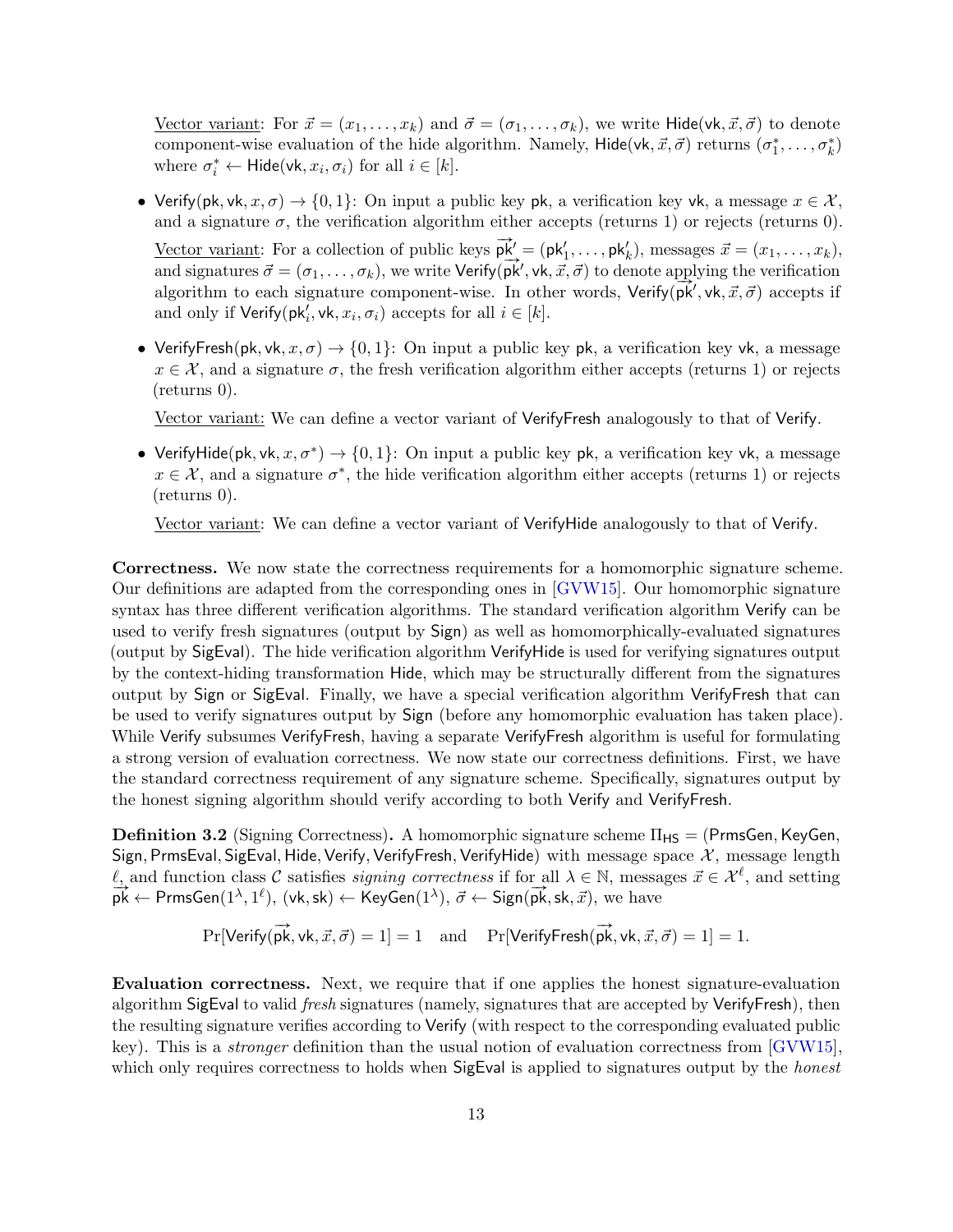Vector variant: For $\vec{x} = (x_1, \ldots, x_k)$ and $\vec{\sigma} = (\sigma_1, \ldots, \sigma_k)$, we write $\mathsf{Hide}(\mathsf{vk}, \vec{x}, \vec{\sigma})$ to denote component-wise evaluation of the hide algorithm. Namely, $\mathsf{Hide}(\mathsf{vk}, \vec{x}, \vec{\sigma})$ returns $(\sigma_1^*, \ldots, \sigma_k^*)$ where $\sigma_i^* \leftarrow \mathsf{Hide}(\mathsf{vk}, x_i, \sigma_i)$ for all $i \in [k]$.

- $\mathsf{Verify}(\mathsf{pk}, \mathsf{vk}, x, \sigma) \to \{0, 1\}$: On input a public key $\mathsf{pk}$, a verification key $\mathsf{vk}$, a message $x \in \mathcal{X}$, and a signature $\sigma$, the verification algorithm either accepts (returns 1) or rejects (returns 0).

  Vector variant: For a collection of public keys $\vec{\mathsf{pk}}' = (\mathsf{pk}_1', \ldots, \mathsf{pk}_k')$, messages $\vec{x} = (x_1, \ldots, x_k)$, and signatures $\vec{\sigma} = (\sigma_1, \ldots, \sigma_k)$, we write $\mathsf{Verify}(\vec{\mathsf{pk}}', \mathsf{vk}, \vec{x}, \vec{\sigma})$ to denote applying the verification algorithm to each signature component-wise. In other words, $\mathsf{Verify}(\vec{\mathsf{pk}}', \mathsf{vk}, \vec{x}, \vec{\sigma})$ accepts if and only if $\mathsf{Verify}(\mathsf{pk}_i', \mathsf{vk}, x_i, \sigma_i)$ accepts for all $i \in [k]$.

- $\mathsf{VerifyFresh}(\mathsf{pk}, \mathsf{vk}, x, \sigma) \to \{0, 1\}$: On input a public key $\mathsf{pk}$, a verification key $\mathsf{vk}$, a message $x \in \mathcal{X}$, and a signature $\sigma$, the fresh verification algorithm either accepts (returns 1) or rejects (returns 0).

  Vector variant: We can define a vector variant of $\mathsf{VerifyFresh}$ analogously to that of $\mathsf{Verify}$.

- $\mathsf{VerifyHide}(\mathsf{pk}, \mathsf{vk}, x, \sigma^*) \to \{0, 1\}$: On input a public key $\mathsf{pk}$, a verification key $\mathsf{vk}$, a message $x \in \mathcal{X}$, and a signature $\sigma^*$, the hide verification algorithm either accepts (returns 1) or rejects (returns 0).

  Vector variant: We can define a vector variant of $\mathsf{VerifyHide}$ analogously to that of $\mathsf{Verify}$.

**Correctness.** We now state the correctness requirements for a homomorphic signature scheme. Our definitions are adapted from the corresponding ones in [GVW15]. Our homomorphic signature syntax has three different verification algorithms. The standard verification algorithm $\mathsf{Verify}$ can be used to verify fresh signatures (output by $\mathsf{Sign}$) as well as homomorphically-evaluated signatures (output by $\mathsf{SigEval}$). The hide verification algorithm $\mathsf{VerifyHide}$ is used for verifying signatures output by the context-hiding transformation $\mathsf{Hide}$, which may be structurally different from the signatures output by $\mathsf{Sign}$ or $\mathsf{SigEval}$. Finally, we have a special verification algorithm $\mathsf{VerifyFresh}$ that can be used to verify signatures output by $\mathsf{Sign}$ (before any homomorphic evaluation has taken place). While $\mathsf{Verify}$ subsumes $\mathsf{VerifyFresh}$, having a separate $\mathsf{VerifyFresh}$ algorithm is useful for formulating a strong version of evaluation correctness. We now state our correctness definitions. First, we have the standard correctness requirement of any signature scheme. Specifically, signatures output by the honest signing algorithm should verify according to both $\mathsf{Verify}$ and $\mathsf{VerifyFresh}$.

**Definition 3.2** (Signing Correctness)**.** A homomorphic signature scheme $\Pi_{\mathsf{HS}} = (\mathsf{PrmsGen}, \mathsf{KeyGen}, \mathsf{Sign}, \mathsf{PrmsEval}, \mathsf{SigEval}, \mathsf{Hide}, \mathsf{Verify}, \mathsf{VerifyFresh}, \mathsf{VerifyHide})$ with message space $\mathcal{X}$, message length $\ell$, and function class $\mathcal{C}$ satisfies *signing correctness* if for all $\lambda \in \mathbb{N}$, messages $\vec{x} \in \mathcal{X}^\ell$, and setting $\vec{\mathsf{pk}} \leftarrow \mathsf{PrmsGen}(1^\lambda, 1^\ell)$, $(\mathsf{vk}, \mathsf{sk}) \leftarrow \mathsf{KeyGen}(1^\lambda)$, $\vec{\sigma} \leftarrow \mathsf{Sign}(\vec{\mathsf{pk}}, \mathsf{sk}, \vec{x})$, we have

$$\Pr[\mathsf{Verify}(\vec{\mathsf{pk}}, \mathsf{vk}, \vec{x}, \vec{\sigma}) = 1] = 1 \quad \text{and} \quad \Pr[\mathsf{VerifyFresh}(\vec{\mathsf{pk}}, \mathsf{vk}, \vec{x}, \vec{\sigma}) = 1] = 1.$$

**Evaluation correctness.** Next, we require that if one applies the honest signature-evaluation algorithm $\mathsf{SigEval}$ to valid *fresh* signatures (namely, signatures that are accepted by $\mathsf{VerifyFresh}$), then the resulting signature verifies according to $\mathsf{Verify}$ (with respect to the corresponding evaluated public key). This is a *stronger* definition than the usual notion of evaluation correctness from [GVW15], which only requires correctness to holds when $\mathsf{SigEval}$ is applied to signatures output by the *honest*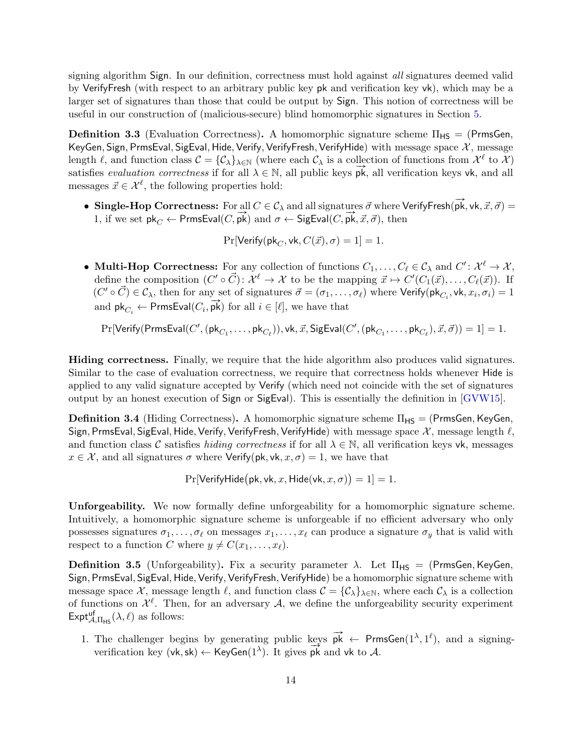signing algorithm $\mathsf{Sign}$. In our definition, correctness must hold against *all* signatures deemed valid by $\mathsf{VerifyFresh}$ (with respect to an arbitrary public key $\mathsf{pk}$ and verification key $\mathsf{vk}$), which may be a larger set of signatures than those that could be output by $\mathsf{Sign}$. This notion of correctness will be useful in our construction of (malicious-secure) blind homomorphic signatures in Section 5.

**Definition 3.3** (Evaluation Correctness)**.** A homomorphic signature scheme $\Pi_{\mathsf{HS}} = (\mathsf{PrmsGen}, \mathsf{KeyGen}, \mathsf{Sign}, \mathsf{PrmsEval}, \mathsf{SigEval}, \mathsf{Hide}, \mathsf{Verify}, \mathsf{VerifyFresh}, \mathsf{VerifyHide})$ with message space $\mathcal{X}$, message length $\ell$, and function class $\mathcal{C} = \{\mathcal{C}_\lambda\}_{\lambda \in \mathbb{N}}$ (where each $\mathcal{C}_\lambda$ is a collection of functions from $\mathcal{X}^\ell$ to $\mathcal{X}$) satisfies *evaluation correctness* if for all $\lambda \in \mathbb{N}$, all public keys $\vec{\mathsf{pk}}$, all verification keys $\mathsf{vk}$, and all messages $\vec{x} \in \mathcal{X}^\ell$, the following properties hold:

- **Single-Hop Correctness:** For all $C \in \mathcal{C}_\lambda$ and all signatures $\vec{\sigma}$ where $\mathsf{VerifyFresh}(\vec{\mathsf{pk}}, \mathsf{vk}, \vec{x}, \vec{\sigma}) = 1$, if we set $\mathsf{pk}_C \leftarrow \mathsf{PrmsEval}(C, \vec{\mathsf{pk}})$ and $\sigma \leftarrow \mathsf{SigEval}(C, \vec{\mathsf{pk}}, \vec{x}, \vec{\sigma})$, then

$$\Pr[\mathsf{Verify}(\mathsf{pk}_C, \mathsf{vk}, C(\vec{x}), \sigma) = 1] = 1.$$

- **Multi-Hop Correctness:** For any collection of functions $C_1, \ldots, C_\ell \in \mathcal{C}_\lambda$ and $C' \colon \mathcal{X}^\ell \to \mathcal{X}$, define the composition $(C' \circ \vec{C}) \colon \mathcal{X}^\ell \to \mathcal{X}$ to be the mapping $\vec{x} \mapsto C'(C_1(\vec{x}), \ldots, C_\ell(\vec{x}))$. If $(C' \circ \vec{C}) \in \mathcal{C}_\lambda$, then for any set of signatures $\vec{\sigma} = (\sigma_1, \ldots, \sigma_\ell)$ where $\mathsf{Verify}(\mathsf{pk}_{C_i}, \mathsf{vk}, x_i, \sigma_i) = 1$ and $\mathsf{pk}_{C_i} \leftarrow \mathsf{PrmsEval}(C_i, \vec{\mathsf{pk}})$ for all $i \in [\ell]$, we have that

$$\Pr[\mathsf{Verify}(\mathsf{PrmsEval}(C', (\mathsf{pk}_{C_1}, \ldots, \mathsf{pk}_{C_\ell})), \mathsf{vk}, \vec{x}, \mathsf{SigEval}(C', (\mathsf{pk}_{C_1}, \ldots, \mathsf{pk}_{C_\ell}), \vec{x}, \vec{\sigma})) = 1] = 1.$$

**Hiding correctness.** Finally, we require that the hide algorithm also produces valid signatures. Similar to the case of evaluation correctness, we require that correctness holds whenever $\mathsf{Hide}$ is applied to any valid signature accepted by $\mathsf{Verify}$ (which need not coincide with the set of signatures output by an honest execution of $\mathsf{Sign}$ or $\mathsf{SigEval}$). This is essentially the definition in [GVW15].

**Definition 3.4** (Hiding Correctness)**.** A homomorphic signature scheme $\Pi_{\mathsf{HS}} = (\mathsf{PrmsGen}, \mathsf{KeyGen}, \mathsf{Sign}, \mathsf{PrmsEval}, \mathsf{SigEval}, \mathsf{Hide}, \mathsf{Verify}, \mathsf{VerifyFresh}, \mathsf{VerifyHide})$ with message space $\mathcal{X}$, message length $\ell$, and function class $\mathcal{C}$ satisfies *hiding correctness* if for all $\lambda \in \mathbb{N}$, all verification keys $\mathsf{vk}$, messages $x \in \mathcal{X}$, and all signatures $\sigma$ where $\mathsf{Verify}(\mathsf{pk}, \mathsf{vk}, x, \sigma) = 1$, we have that

$$\Pr[\mathsf{VerifyHide}\big(\mathsf{pk}, \mathsf{vk}, x, \mathsf{Hide}(\mathsf{vk}, x, \sigma)\big) = 1] = 1.$$

**Unforgeability.** We now formally define unforgeability for a homomorphic signature scheme. Intuitively, a homomorphic signature scheme is unforgeable if no efficient adversary who only possesses signatures $\sigma_1, \ldots, \sigma_\ell$ on messages $x_1, \ldots, x_\ell$ can produce a signature $\sigma_y$ that is valid with respect to a function $C$ where $y \neq C(x_1, \ldots, x_\ell)$.

**Definition 3.5** (Unforgeability)**.** Fix a security parameter $\lambda$. Let $\Pi_{\mathsf{HS}} = (\mathsf{PrmsGen}, \mathsf{KeyGen}, \mathsf{Sign}, \mathsf{PrmsEval}, \mathsf{SigEval}, \mathsf{Hide}, \mathsf{Verify}, \mathsf{VerifyFresh}, \mathsf{VerifyHide})$ be a homomorphic signature scheme with message space $\mathcal{X}$, message length $\ell$, and function class $\mathcal{C} = \{\mathcal{C}_\lambda\}_{\lambda \in \mathbb{N}}$, where each $\mathcal{C}_\lambda$ is a collection of functions on $\mathcal{X}^\ell$. Then, for an adversary $\mathcal{A}$, we define the unforgeability security experiment $\mathsf{Expt}^{\mathsf{uf}}_{\mathcal{A}, \Pi_{\mathsf{HS}}}(\lambda, \ell)$ as follows:

1. The challenger begins by generating public keys $\vec{\mathsf{pk}} \leftarrow \mathsf{PrmsGen}(1^\lambda, 1^\ell)$, and a signing-verification key $(\mathsf{vk}, \mathsf{sk}) \leftarrow \mathsf{KeyGen}(1^\lambda)$. It gives $\vec{\mathsf{pk}}$ and $\mathsf{vk}$ to $\mathcal{A}$.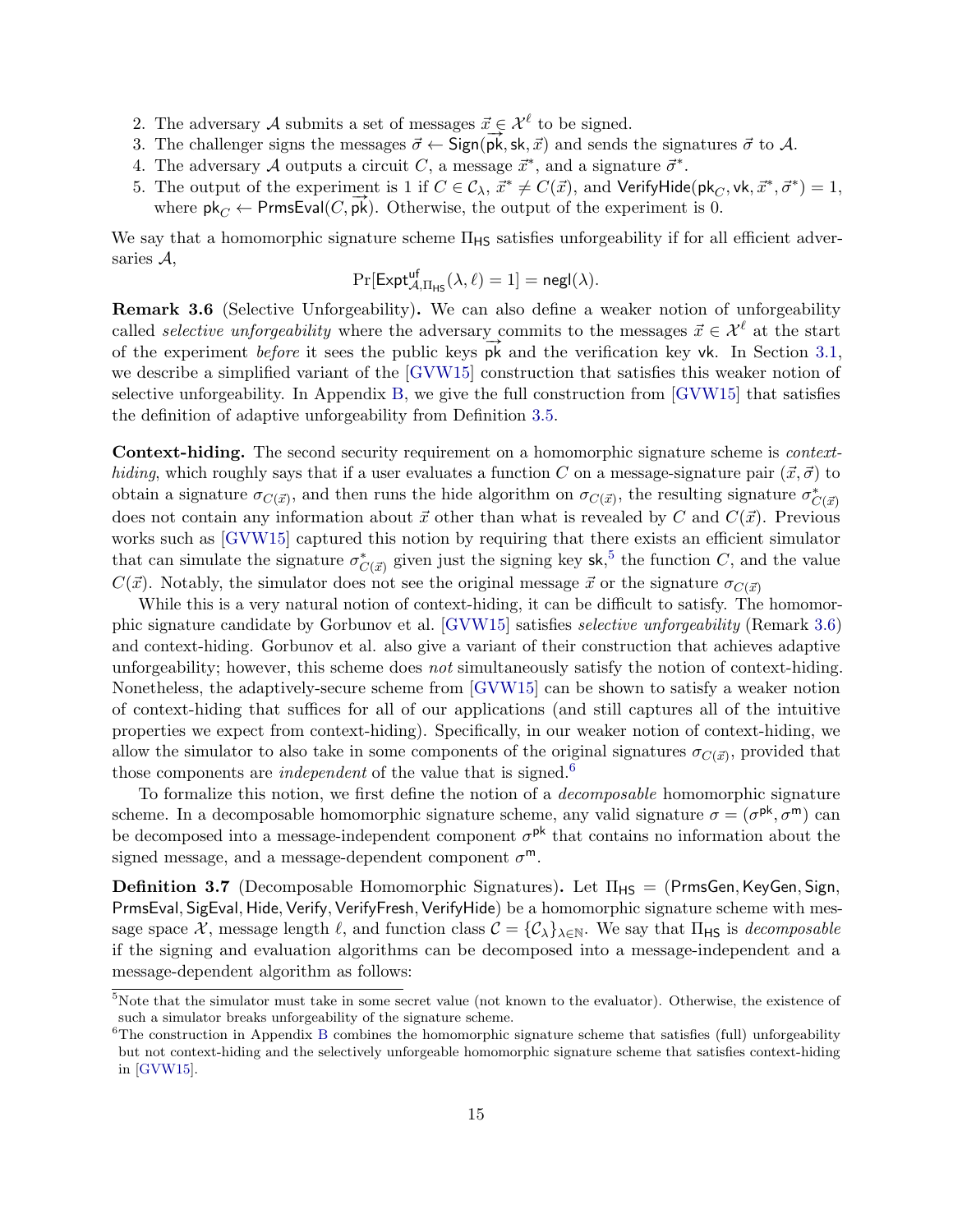2. The adversary $\mathcal{A}$ submits a set of messages $\vec{x} \in \mathcal{X}^\ell$ to be signed.
3. The challenger signs the messages $\vec{\sigma} \leftarrow \mathsf{Sign}(\overrightarrow{\mathsf{pk}}, \mathsf{sk}, \vec{x})$ and sends the signatures $\vec{\sigma}$ to $\mathcal{A}$.
4. The adversary $\mathcal{A}$ outputs a circuit $C$, a message $\vec{x}^*$, and a signature $\vec{\sigma}^*$.
5. The output of the experiment is 1 if $C \in \mathcal{C}_\lambda$, $\vec{x}^* \neq C(\vec{x})$, and $\mathsf{VerifyHide}(\mathsf{pk}_C, \mathsf{vk}, \vec{x}^*, \vec{\sigma}^*) = 1$, where $\mathsf{pk}_C \leftarrow \mathsf{PrmsEval}(C, \overrightarrow{\mathsf{pk}})$. Otherwise, the output of the experiment is 0.

We say that a homomorphic signature scheme $\Pi_{\mathsf{HS}}$ satisfies unforgeability if for all efficient adversaries $\mathcal{A}$,

$$\Pr[\mathsf{Expt}^{\mathsf{uf}}_{\mathcal{A},\Pi_{\mathsf{HS}}}(\lambda, \ell) = 1] = \mathsf{negl}(\lambda).$$

**Remark 3.6** (Selective Unforgeability)**.** We can also define a weaker notion of unforgeability called *selective unforgeability* where the adversary commits to the messages $\vec{x} \in \mathcal{X}^\ell$ at the start of the experiment *before* it sees the public keys $\overrightarrow{\mathsf{pk}}$ and the verification key $\mathsf{vk}$. In Section 3.1, we describe a simplified variant of the [GVW15] construction that satisfies this weaker notion of selective unforgeability. In Appendix B, we give the full construction from [GVW15] that satisfies the definition of adaptive unforgeability from Definition 3.5.

**Context-hiding.** The second security requirement on a homomorphic signature scheme is *context-hiding*, which roughly says that if a user evaluates a function $C$ on a message-signature pair $(\vec{x}, \vec{\sigma})$ to obtain a signature $\sigma_{C(\vec{x})}$, and then runs the hide algorithm on $\sigma_{C(\vec{x})}$, the resulting signature $\sigma^*_{C(\vec{x})}$ does not contain any information about $\vec{x}$ other than what is revealed by $C$ and $C(\vec{x})$. Previous works such as [GVW15] captured this notion by requiring that there exists an efficient simulator that can simulate the signature $\sigma^*_{C(\vec{x})}$ given just the signing key $\mathsf{sk}$,[5] the function $C$, and the value $C(\vec{x})$. Notably, the simulator does not see the original message $\vec{x}$ or the signature $\sigma_{C(\vec{x})}$

While this is a very natural notion of context-hiding, it can be difficult to satisfy. The homomorphic signature candidate by Gorbunov et al. [GVW15] satisfies *selective unforgeability* (Remark 3.6) and context-hiding. Gorbunov et al. also give a variant of their construction that achieves adaptive unforgeability; however, this scheme does *not* simultaneously satisfy the notion of context-hiding. Nonetheless, the adaptively-secure scheme from [GVW15] can be shown to satisfy a weaker notion of context-hiding that suffices for all of our applications (and still captures all of the intuitive properties we expect from context-hiding). Specifically, in our weaker notion of context-hiding, we allow the simulator to also take in some components of the original signatures $\sigma_{C(\vec{x})}$, provided that those components are *independent* of the value that is signed.[6]

To formalize this notion, we first define the notion of a *decomposable* homomorphic signature scheme. In a decomposable homomorphic signature scheme, any valid signature $\sigma = (\sigma^{\mathsf{pk}}, \sigma^{\mathsf{m}})$ can be decomposed into a message-independent component $\sigma^{\mathsf{pk}}$ that contains no information about the signed message, and a message-dependent component $\sigma^{\mathsf{m}}$.

**Definition 3.7** (Decomposable Homomorphic Signatures)**.** Let $\Pi_{\mathsf{HS}} = (\mathsf{PrmsGen}, \mathsf{KeyGen}, \mathsf{Sign}, \mathsf{PrmsEval}, \mathsf{SigEval}, \mathsf{Hide}, \mathsf{Verify}, \mathsf{VerifyFresh}, \mathsf{VerifyHide})$ be a homomorphic signature scheme with message space $\mathcal{X}$, message length $\ell$, and function class $\mathcal{C} = \{\mathcal{C}_\lambda\}_{\lambda \in \mathbb{N}}$. We say that $\Pi_{\mathsf{HS}}$ is *decomposable* if the signing and evaluation algorithms can be decomposed into a message-independent and a message-dependent algorithm as follows:

[5] Note that the simulator must take in some secret value (not known to the evaluator). Otherwise, the existence of such a simulator breaks unforgeability of the signature scheme.

[6] The construction in Appendix B combines the homomorphic signature scheme that satisfies (full) unforgeability but not context-hiding and the selectively unforgeable homomorphic signature scheme that satisfies context-hiding in [GVW15].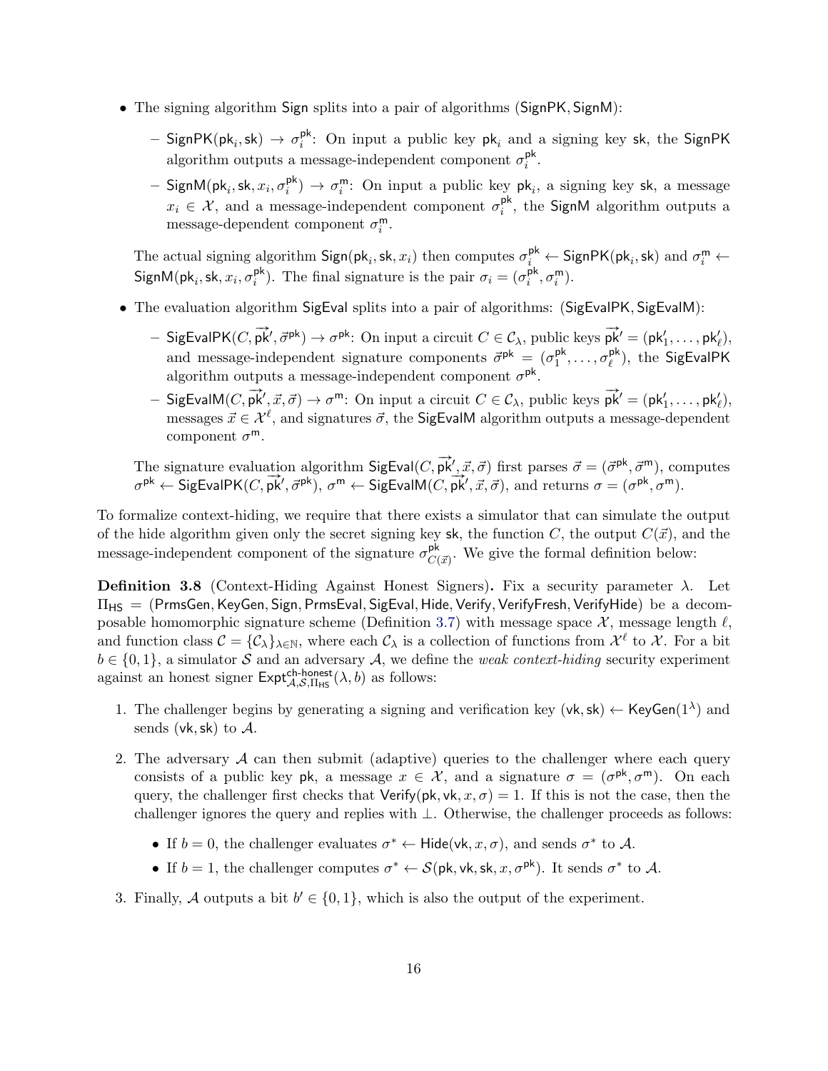- The signing algorithm $\mathsf{Sign}$ splits into a pair of algorithms $(\mathsf{SignPK}, \mathsf{SignM})$:
  - $\mathsf{SignPK}(\mathsf{pk}_i, \mathsf{sk}) \to \sigma_i^{\mathsf{pk}}$: On input a public key $\mathsf{pk}_i$ and a signing key $\mathsf{sk}$, the $\mathsf{SignPK}$ algorithm outputs a message-independent component $\sigma_i^{\mathsf{pk}}$.
  - $\mathsf{SignM}(\mathsf{pk}_i, \mathsf{sk}, x_i, \sigma_i^{\mathsf{pk}}) \to \sigma_i^{\mathsf{m}}$: On input a public key $\mathsf{pk}_i$, a signing key $\mathsf{sk}$, a message $x_i \in \mathcal{X}$, and a message-independent component $\sigma_i^{\mathsf{pk}}$, the $\mathsf{SignM}$ algorithm outputs a message-dependent component $\sigma_i^{\mathsf{m}}$.

  The actual signing algorithm $\mathsf{Sign}(\mathsf{pk}_i, \mathsf{sk}, x_i)$ then computes $\sigma_i^{\mathsf{pk}} \leftarrow \mathsf{SignPK}(\mathsf{pk}_i, \mathsf{sk})$ and $\sigma_i^{\mathsf{m}} \leftarrow \mathsf{SignM}(\mathsf{pk}_i, \mathsf{sk}, x_i, \sigma_i^{\mathsf{pk}})$. The final signature is the pair $\sigma_i = (\sigma_i^{\mathsf{pk}}, \sigma_i^{\mathsf{m}})$.

- The evaluation algorithm $\mathsf{SigEval}$ splits into a pair of algorithms: $(\mathsf{SigEvalPK}, \mathsf{SigEvalM})$:
  - $\mathsf{SigEvalPK}(C, \overrightarrow{\mathsf{pk}}', \vec{\sigma}^{\mathsf{pk}}) \to \sigma^{\mathsf{pk}}$: On input a circuit $C \in \mathcal{C}_\lambda$, public keys $\overrightarrow{\mathsf{pk}}' = (\mathsf{pk}_1', \ldots, \mathsf{pk}_\ell')$, and message-independent signature components $\vec{\sigma}^{\mathsf{pk}} = (\sigma_1^{\mathsf{pk}}, \ldots, \sigma_\ell^{\mathsf{pk}})$, the $\mathsf{SigEvalPK}$ algorithm outputs a message-independent component $\sigma^{\mathsf{pk}}$.
  - $\mathsf{SigEvalM}(C, \overrightarrow{\mathsf{pk}}', \vec{x}, \vec{\sigma}) \to \sigma^{\mathsf{m}}$: On input a circuit $C \in \mathcal{C}_\lambda$, public keys $\overrightarrow{\mathsf{pk}}' = (\mathsf{pk}_1', \ldots, \mathsf{pk}_\ell')$, messages $\vec{x} \in \mathcal{X}^\ell$, and signatures $\vec{\sigma}$, the $\mathsf{SigEvalM}$ algorithm outputs a message-dependent component $\sigma^{\mathsf{m}}$.

  The signature evaluation algorithm $\mathsf{SigEval}(C, \overrightarrow{\mathsf{pk}}', \vec{x}, \vec{\sigma})$ first parses $\vec{\sigma} = (\vec{\sigma}^{\mathsf{pk}}, \vec{\sigma}^{\mathsf{m}})$, computes $\sigma^{\mathsf{pk}} \leftarrow \mathsf{SigEvalPK}(C, \overrightarrow{\mathsf{pk}}', \vec{\sigma}^{\mathsf{pk}})$, $\sigma^{\mathsf{m}} \leftarrow \mathsf{SigEvalM}(C, \overrightarrow{\mathsf{pk}}', \vec{x}, \vec{\sigma})$, and returns $\sigma = (\sigma^{\mathsf{pk}}, \sigma^{\mathsf{m}})$.

To formalize context-hiding, we require that there exists a simulator that can simulate the output of the hide algorithm given only the secret signing key $\mathsf{sk}$, the function $C$, the output $C(\vec{x})$, and the message-independent component of the signature $\sigma_{C(\vec{x})}^{\mathsf{pk}}$. We give the formal definition below:

**Definition 3.8** (Context-Hiding Against Honest Signers)**.** Fix a security parameter $\lambda$. Let $\Pi_{\mathsf{HS}} = (\mathsf{PrmsGen}, \mathsf{KeyGen}, \mathsf{Sign}, \mathsf{PrmsEval}, \mathsf{SigEval}, \mathsf{Hide}, \mathsf{Verify}, \mathsf{VerifyFresh}, \mathsf{VerifyHide})$ be a decomposable homomorphic signature scheme (Definition 3.7) with message space $\mathcal{X}$, message length $\ell$, and function class $\mathcal{C} = \{\mathcal{C}_\lambda\}_{\lambda \in \mathbb{N}}$, where each $\mathcal{C}_\lambda$ is a collection of functions from $\mathcal{X}^\ell$ to $\mathcal{X}$. For a bit $b \in \{0, 1\}$, a simulator $\mathcal{S}$ and an adversary $\mathcal{A}$, we define the *weak context-hiding* security experiment against an honest signer $\mathsf{Expt}_{\mathcal{A},\mathcal{S},\Pi_{\mathsf{HS}}}^{\mathsf{ch\text{-}honest}}(\lambda, b)$ as follows:

1. The challenger begins by generating a signing and verification key $(\mathsf{vk}, \mathsf{sk}) \leftarrow \mathsf{KeyGen}(1^\lambda)$ and sends $(\mathsf{vk}, \mathsf{sk})$ to $\mathcal{A}$.
2. The adversary $\mathcal{A}$ can then submit (adaptive) queries to the challenger where each query consists of a public key $\mathsf{pk}$, a message $x \in \mathcal{X}$, and a signature $\sigma = (\sigma^{\mathsf{pk}}, \sigma^{\mathsf{m}})$. On each query, the challenger first checks that $\mathsf{Verify}(\mathsf{pk}, \mathsf{vk}, x, \sigma) = 1$. If this is not the case, then the challenger ignores the query and replies with $\perp$. Otherwise, the challenger proceeds as follows:
   - If $b = 0$, the challenger evaluates $\sigma^* \leftarrow \mathsf{Hide}(\mathsf{vk}, x, \sigma)$, and sends $\sigma^*$ to $\mathcal{A}$.
   - If $b = 1$, the challenger computes $\sigma^* \leftarrow \mathcal{S}(\mathsf{pk}, \mathsf{vk}, \mathsf{sk}, x, \sigma^{\mathsf{pk}})$. It sends $\sigma^*$ to $\mathcal{A}$.
3. Finally, $\mathcal{A}$ outputs a bit $b' \in \{0, 1\}$, which is also the output of the experiment.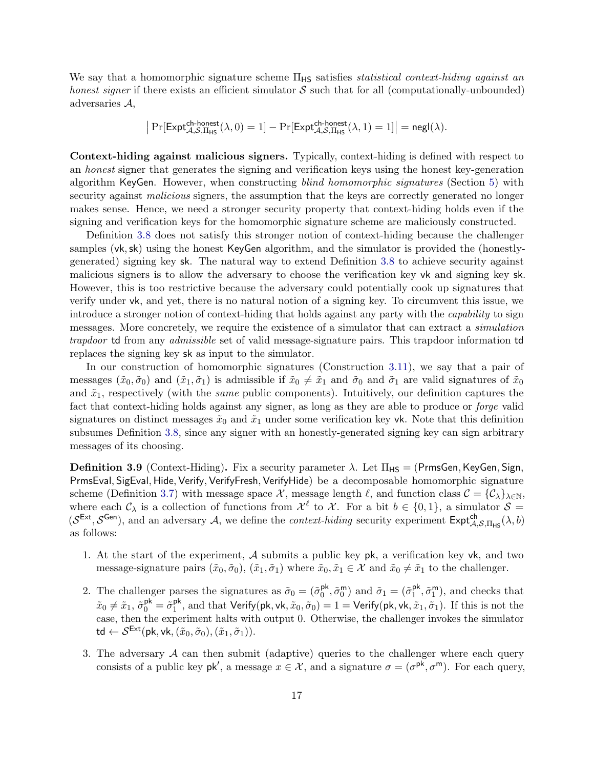We say that a homomorphic signature scheme $\Pi_{\mathsf{HS}}$ satisfies *statistical context-hiding against an honest signer* if there exists an efficient simulator $\mathcal{S}$ such that for all (computationally-unbounded) adversaries $\mathcal{A}$,

$$\left| \Pr[\mathsf{Expt}^{\mathsf{ch\text{-}honest}}_{\mathcal{A},\mathcal{S},\Pi_{\mathsf{HS}}}(\lambda, 0) = 1] - \Pr[\mathsf{Expt}^{\mathsf{ch\text{-}honest}}_{\mathcal{A},\mathcal{S},\Pi_{\mathsf{HS}}}(\lambda, 1) = 1] \right| = \mathsf{negl}(\lambda).$$

**Context-hiding against malicious signers.** Typically, context-hiding is defined with respect to an *honest* signer that generates the signing and verification keys using the honest key-generation algorithm $\mathsf{KeyGen}$. However, when constructing *blind homomorphic signatures* (Section 5) with security against *malicious* signers, the assumption that the keys are correctly generated no longer makes sense. Hence, we need a stronger security property that context-hiding holds even if the signing and verification keys for the homomorphic signature scheme are maliciously constructed.

Definition 3.8 does not satisfy this stronger notion of context-hiding because the challenger samples $(\mathsf{vk}, \mathsf{sk})$ using the honest $\mathsf{KeyGen}$ algorithm, and the simulator is provided the (honestly-generated) signing key $\mathsf{sk}$. The natural way to extend Definition 3.8 to achieve security against malicious signers is to allow the adversary to choose the verification key $\mathsf{vk}$ and signing key $\mathsf{sk}$. However, this is too restrictive because the adversary could potentially cook up signatures that verify under $\mathsf{vk}$, and yet, there is no natural notion of a signing key. To circumvent this issue, we introduce a stronger notion of context-hiding that holds against any party with the *capability* to sign messages. More concretely, we require the existence of a simulator that can extract a *simulation trapdoor* $\mathsf{td}$ from any *admissible* set of valid message-signature pairs. This trapdoor information $\mathsf{td}$ replaces the signing key $\mathsf{sk}$ as input to the simulator.

In our construction of homomorphic signatures (Construction 3.11), we say that a pair of messages $(\tilde{x}_0, \tilde{\sigma}_0)$ and $(\tilde{x}_1, \tilde{\sigma}_1)$ is admissible if $\tilde{x}_0 \neq \tilde{x}_1$ and $\tilde{\sigma}_0$ and $\tilde{\sigma}_1$ are valid signatures of $\tilde{x}_0$ and $\tilde{x}_1$, respectively (with the *same* public components). Intuitively, our definition captures the fact that context-hiding holds against any signer, as long as they are able to produce or *forge* valid signatures on distinct messages $\tilde{x}_0$ and $\tilde{x}_1$ under some verification key $\mathsf{vk}$. Note that this definition subsumes Definition 3.8, since any signer with an honestly-generated signing key can sign arbitrary messages of its choosing.

**Definition 3.9** (Context-Hiding)**.** Fix a security parameter $\lambda$. Let $\Pi_{\mathsf{HS}} = (\mathsf{PrmsGen}, \mathsf{KeyGen}, \mathsf{Sign}, \mathsf{PrmsEval}, \mathsf{SigEval}, \mathsf{Hide}, \mathsf{Verify}, \mathsf{VerifyFresh}, \mathsf{VerifyHide})$ be a decomposable homomorphic signature scheme (Definition 3.7) with message space $\mathcal{X}$, message length $\ell$, and function class $\mathcal{C} = \{\mathcal{C}_\lambda\}_{\lambda \in \mathbb{N}}$, where each $\mathcal{C}_\lambda$ is a collection of functions from $\mathcal{X}^\ell$ to $\mathcal{X}$. For a bit $b \in \{0, 1\}$, a simulator $\mathcal{S} = (\mathcal{S}^{\mathsf{Ext}}, \mathcal{S}^{\mathsf{Gen}})$, and an adversary $\mathcal{A}$, we define the *context-hiding* security experiment $\mathsf{Expt}^{\mathsf{ch}}_{\mathcal{A},\mathcal{S},\Pi_{\mathsf{HS}}}(\lambda, b)$ as follows:

1. At the start of the experiment, $\mathcal{A}$ submits a public key $\mathsf{pk}$, a verification key $\mathsf{vk}$, and two message-signature pairs $(\tilde{x}_0, \tilde{\sigma}_0)$, $(\tilde{x}_1, \tilde{\sigma}_1)$ where $\tilde{x}_0, \tilde{x}_1 \in \mathcal{X}$ and $\tilde{x}_0 \neq \tilde{x}_1$ to the challenger.

2. The challenger parses the signatures as $\tilde{\sigma}_0 = (\tilde{\sigma}_0^{\mathsf{pk}}, \tilde{\sigma}_0^{\mathsf{m}})$ and $\tilde{\sigma}_1 = (\tilde{\sigma}_1^{\mathsf{pk}}, \tilde{\sigma}_1^{\mathsf{m}})$, and checks that $\tilde{x}_0 \neq \tilde{x}_1$, $\tilde{\sigma}_0^{\mathsf{pk}} = \tilde{\sigma}_1^{\mathsf{pk}}$, and that $\mathsf{Verify}(\mathsf{pk}, \mathsf{vk}, \tilde{x}_0, \tilde{\sigma}_0) = 1 = \mathsf{Verify}(\mathsf{pk}, \mathsf{vk}, \tilde{x}_1, \tilde{\sigma}_1)$. If this is not the case, then the experiment halts with output 0. Otherwise, the challenger invokes the simulator $\mathsf{td} \leftarrow \mathcal{S}^{\mathsf{Ext}}(\mathsf{pk}, \mathsf{vk}, (\tilde{x}_0, \tilde{\sigma}_0), (\tilde{x}_1, \tilde{\sigma}_1))$.

3. The adversary $\mathcal{A}$ can then submit (adaptive) queries to the challenger where each query consists of a public key $\mathsf{pk}'$, a message $x \in \mathcal{X}$, and a signature $\sigma = (\sigma^{\mathsf{pk}}, \sigma^{\mathsf{m}})$. For each query,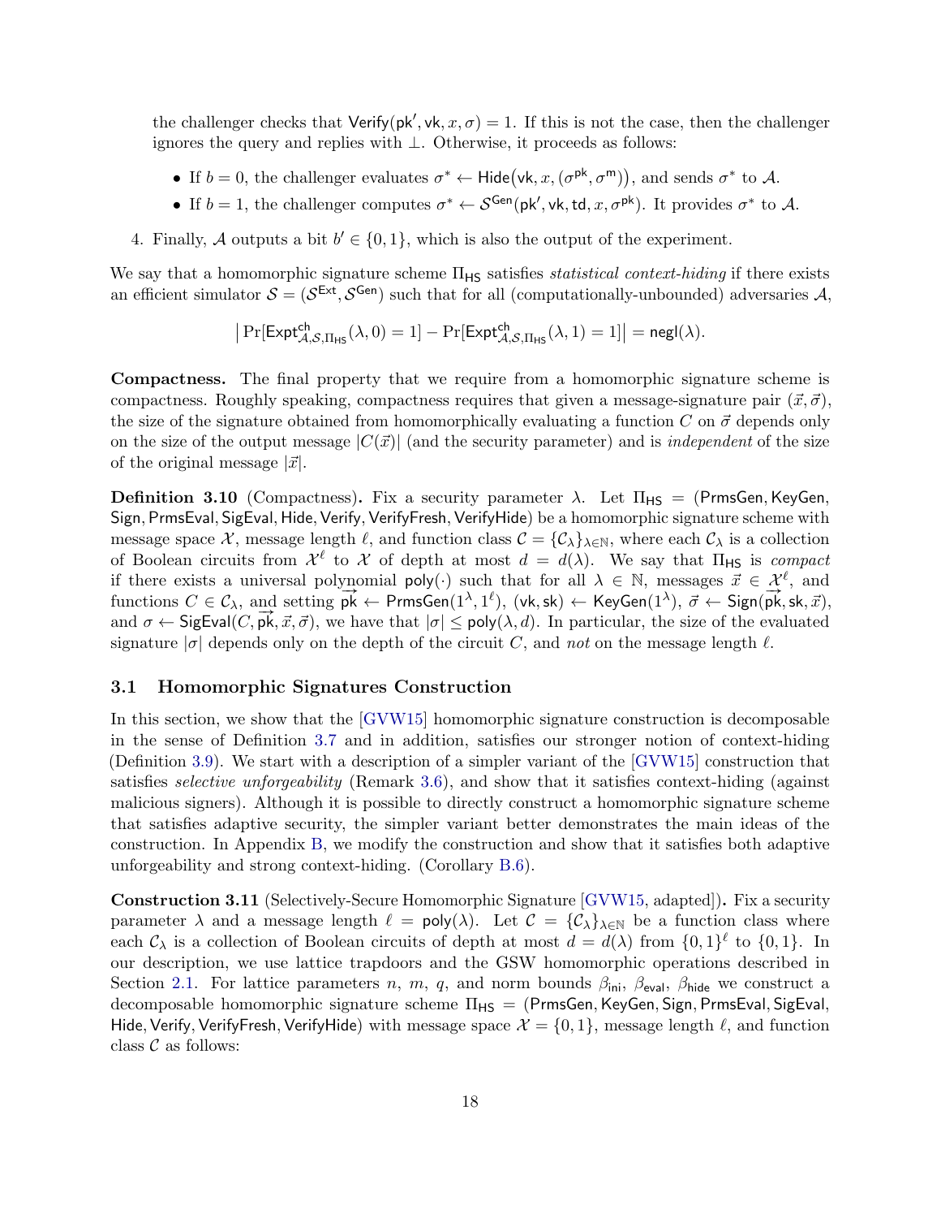the challenger checks that $\mathsf{Verify}(\mathsf{pk}', \mathsf{vk}, x, \sigma) = 1$. If this is not the case, then the challenger ignores the query and replies with $\perp$. Otherwise, it proceeds as follows:

- If $b = 0$, the challenger evaluates $\sigma^* \leftarrow \mathsf{Hide}\big(\mathsf{vk}, x, (\sigma^{\mathsf{pk}}, \sigma^{\mathsf{m}})\big)$, and sends $\sigma^*$ to $\mathcal{A}$.
- If $b = 1$, the challenger computes $\sigma^* \leftarrow \mathcal{S}^{\mathsf{Gen}}(\mathsf{pk}', \mathsf{vk}, \mathsf{td}, x, \sigma^{\mathsf{pk}})$. It provides $\sigma^*$ to $\mathcal{A}$.

4. Finally, $\mathcal{A}$ outputs a bit $b' \in \{0, 1\}$, which is also the output of the experiment.

We say that a homomorphic signature scheme $\Pi_{\mathsf{HS}}$ satisfies *statistical context-hiding* if there exists an efficient simulator $\mathcal{S} = (\mathcal{S}^{\mathsf{Ext}}, \mathcal{S}^{\mathsf{Gen}})$ such that for all (computationally-unbounded) adversaries $\mathcal{A}$,

$$\big|\Pr[\mathsf{Expt}^{\mathsf{ch}}_{\mathcal{A},\mathcal{S},\Pi_{\mathsf{HS}}}(\lambda, 0) = 1] - \Pr[\mathsf{Expt}^{\mathsf{ch}}_{\mathcal{A},\mathcal{S},\Pi_{\mathsf{HS}}}(\lambda, 1) = 1]\big| = \mathsf{negl}(\lambda).$$

**Compactness.** The final property that we require from a homomorphic signature scheme is compactness. Roughly speaking, compactness requires that given a message-signature pair $(\vec{x}, \vec{\sigma})$, the size of the signature obtained from homomorphically evaluating a function $C$ on $\vec{\sigma}$ depends only on the size of the output message $|C(\vec{x})|$ (and the security parameter) and is *independent* of the size of the original message $|\vec{x}|$.

**Definition 3.10** (Compactness)**.** Fix a security parameter $\lambda$. Let $\Pi_{\mathsf{HS}} = (\mathsf{PrmsGen}, \mathsf{KeyGen}, \mathsf{Sign}, \mathsf{PrmsEval}, \mathsf{SigEval}, \mathsf{Hide}, \mathsf{Verify}, \mathsf{VerifyFresh}, \mathsf{VerifyHide})$ be a homomorphic signature scheme with message space $\mathcal{X}$, message length $\ell$, and function class $\mathcal{C} = \{\mathcal{C}_\lambda\}_{\lambda \in \mathbb{N}}$, where each $\mathcal{C}_\lambda$ is a collection of Boolean circuits from $\mathcal{X}^\ell$ to $\mathcal{X}$ of depth at most $d = d(\lambda)$. We say that $\Pi_{\mathsf{HS}}$ is *compact* if there exists a universal polynomial $\mathsf{poly}(\cdot)$ such that for all $\lambda \in \mathbb{N}$, messages $\vec{x} \in \mathcal{X}^\ell$, and functions $C \in \mathcal{C}_\lambda$, and setting $\overrightarrow{\mathsf{pk}} \leftarrow \mathsf{PrmsGen}(1^\lambda, 1^\ell)$, $(\mathsf{vk}, \mathsf{sk}) \leftarrow \mathsf{KeyGen}(1^\lambda)$, $\vec{\sigma} \leftarrow \mathsf{Sign}(\overrightarrow{\mathsf{pk}}, \mathsf{sk}, \vec{x})$, and $\sigma \leftarrow \mathsf{SigEval}(C, \overrightarrow{\mathsf{pk}}, \vec{x}, \vec{\sigma})$, we have that $|\sigma| \leq \mathsf{poly}(\lambda, d)$. In particular, the size of the evaluated signature $|\sigma|$ depends only on the depth of the circuit $C$, and *not* on the message length $\ell$.

## 3.1 Homomorphic Signatures Construction

In this section, we show that the [GVW15] homomorphic signature construction is decomposable in the sense of Definition 3.7 and in addition, satisfies our stronger notion of context-hiding (Definition 3.9). We start with a description of a simpler variant of the [GVW15] construction that satisfies *selective unforgeability* (Remark 3.6), and show that it satisfies context-hiding (against malicious signers). Although it is possible to directly construct a homomorphic signature scheme that satisfies adaptive security, the simpler variant better demonstrates the main ideas of the construction. In Appendix B, we modify the construction and show that it satisfies both adaptive unforgeability and strong context-hiding. (Corollary B.6).

**Construction 3.11** (Selectively-Secure Homomorphic Signature [GVW15, adapted])**.** Fix a security parameter $\lambda$ and a message length $\ell = \mathsf{poly}(\lambda)$. Let $\mathcal{C} = \{\mathcal{C}_\lambda\}_{\lambda \in \mathbb{N}}$ be a function class where each $\mathcal{C}_\lambda$ is a collection of Boolean circuits of depth at most $d = d(\lambda)$ from $\{0, 1\}^\ell$ to $\{0, 1\}$. In our description, we use lattice trapdoors and the GSW homomorphic operations described in Section 2.1. For lattice parameters $n$, $m$, $q$, and norm bounds $\beta_{\mathsf{ini}}$, $\beta_{\mathsf{eval}}$, $\beta_{\mathsf{hide}}$ we construct a decomposable homomorphic signature scheme $\Pi_{\mathsf{HS}} = (\mathsf{PrmsGen}, \mathsf{KeyGen}, \mathsf{Sign}, \mathsf{PrmsEval}, \mathsf{SigEval}, \mathsf{Hide}, \mathsf{Verify}, \mathsf{VerifyFresh}, \mathsf{VerifyHide})$ with message space $\mathcal{X} = \{0, 1\}$, message length $\ell$, and function class $\mathcal{C}$ as follows: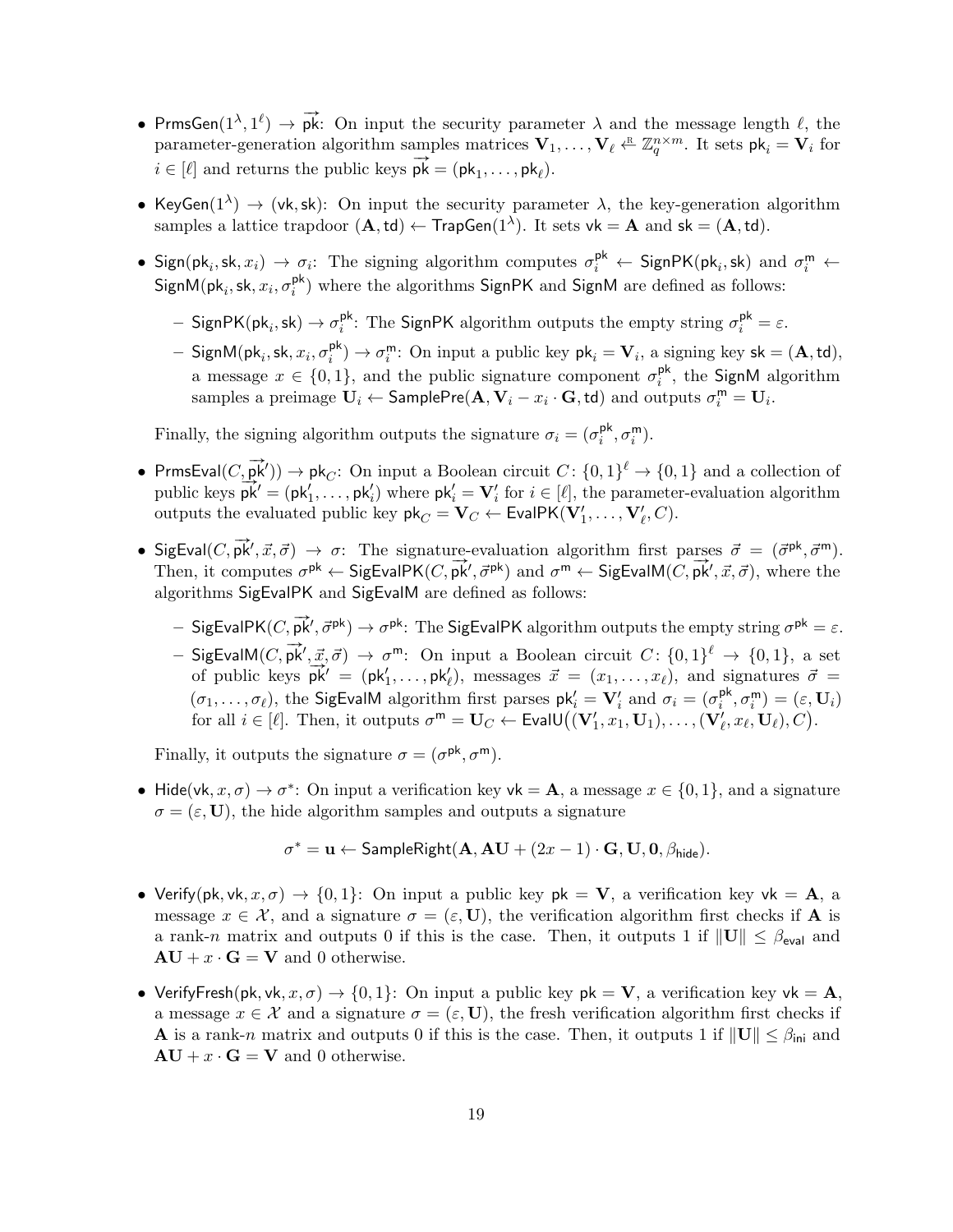- $\mathsf{PrmsGen}(1^\lambda, 1^\ell) \to \overrightarrow{\mathsf{pk}}$: On input the security parameter $\lambda$ and the message length $\ell$, the parameter-generation algorithm samples matrices $\mathbf{V}_1, \ldots, \mathbf{V}_\ell \xleftarrow{\mathrm{R}} \mathbb{Z}_q^{n \times m}$. It sets $\mathsf{pk}_i = \mathbf{V}_i$ for $i \in [\ell]$ and returns the public keys $\overrightarrow{\mathsf{pk}} = (\mathsf{pk}_1, \ldots, \mathsf{pk}_\ell)$.

- $\mathsf{KeyGen}(1^\lambda) \to (\mathsf{vk}, \mathsf{sk})$: On input the security parameter $\lambda$, the key-generation algorithm samples a lattice trapdoor $(\mathbf{A}, \mathsf{td}) \leftarrow \mathsf{TrapGen}(1^\lambda)$. It sets $\mathsf{vk} = \mathbf{A}$ and $\mathsf{sk} = (\mathbf{A}, \mathsf{td})$.

- $\mathsf{Sign}(\mathsf{pk}_i, \mathsf{sk}, x_i) \to \sigma_i$: The signing algorithm computes $\sigma_i^{\mathsf{pk}} \leftarrow \mathsf{SignPK}(\mathsf{pk}_i, \mathsf{sk})$ and $\sigma_i^{\mathsf{m}} \leftarrow \mathsf{SignM}(\mathsf{pk}_i, \mathsf{sk}, x_i, \sigma_i^{\mathsf{pk}})$ where the algorithms $\mathsf{SignPK}$ and $\mathsf{SignM}$ are defined as follows:

  - $\mathsf{SignPK}(\mathsf{pk}_i, \mathsf{sk}) \to \sigma_i^{\mathsf{pk}}$: The $\mathsf{SignPK}$ algorithm outputs the empty string $\sigma_i^{\mathsf{pk}} = \varepsilon$.
  - $\mathsf{SignM}(\mathsf{pk}_i, \mathsf{sk}, x_i, \sigma_i^{\mathsf{pk}}) \to \sigma_i^{\mathsf{m}}$: On input a public key $\mathsf{pk}_i = \mathbf{V}_i$, a signing key $\mathsf{sk} = (\mathbf{A}, \mathsf{td})$, a message $x \in \{0, 1\}$, and the public signature component $\sigma_i^{\mathsf{pk}}$, the $\mathsf{SignM}$ algorithm samples a preimage $\mathbf{U}_i \leftarrow \mathsf{SamplePre}(\mathbf{A}, \mathbf{V}_i - x_i \cdot \mathbf{G}, \mathsf{td})$ and outputs $\sigma_i^{\mathsf{m}} = \mathbf{U}_i$.

  Finally, the signing algorithm outputs the signature $\sigma_i = (\sigma_i^{\mathsf{pk}}, \sigma_i^{\mathsf{m}})$.

- $\mathsf{PrmsEval}(C, \overrightarrow{\mathsf{pk}}')) \to \mathsf{pk}_C$: On input a Boolean circuit $C \colon \{0,1\}^\ell \to \{0,1\}$ and a collection of public keys $\overrightarrow{\mathsf{pk}}' = (\mathsf{pk}_1', \ldots, \mathsf{pk}_i')$ where $\mathsf{pk}_i' = \mathbf{V}_i'$ for $i \in [\ell]$, the parameter-evaluation algorithm outputs the evaluated public key $\mathsf{pk}_C = \mathbf{V}_C \leftarrow \mathsf{EvalPK}(\mathbf{V}_1', \ldots, \mathbf{V}_\ell', C)$.

- $\mathsf{SigEval}(C, \overrightarrow{\mathsf{pk}}', \vec{x}, \vec{\sigma}) \to \sigma$: The signature-evaluation algorithm first parses $\vec{\sigma} = (\vec{\sigma}^{\mathsf{pk}}, \vec{\sigma}^{\mathsf{m}})$. Then, it computes $\sigma^{\mathsf{pk}} \leftarrow \mathsf{SigEvalPK}(C, \overrightarrow{\mathsf{pk}}', \vec{\sigma}^{\mathsf{pk}})$ and $\sigma^{\mathsf{m}} \leftarrow \mathsf{SigEvalM}(C, \overrightarrow{\mathsf{pk}}', \vec{x}, \vec{\sigma})$, where the algorithms $\mathsf{SigEvalPK}$ and $\mathsf{SigEvalM}$ are defined as follows:

  - $\mathsf{SigEvalPK}(C, \overrightarrow{\mathsf{pk}}', \vec{\sigma}^{\mathsf{pk}}) \to \sigma^{\mathsf{pk}}$: The $\mathsf{SigEvalPK}$ algorithm outputs the empty string $\sigma^{\mathsf{pk}} = \varepsilon$.
  - $\mathsf{SigEvalM}(C, \overrightarrow{\mathsf{pk}}', \vec{x}, \vec{\sigma}) \to \sigma^{\mathsf{m}}$: On input a Boolean circuit $C \colon \{0,1\}^\ell \to \{0,1\}$, a set of public keys $\overrightarrow{\mathsf{pk}}' = (\mathsf{pk}_1', \ldots, \mathsf{pk}_\ell')$, messages $\vec{x} = (x_1, \ldots, x_\ell)$, and signatures $\vec{\sigma} = (\sigma_1, \ldots, \sigma_\ell)$, the $\mathsf{SigEvalM}$ algorithm first parses $\mathsf{pk}_i' = \mathbf{V}_i'$ and $\sigma_i = (\sigma_i^{\mathsf{pk}}, \sigma_i^{\mathsf{m}}) = (\varepsilon, \mathbf{U}_i)$ for all $i \in [\ell]$. Then, it outputs $\sigma^{\mathsf{m}} = \mathbf{U}_C \leftarrow \mathsf{EvalU}\big((\mathbf{V}_1', x_1, \mathbf{U}_1), \ldots, (\mathbf{V}_\ell', x_\ell, \mathbf{U}_\ell), C\big)$.

  Finally, it outputs the signature $\sigma = (\sigma^{\mathsf{pk}}, \sigma^{\mathsf{m}})$.

- $\mathsf{Hide}(\mathsf{vk}, x, \sigma) \to \sigma^*$: On input a verification key $\mathsf{vk} = \mathbf{A}$, a message $x \in \{0, 1\}$, and a signature $\sigma = (\varepsilon, \mathbf{U})$, the hide algorithm samples and outputs a signature

$$\sigma^* = \mathbf{u} \leftarrow \mathsf{SampleRight}(\mathbf{A}, \mathbf{A}\mathbf{U} + (2x - 1) \cdot \mathbf{G}, \mathbf{U}, \mathbf{0}, \beta_{\mathsf{hide}}).$$

- $\mathsf{Verify}(\mathsf{pk}, \mathsf{vk}, x, \sigma) \to \{0, 1\}$: On input a public key $\mathsf{pk} = \mathbf{V}$, a verification key $\mathsf{vk} = \mathbf{A}$, a message $x \in \mathcal{X}$, and a signature $\sigma = (\varepsilon, \mathbf{U})$, the verification algorithm first checks if $\mathbf{A}$ is a rank-$n$ matrix and outputs 0 if this is the case. Then, it outputs 1 if $\|\mathbf{U}\| \leq \beta_{\mathsf{eval}}$ and $\mathbf{A}\mathbf{U} + x \cdot \mathbf{G} = \mathbf{V}$ and 0 otherwise.

- $\mathsf{VerifyFresh}(\mathsf{pk}, \mathsf{vk}, x, \sigma) \to \{0, 1\}$: On input a public key $\mathsf{pk} = \mathbf{V}$, a verification key $\mathsf{vk} = \mathbf{A}$, a message $x \in \mathcal{X}$ and a signature $\sigma = (\varepsilon, \mathbf{U})$, the fresh verification algorithm first checks if $\mathbf{A}$ is a rank-$n$ matrix and outputs 0 if this is the case. Then, it outputs 1 if $\|\mathbf{U}\| \leq \beta_{\mathsf{ini}}$ and $\mathbf{A}\mathbf{U} + x \cdot \mathbf{G} = \mathbf{V}$ and 0 otherwise.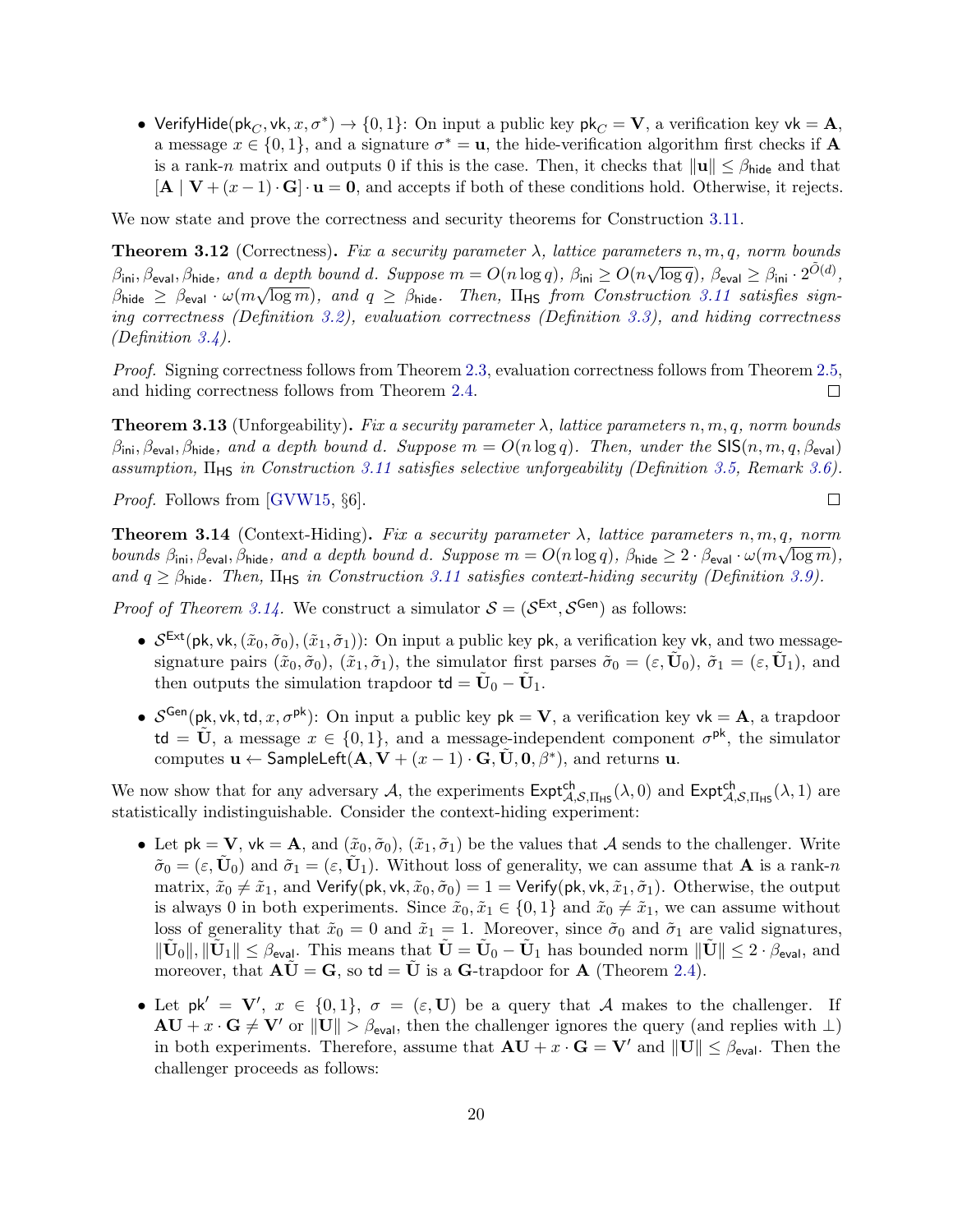- $\mathsf{VerifyHide}(\mathsf{pk}_C, \mathsf{vk}, x, \sigma^*) \to \{0,1\}$: On input a public key $\mathsf{pk}_C = \mathbf{V}$, a verification key $\mathsf{vk} = \mathbf{A}$, a message $x \in \{0,1\}$, and a signature $\sigma^* = \mathbf{u}$, the hide-verification algorithm first checks if $\mathbf{A}$ is a rank-$n$ matrix and outputs 0 if this is the case. Then, it checks that $\|\mathbf{u}\| \le \beta_{\mathsf{hide}}$ and that $[\mathbf{A} \mid \mathbf{V} + (x-1)\cdot \mathbf{G}] \cdot \mathbf{u} = \mathbf{0}$, and accepts if both of these conditions hold. Otherwise, it rejects.

We now state and prove the correctness and security theorems for Construction 3.11.

**Theorem 3.12** (Correctness)**.** *Fix a security parameter $\lambda$, lattice parameters $n, m, q$, norm bounds $\beta_{\mathsf{ini}}, \beta_{\mathsf{eval}}, \beta_{\mathsf{hide}}$, and a depth bound $d$. Suppose $m = O(n \log q)$, $\beta_{\mathsf{ini}} \ge O(n\sqrt{\log q})$, $\beta_{\mathsf{eval}} \ge \beta_{\mathsf{ini}} \cdot 2^{\tilde{O}(d)}$, $\beta_{\mathsf{hide}} \ge \beta_{\mathsf{eval}} \cdot \omega(m\sqrt{\log m})$, and $q \ge \beta_{\mathsf{hide}}$. Then, $\Pi_{\mathsf{HS}}$ from Construction 3.11 satisfies signing correctness (Definition 3.2), evaluation correctness (Definition 3.3), and hiding correctness (Definition 3.4).*

*Proof.* Signing correctness follows from Theorem 2.3, evaluation correctness follows from Theorem 2.5, and hiding correctness follows from Theorem 2.4. ◻

**Theorem 3.13** (Unforgeability)**.** *Fix a security parameter $\lambda$, lattice parameters $n, m, q$, norm bounds $\beta_{\mathsf{ini}}, \beta_{\mathsf{eval}}, \beta_{\mathsf{hide}}$, and a depth bound $d$. Suppose $m = O(n \log q)$. Then, under the $\mathsf{SIS}(n, m, q, \beta_{\mathsf{eval}})$ assumption, $\Pi_{\mathsf{HS}}$ in Construction 3.11 satisfies selective unforgeability (Definition 3.5, Remark 3.6).*

*Proof.* Follows from [GVW15, §6]. ◻

**Theorem 3.14** (Context-Hiding)**.** *Fix a security parameter $\lambda$, lattice parameters $n, m, q$, norm bounds $\beta_{\mathsf{ini}}, \beta_{\mathsf{eval}}, \beta_{\mathsf{hide}}$, and a depth bound $d$. Suppose $m = O(n \log q)$, $\beta_{\mathsf{hide}} \ge 2 \cdot \beta_{\mathsf{eval}} \cdot \omega(m\sqrt{\log m})$, and $q \ge \beta_{\mathsf{hide}}$. Then, $\Pi_{\mathsf{HS}}$ in Construction 3.11 satisfies context-hiding security (Definition 3.9).*

*Proof of Theorem 3.14.* We construct a simulator $\mathcal{S} = (\mathcal{S}^{\mathsf{Ext}}, \mathcal{S}^{\mathsf{Gen}})$ as follows:

- $\mathcal{S}^{\mathsf{Ext}}(\mathsf{pk}, \mathsf{vk}, (\tilde{x}_0, \tilde{\sigma}_0), (\tilde{x}_1, \tilde{\sigma}_1))$: On input a public key $\mathsf{pk}$, a verification key $\mathsf{vk}$, and two message-signature pairs $(\tilde{x}_0, \tilde{\sigma}_0), (\tilde{x}_1, \tilde{\sigma}_1)$, the simulator first parses $\tilde{\sigma}_0 = (\varepsilon, \tilde{\mathbf{U}}_0)$, $\tilde{\sigma}_1 = (\varepsilon, \tilde{\mathbf{U}}_1)$, and then outputs the simulation trapdoor $\mathsf{td} = \tilde{\mathbf{U}}_0 - \tilde{\mathbf{U}}_1$.
- $\mathcal{S}^{\mathsf{Gen}}(\mathsf{pk}, \mathsf{vk}, \mathsf{td}, x, \sigma^{\mathsf{pk}})$: On input a public key $\mathsf{pk} = \mathbf{V}$, a verification key $\mathsf{vk} = \mathbf{A}$, a trapdoor $\mathsf{td} = \tilde{\mathbf{U}}$, a message $x \in \{0,1\}$, and a message-independent component $\sigma^{\mathsf{pk}}$, the simulator computes $\mathbf{u} \leftarrow \mathsf{SampleLeft}(\mathbf{A}, \mathbf{V} + (x-1)\cdot\mathbf{G}, \tilde{\mathbf{U}}, \mathbf{0}, \beta^*)$, and returns $\mathbf{u}$.

We now show that for any adversary $\mathcal{A}$, the experiments $\mathsf{Expt}^{\mathsf{ch}}_{\mathcal{A},\mathcal{S},\Pi_{\mathsf{HS}}}(\lambda, 0)$ and $\mathsf{Expt}^{\mathsf{ch}}_{\mathcal{A},\mathcal{S},\Pi_{\mathsf{HS}}}(\lambda, 1)$ are statistically indistinguishable. Consider the context-hiding experiment:

- Let $\mathsf{pk} = \mathbf{V}$, $\mathsf{vk} = \mathbf{A}$, and $(\tilde{x}_0, \tilde{\sigma}_0)$, $(\tilde{x}_1, \tilde{\sigma}_1)$ be the values that $\mathcal{A}$ sends to the challenger. Write $\tilde{\sigma}_0 = (\varepsilon, \tilde{\mathbf{U}}_0)$ and $\tilde{\sigma}_1 = (\varepsilon, \tilde{\mathbf{U}}_1)$. Without loss of generality, we can assume that $\mathbf{A}$ is a rank-$n$ matrix, $\tilde{x}_0 \ne \tilde{x}_1$, and $\mathsf{Verify}(\mathsf{pk}, \mathsf{vk}, \tilde{x}_0, \tilde{\sigma}_0) = 1 = \mathsf{Verify}(\mathsf{pk}, \mathsf{vk}, \tilde{x}_1, \tilde{\sigma}_1)$. Otherwise, the output is always 0 in both experiments. Since $\tilde{x}_0, \tilde{x}_1 \in \{0,1\}$ and $\tilde{x}_0 \ne \tilde{x}_1$, we can assume without loss of generality that $\tilde{x}_0 = 0$ and $\tilde{x}_1 = 1$. Moreover, since $\tilde{\sigma}_0$ and $\tilde{\sigma}_1$ are valid signatures, $\|\tilde{\mathbf{U}}_0\|, \|\tilde{\mathbf{U}}_1\| \le \beta_{\mathsf{eval}}$. This means that $\tilde{\mathbf{U}} = \tilde{\mathbf{U}}_0 - \tilde{\mathbf{U}}_1$ has bounded norm $\|\tilde{\mathbf{U}}\| \le 2 \cdot \beta_{\mathsf{eval}}$, and moreover, that $\mathbf{A}\tilde{\mathbf{U}} = \mathbf{G}$, so $\mathsf{td} = \tilde{\mathbf{U}}$ is a $\mathbf{G}$-trapdoor for $\mathbf{A}$ (Theorem 2.4).
- Let $\mathsf{pk}' = \mathbf{V}'$, $x \in \{0,1\}$, $\sigma = (\varepsilon, \mathbf{U})$ be a query that $\mathcal{A}$ makes to the challenger. If $\mathbf{A}\mathbf{U} + x \cdot \mathbf{G} \ne \mathbf{V}'$ or $\|\mathbf{U}\| > \beta_{\mathsf{eval}}$, then the challenger ignores the query (and replies with $\perp$) in both experiments. Therefore, assume that $\mathbf{A}\mathbf{U} + x \cdot \mathbf{G} = \mathbf{V}'$ and $\|\mathbf{U}\| \le \beta_{\mathsf{eval}}$. Then the challenger proceeds as follows: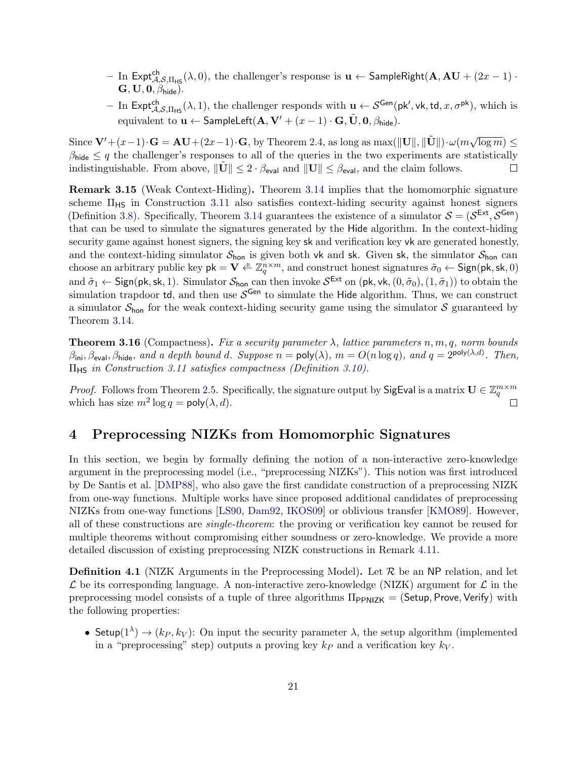- In $\mathsf{Expt}^{\mathsf{ch}}_{\mathcal{A},\mathcal{S},\Pi_{\mathsf{HS}}}(\lambda, 0)$, the challenger's response is $\mathbf{u} \leftarrow \mathsf{SampleRight}(\mathbf{A}, \mathbf{AU} + (2x-1) \cdot \mathbf{G}, \mathbf{U}, \mathbf{0}, \beta_{\mathsf{hide}})$.
- In $\mathsf{Expt}^{\mathsf{ch}}_{\mathcal{A},\mathcal{S},\Pi_{\mathsf{HS}}}(\lambda, 1)$, the challenger responds with $\mathbf{u} \leftarrow \mathcal{S}^{\mathsf{Gen}}(\mathsf{pk}', \mathsf{vk}, \mathsf{td}, x, \sigma^{\mathsf{pk}})$, which is equivalent to $\mathbf{u} \leftarrow \mathsf{SampleLeft}(\mathbf{A}, \mathbf{V}' + (x-1) \cdot \mathbf{G}, \tilde{\mathbf{U}}, \mathbf{0}, \beta_{\mathsf{hide}})$.

Since $\mathbf{V}' + (x-1) \cdot \mathbf{G} = \mathbf{AU} + (2x-1) \cdot \mathbf{G}$, by Theorem 2.4, as long as $\max(\|\mathbf{U}\|, \|\tilde{\mathbf{U}}\|) \cdot \omega(m\sqrt{\log m}) \leq \beta_{\mathsf{hide}} \leq q$ the challenger's responses to all of the queries in the two experiments are statistically indistinguishable. From above, $\|\tilde{\mathbf{U}}\| \leq 2 \cdot \beta_{\mathsf{eval}}$ and $\|\mathbf{U}\| \leq \beta_{\mathsf{eval}}$, and the claim follows. $\square$

**Remark 3.15** (Weak Context-Hiding)**.** Theorem 3.14 implies that the homomorphic signature scheme $\Pi_{\mathsf{HS}}$ in Construction 3.11 also satisfies context-hiding security against honest signers (Definition 3.8). Specifically, Theorem 3.14 guarantees the existence of a simulator $\mathcal{S} = (\mathcal{S}^{\mathsf{Ext}}, \mathcal{S}^{\mathsf{Gen}})$ that can be used to simulate the signatures generated by the $\mathsf{Hide}$ algorithm. In the context-hiding security game against honest signers, the signing key $\mathsf{sk}$ and verification key $\mathsf{vk}$ are generated honestly, and the context-hiding simulator $\mathcal{S}_{\mathsf{hon}}$ is given both $\mathsf{vk}$ and $\mathsf{sk}$. Given $\mathsf{sk}$, the simulator $\mathcal{S}_{\mathsf{hon}}$ can choose an arbitrary public key $\mathsf{pk} = \mathbf{V} \xleftarrow{\text{R}} \mathbb{Z}_q^{n \times m}$, and construct honest signatures $\tilde{\sigma}_0 \leftarrow \mathsf{Sign}(\mathsf{pk}, \mathsf{sk}, 0)$ and $\tilde{\sigma}_1 \leftarrow \mathsf{Sign}(\mathsf{pk}, \mathsf{sk}, 1)$. Simulator $\mathcal{S}_{\mathsf{hon}}$ can then invoke $\mathcal{S}^{\mathsf{Ext}}$ on $(\mathsf{pk}, \mathsf{vk}, (0, \tilde{\sigma}_0), (1, \tilde{\sigma}_1))$ to obtain the simulation trapdoor $\mathsf{td}$, and then use $\mathcal{S}^{\mathsf{Gen}}$ to simulate the $\mathsf{Hide}$ algorithm. Thus, we can construct a simulator $\mathcal{S}_{\mathsf{hon}}$ for the weak context-hiding security game using the simulator $\mathcal{S}$ guaranteed by Theorem 3.14.

**Theorem 3.16** (Compactness)**.** *Fix a security parameter $\lambda$, lattice parameters $n, m, q$, norm bounds $\beta_{\mathsf{ini}}, \beta_{\mathsf{eval}}, \beta_{\mathsf{hide}}$, and a depth bound $d$. Suppose $n = \mathsf{poly}(\lambda)$, $m = O(n \log q)$, and $q = 2^{\mathsf{poly}(\lambda, d)}$. Then, $\Pi_{\mathsf{HS}}$ in Construction 3.11 satisfies compactness (Definition 3.10).*

*Proof.* Follows from Theorem 2.5. Specifically, the signature output by $\mathsf{SigEval}$ is a matrix $\mathbf{U} \in \mathbb{Z}_q^{m \times m}$ which has size $m^2 \log q = \mathsf{poly}(\lambda, d)$. $\square$

## 4 Preprocessing NIZKs from Homomorphic Signatures

In this section, we begin by formally defining the notion of a non-interactive zero-knowledge argument in the preprocessing model (i.e., "preprocessing NIZKs"). This notion was first introduced by De Santis et al. [DMP88], who also gave the first candidate construction of a preprocessing NIZK from one-way functions. Multiple works have since proposed additional candidates of preprocessing NIZKs from one-way functions [LS90, Dam92, IKOS09] or oblivious transfer [KMO89]. However, all of these constructions are *single-theorem*: the proving or verification key cannot be reused for multiple theorems without compromising either soundness or zero-knowledge. We provide a more detailed discussion of existing preprocessing NIZK constructions in Remark 4.11.

**Definition 4.1** (NIZK Arguments in the Preprocessing Model)**.** Let $\mathcal{R}$ be an $\mathsf{NP}$ relation, and let $\mathcal{L}$ be its corresponding language. A non-interactive zero-knowledge (NIZK) argument for $\mathcal{L}$ in the preprocessing model consists of a tuple of three algorithms $\Pi_{\mathsf{PPNIZK}} = (\mathsf{Setup}, \mathsf{Prove}, \mathsf{Verify})$ with the following properties:

- $\mathsf{Setup}(1^\lambda) \to (k_P, k_V)$: On input the security parameter $\lambda$, the setup algorithm (implemented in a "preprocessing" step) outputs a proving key $k_P$ and a verification key $k_V$.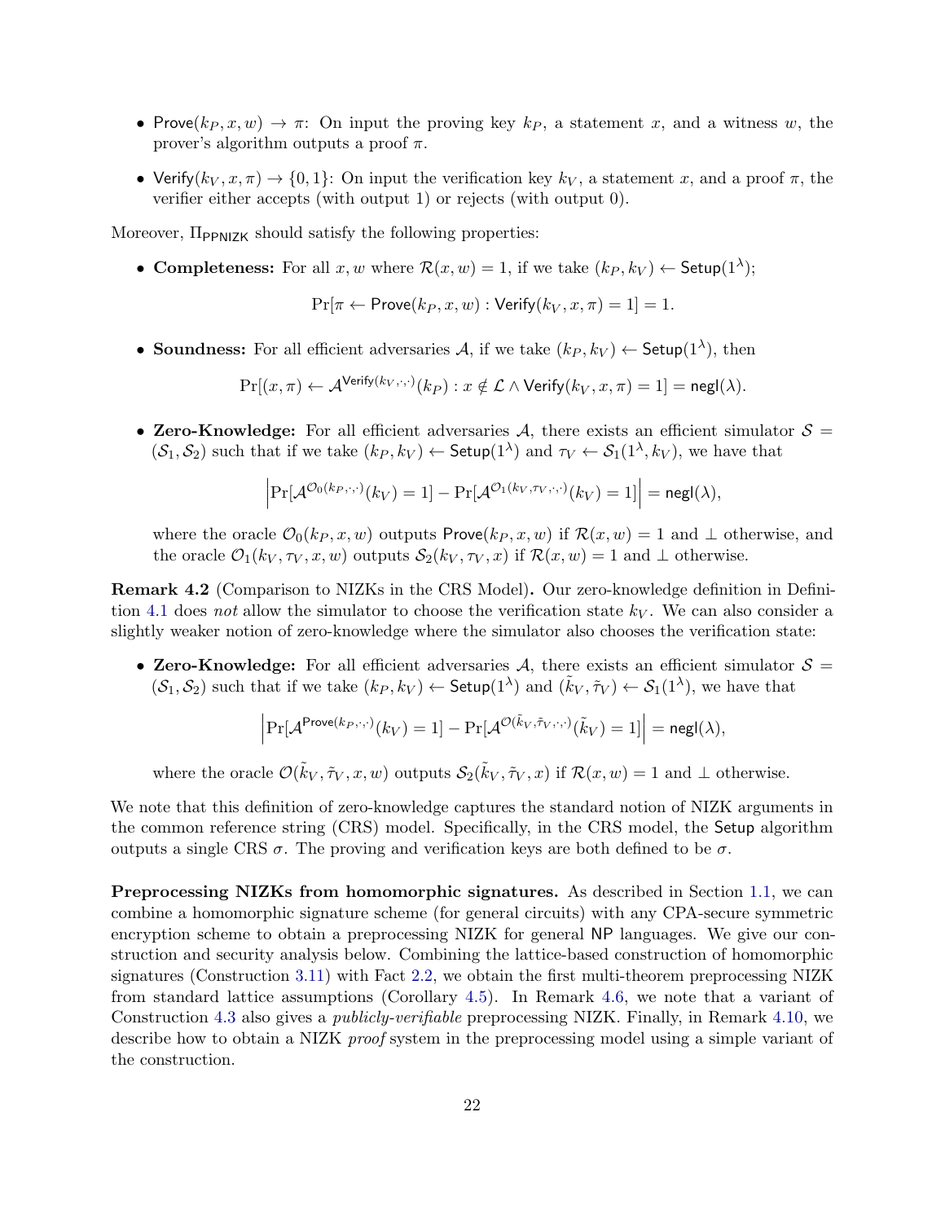- $\mathsf{Prove}(k_P, x, w) \to \pi$: On input the proving key $k_P$, a statement $x$, and a witness $w$, the prover's algorithm outputs a proof $\pi$.
- $\mathsf{Verify}(k_V, x, \pi) \to \{0,1\}$: On input the verification key $k_V$, a statement $x$, and a proof $\pi$, the verifier either accepts (with output 1) or rejects (with output 0).

Moreover, $\Pi_{\mathsf{PPNIZK}}$ should satisfy the following properties:

- **Completeness:** For all $x, w$ where $\mathcal{R}(x, w) = 1$, if we take $(k_P, k_V) \leftarrow \mathsf{Setup}(1^\lambda)$;

$$\Pr[\pi \leftarrow \mathsf{Prove}(k_P, x, w) : \mathsf{Verify}(k_V, x, \pi) = 1] = 1.$$

- **Soundness:** For all efficient adversaries $\mathcal{A}$, if we take $(k_P, k_V) \leftarrow \mathsf{Setup}(1^\lambda)$, then

$$\Pr[(x, \pi) \leftarrow \mathcal{A}^{\mathsf{Verify}(k_V, \cdot, \cdot)}(k_P) : x \notin \mathcal{L} \wedge \mathsf{Verify}(k_V, x, \pi) = 1] = \mathsf{negl}(\lambda).$$

- **Zero-Knowledge:** For all efficient adversaries $\mathcal{A}$, there exists an efficient simulator $\mathcal{S} = (\mathcal{S}_1, \mathcal{S}_2)$ such that if we take $(k_P, k_V) \leftarrow \mathsf{Setup}(1^\lambda)$ and $\tau_V \leftarrow \mathcal{S}_1(1^\lambda, k_V)$, we have that

$$\left| \Pr[\mathcal{A}^{\mathcal{O}_0(k_P, \cdot, \cdot)}(k_V) = 1] - \Pr[\mathcal{A}^{\mathcal{O}_1(k_V, \tau_V, \cdot, \cdot)}(k_V) = 1] \right| = \mathsf{negl}(\lambda),$$

where the oracle $\mathcal{O}_0(k_P, x, w)$ outputs $\mathsf{Prove}(k_P, x, w)$ if $\mathcal{R}(x, w) = 1$ and $\perp$ otherwise, and the oracle $\mathcal{O}_1(k_V, \tau_V, x, w)$ outputs $\mathcal{S}_2(k_V, \tau_V, x)$ if $\mathcal{R}(x, w) = 1$ and $\perp$ otherwise.

**Remark 4.2** (Comparison to NIZKs in the CRS Model)**.** Our zero-knowledge definition in Definition 4.1 does *not* allow the simulator to choose the verification state $k_V$. We can also consider a slightly weaker notion of zero-knowledge where the simulator also chooses the verification state:

- **Zero-Knowledge:** For all efficient adversaries $\mathcal{A}$, there exists an efficient simulator $\mathcal{S} = (\mathcal{S}_1, \mathcal{S}_2)$ such that if we take $(k_P, k_V) \leftarrow \mathsf{Setup}(1^\lambda)$ and $(\tilde{k}_V, \tilde{\tau}_V) \leftarrow \mathcal{S}_1(1^\lambda)$, we have that

$$\left| \Pr[\mathcal{A}^{\mathsf{Prove}(k_P, \cdot, \cdot)}(k_V) = 1] - \Pr[\mathcal{A}^{\mathcal{O}(\tilde{k}_V, \tilde{\tau}_V, \cdot, \cdot)}(\tilde{k}_V) = 1] \right| = \mathsf{negl}(\lambda),$$

where the oracle $\mathcal{O}(\tilde{k}_V, \tilde{\tau}_V, x, w)$ outputs $\mathcal{S}_2(\tilde{k}_V, \tilde{\tau}_V, x)$ if $\mathcal{R}(x, w) = 1$ and $\perp$ otherwise.

We note that this definition of zero-knowledge captures the standard notion of NIZK arguments in the common reference string (CRS) model. Specifically, in the CRS model, the $\mathsf{Setup}$ algorithm outputs a single CRS $\sigma$. The proving and verification keys are both defined to be $\sigma$.

**Preprocessing NIZKs from homomorphic signatures.** As described in Section 1.1, we can combine a homomorphic signature scheme (for general circuits) with any CPA-secure symmetric encryption scheme to obtain a preprocessing NIZK for general $\mathsf{NP}$ languages. We give our construction and security analysis below. Combining the lattice-based construction of homomorphic signatures (Construction 3.11) with Fact 2.2, we obtain the first multi-theorem preprocessing NIZK from standard lattice assumptions (Corollary 4.5). In Remark 4.6, we note that a variant of Construction 4.3 also gives a *publicly-verifiable* preprocessing NIZK. Finally, in Remark 4.10, we describe how to obtain a NIZK *proof* system in the preprocessing model using a simple variant of the construction.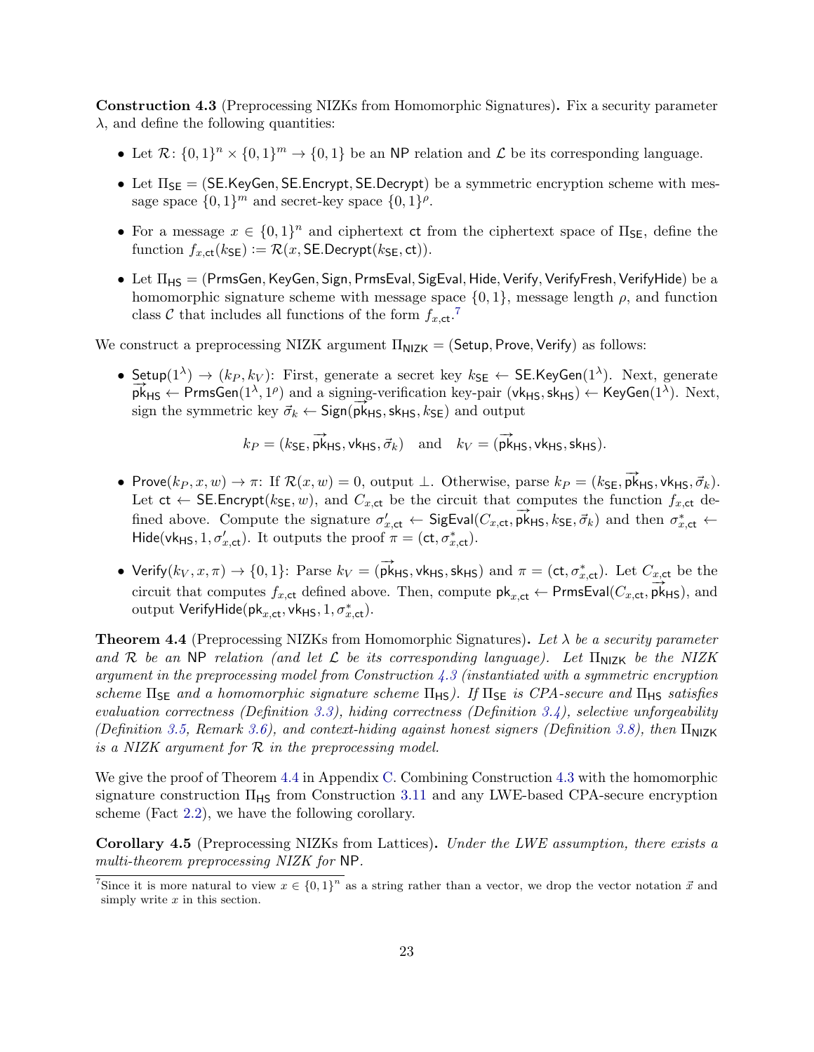**Construction 4.3** (Preprocessing NIZKs from Homomorphic Signatures)**.** Fix a security parameter $\lambda$, and define the following quantities:

- Let $\mathcal{R}\colon \{0,1\}^n \times \{0,1\}^m \to \{0,1\}$ be an $\mathsf{NP}$ relation and $\mathcal{L}$ be its corresponding language.
- Let $\Pi_{\mathsf{SE}} = (\mathsf{SE.KeyGen}, \mathsf{SE.Encrypt}, \mathsf{SE.Decrypt})$ be a symmetric encryption scheme with message space $\{0,1\}^m$ and secret-key space $\{0,1\}^\rho$.
- For a message $x \in \{0,1\}^n$ and ciphertext $\mathsf{ct}$ from the ciphertext space of $\Pi_{\mathsf{SE}}$, define the function $f_{x,\mathsf{ct}}(k_{\mathsf{SE}}) := \mathcal{R}(x, \mathsf{SE.Decrypt}(k_{\mathsf{SE}}, \mathsf{ct}))$.
- Let $\Pi_{\mathsf{HS}} = (\mathsf{PrmsGen}, \mathsf{KeyGen}, \mathsf{Sign}, \mathsf{PrmsEval}, \mathsf{SigEval}, \mathsf{Hide}, \mathsf{Verify}, \mathsf{VerifyFresh}, \mathsf{VerifyHide})$ be a homomorphic signature scheme with message space $\{0,1\}$, message length $\rho$, and function class $\mathcal{C}$ that includes all functions of the form $f_{x,\mathsf{ct}}$.[7]

We construct a preprocessing NIZK argument $\Pi_{\mathsf{NIZK}} = (\mathsf{Setup}, \mathsf{Prove}, \mathsf{Verify})$ as follows:

- $\mathsf{Setup}(1^\lambda) \to (k_P, k_V)$: First, generate a secret key $k_{\mathsf{SE}} \leftarrow \mathsf{SE.KeyGen}(1^\lambda)$. Next, generate $\overrightarrow{\mathsf{pk}}_{\mathsf{HS}} \leftarrow \mathsf{PrmsGen}(1^\lambda, 1^\rho)$ and a signing-verification key-pair $(\mathsf{vk}_{\mathsf{HS}}, \mathsf{sk}_{\mathsf{HS}}) \leftarrow \mathsf{KeyGen}(1^\lambda)$. Next, sign the symmetric key $\vec{\sigma}_k \leftarrow \mathsf{Sign}(\overrightarrow{\mathsf{pk}}_{\mathsf{HS}}, \mathsf{sk}_{\mathsf{HS}}, k_{\mathsf{SE}})$ and output
$$k_P = (k_{\mathsf{SE}}, \overrightarrow{\mathsf{pk}}_{\mathsf{HS}}, \mathsf{vk}_{\mathsf{HS}}, \vec{\sigma}_k) \quad \text{and} \quad k_V = (\overrightarrow{\mathsf{pk}}_{\mathsf{HS}}, \mathsf{vk}_{\mathsf{HS}}, \mathsf{sk}_{\mathsf{HS}}).$$
- $\mathsf{Prove}(k_P, x, w) \to \pi$: If $\mathcal{R}(x, w) = 0$, output $\perp$. Otherwise, parse $k_P = (k_{\mathsf{SE}}, \overrightarrow{\mathsf{pk}}_{\mathsf{HS}}, \mathsf{vk}_{\mathsf{HS}}, \vec{\sigma}_k)$. Let $\mathsf{ct} \leftarrow \mathsf{SE.Encrypt}(k_{\mathsf{SE}}, w)$, and $C_{x,\mathsf{ct}}$ be the circuit that computes the function $f_{x,\mathsf{ct}}$ defined above. Compute the signature $\sigma'_{x,\mathsf{ct}} \leftarrow \mathsf{SigEval}(C_{x,\mathsf{ct}}, \overrightarrow{\mathsf{pk}}_{\mathsf{HS}}, k_{\mathsf{SE}}, \vec{\sigma}_k)$ and then $\sigma^*_{x,\mathsf{ct}} \leftarrow \mathsf{Hide}(\mathsf{vk}_{\mathsf{HS}}, 1, \sigma'_{x,\mathsf{ct}})$. It outputs the proof $\pi = (\mathsf{ct}, \sigma^*_{x,\mathsf{ct}})$.
- $\mathsf{Verify}(k_V, x, \pi) \to \{0,1\}$: Parse $k_V = (\overrightarrow{\mathsf{pk}}_{\mathsf{HS}}, \mathsf{vk}_{\mathsf{HS}}, \mathsf{sk}_{\mathsf{HS}})$ and $\pi = (\mathsf{ct}, \sigma^*_{x,\mathsf{ct}})$. Let $C_{x,\mathsf{ct}}$ be the circuit that computes $f_{x,\mathsf{ct}}$ defined above. Then, compute $\mathsf{pk}_{x,\mathsf{ct}} \leftarrow \mathsf{PrmsEval}(C_{x,\mathsf{ct}}, \overrightarrow{\mathsf{pk}}_{\mathsf{HS}})$, and output $\mathsf{VerifyHide}(\mathsf{pk}_{x,\mathsf{ct}}, \mathsf{vk}_{\mathsf{HS}}, 1, \sigma^*_{x,\mathsf{ct}})$.

**Theorem 4.4** (Preprocessing NIZKs from Homomorphic Signatures)**.** *Let $\lambda$ be a security parameter and $\mathcal{R}$ be an $\mathsf{NP}$ relation (and let $\mathcal{L}$ be its corresponding language). Let $\Pi_{\mathsf{NIZK}}$ be the NIZK argument in the preprocessing model from Construction 4.3 (instantiated with a symmetric encryption scheme $\Pi_{\mathsf{SE}}$ and a homomorphic signature scheme $\Pi_{\mathsf{HS}}$). If $\Pi_{\mathsf{SE}}$ is CPA-secure and $\Pi_{\mathsf{HS}}$ satisfies evaluation correctness (Definition 3.3), hiding correctness (Definition 3.4), selective unforgeability (Definition 3.5, Remark 3.6), and context-hiding against honest signers (Definition 3.8), then $\Pi_{\mathsf{NIZK}}$ is a NIZK argument for $\mathcal{R}$ in the preprocessing model.*

We give the proof of Theorem 4.4 in Appendix C. Combining Construction 4.3 with the homomorphic signature construction $\Pi_{\mathsf{HS}}$ from Construction 3.11 and any LWE-based CPA-secure encryption scheme (Fact 2.2), we have the following corollary.

**Corollary 4.5** (Preprocessing NIZKs from Lattices)**.** *Under the LWE assumption, there exists a multi-theorem preprocessing NIZK for* $\mathsf{NP}$.

[7] Since it is more natural to view $x \in \{0,1\}^n$ as a string rather than a vector, we drop the vector notation $\vec{x}$ and simply write $x$ in this section.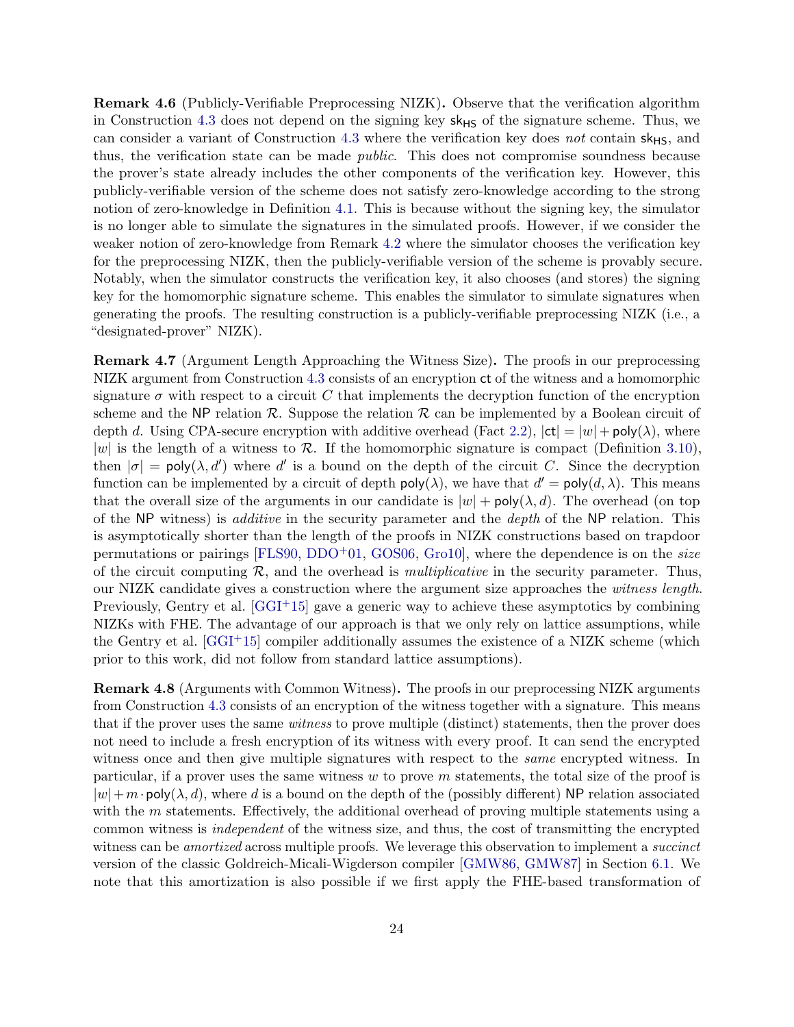**Remark 4.6** (Publicly-Verifiable Preprocessing NIZK)**.** Observe that the verification algorithm in Construction 4.3 does not depend on the signing key $\mathsf{sk}_{\mathsf{HS}}$ of the signature scheme. Thus, we can consider a variant of Construction 4.3 where the verification key does *not* contain $\mathsf{sk}_{\mathsf{HS}}$, and thus, the verification state can be made *public*. This does not compromise soundness because the prover's state already includes the other components of the verification key. However, this publicly-verifiable version of the scheme does not satisfy zero-knowledge according to the strong notion of zero-knowledge in Definition 4.1. This is because without the signing key, the simulator is no longer able to simulate the signatures in the simulated proofs. However, if we consider the weaker notion of zero-knowledge from Remark 4.2 where the simulator chooses the verification key for the preprocessing NIZK, then the publicly-verifiable version of the scheme is provably secure. Notably, when the simulator constructs the verification key, it also chooses (and stores) the signing key for the homomorphic signature scheme. This enables the simulator to simulate signatures when generating the proofs. The resulting construction is a publicly-verifiable preprocessing NIZK (i.e., a "designated-prover" NIZK).

**Remark 4.7** (Argument Length Approaching the Witness Size)**.** The proofs in our preprocessing NIZK argument from Construction 4.3 consists of an encryption $\mathsf{ct}$ of the witness and a homomorphic signature $\sigma$ with respect to a circuit $C$ that implements the decryption function of the encryption scheme and the $\mathsf{NP}$ relation $\mathcal{R}$. Suppose the relation $\mathcal{R}$ can be implemented by a Boolean circuit of depth $d$. Using CPA-secure encryption with additive overhead (Fact 2.2), $|\mathsf{ct}| = |w| + \mathsf{poly}(\lambda)$, where $|w|$ is the length of a witness to $\mathcal{R}$. If the homomorphic signature is compact (Definition 3.10), then $|\sigma| = \mathsf{poly}(\lambda, d')$ where $d'$ is a bound on the depth of the circuit $C$. Since the decryption function can be implemented by a circuit of depth $\mathsf{poly}(\lambda)$, we have that $d' = \mathsf{poly}(d, \lambda)$. This means that the overall size of the arguments in our candidate is $|w| + \mathsf{poly}(\lambda, d)$. The overhead (on top of the $\mathsf{NP}$ witness) is *additive* in the security parameter and the *depth* of the $\mathsf{NP}$ relation. This is asymptotically shorter than the length of the proofs in NIZK constructions based on trapdoor permutations or pairings [FLS90, DDO+01, GOS06, Gro10], where the dependence is on the *size* of the circuit computing $\mathcal{R}$, and the overhead is *multiplicative* in the security parameter. Thus, our NIZK candidate gives a construction where the argument size approaches the *witness length*. Previously, Gentry et al. [GGI+15] gave a generic way to achieve these asymptotics by combining NIZKs with FHE. The advantage of our approach is that we only rely on lattice assumptions, while the Gentry et al. [GGI+15] compiler additionally assumes the existence of a NIZK scheme (which prior to this work, did not follow from standard lattice assumptions).

**Remark 4.8** (Arguments with Common Witness)**.** The proofs in our preprocessing NIZK arguments from Construction 4.3 consists of an encryption of the witness together with a signature. This means that if the prover uses the same *witness* to prove multiple (distinct) statements, then the prover does not need to include a fresh encryption of its witness with every proof. It can send the encrypted witness once and then give multiple signatures with respect to the *same* encrypted witness. In particular, if a prover uses the same witness $w$ to prove $m$ statements, the total size of the proof is $|w| + m \cdot \mathsf{poly}(\lambda, d)$, where $d$ is a bound on the depth of the (possibly different) $\mathsf{NP}$ relation associated with the $m$ statements. Effectively, the additional overhead of proving multiple statements using a common witness is *independent* of the witness size, and thus, the cost of transmitting the encrypted witness can be *amortized* across multiple proofs. We leverage this observation to implement a *succinct* version of the classic Goldreich-Micali-Wigderson compiler [GMW86, GMW87] in Section 6.1. We note that this amortization is also possible if we first apply the FHE-based transformation of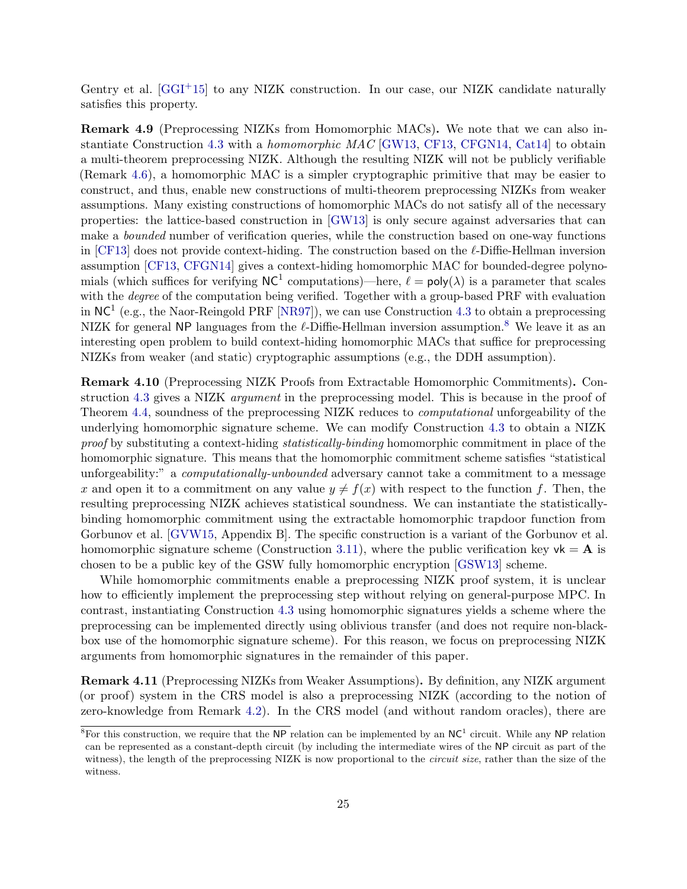Gentry et al. [GGI+15] to any NIZK construction. In our case, our NIZK candidate naturally satisfies this property.

**Remark 4.9** (Preprocessing NIZKs from Homomorphic MACs)**.** We note that we can also instantiate Construction 4.3 with a *homomorphic MAC* [GW13, CF13, CFGN14, Cat14] to obtain a multi-theorem preprocessing NIZK. Although the resulting NIZK will not be publicly verifiable (Remark 4.6), a homomorphic MAC is a simpler cryptographic primitive that may be easier to construct, and thus, enable new constructions of multi-theorem preprocessing NIZKs from weaker assumptions. Many existing constructions of homomorphic MACs do not satisfy all of the necessary properties: the lattice-based construction in [GW13] is only secure against adversaries that can make a *bounded* number of verification queries, while the construction based on one-way functions in [CF13] does not provide context-hiding. The construction based on the $\ell$-Diffie-Hellman inversion assumption [CF13, CFGN14] gives a context-hiding homomorphic MAC for bounded-degree polynomials (which suffices for verifying $\mathsf{NC}^1$ computations)—here, $\ell = \mathsf{poly}(\lambda)$ is a parameter that scales with the *degree* of the computation being verified. Together with a group-based PRF with evaluation in $\mathsf{NC}^1$ (e.g., the Naor-Reingold PRF [NR97]), we can use Construction 4.3 to obtain a preprocessing NIZK for general $\mathsf{NP}$ languages from the $\ell$-Diffie-Hellman inversion assumption.[8] We leave it as an interesting open problem to build context-hiding homomorphic MACs that suffice for preprocessing NIZKs from weaker (and static) cryptographic assumptions (e.g., the DDH assumption).

**Remark 4.10** (Preprocessing NIZK Proofs from Extractable Homomorphic Commitments)**.** Construction 4.3 gives a NIZK *argument* in the preprocessing model. This is because in the proof of Theorem 4.4, soundness of the preprocessing NIZK reduces to *computational* unforgeability of the underlying homomorphic signature scheme. We can modify Construction 4.3 to obtain a NIZK *proof* by substituting a context-hiding *statistically-binding* homomorphic commitment in place of the homomorphic signature. This means that the homomorphic commitment scheme satisfies "statistical unforgeability:" a *computationally-unbounded* adversary cannot take a commitment to a message $x$ and open it to a commitment on any value $y \neq f(x)$ with respect to the function $f$. Then, the resulting preprocessing NIZK achieves statistical soundness. We can instantiate the statistically-binding homomorphic commitment using the extractable homomorphic trapdoor function from Gorbunov et al. [GVW15, Appendix B]. The specific construction is a variant of the Gorbunov et al. homomorphic signature scheme (Construction 3.11), where the public verification key $\mathsf{vk} = \mathbf{A}$ is chosen to be a public key of the GSW fully homomorphic encryption [GSW13] scheme.

While homomorphic commitments enable a preprocessing NIZK proof system, it is unclear how to efficiently implement the preprocessing step without relying on general-purpose MPC. In contrast, instantiating Construction 4.3 using homomorphic signatures yields a scheme where the preprocessing can be implemented directly using oblivious transfer (and does not require non-black-box use of the homomorphic signature scheme). For this reason, we focus on preprocessing NIZK arguments from homomorphic signatures in the remainder of this paper.

**Remark 4.11** (Preprocessing NIZKs from Weaker Assumptions)**.** By definition, any NIZK argument (or proof) system in the CRS model is also a preprocessing NIZK (according to the notion of zero-knowledge from Remark 4.2). In the CRS model (and without random oracles), there are

[8] For this construction, we require that the $\mathsf{NP}$ relation can be implemented by an $\mathsf{NC}^1$ circuit. While any $\mathsf{NP}$ relation can be represented as a constant-depth circuit (by including the intermediate wires of the $\mathsf{NP}$ circuit as part of the witness), the length of the preprocessing NIZK is now proportional to the *circuit size*, rather than the size of the witness.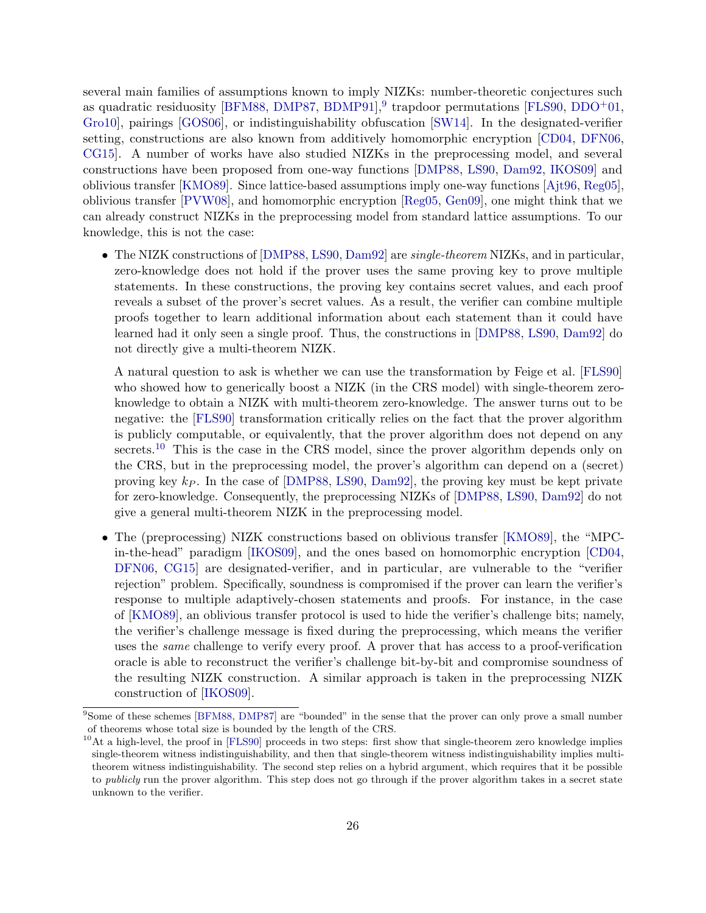several main families of assumptions known to imply NIZKs: number-theoretic conjectures such as quadratic residuosity [BFM88, DMP87, BDMP91],[9] trapdoor permutations [FLS90, DDO+01, Gro10], pairings [GOS06], or indistinguishability obfuscation [SW14]. In the designated-verifier setting, constructions are also known from additively homomorphic encryption [CD04, DFN06, CG15]. A number of works have also studied NIZKs in the preprocessing model, and several constructions have been proposed from one-way functions [DMP88, LS90, Dam92, IKOS09] and oblivious transfer [KMO89]. Since lattice-based assumptions imply one-way functions [Ajt96, Reg05], oblivious transfer [PVW08], and homomorphic encryption [Reg05, Gen09], one might think that we can already construct NIZKs in the preprocessing model from standard lattice assumptions. To our knowledge, this is not the case:

- The NIZK constructions of [DMP88, LS90, Dam92] are *single-theorem* NIZKs, and in particular, zero-knowledge does not hold if the prover uses the same proving key to prove multiple statements. In these constructions, the proving key contains secret values, and each proof reveals a subset of the prover's secret values. As a result, the verifier can combine multiple proofs together to learn additional information about each statement than it could have learned had it only seen a single proof. Thus, the constructions in [DMP88, LS90, Dam92] do not directly give a multi-theorem NIZK.

  A natural question to ask is whether we can use the transformation by Feige et al. [FLS90] who showed how to generically boost a NIZK (in the CRS model) with single-theorem zero-knowledge to obtain a NIZK with multi-theorem zero-knowledge. The answer turns out to be negative: the [FLS90] transformation critically relies on the fact that the prover algorithm is publicly computable, or equivalently, that the prover algorithm does not depend on any secrets.[10] This is the case in the CRS model, since the prover algorithm depends only on the CRS, but in the preprocessing model, the prover's algorithm can depend on a (secret) proving key $k_P$. In the case of [DMP88, LS90, Dam92], the proving key must be kept private for zero-knowledge. Consequently, the preprocessing NIZKs of [DMP88, LS90, Dam92] do not give a general multi-theorem NIZK in the preprocessing model.

- The (preprocessing) NIZK constructions based on oblivious transfer [KMO89], the "MPC-in-the-head" paradigm [IKOS09], and the ones based on homomorphic encryption [CD04, DFN06, CG15] are designated-verifier, and in particular, are vulnerable to the "verifier rejection" problem. Specifically, soundness is compromised if the prover can learn the verifier's response to multiple adaptively-chosen statements and proofs. For instance, in the case of [KMO89], an oblivious transfer protocol is used to hide the verifier's challenge bits; namely, the verifier's challenge message is fixed during the preprocessing, which means the verifier uses the *same* challenge to verify every proof. A prover that has access to a proof-verification oracle is able to reconstruct the verifier's challenge bit-by-bit and compromise soundness of the resulting NIZK construction. A similar approach is taken in the preprocessing NIZK construction of [IKOS09].

[9] Some of these schemes [BFM88, DMP87] are "bounded" in the sense that the prover can only prove a small number of theorems whose total size is bounded by the length of the CRS.

[10] At a high-level, the proof in [FLS90] proceeds in two steps: first show that single-theorem zero knowledge implies single-theorem witness indistinguishability, and then that single-theorem witness indistinguishability implies multi-theorem witness indistinguishability. The second step relies on a hybrid argument, which requires that it be possible to *publicly* run the prover algorithm. This step does not go through if the prover algorithm takes in a secret state unknown to the verifier.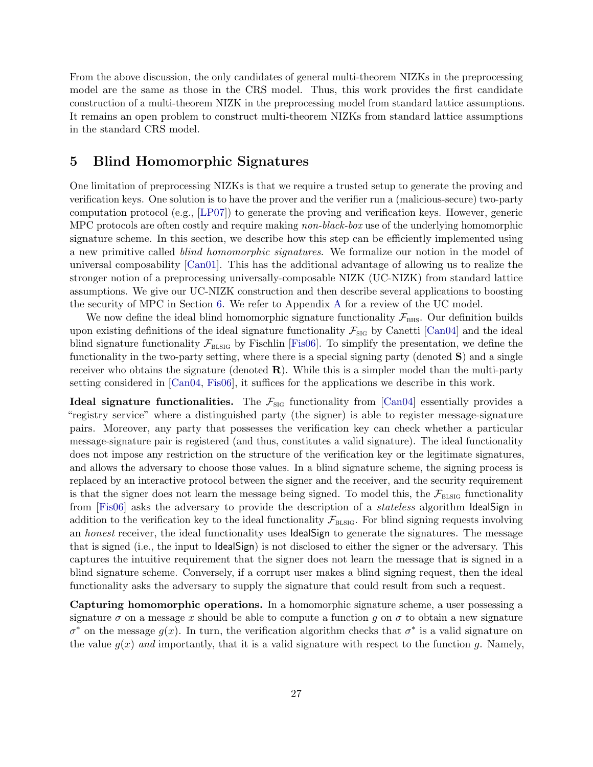From the above discussion, the only candidates of general multi-theorem NIZKs in the preprocessing model are the same as those in the CRS model. Thus, this work provides the first candidate construction of a multi-theorem NIZK in the preprocessing model from standard lattice assumptions. It remains an open problem to construct multi-theorem NIZKs from standard lattice assumptions in the standard CRS model.

## 5 Blind Homomorphic Signatures

One limitation of preprocessing NIZKs is that we require a trusted setup to generate the proving and verification keys. One solution is to have the prover and the verifier run a (malicious-secure) two-party computation protocol (e.g., [LP07]) to generate the proving and verification keys. However, generic MPC protocols are often costly and require making *non-black-box* use of the underlying homomorphic signature scheme. In this section, we describe how this step can be efficiently implemented using a new primitive called *blind homomorphic signatures*. We formalize our notion in the model of universal composability [Can01]. This has the additional advantage of allowing us to realize the stronger notion of a preprocessing universally-composable NIZK (UC-NIZK) from standard lattice assumptions. We give our UC-NIZK construction and then describe several applications to boosting the security of MPC in Section 6. We refer to Appendix A for a review of the UC model.

We now define the ideal blind homomorphic signature functionality $\mathcal{F}_{\text{BHS}}$. Our definition builds upon existing definitions of the ideal signature functionality $\mathcal{F}_{\text{SIG}}$ by Canetti [Can04] and the ideal blind signature functionality $\mathcal{F}_{\text{BLSIG}}$ by Fischlin [Fis06]. To simplify the presentation, we define the functionality in the two-party setting, where there is a special signing party (denoted $\mathbf{S}$) and a single receiver who obtains the signature (denoted $\mathbf{R}$). While this is a simpler model than the multi-party setting considered in [Can04, Fis06], it suffices for the applications we describe in this work.

**Ideal signature functionalities.** The $\mathcal{F}_{\text{SIG}}$ functionality from [Can04] essentially provides a "registry service" where a distinguished party (the signer) is able to register message-signature pairs. Moreover, any party that possesses the verification key can check whether a particular message-signature pair is registered (and thus, constitutes a valid signature). The ideal functionality does not impose any restriction on the structure of the verification key or the legitimate signatures, and allows the adversary to choose those values. In a blind signature scheme, the signing process is replaced by an interactive protocol between the signer and the receiver, and the security requirement is that the signer does not learn the message being signed. To model this, the $\mathcal{F}_{\text{BLSIG}}$ functionality from [Fis06] asks the adversary to provide the description of a *stateless* algorithm $\mathsf{IdealSign}$ in addition to the verification key to the ideal functionality $\mathcal{F}_{\text{BLSIG}}$. For blind signing requests involving an *honest* receiver, the ideal functionality uses $\mathsf{IdealSign}$ to generate the signatures. The message that is signed (i.e., the input to $\mathsf{IdealSign}$) is not disclosed to either the signer or the adversary. This captures the intuitive requirement that the signer does not learn the message that is signed in a blind signature scheme. Conversely, if a corrupt user makes a blind signing request, then the ideal functionality asks the adversary to supply the signature that could result from such a request.

**Capturing homomorphic operations.** In a homomorphic signature scheme, a user possessing a signature $\sigma$ on a message $x$ should be able to compute a function $g$ on $\sigma$ to obtain a new signature $\sigma^*$ on the message $g(x)$. In turn, the verification algorithm checks that $\sigma^*$ is a valid signature on the value $g(x)$ *and* importantly, that it is a valid signature with respect to the function $g$. Namely,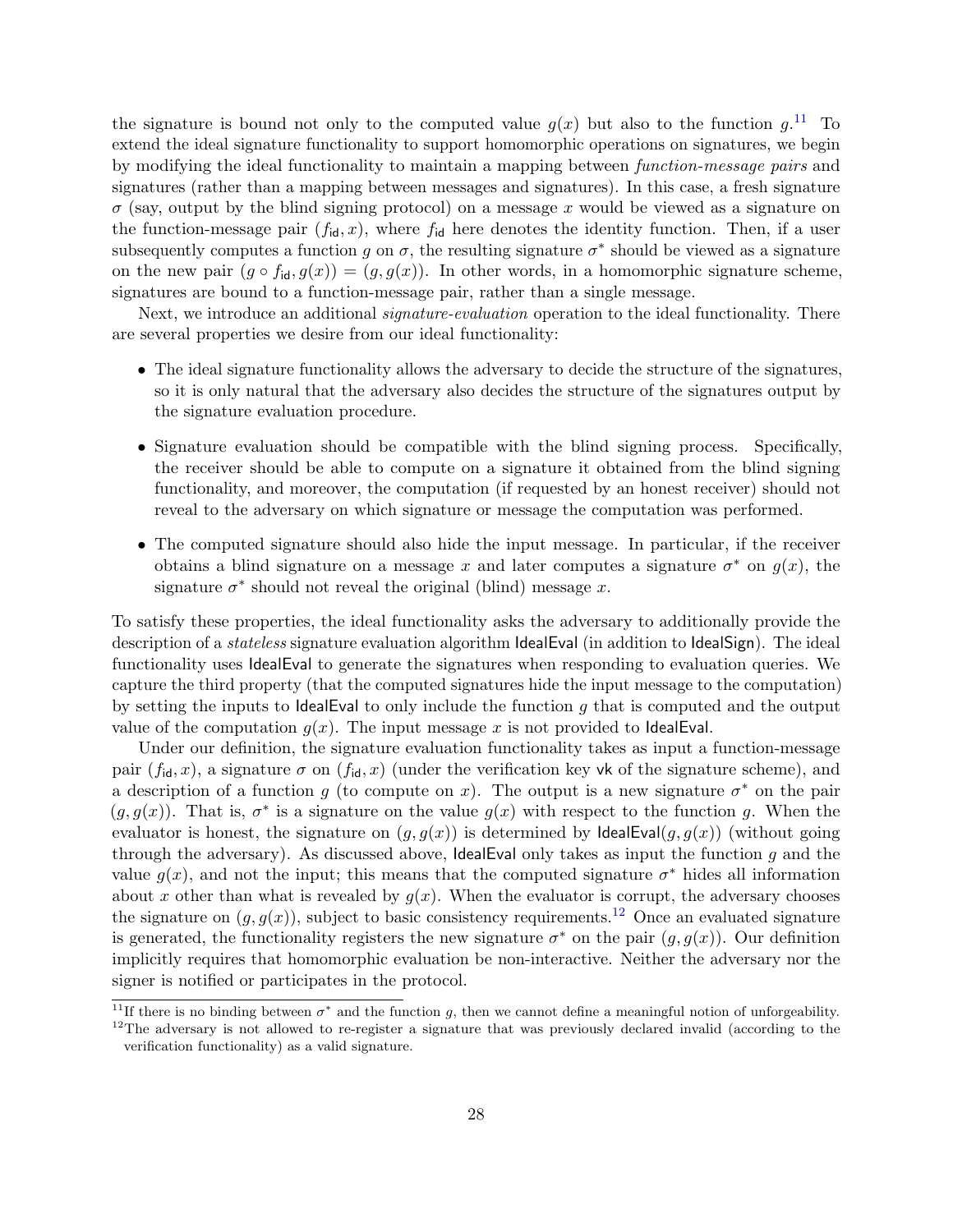the signature is bound not only to the computed value $g(x)$ but also to the function $g$.[11] To extend the ideal signature functionality to support homomorphic operations on signatures, we begin by modifying the ideal functionality to maintain a mapping between *function-message pairs* and signatures (rather than a mapping between messages and signatures). In this case, a fresh signature $\sigma$ (say, output by the blind signing protocol) on a message $x$ would be viewed as a signature on the function-message pair $(f_{\mathsf{id}}, x)$, where $f_{\mathsf{id}}$ here denotes the identity function. Then, if a user subsequently computes a function $g$ on $\sigma$, the resulting signature $\sigma^*$ should be viewed as a signature on the new pair $(g \circ f_{\mathsf{id}}, g(x)) = (g, g(x))$. In other words, in a homomorphic signature scheme, signatures are bound to a function-message pair, rather than a single message.

Next, we introduce an additional *signature-evaluation* operation to the ideal functionality. There are several properties we desire from our ideal functionality:

- The ideal signature functionality allows the adversary to decide the structure of the signatures, so it is only natural that the adversary also decides the structure of the signatures output by the signature evaluation procedure.
- Signature evaluation should be compatible with the blind signing process. Specifically, the receiver should be able to compute on a signature it obtained from the blind signing functionality, and moreover, the computation (if requested by an honest receiver) should not reveal to the adversary on which signature or message the computation was performed.
- The computed signature should also hide the input message. In particular, if the receiver obtains a blind signature on a message $x$ and later computes a signature $\sigma^*$ on $g(x)$, the signature $\sigma^*$ should not reveal the original (blind) message $x$.

To satisfy these properties, the ideal functionality asks the adversary to additionally provide the description of a *stateless* signature evaluation algorithm $\mathsf{IdealEval}$ (in addition to $\mathsf{IdealSign}$). The ideal functionality uses $\mathsf{IdealEval}$ to generate the signatures when responding to evaluation queries. We capture the third property (that the computed signatures hide the input message to the computation) by setting the inputs to $\mathsf{IdealEval}$ to only include the function $g$ that is computed and the output value of the computation $g(x)$. The input message $x$ is not provided to $\mathsf{IdealEval}$.

Under our definition, the signature evaluation functionality takes as input a function-message pair $(f_{\mathsf{id}}, x)$, a signature $\sigma$ on $(f_{\mathsf{id}}, x)$ (under the verification key $\mathsf{vk}$ of the signature scheme), and a description of a function $g$ (to compute on $x$). The output is a new signature $\sigma^*$ on the pair $(g, g(x))$. That is, $\sigma^*$ is a signature on the value $g(x)$ with respect to the function $g$. When the evaluator is honest, the signature on $(g, g(x))$ is determined by $\mathsf{IdealEval}(g, g(x))$ (without going through the adversary). As discussed above, $\mathsf{IdealEval}$ only takes as input the function $g$ and the value $g(x)$, and not the input; this means that the computed signature $\sigma^*$ hides all information about $x$ other than what is revealed by $g(x)$. When the evaluator is corrupt, the adversary chooses the signature on $(g, g(x))$, subject to basic consistency requirements.[12] Once an evaluated signature is generated, the functionality registers the new signature $\sigma^*$ on the pair $(g, g(x))$. Our definition implicitly requires that homomorphic evaluation be non-interactive. Neither the adversary nor the signer is notified or participates in the protocol.

[11] If there is no binding between $\sigma^*$ and the function $g$, then we cannot define a meaningful notion of unforgeability.

[12] The adversary is not allowed to re-register a signature that was previously declared invalid (according to the verification functionality) as a valid signature.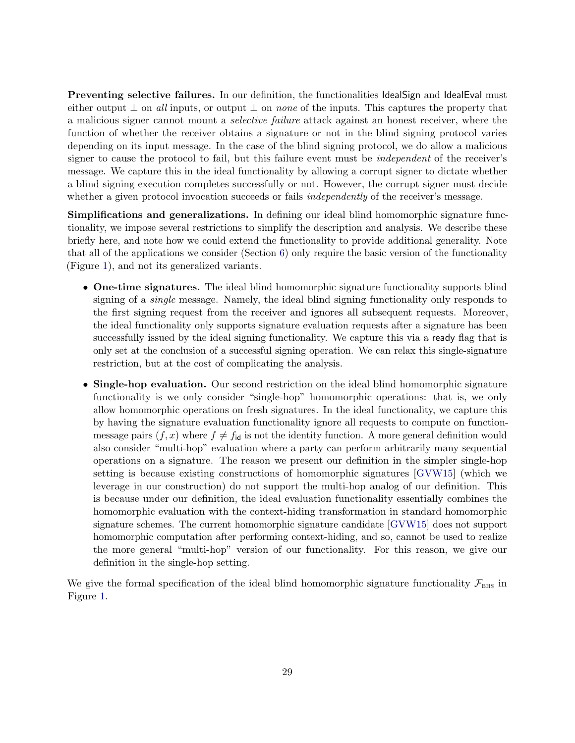**Preventing selective failures.** In our definition, the functionalities IdealSign and IdealEval must either output $\perp$ on *all* inputs, or output $\perp$ on *none* of the inputs. This captures the property that a malicious signer cannot mount a *selective failure* attack against an honest receiver, where the function of whether the receiver obtains a signature or not in the blind signing protocol varies depending on its input message. In the case of the blind signing protocol, we do allow a malicious signer to cause the protocol to fail, but this failure event must be *independent* of the receiver's message. We capture this in the ideal functionality by allowing a corrupt signer to dictate whether a blind signing execution completes successfully or not. However, the corrupt signer must decide whether a given protocol invocation succeeds or fails *independently* of the receiver's message.

**Simplifications and generalizations.** In defining our ideal blind homomorphic signature functionality, we impose several restrictions to simplify the description and analysis. We describe these briefly here, and note how we could extend the functionality to provide additional generality. Note that all of the applications we consider (Section 6) only require the basic version of the functionality (Figure 1), and not its generalized variants.

- **One-time signatures.** The ideal blind homomorphic signature functionality supports blind signing of a *single* message. Namely, the ideal blind signing functionality only responds to the first signing request from the receiver and ignores all subsequent requests. Moreover, the ideal functionality only supports signature evaluation requests after a signature has been successfully issued by the ideal signing functionality. We capture this via a ready flag that is only set at the conclusion of a successful signing operation. We can relax this single-signature restriction, but at the cost of complicating the analysis.
- **Single-hop evaluation.** Our second restriction on the ideal blind homomorphic signature functionality is we only consider "single-hop" homomorphic operations: that is, we only allow homomorphic operations on fresh signatures. In the ideal functionality, we capture this by having the signature evaluation functionality ignore all requests to compute on function-message pairs $(f, x)$ where $f \neq f_{\mathsf{id}}$ is not the identity function. A more general definition would also consider "multi-hop" evaluation where a party can perform arbitrarily many sequential operations on a signature. The reason we present our definition in the simpler single-hop setting is because existing constructions of homomorphic signatures [GVW15] (which we leverage in our construction) do not support the multi-hop analog of our definition. This is because under our definition, the ideal evaluation functionality essentially combines the homomorphic evaluation with the context-hiding transformation in standard homomorphic signature schemes. The current homomorphic signature candidate [GVW15] does not support homomorphic computation after performing context-hiding, and so, cannot be used to realize the more general "multi-hop" version of our functionality. For this reason, we give our definition in the single-hop setting.

We give the formal specification of the ideal blind homomorphic signature functionality $\mathcal{F}_{\text{BHS}}$ in Figure 1.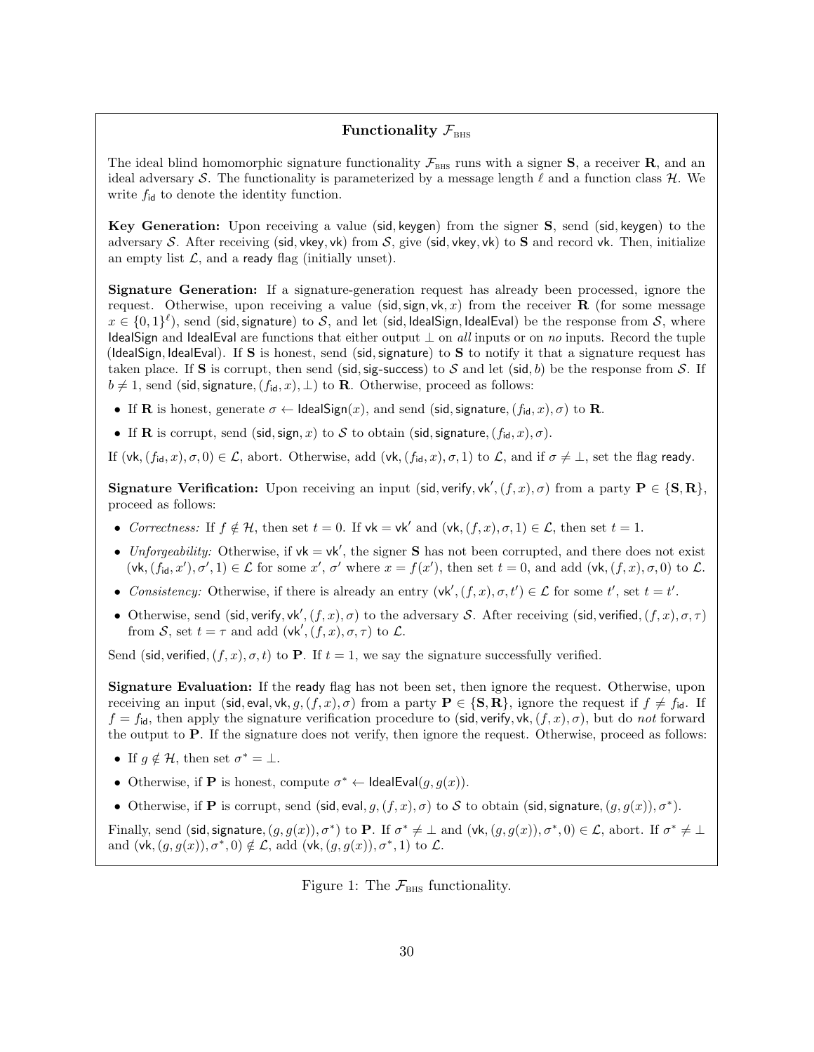**Functionality $\mathcal{F}_{\text{BHS}}$**

The ideal blind homomorphic signature functionality $\mathcal{F}_{\text{BHS}}$ runs with a signer $\mathbf{S}$, a receiver $\mathbf{R}$, and an ideal adversary $\mathcal{S}$. The functionality is parameterized by a message length $\ell$ and a function class $\mathcal{H}$. We write $f_{\mathsf{id}}$ to denote the identity function.

**Key Generation:** Upon receiving a value $(\mathsf{sid}, \mathsf{keygen})$ from the signer $\mathbf{S}$, send $(\mathsf{sid}, \mathsf{keygen})$ to the adversary $\mathcal{S}$. After receiving $(\mathsf{sid}, \mathsf{vkey}, \mathsf{vk})$ from $\mathcal{S}$, give $(\mathsf{sid}, \mathsf{vkey}, \mathsf{vk})$ to $\mathbf{S}$ and record $\mathsf{vk}$. Then, initialize an empty list $\mathcal{L}$, and a $\mathsf{ready}$ flag (initially unset).

**Signature Generation:** If a signature-generation request has already been processed, ignore the request. Otherwise, upon receiving a value $(\mathsf{sid}, \mathsf{sign}, \mathsf{vk}, x)$ from the receiver $\mathbf{R}$ (for some message $x \in \{0,1\}^\ell$), send $(\mathsf{sid}, \mathsf{signature})$ to $\mathcal{S}$, and let $(\mathsf{sid}, \mathsf{IdealSign}, \mathsf{IdealEval})$ be the response from $\mathcal{S}$, where $\mathsf{IdealSign}$ and $\mathsf{IdealEval}$ are functions that either output $\perp$ on *all* inputs or on *no* inputs. Record the tuple $(\mathsf{IdealSign}, \mathsf{IdealEval})$. If $\mathbf{S}$ is honest, send $(\mathsf{sid}, \mathsf{signature})$ to $\mathbf{S}$ to notify it that a signature request has taken place. If $\mathbf{S}$ is corrupt, then send $(\mathsf{sid}, \mathsf{sig\text{-}success})$ to $\mathcal{S}$ and let $(\mathsf{sid}, b)$ be the response from $\mathcal{S}$. If $b \neq 1$, send $(\mathsf{sid}, \mathsf{signature}, (f_{\mathsf{id}}, x), \perp)$ to $\mathbf{R}$. Otherwise, proceed as follows:

- If $\mathbf{R}$ is honest, generate $\sigma \leftarrow \mathsf{IdealSign}(x)$, and send $(\mathsf{sid}, \mathsf{signature}, (f_{\mathsf{id}}, x), \sigma)$ to $\mathbf{R}$.
- If $\mathbf{R}$ is corrupt, send $(\mathsf{sid}, \mathsf{sign}, x)$ to $\mathcal{S}$ to obtain $(\mathsf{sid}, \mathsf{signature}, (f_{\mathsf{id}}, x), \sigma)$.

If $(\mathsf{vk}, (f_{\mathsf{id}}, x), \sigma, 0) \in \mathcal{L}$, abort. Otherwise, add $(\mathsf{vk}, (f_{\mathsf{id}}, x), \sigma, 1)$ to $\mathcal{L}$, and if $\sigma \neq \perp$, set the flag $\mathsf{ready}$.

**Signature Verification:** Upon receiving an input $(\mathsf{sid}, \mathsf{verify}, \mathsf{vk}', (f, x), \sigma)$ from a party $\mathbf{P} \in \{\mathbf{S}, \mathbf{R}\}$, proceed as follows:

- *Correctness:* If $f \notin \mathcal{H}$, then set $t = 0$. If $\mathsf{vk} = \mathsf{vk}'$ and $(\mathsf{vk}, (f, x), \sigma, 1) \in \mathcal{L}$, then set $t = 1$.
- *Unforgeability:* Otherwise, if $\mathsf{vk} = \mathsf{vk}'$, the signer $\mathbf{S}$ has not been corrupted, and there does not exist $(\mathsf{vk}, (f_{\mathsf{id}}, x'), \sigma', 1) \in \mathcal{L}$ for some $x'$, $\sigma'$ where $x = f(x')$, then set $t = 0$, and add $(\mathsf{vk}, (f, x), \sigma, 0)$ to $\mathcal{L}$.
- *Consistency:* Otherwise, if there is already an entry $(\mathsf{vk}', (f, x), \sigma, t') \in \mathcal{L}$ for some $t'$, set $t = t'$.
- Otherwise, send $(\mathsf{sid}, \mathsf{verify}, \mathsf{vk}', (f, x), \sigma)$ to the adversary $\mathcal{S}$. After receiving $(\mathsf{sid}, \mathsf{verified}, (f, x), \sigma, \tau)$ from $\mathcal{S}$, set $t = \tau$ and add $(\mathsf{vk}', (f, x), \sigma, \tau)$ to $\mathcal{L}$.

Send $(\mathsf{sid}, \mathsf{verified}, (f, x), \sigma, t)$ to $\mathbf{P}$. If $t = 1$, we say the signature successfully verified.

**Signature Evaluation:** If the $\mathsf{ready}$ flag has not been set, then ignore the request. Otherwise, upon receiving an input $(\mathsf{sid}, \mathsf{eval}, \mathsf{vk}, g, (f, x), \sigma)$ from a party $\mathbf{P} \in \{\mathbf{S}, \mathbf{R}\}$, ignore the request if $f \neq f_{\mathsf{id}}$. If $f = f_{\mathsf{id}}$, then apply the signature verification procedure to $(\mathsf{sid}, \mathsf{verify}, \mathsf{vk}, (f, x), \sigma)$, but do *not* forward the output to $\mathbf{P}$. If the signature does not verify, then ignore the request. Otherwise, proceed as follows:

- If $g \notin \mathcal{H}$, then set $\sigma^* = \perp$.
- Otherwise, if $\mathbf{P}$ is honest, compute $\sigma^* \leftarrow \mathsf{IdealEval}(g, g(x))$.
- Otherwise, if $\mathbf{P}$ is corrupt, send $(\mathsf{sid}, \mathsf{eval}, g, (f, x), \sigma)$ to $\mathcal{S}$ to obtain $(\mathsf{sid}, \mathsf{signature}, (g, g(x)), \sigma^*)$.

Finally, send $(\mathsf{sid}, \mathsf{signature}, (g, g(x)), \sigma^*)$ to $\mathbf{P}$. If $\sigma^* \neq \perp$ and $(\mathsf{vk}, (g, g(x)), \sigma^*, 0) \in \mathcal{L}$, abort. If $\sigma^* \neq \perp$ and $(\mathsf{vk}, (g, g(x)), \sigma^*, 0) \notin \mathcal{L}$, add $(\mathsf{vk}, (g, g(x)), \sigma^*, 1)$ to $\mathcal{L}$.

Figure 1: The $\mathcal{F}_{\text{BHS}}$ functionality.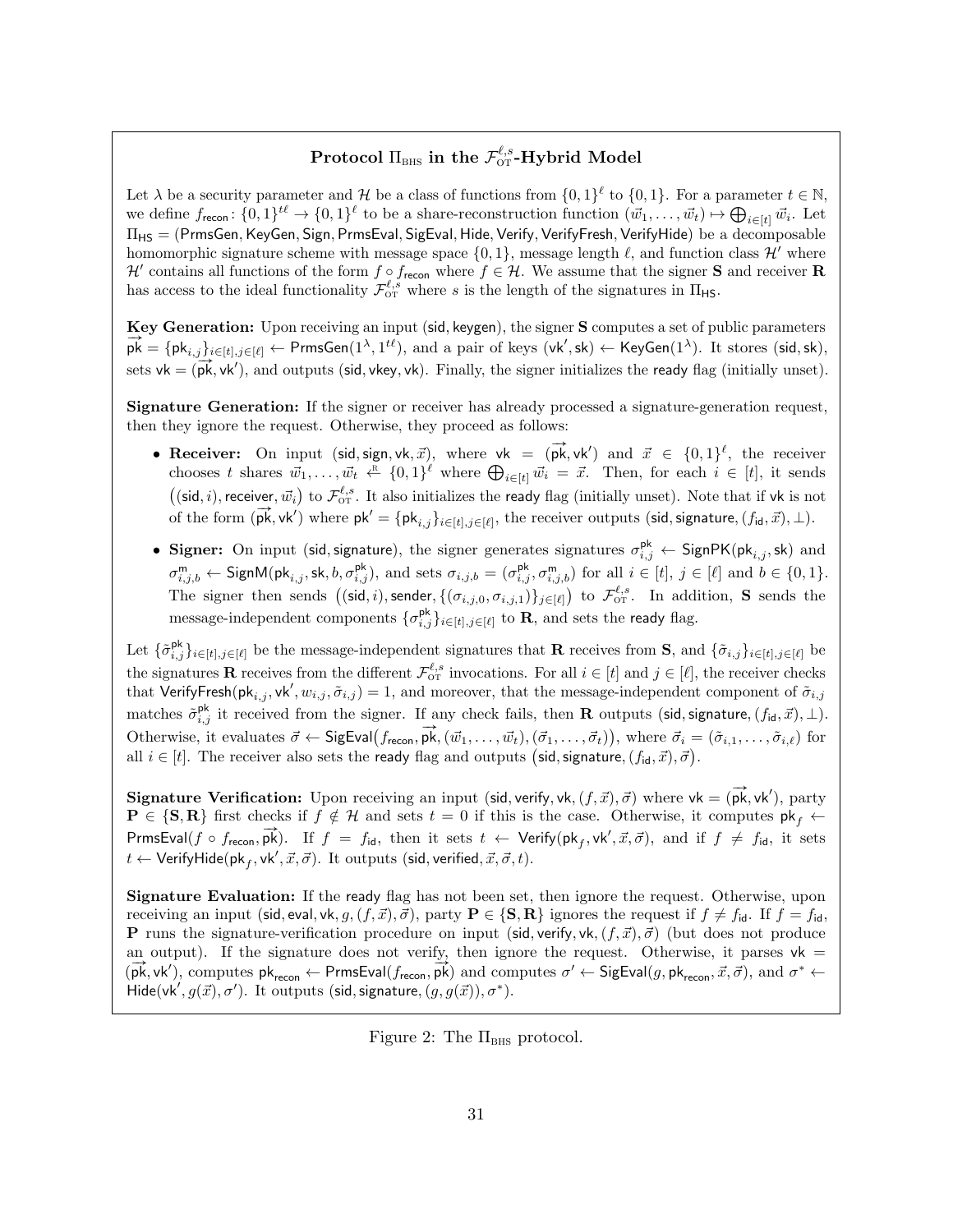**Protocol $\Pi_{\text{BHS}}$ in the $\mathcal{F}_{\text{OT}}^{\ell,s}$-Hybrid Model**

Let $\lambda$ be a security parameter and $\mathcal{H}$ be a class of functions from $\{0,1\}^\ell$ to $\{0,1\}$. For a parameter $t \in \mathbb{N}$, we define $f_{\mathsf{recon}} \colon \{0,1\}^{t\ell} \to \{0,1\}^\ell$ to be a share-reconstruction function $(\vec{w}_1, \ldots, \vec{w}_t) \mapsto \bigoplus_{i\in[t]} \vec{w}_i$. Let $\Pi_{\mathsf{HS}} = (\mathsf{PrmsGen}, \mathsf{KeyGen}, \mathsf{Sign}, \mathsf{PrmsEval}, \mathsf{SigEval}, \mathsf{Hide}, \mathsf{Verify}, \mathsf{VerifyFresh}, \mathsf{VerifyHide})$ be a decomposable homomorphic signature scheme with message space $\{0,1\}$, message length $\ell$, and function class $\mathcal{H}'$ where $\mathcal{H}'$ contains all functions of the form $f \circ f_{\mathsf{recon}}$ where $f \in \mathcal{H}$. We assume that the signer $\mathbf{S}$ and receiver $\mathbf{R}$ has access to the ideal functionality $\mathcal{F}_{\text{OT}}^{\ell,s}$ where $s$ is the length of the signatures in $\Pi_{\mathsf{HS}}$.

**Key Generation:** Upon receiving an input $(\mathsf{sid}, \mathsf{keygen})$, the signer $\mathbf{S}$ computes a set of public parameters $\overrightarrow{\mathsf{pk}} = \{\mathsf{pk}_{i,j}\}_{i\in[t],j\in[\ell]} \leftarrow \mathsf{PrmsGen}(1^\lambda, 1^{t\ell})$, and a pair of keys $(\mathsf{vk}', \mathsf{sk}) \leftarrow \mathsf{KeyGen}(1^\lambda)$. It stores $(\mathsf{sid}, \mathsf{sk})$, sets $\mathsf{vk} = (\overrightarrow{\mathsf{pk}}, \mathsf{vk}')$, and outputs $(\mathsf{sid}, \mathsf{vkey}, \mathsf{vk})$. Finally, the signer initializes the $\mathsf{ready}$ flag (initially unset).

**Signature Generation:** If the signer or receiver has already processed a signature-generation request, then they ignore the request. Otherwise, they proceed as follows:

- **Receiver:** On input $(\mathsf{sid}, \mathsf{sign}, \mathsf{vk}, \vec{x})$, where $\mathsf{vk} = (\overrightarrow{\mathsf{pk}}, \mathsf{vk}')$ and $\vec{x} \in \{0,1\}^\ell$, the receiver chooses $t$ shares $\vec{w}_1, \ldots, \vec{w}_t \xleftarrow{\text{R}} \{0,1\}^\ell$ where $\bigoplus_{i\in[t]} \vec{w}_i = \vec{x}$. Then, for each $i \in [t]$, it sends $\big((\mathsf{sid}, i), \mathsf{receiver}, \vec{w}_i\big)$ to $\mathcal{F}_{\text{OT}}^{\ell,s}$. It also initializes the $\mathsf{ready}$ flag (initially unset). Note that if $\mathsf{vk}$ is not of the form $(\overrightarrow{\mathsf{pk}}, \mathsf{vk}')$ where $\mathsf{pk}' = \{\mathsf{pk}_{i,j}\}_{i\in[t],j\in[\ell]}$, the receiver outputs $(\mathsf{sid}, \mathsf{signature}, (f_{\mathsf{id}}, \vec{x}), \perp)$.
- **Signer:** On input $(\mathsf{sid}, \mathsf{signature})$, the signer generates signatures $\sigma_{i,j}^{\mathsf{pk}} \leftarrow \mathsf{SignPK}(\mathsf{pk}_{i,j}, \mathsf{sk})$ and $\sigma_{i,j,b}^{\mathsf{m}} \leftarrow \mathsf{SignM}(\mathsf{pk}_{i,j}, \mathsf{sk}, b, \sigma_{i,j}^{\mathsf{pk}})$, and sets $\sigma_{i,j,b} = (\sigma_{i,j}^{\mathsf{pk}}, \sigma_{i,j,b}^{\mathsf{m}})$ for all $i \in [t]$, $j \in [\ell]$ and $b \in \{0,1\}$. The signer then sends $\big((\mathsf{sid}, i), \mathsf{sender}, \{(\sigma_{i,j,0}, \sigma_{i,j,1})\}_{j\in[\ell]}\big)$ to $\mathcal{F}_{\text{OT}}^{\ell,s}$. In addition, $\mathbf{S}$ sends the message-independent components $\{\sigma_{i,j}^{\mathsf{pk}}\}_{i\in[t],j\in[\ell]}$ to $\mathbf{R}$, and sets the $\mathsf{ready}$ flag.

Let $\{\tilde{\sigma}_{i,j}^{\mathsf{pk}}\}_{i\in[t],j\in[\ell]}$ be the message-independent signatures that $\mathbf{R}$ receives from $\mathbf{S}$, and $\{\tilde{\sigma}_{i,j}\}_{i\in[t],j\in[\ell]}$ be the signatures $\mathbf{R}$ receives from the different $\mathcal{F}_{\text{OT}}^{\ell,s}$ invocations. For all $i \in [t]$ and $j \in [\ell]$, the receiver checks that $\mathsf{VerifyFresh}(\mathsf{pk}_{i,j}, \mathsf{vk}', w_{i,j}, \tilde{\sigma}_{i,j}) = 1$, and moreover, that the message-independent component of $\tilde{\sigma}_{i,j}$ matches $\tilde{\sigma}_{i,j}^{\mathsf{pk}}$ it received from the signer. If any check fails, then $\mathbf{R}$ outputs $(\mathsf{sid}, \mathsf{signature}, (f_{\mathsf{id}}, \vec{x}), \perp)$. Otherwise, it evaluates $\vec{\sigma} \leftarrow \mathsf{SigEval}\big(f_{\mathsf{recon}}, \overrightarrow{\mathsf{pk}}, (\vec{w}_1, \ldots, \vec{w}_t), (\vec{\sigma}_1, \ldots, \vec{\sigma}_t)\big)$, where $\vec{\sigma}_i = (\tilde{\sigma}_{i,1}, \ldots, \tilde{\sigma}_{i,\ell})$ for all $i \in [t]$. The receiver also sets the $\mathsf{ready}$ flag and outputs $\big(\mathsf{sid}, \mathsf{signature}, (f_{\mathsf{id}}, \vec{x}), \vec{\sigma}\big)$.

**Signature Verification:** Upon receiving an input $(\mathsf{sid}, \mathsf{verify}, \mathsf{vk}, (f, \vec{x}), \vec{\sigma})$ where $\mathsf{vk} = (\overrightarrow{\mathsf{pk}}, \mathsf{vk}')$, party $\mathbf{P} \in \{\mathbf{S}, \mathbf{R}\}$ first checks if $f \notin \mathcal{H}$ and sets $t = 0$ if this is the case. Otherwise, it computes $\mathsf{pk}_f \leftarrow \mathsf{PrmsEval}(f \circ f_{\mathsf{recon}}, \overrightarrow{\mathsf{pk}})$. If $f = f_{\mathsf{id}}$, then it sets $t \leftarrow \mathsf{Verify}(\mathsf{pk}_f, \mathsf{vk}', \vec{x}, \vec{\sigma})$, and if $f \neq f_{\mathsf{id}}$, it sets $t \leftarrow \mathsf{VerifyHide}(\mathsf{pk}_f, \mathsf{vk}', \vec{x}, \vec{\sigma})$. It outputs $(\mathsf{sid}, \mathsf{verified}, \vec{x}, \vec{\sigma}, t)$.

**Signature Evaluation:** If the $\mathsf{ready}$ flag has not been set, then ignore the request. Otherwise, upon receiving an input $(\mathsf{sid}, \mathsf{eval}, \mathsf{vk}, g, (f, \vec{x}), \vec{\sigma})$, party $\mathbf{P} \in \{\mathbf{S}, \mathbf{R}\}$ ignores the request if $f \neq f_{\mathsf{id}}$. If $f = f_{\mathsf{id}}$, $\mathbf{P}$ runs the signature-verification procedure on input $(\mathsf{sid}, \mathsf{verify}, \mathsf{vk}, (f, \vec{x}), \vec{\sigma})$ (but does not produce an output). If the signature does not verify, then ignore the request. Otherwise, it parses $\mathsf{vk} = (\overrightarrow{\mathsf{pk}}, \mathsf{vk}')$, computes $\mathsf{pk}_{\mathsf{recon}} \leftarrow \mathsf{PrmsEval}(f_{\mathsf{recon}}, \overrightarrow{\mathsf{pk}})$ and computes $\sigma' \leftarrow \mathsf{SigEval}(g, \mathsf{pk}_{\mathsf{recon}}, \vec{x}, \vec{\sigma})$, and $\sigma^* \leftarrow \mathsf{Hide}(\mathsf{vk}', g(\vec{x}), \sigma')$. It outputs $(\mathsf{sid}, \mathsf{signature}, (g, g(\vec{x})), \sigma^*)$.

Figure 2: The $\Pi_{\text{BHS}}$ protocol.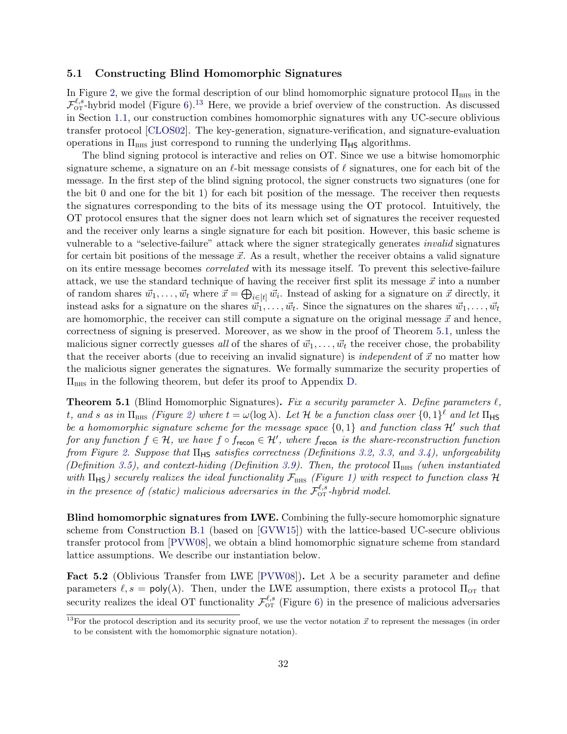### 5.1 Constructing Blind Homomorphic Signatures

In Figure 2, we give the formal description of our blind homomorphic signature protocol $\Pi_{\text{BHS}}$ in the $\mathcal{F}_{\text{OT}}^{\ell,s}$-hybrid model (Figure 6).[13] Here, we provide a brief overview of the construction. As discussed in Section 1.1, our construction combines homomorphic signatures with any UC-secure oblivious transfer protocol [CLOS02]. The key-generation, signature-verification, and signature-evaluation operations in $\Pi_{\text{BHS}}$ just correspond to running the underlying $\Pi_{\mathsf{HS}}$ algorithms.

The blind signing protocol is interactive and relies on OT. Since we use a bitwise homomorphic signature scheme, a signature on an $\ell$-bit message consists of $\ell$ signatures, one for each bit of the message. In the first step of the blind signing protocol, the signer constructs two signatures (one for the bit 0 and one for the bit 1) for each bit position of the message. The receiver then requests the signatures corresponding to the bits of its message using the OT protocol. Intuitively, the OT protocol ensures that the signer does not learn which set of signatures the receiver requested and the receiver only learns a single signature for each bit position. However, this basic scheme is vulnerable to a "selective-failure" attack where the signer strategically generates *invalid* signatures for certain bit positions of the message $\vec{x}$. As a result, whether the receiver obtains a valid signature on its entire message becomes *correlated* with its message itself. To prevent this selective-failure attack, we use the standard technique of having the receiver first split its message $\vec{x}$ into a number of random shares $\vec{w}_1, \ldots, \vec{w}_t$ where $\vec{x} = \bigoplus_{i \in [t]} \vec{w}_i$. Instead of asking for a signature on $\vec{x}$ directly, it instead asks for a signature on the shares $\vec{w}_1, \ldots, \vec{w}_t$. Since the signatures on the shares $\vec{w}_1, \ldots, \vec{w}_t$ are homomorphic, the receiver can still compute a signature on the original message $\vec{x}$ and hence, correctness of signing is preserved. Moreover, as we show in the proof of Theorem 5.1, unless the malicious signer correctly guesses *all* of the shares of $\vec{w}_1, \ldots, \vec{w}_t$ the receiver chose, the probability that the receiver aborts (due to receiving an invalid signature) is *independent* of $\vec{x}$ no matter how the malicious signer generates the signatures. We formally summarize the security properties of $\Pi_{\text{BHS}}$ in the following theorem, but defer its proof to Appendix D.

**Theorem 5.1** (Blind Homomorphic Signatures)**.** *Fix a security parameter $\lambda$. Define parameters $\ell$, $t$, and $s$ as in $\Pi_{\text{BHS}}$ (Figure 2) where $t = \omega(\log \lambda)$. Let $\mathcal{H}$ be a function class over $\{0,1\}^\ell$ and let $\Pi_{\mathsf{HS}}$ be a homomorphic signature scheme for the message space $\{0,1\}$ and function class $\mathcal{H}'$ such that for any function $f \in \mathcal{H}$, we have $f \circ f_{\mathsf{recon}} \in \mathcal{H}'$, where $f_{\mathsf{recon}}$ is the share-reconstruction function from Figure 2. Suppose that $\Pi_{\mathsf{HS}}$ satisfies correctness (Definitions 3.2, 3.3, and 3.4), unforgeability (Definition 3.5), and context-hiding (Definition 3.9). Then, the protocol $\Pi_{\text{BHS}}$ (when instantiated with $\Pi_{\mathsf{HS}}$) securely realizes the ideal functionality $\mathcal{F}_{\text{BHS}}$ (Figure 1) with respect to function class $\mathcal{H}$ in the presence of (static) malicious adversaries in the $\mathcal{F}_{\text{OT}}^{\ell,s}$-hybrid model.*

**Blind homomorphic signatures from LWE.** Combining the fully-secure homomorphic signature scheme from Construction B.1 (based on [GVW15]) with the lattice-based UC-secure oblivious transfer protocol from [PVW08], we obtain a blind homomorphic signature scheme from standard lattice assumptions. We describe our instantiation below.

**Fact 5.2** (Oblivious Transfer from LWE [PVW08])**.** Let $\lambda$ be a security parameter and define parameters $\ell, s = \mathsf{poly}(\lambda)$. Then, under the LWE assumption, there exists a protocol $\Pi_{\text{OT}}$ that security realizes the ideal OT functionality $\mathcal{F}_{\text{OT}}^{\ell,s}$ (Figure 6) in the presence of malicious adversaries

[13] For the protocol description and its security proof, we use the vector notation $\vec{x}$ to represent the messages (in order to be consistent with the homomorphic signature notation).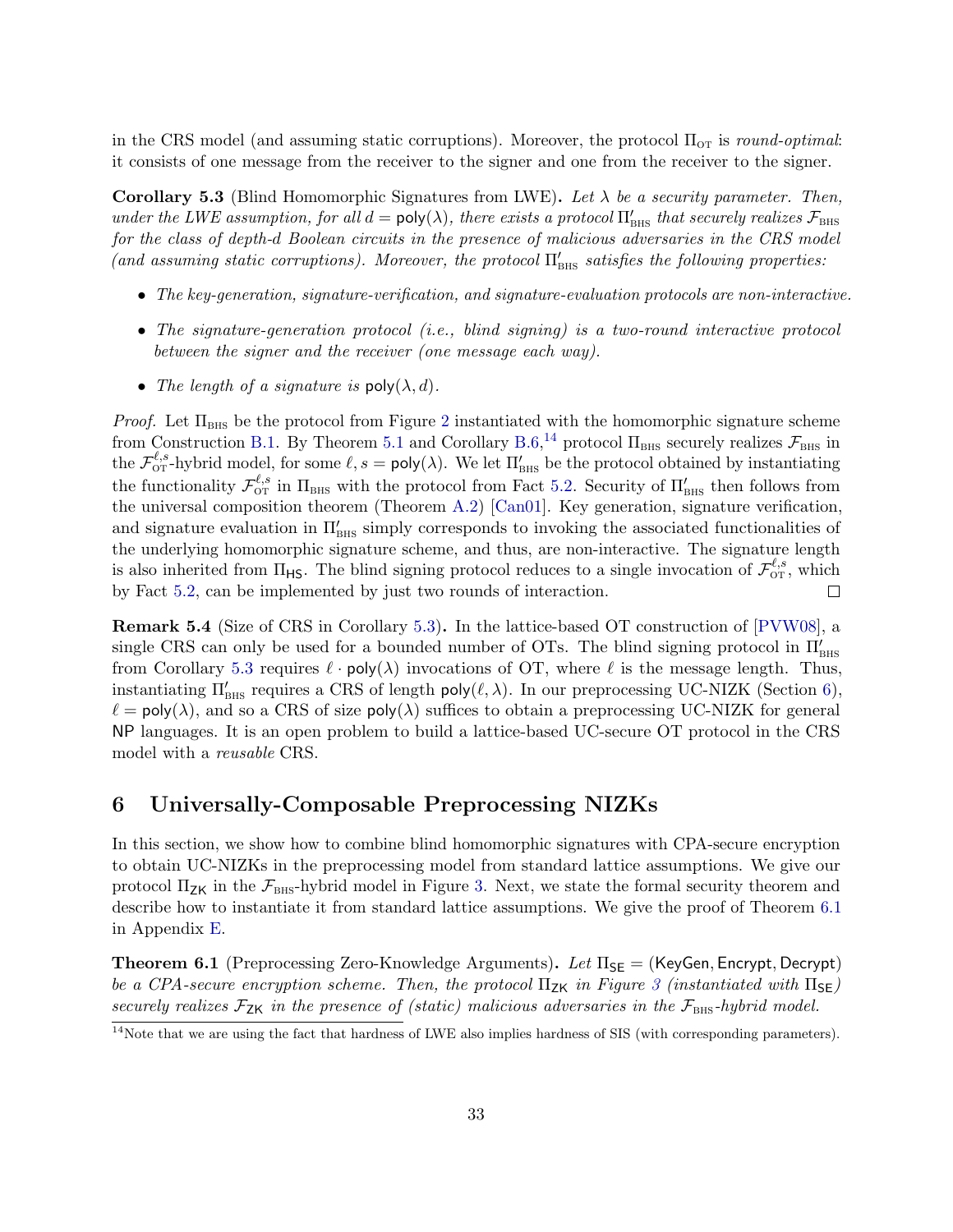in the CRS model (and assuming static corruptions). Moreover, the protocol $\Pi_{\text{OT}}$ is *round-optimal*: it consists of one message from the receiver to the signer and one from the receiver to the signer.

**Corollary 5.3** (Blind Homomorphic Signatures from LWE)**.** *Let $\lambda$ be a security parameter. Then, under the LWE assumption, for all $d = \mathsf{poly}(\lambda)$, there exists a protocol $\Pi'_{\text{BHS}}$ that securely realizes $\mathcal{F}_{\text{BHS}}$ for the class of depth-$d$ Boolean circuits in the presence of malicious adversaries in the CRS model (and assuming static corruptions). Moreover, the protocol $\Pi'_{\text{BHS}}$ satisfies the following properties:*

- *The key-generation, signature-verification, and signature-evaluation protocols are non-interactive.*
- *The signature-generation protocol (i.e., blind signing) is a two-round interactive protocol between the signer and the receiver (one message each way).*
- *The length of a signature is $\mathsf{poly}(\lambda, d)$.*

*Proof.* Let $\Pi_{\text{BHS}}$ be the protocol from Figure 2 instantiated with the homomorphic signature scheme from Construction B.1. By Theorem 5.1 and Corollary B.6,[14] protocol $\Pi_{\text{BHS}}$ securely realizes $\mathcal{F}_{\text{BHS}}$ in the $\mathcal{F}_{\text{OT}}^{\ell,s}$-hybrid model, for some $\ell, s = \mathsf{poly}(\lambda)$. We let $\Pi'_{\text{BHS}}$ be the protocol obtained by instantiating the functionality $\mathcal{F}_{\text{OT}}^{\ell,s}$ in $\Pi_{\text{BHS}}$ with the protocol from Fact 5.2. Security of $\Pi'_{\text{BHS}}$ then follows from the universal composition theorem (Theorem A.2) [Can01]. Key generation, signature verification, and signature evaluation in $\Pi'_{\text{BHS}}$ simply corresponds to invoking the associated functionalities of the underlying homomorphic signature scheme, and thus, are non-interactive. The signature length is also inherited from $\Pi_{\mathsf{HS}}$. The blind signing protocol reduces to a single invocation of $\mathcal{F}_{\text{OT}}^{\ell,s}$, which by Fact 5.2, can be implemented by just two rounds of interaction. □

**Remark 5.4** (Size of CRS in Corollary 5.3)**.** In the lattice-based OT construction of [PVW08], a single CRS can only be used for a bounded number of OTs. The blind signing protocol in $\Pi'_{\text{BHS}}$ from Corollary 5.3 requires $\ell \cdot \mathsf{poly}(\lambda)$ invocations of OT, where $\ell$ is the message length. Thus, instantiating $\Pi'_{\text{BHS}}$ requires a CRS of length $\mathsf{poly}(\ell, \lambda)$. In our preprocessing UC-NIZK (Section 6), $\ell = \mathsf{poly}(\lambda)$, and so a CRS of size $\mathsf{poly}(\lambda)$ suffices to obtain a preprocessing UC-NIZK for general $\mathsf{NP}$ languages. It is an open problem to build a lattice-based UC-secure OT protocol in the CRS model with a *reusable* CRS.

# 6 Universally-Composable Preprocessing NIZKs

In this section, we show how to combine blind homomorphic signatures with CPA-secure encryption to obtain UC-NIZKs in the preprocessing model from standard lattice assumptions. We give our protocol $\Pi_{\mathsf{ZK}}$ in the $\mathcal{F}_{\text{BHS}}$-hybrid model in Figure 3. Next, we state the formal security theorem and describe how to instantiate it from standard lattice assumptions. We give the proof of Theorem 6.1 in Appendix E.

**Theorem 6.1** (Preprocessing Zero-Knowledge Arguments)**.** *Let $\Pi_{\mathsf{SE}} = (\mathsf{KeyGen}, \mathsf{Encrypt}, \mathsf{Decrypt})$ be a CPA-secure encryption scheme. Then, the protocol $\Pi_{\mathsf{ZK}}$ in Figure 3 (instantiated with $\Pi_{\mathsf{SE}}$) securely realizes $\mathcal{F}_{\mathsf{ZK}}$ in the presence of (static) malicious adversaries in the $\mathcal{F}_{\text{BHS}}$-hybrid model.*

[14] Note that we are using the fact that hardness of LWE also implies hardness of SIS (with corresponding parameters).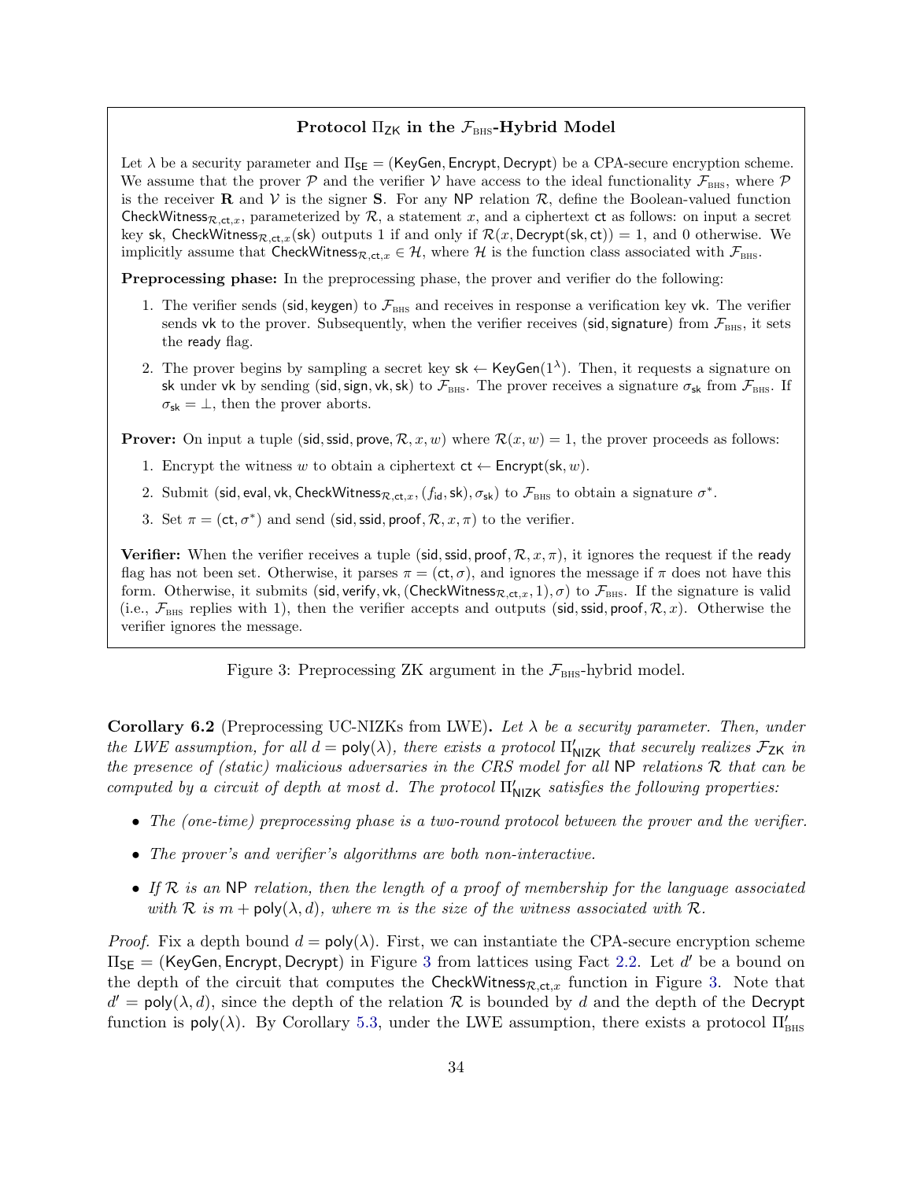**Protocol $\Pi_{\mathsf{ZK}}$ in the $\mathcal{F}_{\text{BHS}}$-Hybrid Model**

Let $\lambda$ be a security parameter and $\Pi_{\mathsf{SE}} = (\mathsf{KeyGen}, \mathsf{Encrypt}, \mathsf{Decrypt})$ be a CPA-secure encryption scheme. We assume that the prover $\mathcal{P}$ and the verifier $\mathcal{V}$ have access to the ideal functionality $\mathcal{F}_{\text{BHS}}$, where $\mathcal{P}$ is the receiver $\mathbf{R}$ and $\mathcal{V}$ is the signer $\mathbf{S}$. For any NP relation $\mathcal{R}$, define the Boolean-valued function $\mathsf{CheckWitness}_{\mathcal{R},\mathsf{ct},x}$, parameterized by $\mathcal{R}$, a statement $x$, and a ciphertext $\mathsf{ct}$ as follows: on input a secret key $\mathsf{sk}$, $\mathsf{CheckWitness}_{\mathcal{R},\mathsf{ct},x}(\mathsf{sk})$ outputs 1 if and only if $\mathcal{R}(x, \mathsf{Decrypt}(\mathsf{sk}, \mathsf{ct})) = 1$, and 0 otherwise. We implicitly assume that $\mathsf{CheckWitness}_{\mathcal{R},\mathsf{ct},x} \in \mathcal{H}$, where $\mathcal{H}$ is the function class associated with $\mathcal{F}_{\text{BHS}}$.

**Preprocessing phase:** In the preprocessing phase, the prover and verifier do the following:

1. The verifier sends $(\mathsf{sid}, \mathsf{keygen})$ to $\mathcal{F}_{\text{BHS}}$ and receives in response a verification key $\mathsf{vk}$. The verifier sends $\mathsf{vk}$ to the prover. Subsequently, when the verifier receives $(\mathsf{sid}, \mathsf{signature})$ from $\mathcal{F}_{\text{BHS}}$, it sets the $\mathsf{ready}$ flag.
2. The prover begins by sampling a secret key $\mathsf{sk} \leftarrow \mathsf{KeyGen}(1^\lambda)$. Then, it requests a signature on $\mathsf{sk}$ under $\mathsf{vk}$ by sending $(\mathsf{sid}, \mathsf{sign}, \mathsf{vk}, \mathsf{sk})$ to $\mathcal{F}_{\text{BHS}}$. The prover receives a signature $\sigma_{\mathsf{sk}}$ from $\mathcal{F}_{\text{BHS}}$. If $\sigma_{\mathsf{sk}} = \perp$, then the prover aborts.

**Prover:** On input a tuple $(\mathsf{sid}, \mathsf{ssid}, \mathsf{prove}, \mathcal{R}, x, w)$ where $\mathcal{R}(x, w) = 1$, the prover proceeds as follows:

1. Encrypt the witness $w$ to obtain a ciphertext $\mathsf{ct} \leftarrow \mathsf{Encrypt}(\mathsf{sk}, w)$.
2. Submit $(\mathsf{sid}, \mathsf{eval}, \mathsf{vk}, \mathsf{CheckWitness}_{\mathcal{R},\mathsf{ct},x}, (f_{\mathsf{id}}, \mathsf{sk}), \sigma_{\mathsf{sk}})$ to $\mathcal{F}_{\text{BHS}}$ to obtain a signature $\sigma^*$.
3. Set $\pi = (\mathsf{ct}, \sigma^*)$ and send $(\mathsf{sid}, \mathsf{ssid}, \mathsf{proof}, \mathcal{R}, x, \pi)$ to the verifier.

**Verifier:** When the verifier receives a tuple $(\mathsf{sid}, \mathsf{ssid}, \mathsf{proof}, \mathcal{R}, x, \pi)$, it ignores the request if the $\mathsf{ready}$ flag has not been set. Otherwise, it parses $\pi = (\mathsf{ct}, \sigma)$, and ignores the message if $\pi$ does not have this form. Otherwise, it submits $(\mathsf{sid}, \mathsf{verify}, \mathsf{vk}, (\mathsf{CheckWitness}_{\mathcal{R},\mathsf{ct},x}, 1), \sigma)$ to $\mathcal{F}_{\text{BHS}}$. If the signature is valid (i.e., $\mathcal{F}_{\text{BHS}}$ replies with 1), then the verifier accepts and outputs $(\mathsf{sid}, \mathsf{ssid}, \mathsf{proof}, \mathcal{R}, x)$. Otherwise the verifier ignores the message.

Figure 3: Preprocessing ZK argument in the $\mathcal{F}_{\text{BHS}}$-hybrid model.

**Corollary 6.2** (Preprocessing UC-NIZKs from LWE)**.** *Let $\lambda$ be a security parameter. Then, under the LWE assumption, for all $d = \mathsf{poly}(\lambda)$, there exists a protocol $\Pi'_{\mathsf{NIZK}}$ that securely realizes $\mathcal{F}_{\mathsf{ZK}}$ in the presence of (static) malicious adversaries in the CRS model for all* NP *relations $\mathcal{R}$ that can be computed by a circuit of depth at most $d$. The protocol $\Pi'_{\mathsf{NIZK}}$ satisfies the following properties:*

- *The (one-time) preprocessing phase is a two-round protocol between the prover and the verifier.*
- *The prover's and verifier's algorithms are both non-interactive.*
- *If $\mathcal{R}$ is an* NP *relation, then the length of a proof of membership for the language associated with $\mathcal{R}$ is $m + \mathsf{poly}(\lambda, d)$, where $m$ is the size of the witness associated with $\mathcal{R}$.*

*Proof.* Fix a depth bound $d = \mathsf{poly}(\lambda)$. First, we can instantiate the CPA-secure encryption scheme $\Pi_{\mathsf{SE}} = (\mathsf{KeyGen}, \mathsf{Encrypt}, \mathsf{Decrypt})$ in Figure 3 from lattices using Fact 2.2. Let $d'$ be a bound on the depth of the circuit that computes the $\mathsf{CheckWitness}_{\mathcal{R},\mathsf{ct},x}$ function in Figure 3. Note that $d' = \mathsf{poly}(\lambda, d)$, since the depth of the relation $\mathcal{R}$ is bounded by $d$ and the depth of the $\mathsf{Decrypt}$ function is $\mathsf{poly}(\lambda)$. By Corollary 5.3, under the LWE assumption, there exists a protocol $\Pi'_{\text{BHS}}$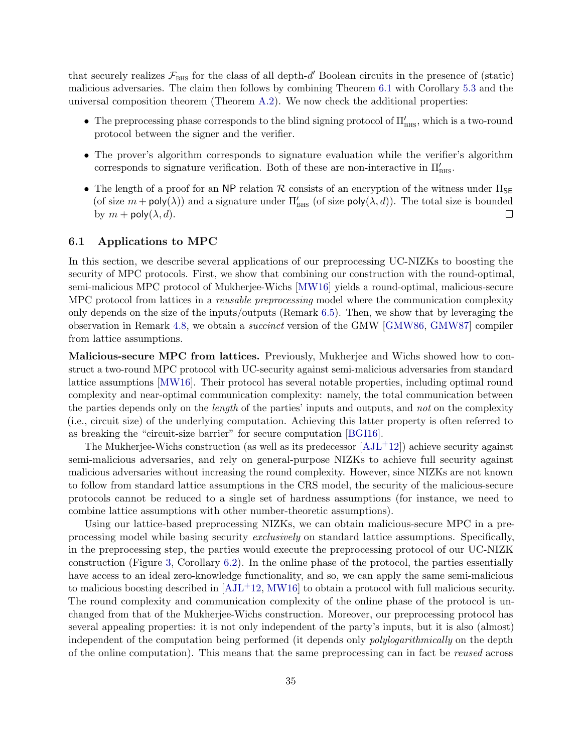that securely realizes $\mathcal{F}_{\text{BHS}}$ for the class of all depth-$d'$ Boolean circuits in the presence of (static) malicious adversaries. The claim then follows by combining Theorem 6.1 with Corollary 5.3 and the universal composition theorem (Theorem A.2). We now check the additional properties:

- The preprocessing phase corresponds to the blind signing protocol of $\Pi'_{\text{BHS}}$, which is a two-round protocol between the signer and the verifier.
- The prover's algorithm corresponds to signature evaluation while the verifier's algorithm corresponds to signature verification. Both of these are non-interactive in $\Pi'_{\text{BHS}}$.
- The length of a proof for an NP relation $\mathcal{R}$ consists of an encryption of the witness under $\Pi_{\mathsf{SE}}$ (of size $m + \mathsf{poly}(\lambda)$) and a signature under $\Pi'_{\text{BHS}}$ (of size $\mathsf{poly}(\lambda, d)$). The total size is bounded by $m + \mathsf{poly}(\lambda, d)$. □

## 6.1 Applications to MPC

In this section, we describe several applications of our preprocessing UC-NIZKs to boosting the security of MPC protocols. First, we show that combining our construction with the round-optimal, semi-malicious MPC protocol of Mukherjee-Wichs [MW16] yields a round-optimal, malicious-secure MPC protocol from lattices in a *reusable preprocessing* model where the communication complexity only depends on the size of the inputs/outputs (Remark 6.5). Then, we show that by leveraging the observation in Remark 4.8, we obtain a *succinct* version of the GMW [GMW86, GMW87] compiler from lattice assumptions.

**Malicious-secure MPC from lattices.** Previously, Mukherjee and Wichs showed how to construct a two-round MPC protocol with UC-security against semi-malicious adversaries from standard lattice assumptions [MW16]. Their protocol has several notable properties, including optimal round complexity and near-optimal communication complexity: namely, the total communication between the parties depends only on the *length* of the parties' inputs and outputs, and *not* on the complexity (i.e., circuit size) of the underlying computation. Achieving this latter property is often referred to as breaking the "circuit-size barrier" for secure computation [BGI16].

The Mukherjee-Wichs construction (as well as its predecessor [AJL+12]) achieve security against semi-malicious adversaries, and rely on general-purpose NIZKs to achieve full security against malicious adversaries without increasing the round complexity. However, since NIZKs are not known to follow from standard lattice assumptions in the CRS model, the security of the malicious-secure protocols cannot be reduced to a single set of hardness assumptions (for instance, we need to combine lattice assumptions with other number-theoretic assumptions).

Using our lattice-based preprocessing NIZKs, we can obtain malicious-secure MPC in a preprocessing model while basing security *exclusively* on standard lattice assumptions. Specifically, in the preprocessing step, the parties would execute the preprocessing protocol of our UC-NIZK construction (Figure 3, Corollary 6.2). In the online phase of the protocol, the parties essentially have access to an ideal zero-knowledge functionality, and so, we can apply the same semi-malicious to malicious boosting described in [AJL+12, MW16] to obtain a protocol with full malicious security. The round complexity and communication complexity of the online phase of the protocol is unchanged from that of the Mukherjee-Wichs construction. Moreover, our preprocessing protocol has several appealing properties: it is not only independent of the party's inputs, but it is also (almost) independent of the computation being performed (it depends only *polylogarithmically* on the depth of the online computation). This means that the same preprocessing can in fact be *reused* across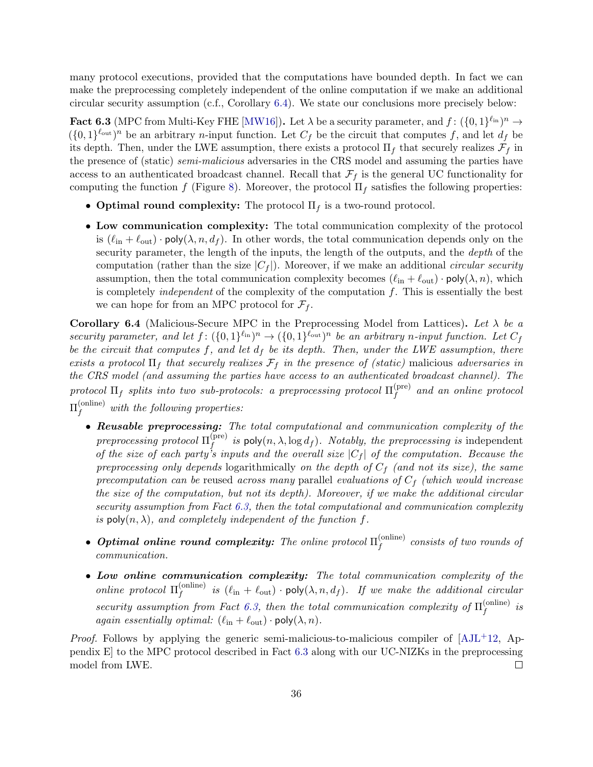many protocol executions, provided that the computations have bounded depth. In fact we can make the preprocessing completely independent of the online computation if we make an additional circular security assumption (c.f., Corollary 6.4). We state our conclusions more precisely below:

**Fact 6.3** (MPC from Multi-Key FHE [MW16])**.** Let $\lambda$ be a security parameter, and $f\colon (\{0,1\}^{\ell_{\text{in}}})^n \to (\{0,1\}^{\ell_{\text{out}}})^n$ be an arbitrary $n$-input function. Let $C_f$ be the circuit that computes $f$, and let $d_f$ be its depth. Then, under the LWE assumption, there exists a protocol $\Pi_f$ that securely realizes $\mathcal{F}_f$ in the presence of (static) *semi-malicious* adversaries in the CRS model and assuming the parties have access to an authenticated broadcast channel. Recall that $\mathcal{F}_f$ is the general UC functionality for computing the function $f$ (Figure 8). Moreover, the protocol $\Pi_f$ satisfies the following properties:

- **Optimal round complexity:** The protocol $\Pi_f$ is a two-round protocol.
- **Low communication complexity:** The total communication complexity of the protocol is $(\ell_{\text{in}} + \ell_{\text{out}}) \cdot \mathsf{poly}(\lambda, n, d_f)$. In other words, the total communication depends only on the security parameter, the length of the inputs, the length of the outputs, and the *depth* of the computation (rather than the size $|C_f|$). Moreover, if we make an additional *circular security* assumption, then the total communication complexity becomes $(\ell_{\text{in}} + \ell_{\text{out}}) \cdot \mathsf{poly}(\lambda, n)$, which is completely *independent* of the complexity of the computation $f$. This is essentially the best we can hope for from an MPC protocol for $\mathcal{F}_f$.

**Corollary 6.4** (Malicious-Secure MPC in the Preprocessing Model from Lattices)**.** *Let $\lambda$ be a security parameter, and let $f\colon (\{0,1\}^{\ell_{\text{in}}})^n \to (\{0,1\}^{\ell_{\text{out}}})^n$ be an arbitrary $n$-input function. Let $C_f$ be the circuit that computes $f$, and let $d_f$ be its depth. Then, under the LWE assumption, there exists a protocol $\Pi_f$ that securely realizes $\mathcal{F}_f$ in the presence of (static)* malicious *adversaries in the CRS model (and assuming the parties have access to an authenticated broadcast channel). The protocol $\Pi_f$ splits into two sub-protocols: a preprocessing protocol $\Pi_f^{(\text{pre})}$ and an online protocol $\Pi_f^{(\text{online})}$ with the following properties:*

- ***Reusable preprocessing:*** *The total computational and communication complexity of the preprocessing protocol $\Pi_f^{(\text{pre})}$ is $\mathsf{poly}(n, \lambda, \log d_f)$. Notably, the preprocessing is* independent *of the size of each party's inputs and the overall size $|C_f|$ of the computation. Because the preprocessing only depends* logarithmically *on the depth of $C_f$ (and not its size), the same precomputation can be* reused *across many* parallel *evaluations of $C_f$ (which would increase the size of the computation, but not its depth). Moreover, if we make the additional circular security assumption from Fact 6.3, then the total computational and communication complexity is $\mathsf{poly}(n, \lambda)$, and completely independent of the function $f$.*
- ***Optimal online round complexity:*** *The online protocol $\Pi_f^{(\text{online})}$ consists of two rounds of communication.*
- ***Low online communication complexity:*** *The total communication complexity of the online protocol $\Pi_f^{(\text{online})}$ is $(\ell_{\text{in}} + \ell_{\text{out}}) \cdot \mathsf{poly}(\lambda, n, d_f)$. If we make the additional circular security assumption from Fact 6.3, then the total communication complexity of $\Pi_f^{(\text{online})}$ is again essentially optimal: $(\ell_{\text{in}} + \ell_{\text{out}}) \cdot \mathsf{poly}(\lambda, n)$.*

*Proof.* Follows by applying the generic semi-malicious-to-malicious compiler of [AJL+12, Appendix E] to the MPC protocol described in Fact 6.3 along with our UC-NIZKs in the preprocessing model from LWE. □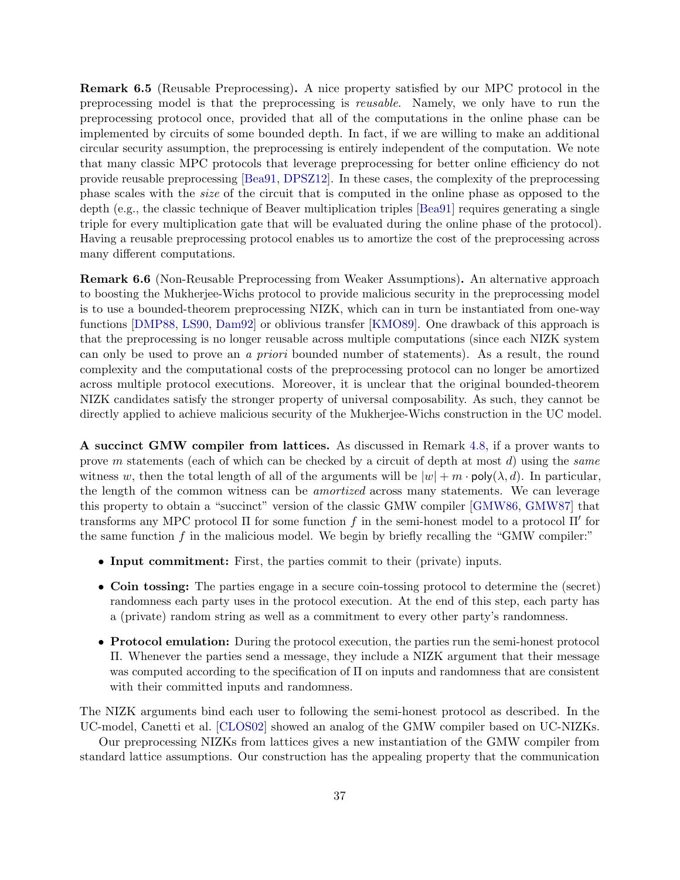**Remark 6.5** (Reusable Preprocessing)**.** A nice property satisfied by our MPC protocol in the preprocessing model is that the preprocessing is *reusable*. Namely, we only have to run the preprocessing protocol once, provided that all of the computations in the online phase can be implemented by circuits of some bounded depth. In fact, if we are willing to make an additional circular security assumption, the preprocessing is entirely independent of the computation. We note that many classic MPC protocols that leverage preprocessing for better online efficiency do not provide reusable preprocessing [Bea91, DPSZ12]. In these cases, the complexity of the preprocessing phase scales with the *size* of the circuit that is computed in the online phase as opposed to the depth (e.g., the classic technique of Beaver multiplication triples [Bea91] requires generating a single triple for every multiplication gate that will be evaluated during the online phase of the protocol). Having a reusable preprocessing protocol enables us to amortize the cost of the preprocessing across many different computations.

**Remark 6.6** (Non-Reusable Preprocessing from Weaker Assumptions)**.** An alternative approach to boosting the Mukherjee-Wichs protocol to provide malicious security in the preprocessing model is to use a bounded-theorem preprocessing NIZK, which can in turn be instantiated from one-way functions [DMP88, LS90, Dam92] or oblivious transfer [KMO89]. One drawback of this approach is that the preprocessing is no longer reusable across multiple computations (since each NIZK system can only be used to prove an *a priori* bounded number of statements). As a result, the round complexity and the computational costs of the preprocessing protocol can no longer be amortized across multiple protocol executions. Moreover, it is unclear that the original bounded-theorem NIZK candidates satisfy the stronger property of universal composability. As such, they cannot be directly applied to achieve malicious security of the Mukherjee-Wichs construction in the UC model.

**A succinct GMW compiler from lattices.** As discussed in Remark 4.8, if a prover wants to prove $m$ statements (each of which can be checked by a circuit of depth at most $d$) using the *same* witness $w$, then the total length of all of the arguments will be $|w| + m \cdot \mathsf{poly}(\lambda, d)$. In particular, the length of the common witness can be *amortized* across many statements. We can leverage this property to obtain a "succinct" version of the classic GMW compiler [GMW86, GMW87] that transforms any MPC protocol $\Pi$ for some function $f$ in the semi-honest model to a protocol $\Pi'$ for the same function $f$ in the malicious model. We begin by briefly recalling the "GMW compiler:"

- **Input commitment:** First, the parties commit to their (private) inputs.
- **Coin tossing:** The parties engage in a secure coin-tossing protocol to determine the (secret) randomness each party uses in the protocol execution. At the end of this step, each party has a (private) random string as well as a commitment to every other party's randomness.
- **Protocol emulation:** During the protocol execution, the parties run the semi-honest protocol $\Pi$. Whenever the parties send a message, they include a NIZK argument that their message was computed according to the specification of $\Pi$ on inputs and randomness that are consistent with their committed inputs and randomness.

The NIZK arguments bind each user to following the semi-honest protocol as described. In the UC-model, Canetti et al. [CLOS02] showed an analog of the GMW compiler based on UC-NIZKs.

Our preprocessing NIZKs from lattices gives a new instantiation of the GMW compiler from standard lattice assumptions. Our construction has the appealing property that the communication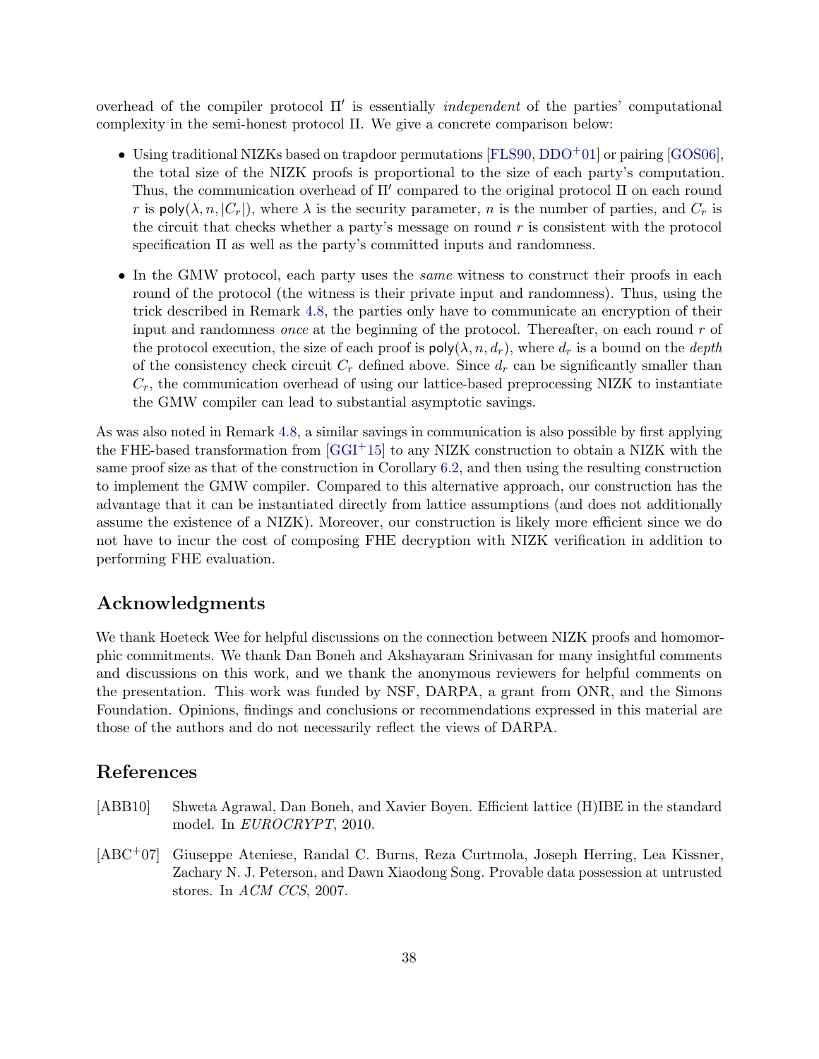overhead of the compiler protocol $\Pi'$ is essentially *independent* of the parties' computational complexity in the semi-honest protocol $\Pi$. We give a concrete comparison below:

- Using traditional NIZKs based on trapdoor permutations [FLS90, DDO+01] or pairing [GOS06], the total size of the NIZK proofs is proportional to the size of each party's computation. Thus, the communication overhead of $\Pi'$ compared to the original protocol $\Pi$ on each round $r$ is $\mathsf{poly}(\lambda, n, |C_r|)$, where $\lambda$ is the security parameter, $n$ is the number of parties, and $C_r$ is the circuit that checks whether a party's message on round $r$ is consistent with the protocol specification $\Pi$ as well as the party's committed inputs and randomness.
- In the GMW protocol, each party uses the *same* witness to construct their proofs in each round of the protocol (the witness is their private input and randomness). Thus, using the trick described in Remark 4.8, the parties only have to communicate an encryption of their input and randomness *once* at the beginning of the protocol. Thereafter, on each round $r$ of the protocol execution, the size of each proof is $\mathsf{poly}(\lambda, n, d_r)$, where $d_r$ is a bound on the *depth* of the consistency check circuit $C_r$ defined above. Since $d_r$ can be significantly smaller than $C_r$, the communication overhead of using our lattice-based preprocessing NIZK to instantiate the GMW compiler can lead to substantial asymptotic savings.

As was also noted in Remark 4.8, a similar savings in communication is also possible by first applying the FHE-based transformation from [GGI+15] to any NIZK construction to obtain a NIZK with the same proof size as that of the construction in Corollary 6.2, and then using the resulting construction to implement the GMW compiler. Compared to this alternative approach, our construction has the advantage that it can be instantiated directly from lattice assumptions (and does not additionally assume the existence of a NIZK). Moreover, our construction is likely more efficient since we do not have to incur the cost of composing FHE decryption with NIZK verification in addition to performing FHE evaluation.

## Acknowledgments

We thank Hoeteck Wee for helpful discussions on the connection between NIZK proofs and homomorphic commitments. We thank Dan Boneh and Akshayaram Srinivasan for many insightful comments and discussions on this work, and we thank the anonymous reviewers for helpful comments on the presentation. This work was funded by NSF, DARPA, a grant from ONR, and the Simons Foundation. Opinions, findings and conclusions or recommendations expressed in this material are those of the authors and do not necessarily reflect the views of DARPA.

## References

[ABB10] Shweta Agrawal, Dan Boneh, and Xavier Boyen. Efficient lattice (H)IBE in the standard model. In *EUROCRYPT*, 2010.

[ABC+07] Giuseppe Ateniese, Randal C. Burns, Reza Curtmola, Joseph Herring, Lea Kissner, Zachary N. J. Peterson, and Dawn Xiaodong Song. Provable data possession at untrusted stores. In *ACM CCS*, 2007.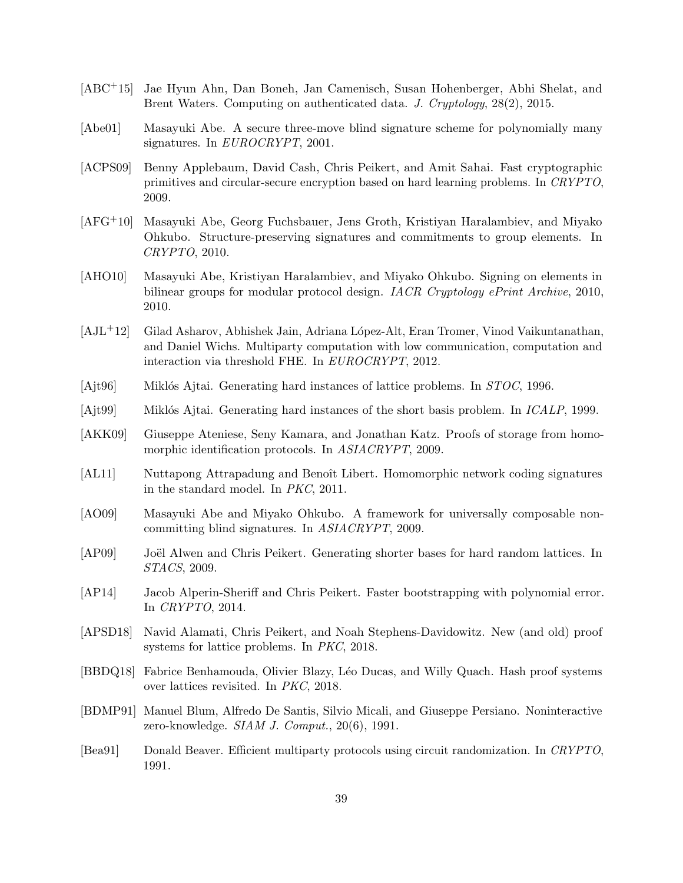[ABC+15] Jae Hyun Ahn, Dan Boneh, Jan Camenisch, Susan Hohenberger, Abhi Shelat, and Brent Waters. Computing on authenticated data. *J. Cryptology*, 28(2), 2015.

[Abe01] Masayuki Abe. A secure three-move blind signature scheme for polynomially many signatures. In *EUROCRYPT*, 2001.

[ACPS09] Benny Applebaum, David Cash, Chris Peikert, and Amit Sahai. Fast cryptographic primitives and circular-secure encryption based on hard learning problems. In *CRYPTO*, 2009.

[AFG+10] Masayuki Abe, Georg Fuchsbauer, Jens Groth, Kristiyan Haralambiev, and Miyako Ohkubo. Structure-preserving signatures and commitments to group elements. In *CRYPTO*, 2010.

[AHO10] Masayuki Abe, Kristiyan Haralambiev, and Miyako Ohkubo. Signing on elements in bilinear groups for modular protocol design. *IACR Cryptology ePrint Archive*, 2010, 2010.

[AJL+12] Gilad Asharov, Abhishek Jain, Adriana López-Alt, Eran Tromer, Vinod Vaikuntanathan, and Daniel Wichs. Multiparty computation with low communication, computation and interaction via threshold FHE. In *EUROCRYPT*, 2012.

[Ajt96] Miklós Ajtai. Generating hard instances of lattice problems. In *STOC*, 1996.

[Ajt99] Miklós Ajtai. Generating hard instances of the short basis problem. In *ICALP*, 1999.

[AKK09] Giuseppe Ateniese, Seny Kamara, and Jonathan Katz. Proofs of storage from homomorphic identification protocols. In *ASIACRYPT*, 2009.

[AL11] Nuttapong Attrapadung and Benoît Libert. Homomorphic network coding signatures in the standard model. In *PKC*, 2011.

[AO09] Masayuki Abe and Miyako Ohkubo. A framework for universally composable non-committing blind signatures. In *ASIACRYPT*, 2009.

[AP09] Joël Alwen and Chris Peikert. Generating shorter bases for hard random lattices. In *STACS*, 2009.

[AP14] Jacob Alperin-Sheriff and Chris Peikert. Faster bootstrapping with polynomial error. In *CRYPTO*, 2014.

[APSD18] Navid Alamati, Chris Peikert, and Noah Stephens-Davidowitz. New (and old) proof systems for lattice problems. In *PKC*, 2018.

[BBDQ18] Fabrice Benhamouda, Olivier Blazy, Léo Ducas, and Willy Quach. Hash proof systems over lattices revisited. In *PKC*, 2018.

[BDMP91] Manuel Blum, Alfredo De Santis, Silvio Micali, and Giuseppe Persiano. Noninteractive zero-knowledge. *SIAM J. Comput.*, 20(6), 1991.

[Bea91] Donald Beaver. Efficient multiparty protocols using circuit randomization. In *CRYPTO*, 1991.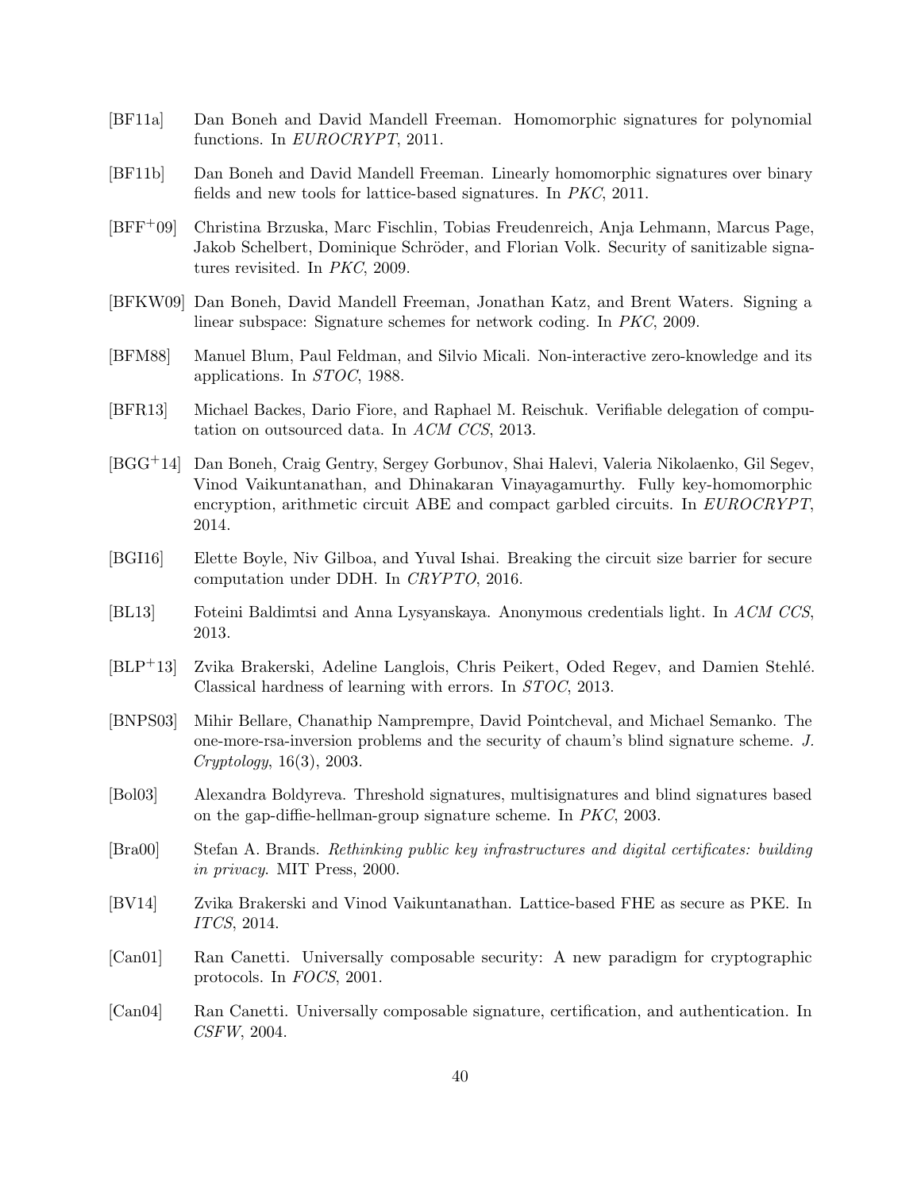[BF11a] Dan Boneh and David Mandell Freeman. Homomorphic signatures for polynomial functions. In *EUROCRYPT*, 2011.

[BF11b] Dan Boneh and David Mandell Freeman. Linearly homomorphic signatures over binary fields and new tools for lattice-based signatures. In *PKC*, 2011.

[BFF+09] Christina Brzuska, Marc Fischlin, Tobias Freudenreich, Anja Lehmann, Marcus Page, Jakob Schelbert, Dominique Schröder, and Florian Volk. Security of sanitizable signatures revisited. In *PKC*, 2009.

[BFKW09] Dan Boneh, David Mandell Freeman, Jonathan Katz, and Brent Waters. Signing a linear subspace: Signature schemes for network coding. In *PKC*, 2009.

[BFM88] Manuel Blum, Paul Feldman, and Silvio Micali. Non-interactive zero-knowledge and its applications. In *STOC*, 1988.

[BFR13] Michael Backes, Dario Fiore, and Raphael M. Reischuk. Verifiable delegation of computation on outsourced data. In *ACM CCS*, 2013.

[BGG+14] Dan Boneh, Craig Gentry, Sergey Gorbunov, Shai Halevi, Valeria Nikolaenko, Gil Segev, Vinod Vaikuntanathan, and Dhinakaran Vinayagamurthy. Fully key-homomorphic encryption, arithmetic circuit ABE and compact garbled circuits. In *EUROCRYPT*, 2014.

[BGI16] Elette Boyle, Niv Gilboa, and Yuval Ishai. Breaking the circuit size barrier for secure computation under DDH. In *CRYPTO*, 2016.

[BL13] Foteini Baldimtsi and Anna Lysyanskaya. Anonymous credentials light. In *ACM CCS*, 2013.

[BLP+13] Zvika Brakerski, Adeline Langlois, Chris Peikert, Oded Regev, and Damien Stehlé. Classical hardness of learning with errors. In *STOC*, 2013.

[BNPS03] Mihir Bellare, Chanathip Namprempre, David Pointcheval, and Michael Semanko. The one-more-rsa-inversion problems and the security of chaum's blind signature scheme. *J. Cryptology*, 16(3), 2003.

[Bol03] Alexandra Boldyreva. Threshold signatures, multisignatures and blind signatures based on the gap-diffie-hellman-group signature scheme. In *PKC*, 2003.

[Bra00] Stefan A. Brands. *Rethinking public key infrastructures and digital certificates: building in privacy.* MIT Press, 2000.

[BV14] Zvika Brakerski and Vinod Vaikuntanathan. Lattice-based FHE as secure as PKE. In *ITCS*, 2014.

[Can01] Ran Canetti. Universally composable security: A new paradigm for cryptographic protocols. In *FOCS*, 2001.

[Can04] Ran Canetti. Universally composable signature, certification, and authentication. In *CSFW*, 2004.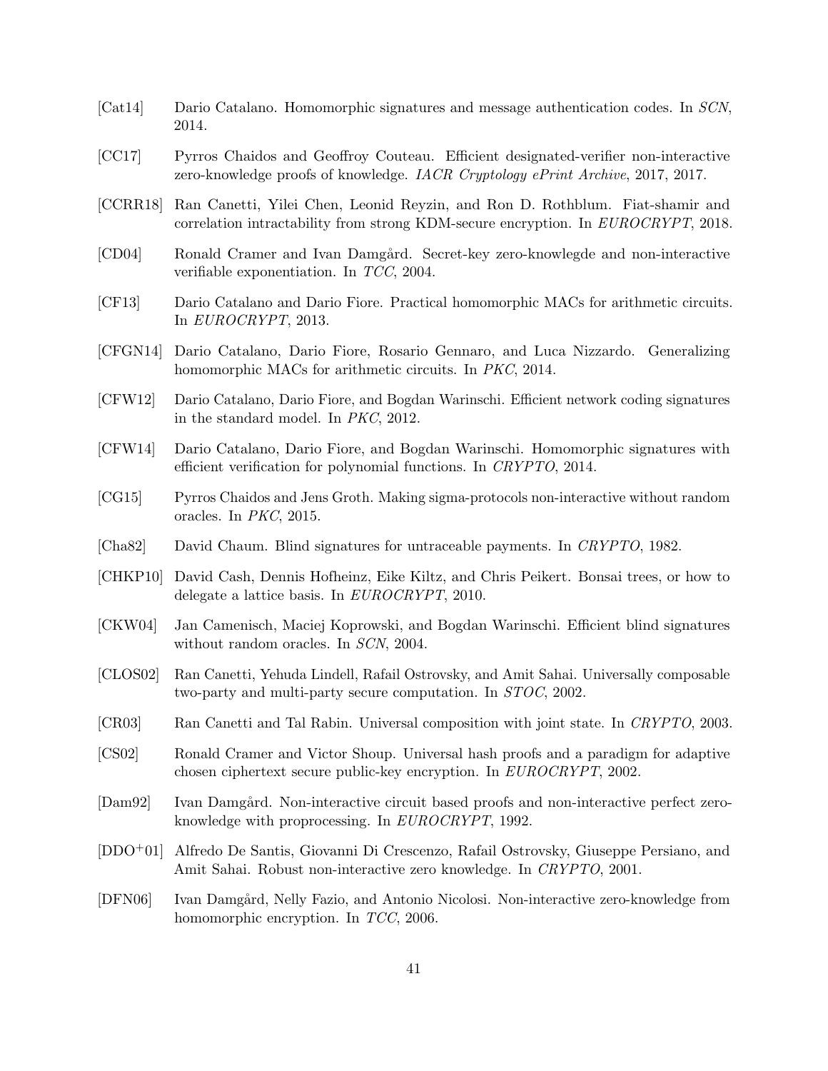[Cat14] Dario Catalano. Homomorphic signatures and message authentication codes. In *SCN*, 2014.

[CC17] Pyrros Chaidos and Geoffroy Couteau. Efficient designated-verifier non-interactive zero-knowledge proofs of knowledge. *IACR Cryptology ePrint Archive*, 2017, 2017.

[CCRR18] Ran Canetti, Yilei Chen, Leonid Reyzin, and Ron D. Rothblum. Fiat-shamir and correlation intractability from strong KDM-secure encryption. In *EUROCRYPT*, 2018.

[CD04] Ronald Cramer and Ivan Damgård. Secret-key zero-knowlegde and non-interactive verifiable exponentiation. In *TCC*, 2004.

[CF13] Dario Catalano and Dario Fiore. Practical homomorphic MACs for arithmetic circuits. In *EUROCRYPT*, 2013.

[CFGN14] Dario Catalano, Dario Fiore, Rosario Gennaro, and Luca Nizzardo. Generalizing homomorphic MACs for arithmetic circuits. In *PKC*, 2014.

[CFW12] Dario Catalano, Dario Fiore, and Bogdan Warinschi. Efficient network coding signatures in the standard model. In *PKC*, 2012.

[CFW14] Dario Catalano, Dario Fiore, and Bogdan Warinschi. Homomorphic signatures with efficient verification for polynomial functions. In *CRYPTO*, 2014.

[CG15] Pyrros Chaidos and Jens Groth. Making sigma-protocols non-interactive without random oracles. In *PKC*, 2015.

[Cha82] David Chaum. Blind signatures for untraceable payments. In *CRYPTO*, 1982.

[CHKP10] David Cash, Dennis Hofheinz, Eike Kiltz, and Chris Peikert. Bonsai trees, or how to delegate a lattice basis. In *EUROCRYPT*, 2010.

[CKW04] Jan Camenisch, Maciej Koprowski, and Bogdan Warinschi. Efficient blind signatures without random oracles. In *SCN*, 2004.

[CLOS02] Ran Canetti, Yehuda Lindell, Rafail Ostrovsky, and Amit Sahai. Universally composable two-party and multi-party secure computation. In *STOC*, 2002.

[CR03] Ran Canetti and Tal Rabin. Universal composition with joint state. In *CRYPTO*, 2003.

[CS02] Ronald Cramer and Victor Shoup. Universal hash proofs and a paradigm for adaptive chosen ciphertext secure public-key encryption. In *EUROCRYPT*, 2002.

[Dam92] Ivan Damgård. Non-interactive circuit based proofs and non-interactive perfect zero-knowledge with proprocessing. In *EUROCRYPT*, 1992.

[DDO+01] Alfredo De Santis, Giovanni Di Crescenzo, Rafail Ostrovsky, Giuseppe Persiano, and Amit Sahai. Robust non-interactive zero knowledge. In *CRYPTO*, 2001.

[DFN06] Ivan Damgård, Nelly Fazio, and Antonio Nicolosi. Non-interactive zero-knowledge from homomorphic encryption. In *TCC*, 2006.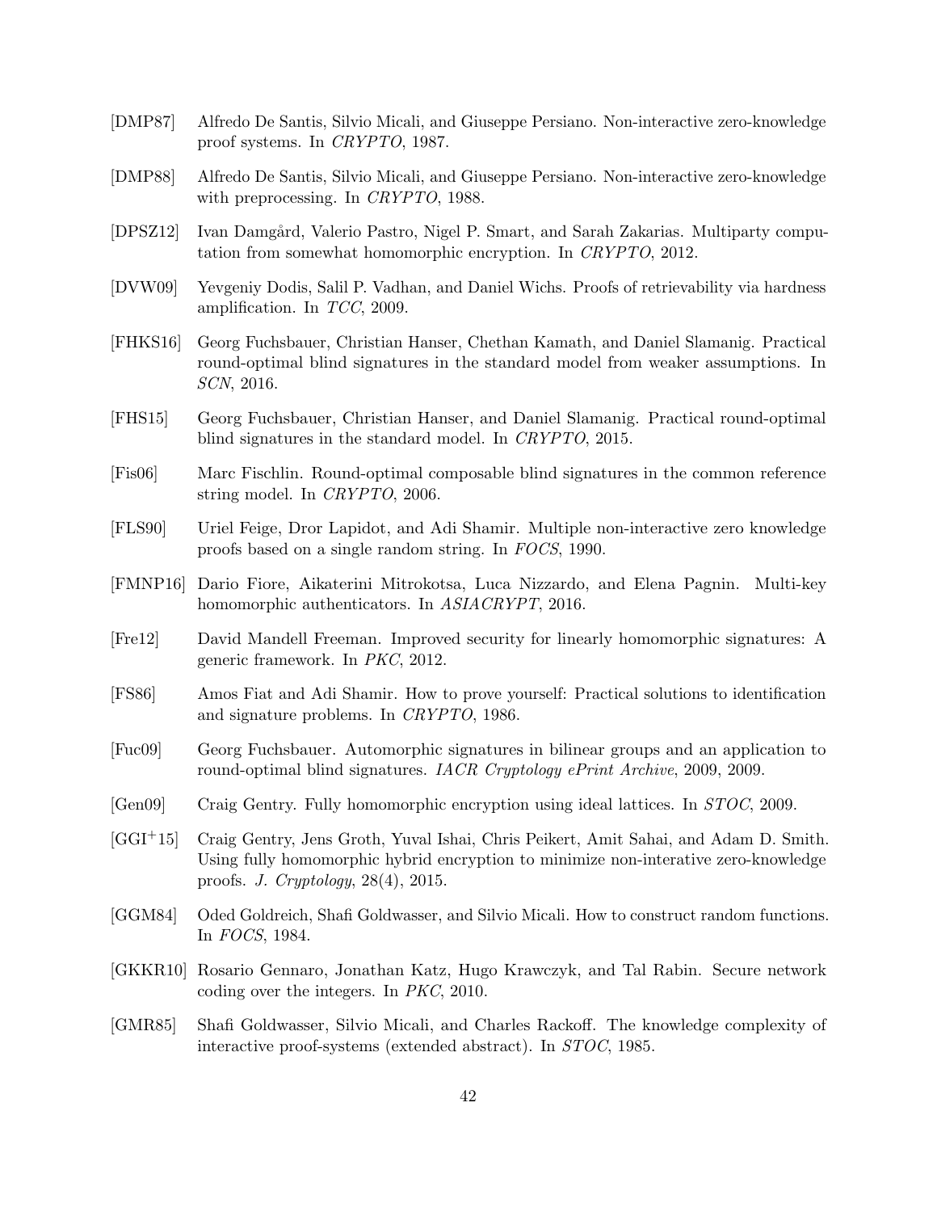[DMP87] Alfredo De Santis, Silvio Micali, and Giuseppe Persiano. Non-interactive zero-knowledge proof systems. In *CRYPTO*, 1987.

[DMP88] Alfredo De Santis, Silvio Micali, and Giuseppe Persiano. Non-interactive zero-knowledge with preprocessing. In *CRYPTO*, 1988.

[DPSZ12] Ivan Damgård, Valerio Pastro, Nigel P. Smart, and Sarah Zakarias. Multiparty computation from somewhat homomorphic encryption. In *CRYPTO*, 2012.

[DVW09] Yevgeniy Dodis, Salil P. Vadhan, and Daniel Wichs. Proofs of retrievability via hardness amplification. In *TCC*, 2009.

[FHKS16] Georg Fuchsbauer, Christian Hanser, Chethan Kamath, and Daniel Slamanig. Practical round-optimal blind signatures in the standard model from weaker assumptions. In *SCN*, 2016.

[FHS15] Georg Fuchsbauer, Christian Hanser, and Daniel Slamanig. Practical round-optimal blind signatures in the standard model. In *CRYPTO*, 2015.

[Fis06] Marc Fischlin. Round-optimal composable blind signatures in the common reference string model. In *CRYPTO*, 2006.

[FLS90] Uriel Feige, Dror Lapidot, and Adi Shamir. Multiple non-interactive zero knowledge proofs based on a single random string. In *FOCS*, 1990.

[FMNP16] Dario Fiore, Aikaterini Mitrokotsa, Luca Nizzardo, and Elena Pagnin. Multi-key homomorphic authenticators. In *ASIACRYPT*, 2016.

[Fre12] David Mandell Freeman. Improved security for linearly homomorphic signatures: A generic framework. In *PKC*, 2012.

[FS86] Amos Fiat and Adi Shamir. How to prove yourself: Practical solutions to identification and signature problems. In *CRYPTO*, 1986.

[Fuc09] Georg Fuchsbauer. Automorphic signatures in bilinear groups and an application to round-optimal blind signatures. *IACR Cryptology ePrint Archive*, 2009, 2009.

[Gen09] Craig Gentry. Fully homomorphic encryption using ideal lattices. In *STOC*, 2009.

[GGI+15] Craig Gentry, Jens Groth, Yuval Ishai, Chris Peikert, Amit Sahai, and Adam D. Smith. Using fully homomorphic hybrid encryption to minimize non-interative zero-knowledge proofs. *J. Cryptology*, 28(4), 2015.

[GGM84] Oded Goldreich, Shafi Goldwasser, and Silvio Micali. How to construct random functions. In *FOCS*, 1984.

[GKKR10] Rosario Gennaro, Jonathan Katz, Hugo Krawczyk, and Tal Rabin. Secure network coding over the integers. In *PKC*, 2010.

[GMR85] Shafi Goldwasser, Silvio Micali, and Charles Rackoff. The knowledge complexity of interactive proof-systems (extended abstract). In *STOC*, 1985.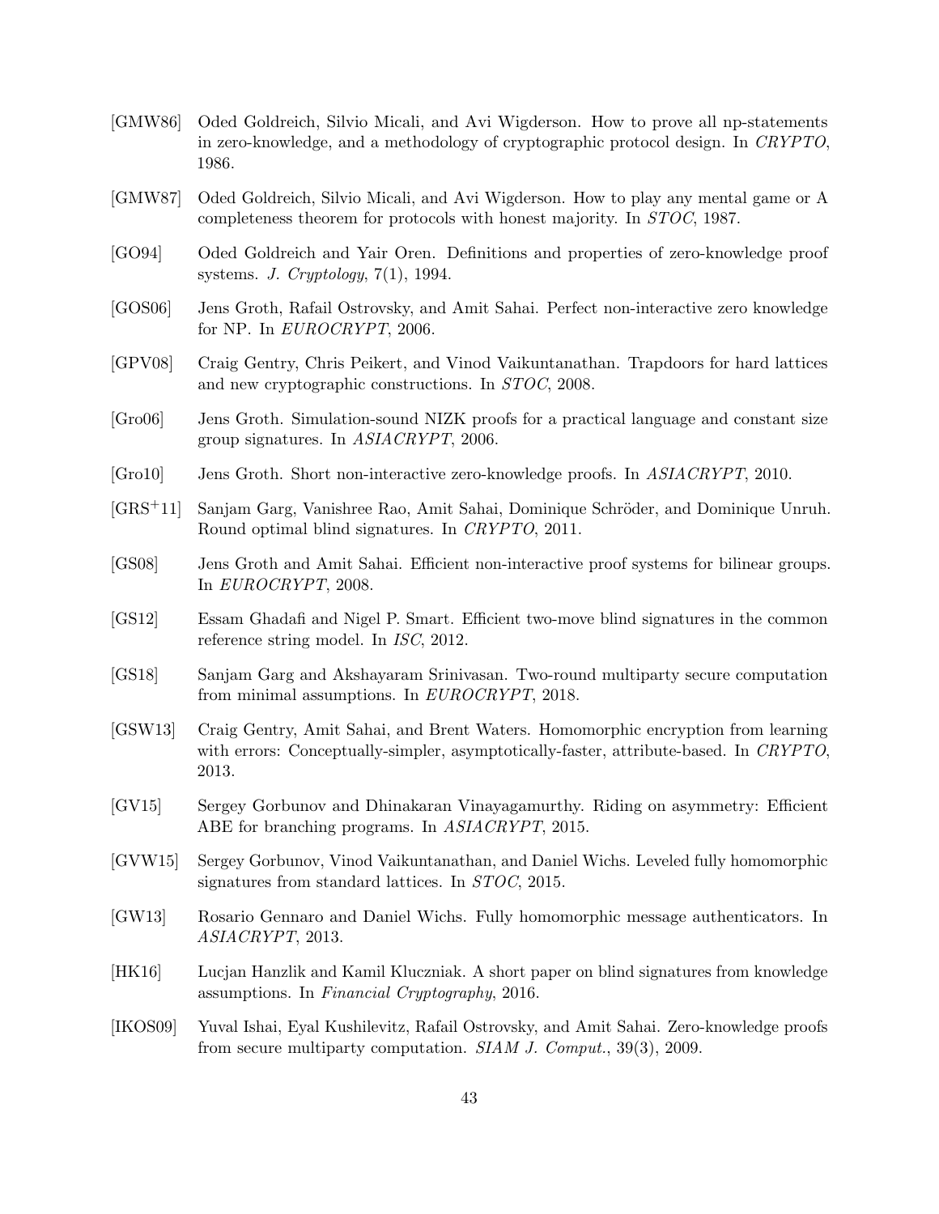[GMW86] Oded Goldreich, Silvio Micali, and Avi Wigderson. How to prove all np-statements in zero-knowledge, and a methodology of cryptographic protocol design. In *CRYPTO*, 1986.

[GMW87] Oded Goldreich, Silvio Micali, and Avi Wigderson. How to play any mental game or A completeness theorem for protocols with honest majority. In *STOC*, 1987.

[GO94] Oded Goldreich and Yair Oren. Definitions and properties of zero-knowledge proof systems. *J. Cryptology*, 7(1), 1994.

[GOS06] Jens Groth, Rafail Ostrovsky, and Amit Sahai. Perfect non-interactive zero knowledge for NP. In *EUROCRYPT*, 2006.

[GPV08] Craig Gentry, Chris Peikert, and Vinod Vaikuntanathan. Trapdoors for hard lattices and new cryptographic constructions. In *STOC*, 2008.

[Gro06] Jens Groth. Simulation-sound NIZK proofs for a practical language and constant size group signatures. In *ASIACRYPT*, 2006.

[Gro10] Jens Groth. Short non-interactive zero-knowledge proofs. In *ASIACRYPT*, 2010.

[GRS+11] Sanjam Garg, Vanishree Rao, Amit Sahai, Dominique Schröder, and Dominique Unruh. Round optimal blind signatures. In *CRYPTO*, 2011.

[GS08] Jens Groth and Amit Sahai. Efficient non-interactive proof systems for bilinear groups. In *EUROCRYPT*, 2008.

[GS12] Essam Ghadafi and Nigel P. Smart. Efficient two-move blind signatures in the common reference string model. In *ISC*, 2012.

[GS18] Sanjam Garg and Akshayaram Srinivasan. Two-round multiparty secure computation from minimal assumptions. In *EUROCRYPT*, 2018.

[GSW13] Craig Gentry, Amit Sahai, and Brent Waters. Homomorphic encryption from learning with errors: Conceptually-simpler, asymptotically-faster, attribute-based. In *CRYPTO*, 2013.

[GV15] Sergey Gorbunov and Dhinakaran Vinayagamurthy. Riding on asymmetry: Efficient ABE for branching programs. In *ASIACRYPT*, 2015.

[GVW15] Sergey Gorbunov, Vinod Vaikuntanathan, and Daniel Wichs. Leveled fully homomorphic signatures from standard lattices. In *STOC*, 2015.

[GW13] Rosario Gennaro and Daniel Wichs. Fully homomorphic message authenticators. In *ASIACRYPT*, 2013.

[HK16] Lucjan Hanzlik and Kamil Kluczniak. A short paper on blind signatures from knowledge assumptions. In *Financial Cryptography*, 2016.

[IKOS09] Yuval Ishai, Eyal Kushilevitz, Rafail Ostrovsky, and Amit Sahai. Zero-knowledge proofs from secure multiparty computation. *SIAM J. Comput.*, 39(3), 2009.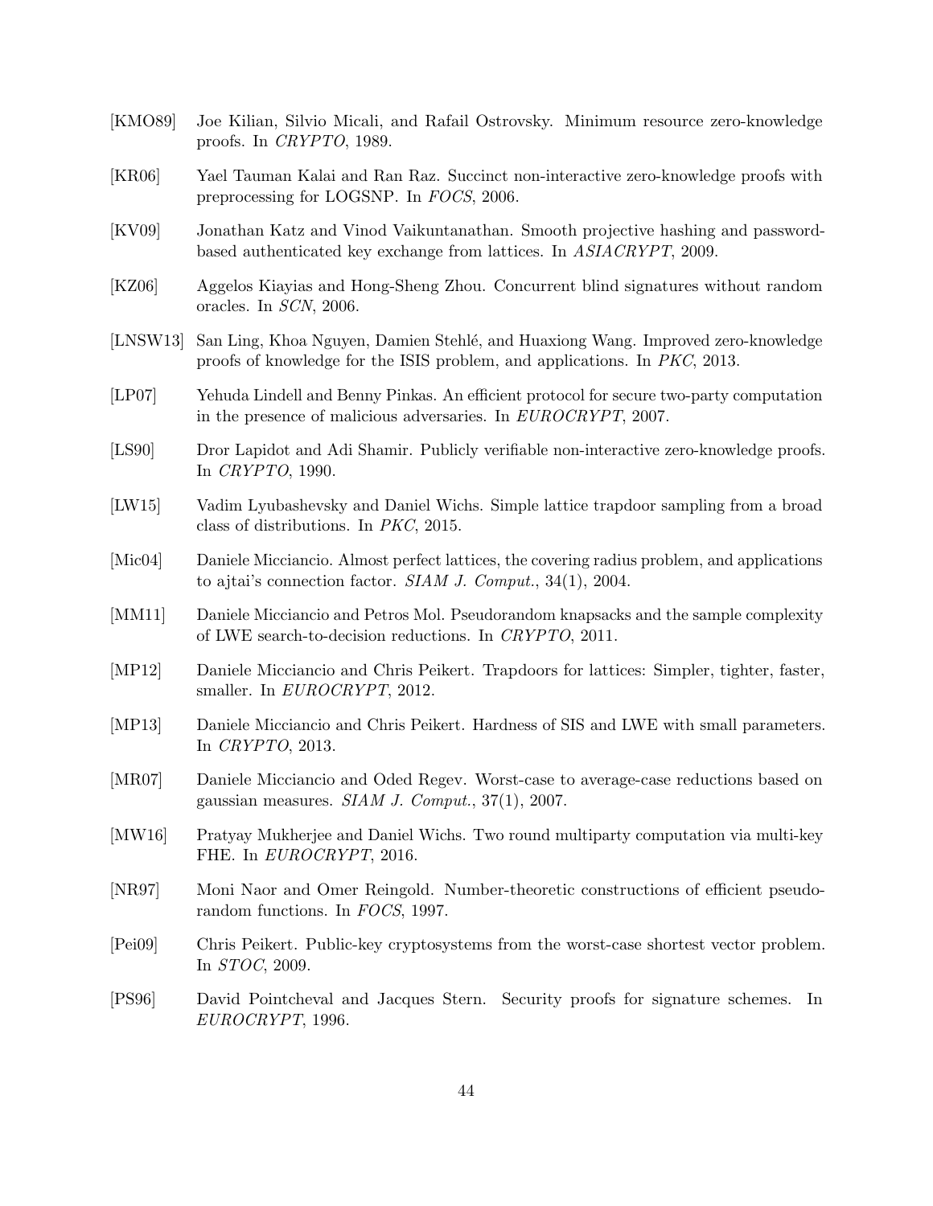[KMO89] Joe Kilian, Silvio Micali, and Rafail Ostrovsky. Minimum resource zero-knowledge proofs. In *CRYPTO*, 1989.

[KR06] Yael Tauman Kalai and Ran Raz. Succinct non-interactive zero-knowledge proofs with preprocessing for LOGSNP. In *FOCS*, 2006.

[KV09] Jonathan Katz and Vinod Vaikuntanathan. Smooth projective hashing and password-based authenticated key exchange from lattices. In *ASIACRYPT*, 2009.

[KZ06] Aggelos Kiayias and Hong-Sheng Zhou. Concurrent blind signatures without random oracles. In *SCN*, 2006.

[LNSW13] San Ling, Khoa Nguyen, Damien Stehlé, and Huaxiong Wang. Improved zero-knowledge proofs of knowledge for the ISIS problem, and applications. In *PKC*, 2013.

[LP07] Yehuda Lindell and Benny Pinkas. An efficient protocol for secure two-party computation in the presence of malicious adversaries. In *EUROCRYPT*, 2007.

[LS90] Dror Lapidot and Adi Shamir. Publicly verifiable non-interactive zero-knowledge proofs. In *CRYPTO*, 1990.

[LW15] Vadim Lyubashevsky and Daniel Wichs. Simple lattice trapdoor sampling from a broad class of distributions. In *PKC*, 2015.

[Mic04] Daniele Micciancio. Almost perfect lattices, the covering radius problem, and applications to ajtai's connection factor. *SIAM J. Comput.*, 34(1), 2004.

[MM11] Daniele Micciancio and Petros Mol. Pseudorandom knapsacks and the sample complexity of LWE search-to-decision reductions. In *CRYPTO*, 2011.

[MP12] Daniele Micciancio and Chris Peikert. Trapdoors for lattices: Simpler, tighter, faster, smaller. In *EUROCRYPT*, 2012.

[MP13] Daniele Micciancio and Chris Peikert. Hardness of SIS and LWE with small parameters. In *CRYPTO*, 2013.

[MR07] Daniele Micciancio and Oded Regev. Worst-case to average-case reductions based on gaussian measures. *SIAM J. Comput.*, 37(1), 2007.

[MW16] Pratyay Mukherjee and Daniel Wichs. Two round multiparty computation via multi-key FHE. In *EUROCRYPT*, 2016.

[NR97] Moni Naor and Omer Reingold. Number-theoretic constructions of efficient pseudo-random functions. In *FOCS*, 1997.

[Pei09] Chris Peikert. Public-key cryptosystems from the worst-case shortest vector problem. In *STOC*, 2009.

[PS96] David Pointcheval and Jacques Stern. Security proofs for signature schemes. In *EUROCRYPT*, 1996.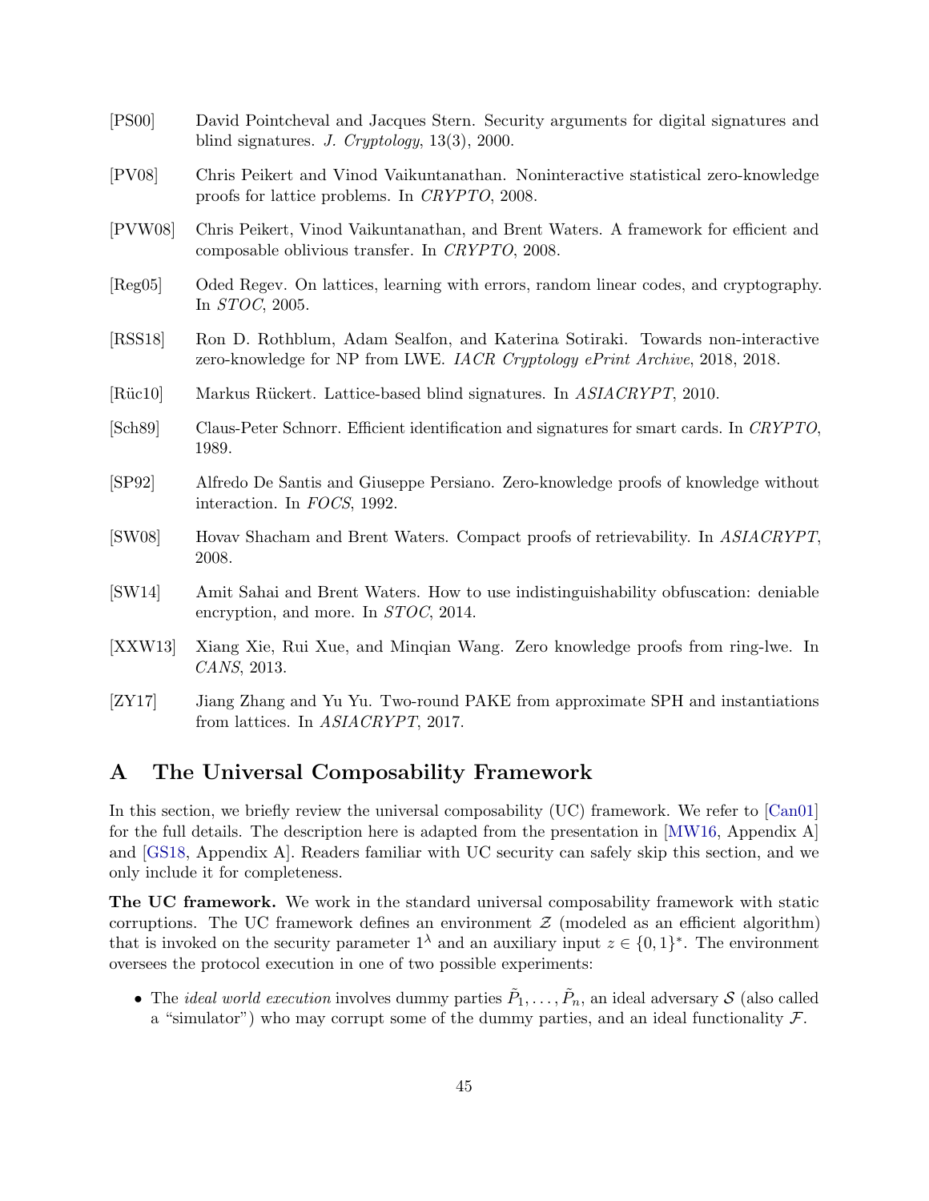[PS00] David Pointcheval and Jacques Stern. Security arguments for digital signatures and blind signatures. *J. Cryptology*, 13(3), 2000.

[PV08] Chris Peikert and Vinod Vaikuntanathan. Noninteractive statistical zero-knowledge proofs for lattice problems. In *CRYPTO*, 2008.

[PVW08] Chris Peikert, Vinod Vaikuntanathan, and Brent Waters. A framework for efficient and composable oblivious transfer. In *CRYPTO*, 2008.

[Reg05] Oded Regev. On lattices, learning with errors, random linear codes, and cryptography. In *STOC*, 2005.

[RSS18] Ron D. Rothblum, Adam Sealfon, and Katerina Sotiraki. Towards non-interactive zero-knowledge for NP from LWE. *IACR Cryptology ePrint Archive*, 2018, 2018.

[Rüc10] Markus Rückert. Lattice-based blind signatures. In *ASIACRYPT*, 2010.

[Sch89] Claus-Peter Schnorr. Efficient identification and signatures for smart cards. In *CRYPTO*, 1989.

[SP92] Alfredo De Santis and Giuseppe Persiano. Zero-knowledge proofs of knowledge without interaction. In *FOCS*, 1992.

[SW08] Hovav Shacham and Brent Waters. Compact proofs of retrievability. In *ASIACRYPT*, 2008.

[SW14] Amit Sahai and Brent Waters. How to use indistinguishability obfuscation: deniable encryption, and more. In *STOC*, 2014.

[XXW13] Xiang Xie, Rui Xue, and Minqian Wang. Zero knowledge proofs from ring-lwe. In *CANS*, 2013.

[ZY17] Jiang Zhang and Yu Yu. Two-round PAKE from approximate SPH and instantiations from lattices. In *ASIACRYPT*, 2017.

# A The Universal Composability Framework

In this section, we briefly review the universal composability (UC) framework. We refer to [Can01] for the full details. The description here is adapted from the presentation in [MW16, Appendix A] and [GS18, Appendix A]. Readers familiar with UC security can safely skip this section, and we only include it for completeness.

**The UC framework.** We work in the standard universal composability framework with static corruptions. The UC framework defines an environment $\mathcal{Z}$ (modeled as an efficient algorithm) that is invoked on the security parameter $1^\lambda$ and an auxiliary input $z \in \{0,1\}^*$. The environment oversees the protocol execution in one of two possible experiments:

- The *ideal world execution* involves dummy parties $\tilde{P}_1, \ldots, \tilde{P}_n$, an ideal adversary $\mathcal{S}$ (also called a "simulator") who may corrupt some of the dummy parties, and an ideal functionality $\mathcal{F}$.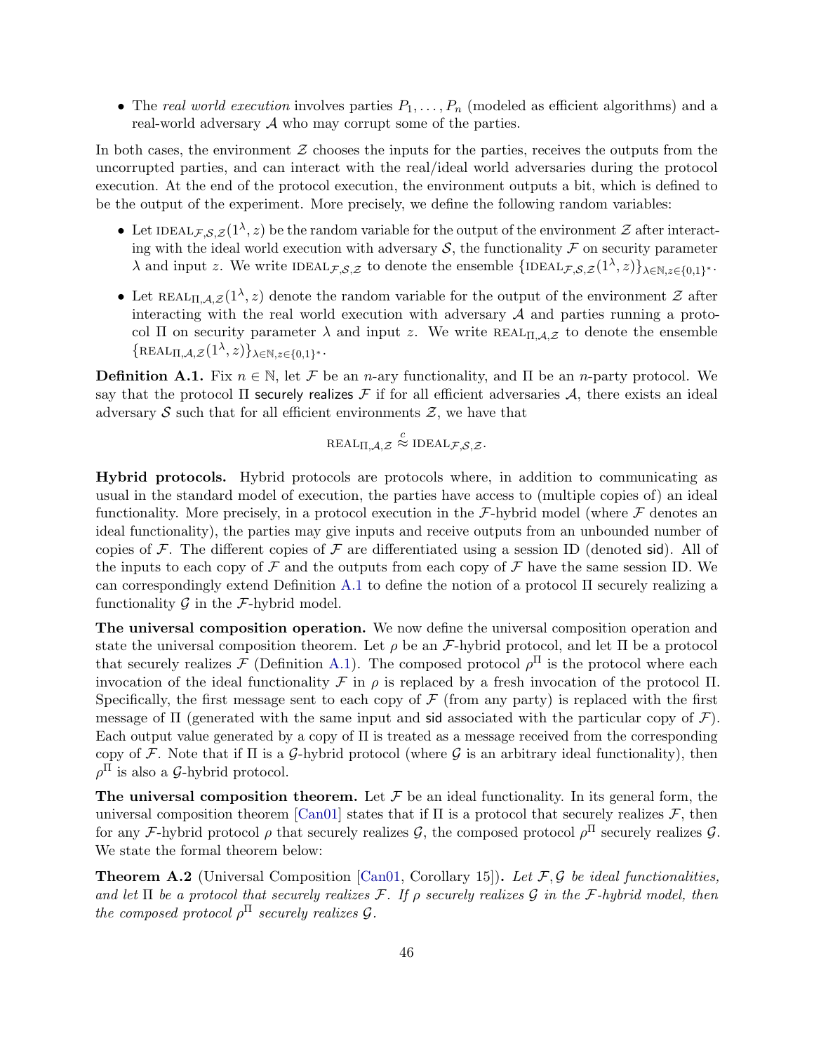- The *real world execution* involves parties $P_1, \ldots, P_n$ (modeled as efficient algorithms) and a real-world adversary $\mathcal{A}$ who may corrupt some of the parties.

In both cases, the environment $\mathcal{Z}$ chooses the inputs for the parties, receives the outputs from the uncorrupted parties, and can interact with the real/ideal world adversaries during the protocol execution. At the end of the protocol execution, the environment outputs a bit, which is defined to be the output of the experiment. More precisely, we define the following random variables:

- Let $\text{IDEAL}_{\mathcal{F},\mathcal{S},\mathcal{Z}}(1^\lambda, z)$ be the random variable for the output of the environment $\mathcal{Z}$ after interacting with the ideal world execution with adversary $\mathcal{S}$, the functionality $\mathcal{F}$ on security parameter $\lambda$ and input $z$. We write $\text{IDEAL}_{\mathcal{F},\mathcal{S},\mathcal{Z}}$ to denote the ensemble $\{\text{IDEAL}_{\mathcal{F},\mathcal{S},\mathcal{Z}}(1^\lambda, z)\}_{\lambda \in \mathbb{N}, z \in \{0,1\}^*}$.
- Let $\text{REAL}_{\Pi,\mathcal{A},\mathcal{Z}}(1^\lambda, z)$ denote the random variable for the output of the environment $\mathcal{Z}$ after interacting with the real world execution with adversary $\mathcal{A}$ and parties running a protocol $\Pi$ on security parameter $\lambda$ and input $z$. We write $\text{REAL}_{\Pi,\mathcal{A},\mathcal{Z}}$ to denote the ensemble $\{\text{REAL}_{\Pi,\mathcal{A},\mathcal{Z}}(1^\lambda, z)\}_{\lambda \in \mathbb{N}, z \in \{0,1\}^*}$.

**Definition A.1.** Fix $n \in \mathbb{N}$, let $\mathcal{F}$ be an $n$-ary functionality, and $\Pi$ be an $n$-party protocol. We say that the protocol $\Pi$ securely realizes $\mathcal{F}$ if for all efficient adversaries $\mathcal{A}$, there exists an ideal adversary $\mathcal{S}$ such that for all efficient environments $\mathcal{Z}$, we have that

$$\text{REAL}_{\Pi,\mathcal{A},\mathcal{Z}} \overset{c}{\approx} \text{IDEAL}_{\mathcal{F},\mathcal{S},\mathcal{Z}}.$$

**Hybrid protocols.** Hybrid protocols are protocols where, in addition to communicating as usual in the standard model of execution, the parties have access to (multiple copies of) an ideal functionality. More precisely, in a protocol execution in the $\mathcal{F}$-hybrid model (where $\mathcal{F}$ denotes an ideal functionality), the parties may give inputs and receive outputs from an unbounded number of copies of $\mathcal{F}$. The different copies of $\mathcal{F}$ are differentiated using a session ID (denoted $\mathsf{sid}$). All of the inputs to each copy of $\mathcal{F}$ and the outputs from each copy of $\mathcal{F}$ have the same session ID. We can correspondingly extend Definition A.1 to define the notion of a protocol $\Pi$ securely realizing a functionality $\mathcal{G}$ in the $\mathcal{F}$-hybrid model.

**The universal composition operation.** We now define the universal composition operation and state the universal composition theorem. Let $\rho$ be an $\mathcal{F}$-hybrid protocol, and let $\Pi$ be a protocol that securely realizes $\mathcal{F}$ (Definition A.1). The composed protocol $\rho^\Pi$ is the protocol where each invocation of the ideal functionality $\mathcal{F}$ in $\rho$ is replaced by a fresh invocation of the protocol $\Pi$. Specifically, the first message sent to each copy of $\mathcal{F}$ (from any party) is replaced with the first message of $\Pi$ (generated with the same input and $\mathsf{sid}$ associated with the particular copy of $\mathcal{F}$). Each output value generated by a copy of $\Pi$ is treated as a message received from the corresponding copy of $\mathcal{F}$. Note that if $\Pi$ is a $\mathcal{G}$-hybrid protocol (where $\mathcal{G}$ is an arbitrary ideal functionality), then $\rho^\Pi$ is also a $\mathcal{G}$-hybrid protocol.

**The universal composition theorem.** Let $\mathcal{F}$ be an ideal functionality. In its general form, the universal composition theorem [Can01] states that if $\Pi$ is a protocol that securely realizes $\mathcal{F}$, then for any $\mathcal{F}$-hybrid protocol $\rho$ that securely realizes $\mathcal{G}$, the composed protocol $\rho^\Pi$ securely realizes $\mathcal{G}$. We state the formal theorem below:

**Theorem A.2** (Universal Composition [Can01, Corollary 15])**.** *Let $\mathcal{F}, \mathcal{G}$ be ideal functionalities, and let $\Pi$ be a protocol that securely realizes $\mathcal{F}$. If $\rho$ securely realizes $\mathcal{G}$ in the $\mathcal{F}$-hybrid model, then the composed protocol $\rho^\Pi$ securely realizes $\mathcal{G}$.*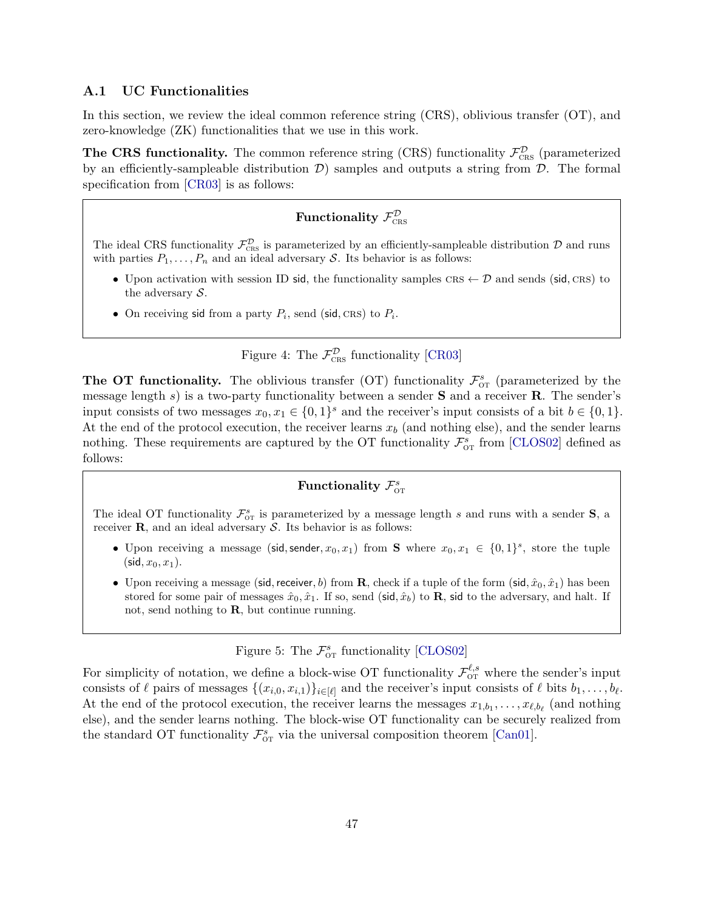### A.1 UC Functionalities

In this section, we review the ideal common reference string (CRS), oblivious transfer (OT), and zero-knowledge (ZK) functionalities that we use in this work.

**The CRS functionality.** The common reference string (CRS) functionality $\mathcal{F}_{\text{CRS}}^{\mathcal{D}}$ (parameterized by an efficiently-sampleable distribution $\mathcal{D}$) samples and outputs a string from $\mathcal{D}$. The formal specification from [CR03] is as follows:

> **Functionality $\mathcal{F}_{\text{CRS}}^{\mathcal{D}}$**
>
> The ideal CRS functionality $\mathcal{F}_{\text{CRS}}^{\mathcal{D}}$ is parameterized by an efficiently-sampleable distribution $\mathcal{D}$ and runs with parties $P_1, \ldots, P_n$ and an ideal adversary $\mathcal{S}$. Its behavior is as follows:
>
> - Upon activation with session ID $\mathsf{sid}$, the functionality samples $\text{CRS} \leftarrow \mathcal{D}$ and sends $(\mathsf{sid}, \text{CRS})$ to the adversary $\mathcal{S}$.
> - On receiving $\mathsf{sid}$ from a party $P_i$, send $(\mathsf{sid}, \text{CRS})$ to $P_i$.

Figure 4: The $\mathcal{F}_{\text{CRS}}^{\mathcal{D}}$ functionality [CR03]

**The OT functionality.** The oblivious transfer (OT) functionality $\mathcal{F}_{\text{OT}}^{s}$ (parameterized by the message length $s$) is a two-party functionality between a sender $\mathbf{S}$ and a receiver $\mathbf{R}$. The sender's input consists of two messages $x_0, x_1 \in \{0,1\}^s$ and the receiver's input consists of a bit $b \in \{0,1\}$. At the end of the protocol execution, the receiver learns $x_b$ (and nothing else), and the sender learns nothing. These requirements are captured by the OT functionality $\mathcal{F}_{\text{OT}}^{s}$ from [CLOS02] defined as follows:

> **Functionality $\mathcal{F}_{\text{OT}}^{s}$**
>
> The ideal OT functionality $\mathcal{F}_{\text{OT}}^{s}$ is parameterized by a message length $s$ and runs with a sender $\mathbf{S}$, a receiver $\mathbf{R}$, and an ideal adversary $\mathcal{S}$. Its behavior is as follows:
>
> - Upon receiving a message $(\mathsf{sid}, \mathsf{sender}, x_0, x_1)$ from $\mathbf{S}$ where $x_0, x_1 \in \{0,1\}^s$, store the tuple $(\mathsf{sid}, x_0, x_1)$.
> - Upon receiving a message $(\mathsf{sid}, \mathsf{receiver}, b)$ from $\mathbf{R}$, check if a tuple of the form $(\mathsf{sid}, \hat{x}_0, \hat{x}_1)$ has been stored for some pair of messages $\hat{x}_0, \hat{x}_1$. If so, send $(\mathsf{sid}, \hat{x}_b)$ to $\mathbf{R}$, $\mathsf{sid}$ to the adversary, and halt. If not, send nothing to $\mathbf{R}$, but continue running.

Figure 5: The $\mathcal{F}_{\text{OT}}^{s}$ functionality [CLOS02]

For simplicity of notation, we define a block-wise OT functionality $\mathcal{F}_{\text{OT}}^{\ell,s}$ where the sender's input consists of $\ell$ pairs of messages $\{(x_{i,0}, x_{i,1})\}_{i \in [\ell]}$ and the receiver's input consists of $\ell$ bits $b_1, \ldots, b_\ell$. At the end of the protocol execution, the receiver learns the messages $x_{1,b_1}, \ldots, x_{\ell,b_\ell}$ (and nothing else), and the sender learns nothing. The block-wise OT functionality can be securely realized from the standard OT functionality $\mathcal{F}_{\text{OT}}^{s}$ via the universal composition theorem [Can01].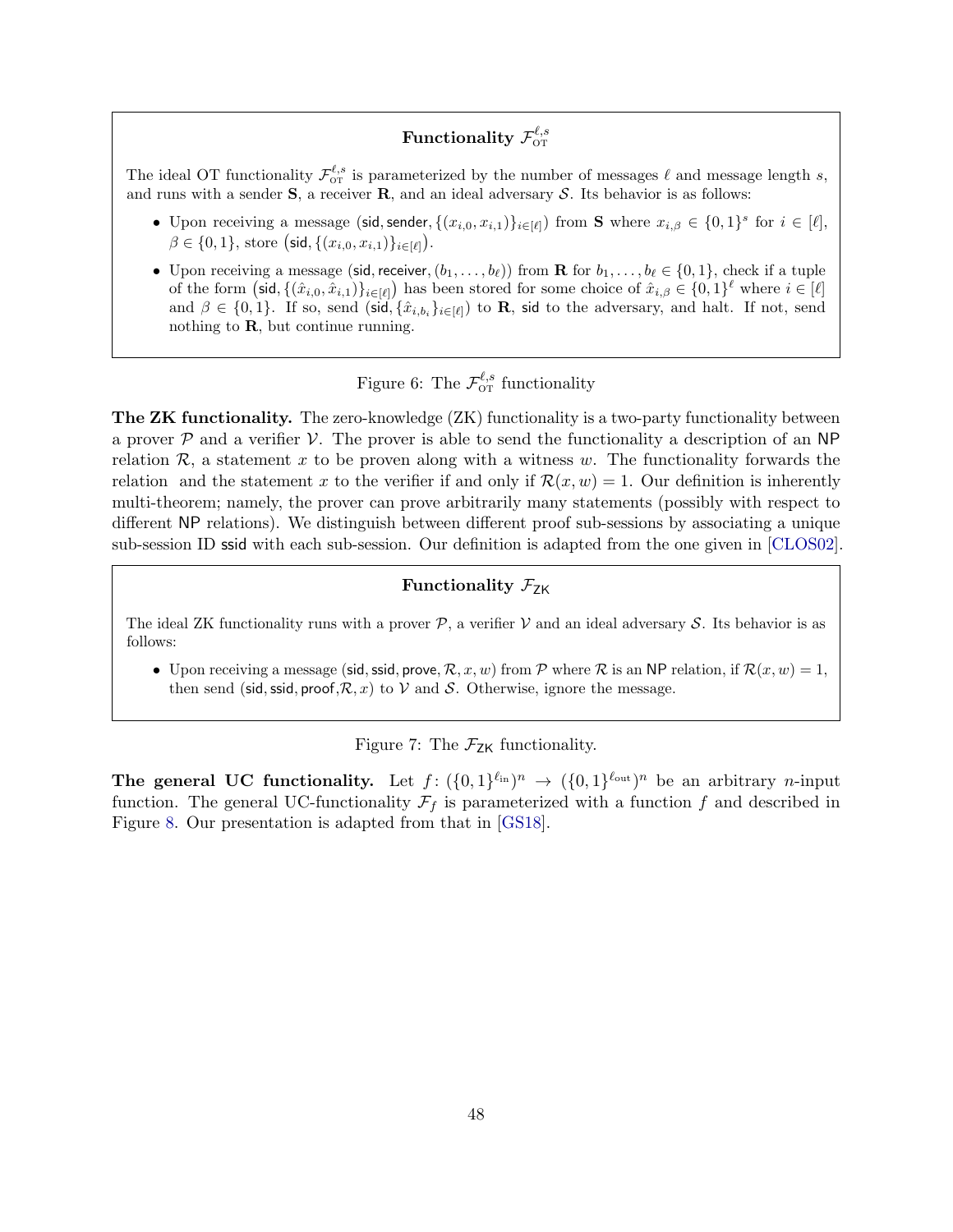**Functionality $\mathcal{F}_{\text{OT}}^{\ell,s}$**

The ideal OT functionality $\mathcal{F}_{\text{OT}}^{\ell,s}$ is parameterized by the number of messages $\ell$ and message length $s$, and runs with a sender $\mathbf{S}$, a receiver $\mathbf{R}$, and an ideal adversary $\mathcal{S}$. Its behavior is as follows:

- Upon receiving a message $(\mathsf{sid}, \mathsf{sender}, \{(x_{i,0}, x_{i,1})\}_{i\in[\ell]})$ from $\mathbf{S}$ where $x_{i,\beta} \in \{0,1\}^s$ for $i \in [\ell]$, $\beta \in \{0,1\}$, store $\big(\mathsf{sid}, \{(x_{i,0}, x_{i,1})\}_{i\in[\ell]}\big)$.
- Upon receiving a message $(\mathsf{sid}, \mathsf{receiver}, (b_1, \ldots, b_\ell))$ from $\mathbf{R}$ for $b_1, \ldots, b_\ell \in \{0,1\}$, check if a tuple of the form $\big(\mathsf{sid}, \{(\hat{x}_{i,0}, \hat{x}_{i,1})\}_{i\in[\ell]}\big)$ has been stored for some choice of $\hat{x}_{i,\beta} \in \{0,1\}^\ell$ where $i \in [\ell]$ and $\beta \in \{0,1\}$. If so, send $(\mathsf{sid}, \{\hat{x}_{i,b_i}\}_{i\in[\ell]})$ to $\mathbf{R}$, $\mathsf{sid}$ to the adversary, and halt. If not, send nothing to $\mathbf{R}$, but continue running.

Figure 6: The $\mathcal{F}_{\text{OT}}^{\ell,s}$ functionality

**The ZK functionality.** The zero-knowledge (ZK) functionality is a two-party functionality between a prover $\mathcal{P}$ and a verifier $\mathcal{V}$. The prover is able to send the functionality a description of an $\mathsf{NP}$ relation $\mathcal{R}$, a statement $x$ to be proven along with a witness $w$. The functionality forwards the relation  and the statement $x$ to the verifier if and only if $\mathcal{R}(x, w) = 1$. Our definition is inherently multi-theorem; namely, the prover can prove arbitrarily many statements (possibly with respect to different $\mathsf{NP}$ relations). We distinguish between different proof sub-sessions by associating a unique sub-session ID $\mathsf{ssid}$ with each sub-session. Our definition is adapted from the one given in [CLOS02].

**Functionality $\mathcal{F}_{\mathsf{ZK}}$**

The ideal ZK functionality runs with a prover $\mathcal{P}$, a verifier $\mathcal{V}$ and an ideal adversary $\mathcal{S}$. Its behavior is as follows:

- Upon receiving a message $(\mathsf{sid}, \mathsf{ssid}, \mathsf{prove}, \mathcal{R}, x, w)$ from $\mathcal{P}$ where $\mathcal{R}$ is an $\mathsf{NP}$ relation, if $\mathcal{R}(x, w) = 1$, then send $(\mathsf{sid}, \mathsf{ssid}, \mathsf{proof}, \mathcal{R}, x)$ to $\mathcal{V}$ and $\mathcal{S}$. Otherwise, ignore the message.

Figure 7: The $\mathcal{F}_{\mathsf{ZK}}$ functionality.

**The general UC functionality.** Let $f \colon (\{0,1\}^{\ell_{\text{in}}})^n \to (\{0,1\}^{\ell_{\text{out}}})^n$ be an arbitrary $n$-input function. The general UC-functionality $\mathcal{F}_f$ is parameterized with a function $f$ and described in Figure 8. Our presentation is adapted from that in [GS18].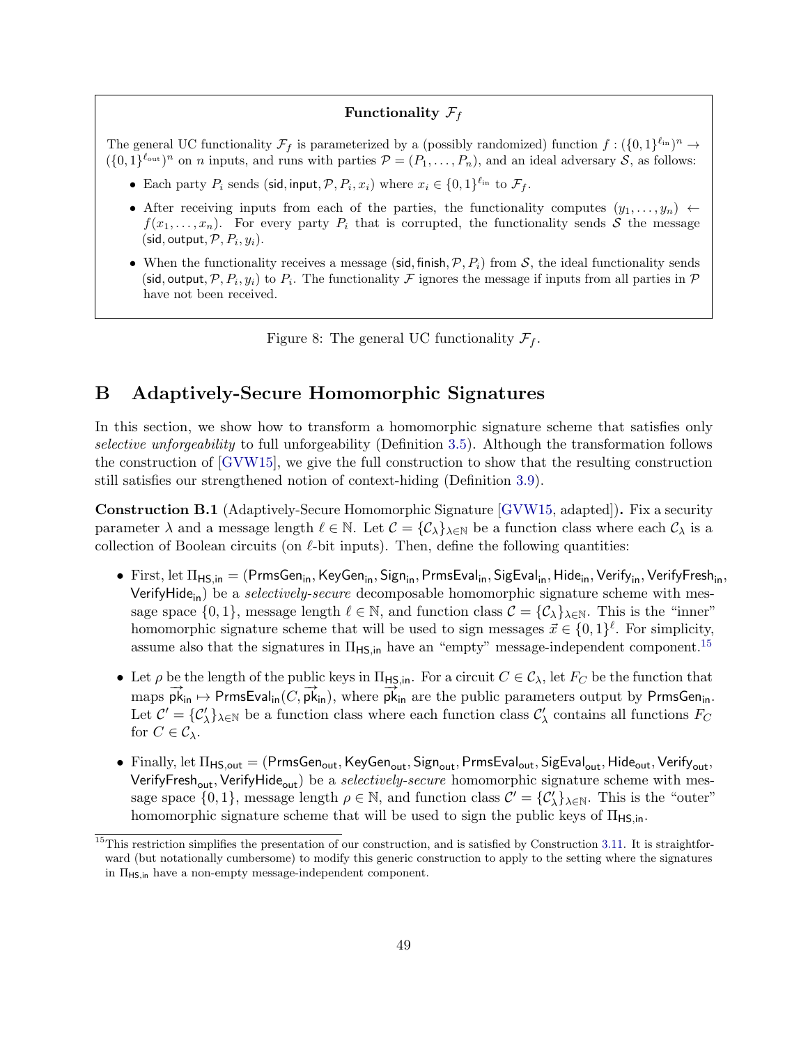**Functionality $\mathcal{F}_f$**

The general UC functionality $\mathcal{F}_f$ is parameterized by a (possibly randomized) function $f : (\{0,1\}^{\ell_{\text{in}}})^n \to (\{0,1\}^{\ell_{\text{out}}})^n$ on $n$ inputs, and runs with parties $\mathcal{P} = (P_1, \ldots, P_n)$, and an ideal adversary $\mathcal{S}$, as follows:

- Each party $P_i$ sends $(\mathsf{sid}, \mathsf{input}, \mathcal{P}, P_i, x_i)$ where $x_i \in \{0,1\}^{\ell_{\text{in}}}$ to $\mathcal{F}_f$.
- After receiving inputs from each of the parties, the functionality computes $(y_1, \ldots, y_n) \leftarrow f(x_1, \ldots, x_n)$. For every party $P_i$ that is corrupted, the functionality sends $\mathcal{S}$ the message $(\mathsf{sid}, \mathsf{output}, \mathcal{P}, P_i, y_i)$.
- When the functionality receives a message $(\mathsf{sid}, \mathsf{finish}, \mathcal{P}, P_i)$ from $\mathcal{S}$, the ideal functionality sends $(\mathsf{sid}, \mathsf{output}, \mathcal{P}, P_i, y_i)$ to $P_i$. The functionality $\mathcal{F}$ ignores the message if inputs from all parties in $\mathcal{P}$ have not been received.

Figure 8: The general UC functionality $\mathcal{F}_f$.

# B Adaptively-Secure Homomorphic Signatures

In this section, we show how to transform a homomorphic signature scheme that satisfies only *selective unforgeability* to full unforgeability (Definition 3.5). Although the transformation follows the construction of [GVW15], we give the full construction to show that the resulting construction still satisfies our strengthened notion of context-hiding (Definition 3.9).

**Construction B.1** (Adaptively-Secure Homomorphic Signature [GVW15, adapted])**.** Fix a security parameter $\lambda$ and a message length $\ell \in \mathbb{N}$. Let $\mathcal{C} = \{\mathcal{C}_\lambda\}_{\lambda \in \mathbb{N}}$ be a function class where each $\mathcal{C}_\lambda$ is a collection of Boolean circuits (on $\ell$-bit inputs). Then, define the following quantities:

- First, let $\Pi_{\mathsf{HS,in}} = (\mathsf{PrmsGen_{in}}, \mathsf{KeyGen_{in}}, \mathsf{Sign_{in}}, \mathsf{PrmsEval_{in}}, \mathsf{SigEval_{in}}, \mathsf{Hide_{in}}, \mathsf{Verify_{in}}, \mathsf{VerifyFresh_{in}}, \mathsf{VerifyHide_{in}})$ be a *selectively-secure* decomposable homomorphic signature scheme with message space $\{0,1\}$, message length $\ell \in \mathbb{N}$, and function class $\mathcal{C} = \{\mathcal{C}_\lambda\}_{\lambda \in \mathbb{N}}$. This is the "inner" homomorphic signature scheme that will be used to sign messages $\vec{x} \in \{0,1\}^\ell$. For simplicity, assume also that the signatures in $\Pi_{\mathsf{HS,in}}$ have an "empty" message-independent component.[15]
- Let $\rho$ be the length of the public keys in $\Pi_{\mathsf{HS,in}}$. For a circuit $C \in \mathcal{C}_\lambda$, let $F_C$ be the function that maps $\vec{\mathsf{pk}}_{\mathsf{in}} \mapsto \mathsf{PrmsEval_{in}}(C, \vec{\mathsf{pk}}_{\mathsf{in}})$, where $\vec{\mathsf{pk}}_{\mathsf{in}}$ are the public parameters output by $\mathsf{PrmsGen_{in}}$. Let $\mathcal{C}' = \{\mathcal{C}'_\lambda\}_{\lambda \in \mathbb{N}}$ be a function class where each function class $\mathcal{C}'_\lambda$ contains all functions $F_C$ for $C \in \mathcal{C}_\lambda$.
- Finally, let $\Pi_{\mathsf{HS,out}} = (\mathsf{PrmsGen_{out}}, \mathsf{KeyGen_{out}}, \mathsf{Sign_{out}}, \mathsf{PrmsEval_{out}}, \mathsf{SigEval_{out}}, \mathsf{Hide_{out}}, \mathsf{Verify_{out}}, \mathsf{VerifyFresh_{out}}, \mathsf{VerifyHide_{out}})$ be a *selectively-secure* homomorphic signature scheme with message space $\{0,1\}$, message length $\rho \in \mathbb{N}$, and function class $\mathcal{C}' = \{\mathcal{C}'_\lambda\}_{\lambda \in \mathbb{N}}$. This is the "outer" homomorphic signature scheme that will be used to sign the public keys of $\Pi_{\mathsf{HS,in}}$.

[15] This restriction simplifies the presentation of our construction, and is satisfied by Construction 3.11. It is straightforward (but notationally cumbersome) to modify this generic construction to apply to the setting where the signatures in $\Pi_{\mathsf{HS,in}}$ have a non-empty message-independent component.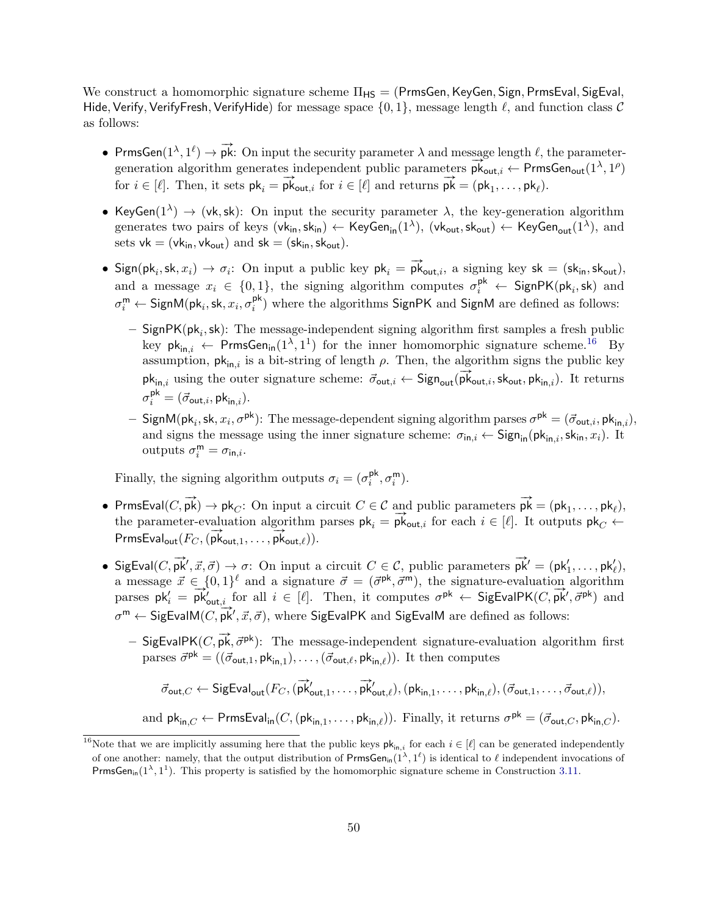We construct a homomorphic signature scheme $\Pi_{\mathsf{HS}} = (\mathsf{PrmsGen}, \mathsf{KeyGen}, \mathsf{Sign}, \mathsf{PrmsEval}, \mathsf{SigEval}, \mathsf{Hide}, \mathsf{Verify}, \mathsf{VerifyFresh}, \mathsf{VerifyHide})$ for message space $\{0,1\}$, message length $\ell$, and function class $\mathcal{C}$ as follows:

- $\mathsf{PrmsGen}(1^\lambda, 1^\ell) \to \overrightarrow{\mathsf{pk}}$: On input the security parameter $\lambda$ and message length $\ell$, the parameter-generation algorithm generates independent public parameters $\overrightarrow{\mathsf{pk}}_{\mathsf{out},i} \leftarrow \mathsf{PrmsGen}_{\mathsf{out}}(1^\lambda, 1^\rho)$ for $i \in [\ell]$. Then, it sets $\mathsf{pk}_i = \overrightarrow{\mathsf{pk}}_{\mathsf{out},i}$ for $i \in [\ell]$ and returns $\overrightarrow{\mathsf{pk}} = (\mathsf{pk}_1, \ldots, \mathsf{pk}_\ell)$.
- $\mathsf{KeyGen}(1^\lambda) \to (\mathsf{vk}, \mathsf{sk})$: On input the security parameter $\lambda$, the key-generation algorithm generates two pairs of keys $(\mathsf{vk}_{\mathsf{in}}, \mathsf{sk}_{\mathsf{in}}) \leftarrow \mathsf{KeyGen}_{\mathsf{in}}(1^\lambda)$, $(\mathsf{vk}_{\mathsf{out}}, \mathsf{sk}_{\mathsf{out}}) \leftarrow \mathsf{KeyGen}_{\mathsf{out}}(1^\lambda)$, and sets $\mathsf{vk} = (\mathsf{vk}_{\mathsf{in}}, \mathsf{vk}_{\mathsf{out}})$ and $\mathsf{sk} = (\mathsf{sk}_{\mathsf{in}}, \mathsf{sk}_{\mathsf{out}})$.
- $\mathsf{Sign}(\mathsf{pk}_i, \mathsf{sk}, x_i) \to \sigma_i$: On input a public key $\mathsf{pk}_i = \overrightarrow{\mathsf{pk}}_{\mathsf{out},i}$, a signing key $\mathsf{sk} = (\mathsf{sk}_{\mathsf{in}}, \mathsf{sk}_{\mathsf{out}})$, and a message $x_i \in \{0,1\}$, the signing algorithm computes $\sigma_i^{\mathsf{pk}} \leftarrow \mathsf{SignPK}(\mathsf{pk}_i, \mathsf{sk})$ and $\sigma_i^{\mathsf{m}} \leftarrow \mathsf{SignM}(\mathsf{pk}_i, \mathsf{sk}, x_i, \sigma_i^{\mathsf{pk}})$ where the algorithms $\mathsf{SignPK}$ and $\mathsf{SignM}$ are defined as follows:
  - $\mathsf{SignPK}(\mathsf{pk}_i, \mathsf{sk})$: The message-independent signing algorithm first samples a fresh public key $\mathsf{pk}_{\mathsf{in},i} \leftarrow \mathsf{PrmsGen}_{\mathsf{in}}(1^\lambda, 1^1)$ for the inner homomorphic signature scheme.[16] By assumption, $\mathsf{pk}_{\mathsf{in},i}$ is a bit-string of length $\rho$. Then, the algorithm signs the public key $\mathsf{pk}_{\mathsf{in},i}$ using the outer signature scheme: $\vec{\sigma}_{\mathsf{out},i} \leftarrow \mathsf{Sign}_{\mathsf{out}}(\overrightarrow{\mathsf{pk}}_{\mathsf{out},i}, \mathsf{sk}_{\mathsf{out}}, \mathsf{pk}_{\mathsf{in},i})$. It returns $\sigma_i^{\mathsf{pk}} = (\vec{\sigma}_{\mathsf{out},i}, \mathsf{pk}_{\mathsf{in},i})$.
  - $\mathsf{SignM}(\mathsf{pk}_i, \mathsf{sk}, x_i, \sigma^{\mathsf{pk}})$: The message-dependent signing algorithm parses $\sigma^{\mathsf{pk}} = (\vec{\sigma}_{\mathsf{out},i}, \mathsf{pk}_{\mathsf{in},i})$, and signs the message using the inner signature scheme: $\sigma_{\mathsf{in},i} \leftarrow \mathsf{Sign}_{\mathsf{in}}(\mathsf{pk}_{\mathsf{in},i}, \mathsf{sk}_{\mathsf{in}}, x_i)$. It outputs $\sigma_i^{\mathsf{m}} = \sigma_{\mathsf{in},i}$.

  Finally, the signing algorithm outputs $\sigma_i = (\sigma_i^{\mathsf{pk}}, \sigma_i^{\mathsf{m}})$.
- $\mathsf{PrmsEval}(C, \overrightarrow{\mathsf{pk}}) \to \mathsf{pk}_C$: On input a circuit $C \in \mathcal{C}$ and public parameters $\overrightarrow{\mathsf{pk}} = (\mathsf{pk}_1, \ldots, \mathsf{pk}_\ell)$, the parameter-evaluation algorithm parses $\mathsf{pk}_i = \overrightarrow{\mathsf{pk}}_{\mathsf{out},i}$ for each $i \in [\ell]$. It outputs $\mathsf{pk}_C \leftarrow \mathsf{PrmsEval}_{\mathsf{out}}(F_C, (\overrightarrow{\mathsf{pk}}_{\mathsf{out},1}, \ldots, \overrightarrow{\mathsf{pk}}_{\mathsf{out},\ell}))$.
- $\mathsf{SigEval}(C, \overrightarrow{\mathsf{pk}}', \vec{x}, \vec{\sigma}) \to \sigma$: On input a circuit $C \in \mathcal{C}$, public parameters $\overrightarrow{\mathsf{pk}}' = (\mathsf{pk}'_1, \ldots, \mathsf{pk}'_\ell)$, a message $\vec{x} \in \{0,1\}^\ell$ and a signature $\vec{\sigma} = (\vec{\sigma}^{\mathsf{pk}}, \vec{\sigma}^{\mathsf{m}})$, the signature-evaluation algorithm parses $\mathsf{pk}'_i = \overrightarrow{\mathsf{pk}}'_{\mathsf{out},i}$ for all $i \in [\ell]$. Then, it computes $\sigma^{\mathsf{pk}} \leftarrow \mathsf{SigEvalPK}(C, \overrightarrow{\mathsf{pk}}', \vec{\sigma}^{\mathsf{pk}})$ and $\sigma^{\mathsf{m}} \leftarrow \mathsf{SigEvalM}(C, \overrightarrow{\mathsf{pk}}', \vec{x}, \vec{\sigma})$, where $\mathsf{SigEvalPK}$ and $\mathsf{SigEvalM}$ are defined as follows:
  - $\mathsf{SigEvalPK}(C, \overrightarrow{\mathsf{pk}}, \vec{\sigma}^{\mathsf{pk}})$: The message-independent signature-evaluation algorithm first parses $\vec{\sigma}^{\mathsf{pk}} = ((\vec{\sigma}_{\mathsf{out},1}, \mathsf{pk}_{\mathsf{in},1}), \ldots, (\vec{\sigma}_{\mathsf{out},\ell}, \mathsf{pk}_{\mathsf{in},\ell}))$. It then computes

    $$\vec{\sigma}_{\mathsf{out},C} \leftarrow \mathsf{SigEval}_{\mathsf{out}}(F_C, (\overrightarrow{\mathsf{pk}}'_{\mathsf{out},1}, \ldots, \overrightarrow{\mathsf{pk}}'_{\mathsf{out},\ell}), (\mathsf{pk}_{\mathsf{in},1}, \ldots, \mathsf{pk}_{\mathsf{in},\ell}), (\vec{\sigma}_{\mathsf{out},1}, \ldots, \vec{\sigma}_{\mathsf{out},\ell})),$$

    and $\mathsf{pk}_{\mathsf{in},C} \leftarrow \mathsf{PrmsEval}_{\mathsf{in}}(C, (\mathsf{pk}_{\mathsf{in},1}, \ldots, \mathsf{pk}_{\mathsf{in},\ell}))$. Finally, it returns $\sigma^{\mathsf{pk}} = (\vec{\sigma}_{\mathsf{out},C}, \mathsf{pk}_{\mathsf{in},C})$.

[16] Note that we are implicitly assuming here that the public keys $\mathsf{pk}_{\mathsf{in},i}$ for each $i \in [\ell]$ can be generated independently of one another: namely, that the output distribution of $\mathsf{PrmsGen}_{\mathsf{in}}(1^\lambda, 1^\ell)$ is identical to $\ell$ independent invocations of $\mathsf{PrmsGen}_{\mathsf{in}}(1^\lambda, 1^1)$. This property is satisfied by the homomorphic signature scheme in Construction 3.11.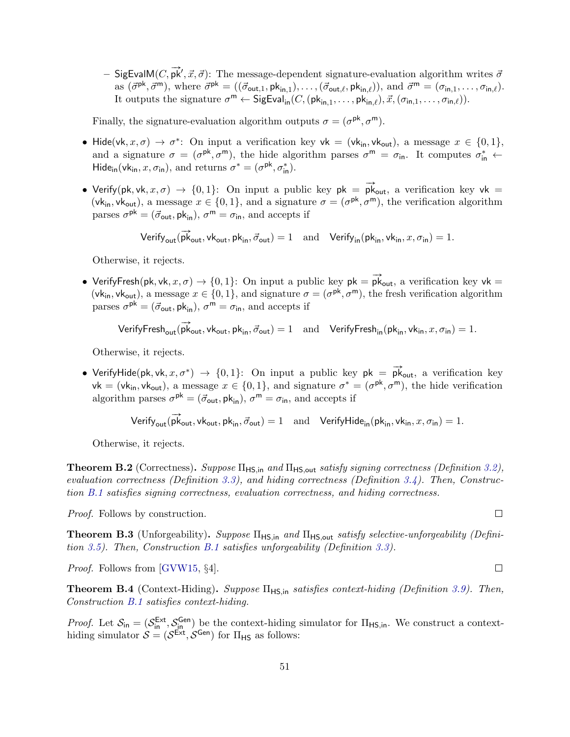- $\mathsf{SigEvalM}(C, \overrightarrow{\mathsf{pk}}', \vec{x}, \vec{\sigma})$: The message-dependent signature-evaluation algorithm writes $\vec{\sigma}$ as $(\vec{\sigma}^{\mathsf{pk}}, \vec{\sigma}^{\mathsf{m}})$, where $\vec{\sigma}^{\mathsf{pk}} = ((\vec{\sigma}_{\mathsf{out},1}, \mathsf{pk}_{\mathsf{in},1}), \ldots, (\vec{\sigma}_{\mathsf{out},\ell}, \mathsf{pk}_{\mathsf{in},\ell}))$, and $\vec{\sigma}^{\mathsf{m}} = (\sigma_{\mathsf{in},1}, \ldots, \sigma_{\mathsf{in},\ell})$. It outputs the signature $\sigma^{\mathsf{m}} \leftarrow \mathsf{SigEval}_{\mathsf{in}}(C, (\mathsf{pk}_{\mathsf{in},1}, \ldots, \mathsf{pk}_{\mathsf{in},\ell}), \vec{x}, (\sigma_{\mathsf{in},1}, \ldots, \sigma_{\mathsf{in},\ell}))$.

  Finally, the signature-evaluation algorithm outputs $\sigma = (\sigma^{\mathsf{pk}}, \sigma^{\mathsf{m}})$.

- $\mathsf{Hide}(\mathsf{vk}, x, \sigma) \to \sigma^*$: On input a verification key $\mathsf{vk} = (\mathsf{vk}_{\mathsf{in}}, \mathsf{vk}_{\mathsf{out}})$, a message $x \in \{0,1\}$, and a signature $\sigma = (\sigma^{\mathsf{pk}}, \sigma^{\mathsf{m}})$, the hide algorithm parses $\sigma^{\mathsf{m}} = \sigma_{\mathsf{in}}$. It computes $\sigma^*_{\mathsf{in}} \leftarrow \mathsf{Hide}_{\mathsf{in}}(\mathsf{vk}_{\mathsf{in}}, x, \sigma_{\mathsf{in}})$, and returns $\sigma^* = (\sigma^{\mathsf{pk}}, \sigma^*_{\mathsf{in}})$.

- $\mathsf{Verify}(\mathsf{pk}, \mathsf{vk}, x, \sigma) \to \{0,1\}$: On input a public key $\mathsf{pk} = \overrightarrow{\mathsf{pk}}_{\mathsf{out}}$, a verification key $\mathsf{vk} = (\mathsf{vk}_{\mathsf{in}}, \mathsf{vk}_{\mathsf{out}})$, a message $x \in \{0,1\}$, and a signature $\sigma = (\sigma^{\mathsf{pk}}, \sigma^{\mathsf{m}})$, the verification algorithm parses $\sigma^{\mathsf{pk}} = (\vec{\sigma}_{\mathsf{out}}, \mathsf{pk}_{\mathsf{in}})$, $\sigma^{\mathsf{m}} = \sigma_{\mathsf{in}}$, and accepts if

$$\mathsf{Verify}_{\mathsf{out}}(\overrightarrow{\mathsf{pk}}_{\mathsf{out}}, \mathsf{vk}_{\mathsf{out}}, \mathsf{pk}_{\mathsf{in}}, \vec{\sigma}_{\mathsf{out}}) = 1 \quad \text{and} \quad \mathsf{Verify}_{\mathsf{in}}(\mathsf{pk}_{\mathsf{in}}, \mathsf{vk}_{\mathsf{in}}, x, \sigma_{\mathsf{in}}) = 1.$$

  Otherwise, it rejects.

- $\mathsf{VerifyFresh}(\mathsf{pk}, \mathsf{vk}, x, \sigma) \to \{0,1\}$: On input a public key $\mathsf{pk} = \overrightarrow{\mathsf{pk}}_{\mathsf{out}}$, a verification key $\mathsf{vk} = (\mathsf{vk}_{\mathsf{in}}, \mathsf{vk}_{\mathsf{out}})$, a message $x \in \{0,1\}$, and signature $\sigma = (\sigma^{\mathsf{pk}}, \sigma^{\mathsf{m}})$, the fresh verification algorithm parses $\sigma^{\mathsf{pk}} = (\vec{\sigma}_{\mathsf{out}}, \mathsf{pk}_{\mathsf{in}})$, $\sigma^{\mathsf{m}} = \sigma_{\mathsf{in}}$, and accepts if

$$\mathsf{VerifyFresh}_{\mathsf{out}}(\overrightarrow{\mathsf{pk}}_{\mathsf{out}}, \mathsf{vk}_{\mathsf{out}}, \mathsf{pk}_{\mathsf{in}}, \vec{\sigma}_{\mathsf{out}}) = 1 \quad \text{and} \quad \mathsf{VerifyFresh}_{\mathsf{in}}(\mathsf{pk}_{\mathsf{in}}, \mathsf{vk}_{\mathsf{in}}, x, \sigma_{\mathsf{in}}) = 1.$$

  Otherwise, it rejects.

- $\mathsf{VerifyHide}(\mathsf{pk}, \mathsf{vk}, x, \sigma^*) \to \{0,1\}$: On input a public key $\mathsf{pk} = \overrightarrow{\mathsf{pk}}_{\mathsf{out}}$, a verification key $\mathsf{vk} = (\mathsf{vk}_{\mathsf{in}}, \mathsf{vk}_{\mathsf{out}})$, a message $x \in \{0,1\}$, and signature $\sigma^* = (\sigma^{\mathsf{pk}}, \sigma^{\mathsf{m}})$, the hide verification algorithm parses $\sigma^{\mathsf{pk}} = (\vec{\sigma}_{\mathsf{out}}, \mathsf{pk}_{\mathsf{in}})$, $\sigma^{\mathsf{m}} = \sigma_{\mathsf{in}}$, and accepts if

$$\mathsf{Verify}_{\mathsf{out}}(\overrightarrow{\mathsf{pk}}_{\mathsf{out}}, \mathsf{vk}_{\mathsf{out}}, \mathsf{pk}_{\mathsf{in}}, \vec{\sigma}_{\mathsf{out}}) = 1 \quad \text{and} \quad \mathsf{VerifyHide}_{\mathsf{in}}(\mathsf{pk}_{\mathsf{in}}, \mathsf{vk}_{\mathsf{in}}, x, \sigma_{\mathsf{in}}) = 1.$$

  Otherwise, it rejects.

**Theorem B.2** (Correctness)**.** *Suppose $\Pi_{\mathsf{HS,in}}$ and $\Pi_{\mathsf{HS,out}}$ satisfy signing correctness (Definition 3.2), evaluation correctness (Definition 3.3), and hiding correctness (Definition 3.4). Then, Construction B.1 satisfies signing correctness, evaluation correctness, and hiding correctness.*

*Proof.* Follows by construction. ∎

**Theorem B.3** (Unforgeability)**.** *Suppose $\Pi_{\mathsf{HS,in}}$ and $\Pi_{\mathsf{HS,out}}$ satisfy selective-unforgeability (Definition 3.5). Then, Construction B.1 satisfies unforgeability (Definition 3.3).*

*Proof.* Follows from [GVW15, §4]. ∎

**Theorem B.4** (Context-Hiding)**.** *Suppose $\Pi_{\mathsf{HS,in}}$ satisfies context-hiding (Definition 3.9). Then, Construction B.1 satisfies context-hiding.*

*Proof.* Let $\mathcal{S}_{\mathsf{in}} = (\mathcal{S}^{\mathsf{Ext}}_{\mathsf{in}}, \mathcal{S}^{\mathsf{Gen}}_{\mathsf{in}})$ be the context-hiding simulator for $\Pi_{\mathsf{HS,in}}$. We construct a context-hiding simulator $\mathcal{S} = (\mathcal{S}^{\mathsf{Ext}}, \mathcal{S}^{\mathsf{Gen}})$ for $\Pi_{\mathsf{HS}}$ as follows: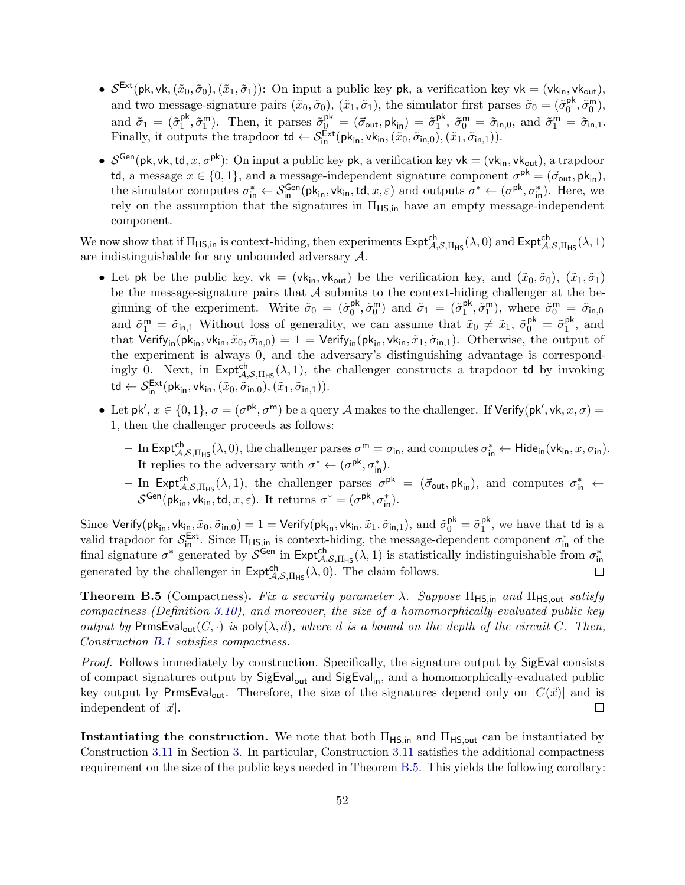- $\mathcal{S}^{\mathsf{Ext}}(\mathsf{pk}, \mathsf{vk}, (\tilde{x}_0, \tilde{\sigma}_0), (\tilde{x}_1, \tilde{\sigma}_1))$: On input a public key $\mathsf{pk}$, a verification key $\mathsf{vk} = (\mathsf{vk}_{\mathsf{in}}, \mathsf{vk}_{\mathsf{out}})$, and two message-signature pairs $(\tilde{x}_0, \tilde{\sigma}_0)$, $(\tilde{x}_1, \tilde{\sigma}_1)$, the simulator first parses $\tilde{\sigma}_0 = (\tilde{\sigma}_0^{\mathsf{pk}}, \tilde{\sigma}_0^{\mathsf{m}})$, and $\tilde{\sigma}_1 = (\tilde{\sigma}_1^{\mathsf{pk}}, \tilde{\sigma}_1^{\mathsf{m}})$. Then, it parses $\tilde{\sigma}_0^{\mathsf{pk}} = (\vec{\sigma}_{\mathsf{out}}, \mathsf{pk}_{\mathsf{in}}) = \tilde{\sigma}_1^{\mathsf{pk}}$, $\tilde{\sigma}_0^{\mathsf{m}} = \tilde{\sigma}_{\mathsf{in},0}$, and $\tilde{\sigma}_1^{\mathsf{m}} = \tilde{\sigma}_{\mathsf{in},1}$. Finally, it outputs the trapdoor $\mathsf{td} \leftarrow \mathcal{S}_{\mathsf{in}}^{\mathsf{Ext}}(\mathsf{pk}_{\mathsf{in}}, \mathsf{vk}_{\mathsf{in}}, (\tilde{x}_0, \tilde{\sigma}_{\mathsf{in},0}), (\tilde{x}_1, \tilde{\sigma}_{\mathsf{in},1}))$.
- $\mathcal{S}^{\mathsf{Gen}}(\mathsf{pk}, \mathsf{vk}, \mathsf{td}, x, \sigma^{\mathsf{pk}})$: On input a public key $\mathsf{pk}$, a verification key $\mathsf{vk} = (\mathsf{vk}_{\mathsf{in}}, \mathsf{vk}_{\mathsf{out}})$, a trapdoor $\mathsf{td}$, a message $x \in \{0, 1\}$, and a message-independent signature component $\sigma^{\mathsf{pk}} = (\vec{\sigma}_{\mathsf{out}}, \mathsf{pk}_{\mathsf{in}})$, the simulator computes $\sigma_{\mathsf{in}}^* \leftarrow \mathcal{S}_{\mathsf{in}}^{\mathsf{Gen}}(\mathsf{pk}_{\mathsf{in}}, \mathsf{vk}_{\mathsf{in}}, \mathsf{td}, x, \varepsilon)$ and outputs $\sigma^* \leftarrow (\sigma^{\mathsf{pk}}, \sigma_{\mathsf{in}}^*)$. Here, we rely on the assumption that the signatures in $\Pi_{\mathsf{HS,in}}$ have an empty message-independent component.

We now show that if $\Pi_{\mathsf{HS,in}}$ is context-hiding, then experiments $\mathsf{Expt}^{\mathsf{ch}}_{\mathcal{A},\mathcal{S},\Pi_{\mathsf{HS}}}(\lambda, 0)$ and $\mathsf{Expt}^{\mathsf{ch}}_{\mathcal{A},\mathcal{S},\Pi_{\mathsf{HS}}}(\lambda, 1)$ are indistinguishable for any unbounded adversary $\mathcal{A}$.

- Let $\mathsf{pk}$ be the public key, $\mathsf{vk} = (\mathsf{vk}_{\mathsf{in}}, \mathsf{vk}_{\mathsf{out}})$ be the verification key, and $(\tilde{x}_0, \tilde{\sigma}_0)$, $(\tilde{x}_1, \tilde{\sigma}_1)$ be the message-signature pairs that $\mathcal{A}$ submits to the context-hiding challenger at the beginning of the experiment. Write $\tilde{\sigma}_0 = (\tilde{\sigma}_0^{\mathsf{pk}}, \tilde{\sigma}_0^{\mathsf{m}})$ and $\tilde{\sigma}_1 = (\tilde{\sigma}_1^{\mathsf{pk}}, \tilde{\sigma}_1^{\mathsf{m}})$, where $\tilde{\sigma}_0^{\mathsf{m}} = \tilde{\sigma}_{\mathsf{in},0}$ and $\tilde{\sigma}_1^{\mathsf{m}} = \tilde{\sigma}_{\mathsf{in},1}$ Without loss of generality, we can assume that $\tilde{x}_0 \neq \tilde{x}_1$, $\tilde{\sigma}_0^{\mathsf{pk}} = \tilde{\sigma}_1^{\mathsf{pk}}$, and that $\mathsf{Verify}_{\mathsf{in}}(\mathsf{pk}_{\mathsf{in}}, \mathsf{vk}_{\mathsf{in}}, \tilde{x}_0, \tilde{\sigma}_{\mathsf{in},0}) = 1 = \mathsf{Verify}_{\mathsf{in}}(\mathsf{pk}_{\mathsf{in}}, \mathsf{vk}_{\mathsf{in}}, \tilde{x}_1, \tilde{\sigma}_{\mathsf{in},1})$. Otherwise, the output of the experiment is always 0, and the adversary's distinguishing advantage is correspondingly 0. Next, in $\mathsf{Expt}^{\mathsf{ch}}_{\mathcal{A},\mathcal{S},\Pi_{\mathsf{HS}}}(\lambda, 1)$, the challenger constructs a trapdoor $\mathsf{td}$ by invoking $\mathsf{td} \leftarrow \mathcal{S}_{\mathsf{in}}^{\mathsf{Ext}}(\mathsf{pk}_{\mathsf{in}}, \mathsf{vk}_{\mathsf{in}}, (\tilde{x}_0, \tilde{\sigma}_{\mathsf{in},0}), (\tilde{x}_1, \tilde{\sigma}_{\mathsf{in},1}))$.
- Let $\mathsf{pk}'$, $x \in \{0, 1\}$, $\sigma = (\sigma^{\mathsf{pk}}, \sigma^{\mathsf{m}})$ be a query $\mathcal{A}$ makes to the challenger. If $\mathsf{Verify}(\mathsf{pk}', \mathsf{vk}, x, \sigma) = 1$, then the challenger proceeds as follows:
  - In $\mathsf{Expt}^{\mathsf{ch}}_{\mathcal{A},\mathcal{S},\Pi_{\mathsf{HS}}}(\lambda, 0)$, the challenger parses $\sigma^{\mathsf{m}} = \sigma_{\mathsf{in}}$, and computes $\sigma_{\mathsf{in}}^* \leftarrow \mathsf{Hide}_{\mathsf{in}}(\mathsf{vk}_{\mathsf{in}}, x, \sigma_{\mathsf{in}})$. It replies to the adversary with $\sigma^* \leftarrow (\sigma^{\mathsf{pk}}, \sigma_{\mathsf{in}}^*)$.
  - In $\mathsf{Expt}^{\mathsf{ch}}_{\mathcal{A},\mathcal{S},\Pi_{\mathsf{HS}}}(\lambda, 1)$, the challenger parses $\sigma^{\mathsf{pk}} = (\vec{\sigma}_{\mathsf{out}}, \mathsf{pk}_{\mathsf{in}})$, and computes $\sigma_{\mathsf{in}}^* \leftarrow \mathcal{S}^{\mathsf{Gen}}(\mathsf{pk}_{\mathsf{in}}, \mathsf{vk}_{\mathsf{in}}, \mathsf{td}, x, \varepsilon)$. It returns $\sigma^* = (\sigma^{\mathsf{pk}}, \sigma_{\mathsf{in}}^*)$.

Since $\mathsf{Verify}(\mathsf{pk}_{\mathsf{in}}, \mathsf{vk}_{\mathsf{in}}, \tilde{x}_0, \tilde{\sigma}_{\mathsf{in},0}) = 1 = \mathsf{Verify}(\mathsf{pk}_{\mathsf{in}}, \mathsf{vk}_{\mathsf{in}}, \tilde{x}_1, \tilde{\sigma}_{\mathsf{in},1})$, and $\tilde{\sigma}_0^{\mathsf{pk}} = \tilde{\sigma}_1^{\mathsf{pk}}$, we have that $\mathsf{td}$ is a valid trapdoor for $\mathcal{S}_{\mathsf{in}}^{\mathsf{Ext}}$. Since $\Pi_{\mathsf{HS,in}}$ is context-hiding, the message-dependent component $\sigma_{\mathsf{in}}^*$ of the final signature $\sigma^*$ generated by $\mathcal{S}^{\mathsf{Gen}}$ in $\mathsf{Expt}^{\mathsf{ch}}_{\mathcal{A},\mathcal{S},\Pi_{\mathsf{HS}}}(\lambda, 1)$ is statistically indistinguishable from $\sigma_{\mathsf{in}}^*$ generated by the challenger in $\mathsf{Expt}^{\mathsf{ch}}_{\mathcal{A},\mathcal{S},\Pi_{\mathsf{HS}}}(\lambda, 0)$. The claim follows. ☐

**Theorem B.5** (Compactness)**.** *Fix a security parameter $\lambda$. Suppose $\Pi_{\mathsf{HS,in}}$ and $\Pi_{\mathsf{HS,out}}$ satisfy compactness (Definition 3.10), and moreover, the size of a homomorphically-evaluated public key output by $\mathsf{PrmsEval}_{\mathsf{out}}(C, \cdot)$ is $\mathsf{poly}(\lambda, d)$, where $d$ is a bound on the depth of the circuit $C$. Then, Construction B.1 satisfies compactness.*

*Proof.* Follows immediately by construction. Specifically, the signature output by $\mathsf{SigEval}$ consists of compact signatures output by $\mathsf{SigEval}_{\mathsf{out}}$ and $\mathsf{SigEval}_{\mathsf{in}}$, and a homomorphically-evaluated public key output by $\mathsf{PrmsEval}_{\mathsf{out}}$. Therefore, the size of the signatures depend only on $|C(\vec{x})|$ and is independent of $|\vec{x}|$. ☐

**Instantiating the construction.** We note that both $\Pi_{\mathsf{HS,in}}$ and $\Pi_{\mathsf{HS,out}}$ can be instantiated by Construction 3.11 in Section 3. In particular, Construction 3.11 satisfies the additional compactness requirement on the size of the public keys needed in Theorem B.5. This yields the following corollary: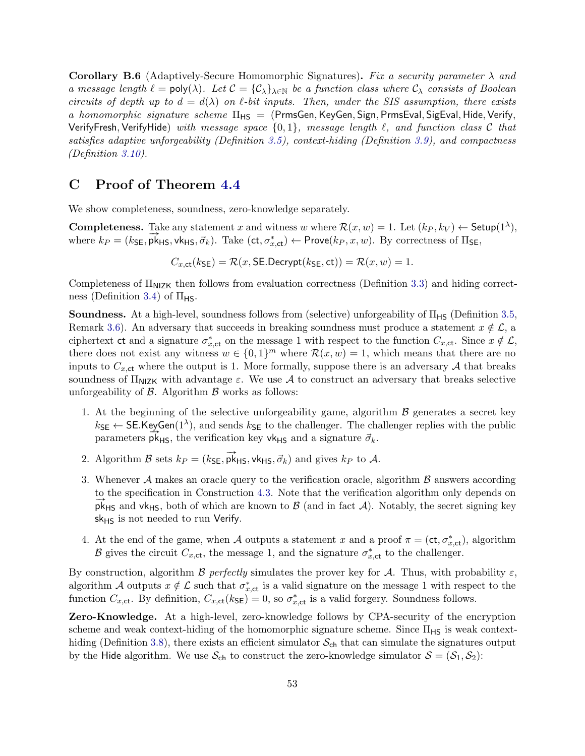**Corollary B.6** (Adaptively-Secure Homomorphic Signatures)**.** *Fix a security parameter $\lambda$ and a message length $\ell = \mathsf{poly}(\lambda)$. Let $\mathcal{C} = \{\mathcal{C}_\lambda\}_{\lambda \in \mathbb{N}}$ be a function class where $\mathcal{C}_\lambda$ consists of Boolean circuits of depth up to $d = d(\lambda)$ on $\ell$-bit inputs. Then, under the SIS assumption, there exists a homomorphic signature scheme $\Pi_{\mathsf{HS}} = (\mathsf{PrmsGen}, \mathsf{KeyGen}, \mathsf{Sign}, \mathsf{PrmsEval}, \mathsf{SigEval}, \mathsf{Hide}, \mathsf{Verify}, \mathsf{VerifyFresh}, \mathsf{VerifyHide})$ with message space $\{0,1\}$, message length $\ell$, and function class $\mathcal{C}$ that satisfies adaptive unforgeability (Definition 3.5), context-hiding (Definition 3.9), and compactness (Definition 3.10).*

# C Proof of Theorem 4.4

We show completeness, soundness, zero-knowledge separately.

**Completeness.** Take any statement $x$ and witness $w$ where $\mathcal{R}(x, w) = 1$. Let $(k_P, k_V) \leftarrow \mathsf{Setup}(1^\lambda)$, where $k_P = (k_{\mathsf{SE}}, \vec{\mathsf{pk}}_{\mathsf{HS}}, \mathsf{vk}_{\mathsf{HS}}, \vec{\sigma}_k)$. Take $(\mathsf{ct}, \sigma^*_{x,\mathsf{ct}}) \leftarrow \mathsf{Prove}(k_P, x, w)$. By correctness of $\Pi_{\mathsf{SE}}$,

$$C_{x,\mathsf{ct}}(k_{\mathsf{SE}}) = \mathcal{R}(x, \mathsf{SE.Decrypt}(k_{\mathsf{SE}}, \mathsf{ct})) = \mathcal{R}(x, w) = 1.$$

Completeness of $\Pi_{\mathsf{NIZK}}$ then follows from evaluation correctness (Definition 3.3) and hiding correctness (Definition 3.4) of $\Pi_{\mathsf{HS}}$.

**Soundness.** At a high-level, soundness follows from (selective) unforgeability of $\Pi_{\mathsf{HS}}$ (Definition 3.5, Remark 3.6). An adversary that succeeds in breaking soundness must produce a statement $x \notin \mathcal{L}$, a ciphertext $\mathsf{ct}$ and a signature $\sigma^*_{x,\mathsf{ct}}$ on the message 1 with respect to the function $C_{x,\mathsf{ct}}$. Since $x \notin \mathcal{L}$, there does not exist any witness $w \in \{0,1\}^m$ where $\mathcal{R}(x, w) = 1$, which means that there are no inputs to $C_{x,\mathsf{ct}}$ where the output is 1. More formally, suppose there is an adversary $\mathcal{A}$ that breaks soundness of $\Pi_{\mathsf{NIZK}}$ with advantage $\varepsilon$. We use $\mathcal{A}$ to construct an adversary that breaks selective unforgeability of $\mathcal{B}$. Algorithm $\mathcal{B}$ works as follows:

1. At the beginning of the selective unforgeability game, algorithm $\mathcal{B}$ generates a secret key $k_{\mathsf{SE}} \leftarrow \mathsf{SE.KeyGen}(1^\lambda)$, and sends $k_{\mathsf{SE}}$ to the challenger. The challenger replies with the public parameters $\vec{\mathsf{pk}}_{\mathsf{HS}}$, the verification key $\mathsf{vk}_{\mathsf{HS}}$ and a signature $\vec{\sigma}_k$.
2. Algorithm $\mathcal{B}$ sets $k_P = (k_{\mathsf{SE}}, \vec{\mathsf{pk}}_{\mathsf{HS}}, \mathsf{vk}_{\mathsf{HS}}, \vec{\sigma}_k)$ and gives $k_P$ to $\mathcal{A}$.
3. Whenever $\mathcal{A}$ makes an oracle query to the verification oracle, algorithm $\mathcal{B}$ answers according to the specification in Construction 4.3. Note that the verification algorithm only depends on $\vec{\mathsf{pk}}_{\mathsf{HS}}$ and $\mathsf{vk}_{\mathsf{HS}}$, both of which are known to $\mathcal{B}$ (and in fact $\mathcal{A}$). Notably, the secret signing key $\mathsf{sk}_{\mathsf{HS}}$ is not needed to run $\mathsf{Verify}$.
4. At the end of the game, when $\mathcal{A}$ outputs a statement $x$ and a proof $\pi = (\mathsf{ct}, \sigma^*_{x,\mathsf{ct}})$, algorithm $\mathcal{B}$ gives the circuit $C_{x,\mathsf{ct}}$, the message 1, and the signature $\sigma^*_{x,\mathsf{ct}}$ to the challenger.

By construction, algorithm $\mathcal{B}$ *perfectly* simulates the prover key for $\mathcal{A}$. Thus, with probability $\varepsilon$, algorithm $\mathcal{A}$ outputs $x \notin \mathcal{L}$ such that $\sigma^*_{x,\mathsf{ct}}$ is a valid signature on the message 1 with respect to the function $C_{x,\mathsf{ct}}$. By definition, $C_{x,\mathsf{ct}}(k_{\mathsf{SE}}) = 0$, so $\sigma^*_{x,\mathsf{ct}}$ is a valid forgery. Soundness follows.

**Zero-Knowledge.** At a high-level, zero-knowledge follows by CPA-security of the encryption scheme and weak context-hiding of the homomorphic signature scheme. Since $\Pi_{\mathsf{HS}}$ is weak context-hiding (Definition 3.8), there exists an efficient simulator $\mathcal{S}_{\mathsf{ch}}$ that can simulate the signatures output by the $\mathsf{Hide}$ algorithm. We use $\mathcal{S}_{\mathsf{ch}}$ to construct the zero-knowledge simulator $\mathcal{S} = (\mathcal{S}_1, \mathcal{S}_2)$: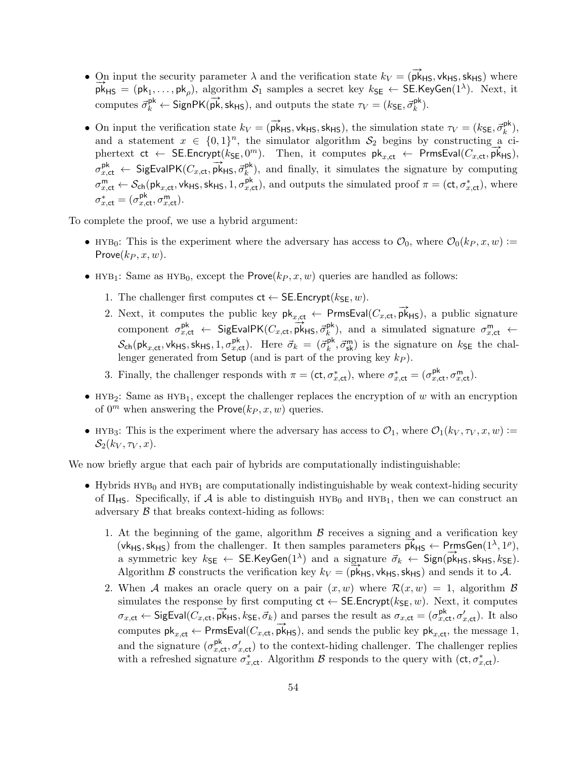- On input the security parameter $\lambda$ and the verification state $k_V = (\overrightarrow{\mathsf{pk}}_{\mathsf{HS}}, \mathsf{vk}_{\mathsf{HS}}, \mathsf{sk}_{\mathsf{HS}})$ where $\overrightarrow{\mathsf{pk}}_{\mathsf{HS}} = (\mathsf{pk}_1, \ldots, \mathsf{pk}_\rho)$, algorithm $\mathcal{S}_1$ samples a secret key $k_{\mathsf{SE}} \leftarrow \mathsf{SE.KeyGen}(1^\lambda)$. Next, it computes $\vec{\sigma}_k^{\mathsf{pk}} \leftarrow \mathsf{SignPK}(\overrightarrow{\mathsf{pk}}, \mathsf{sk}_{\mathsf{HS}})$, and outputs the state $\tau_V = (k_{\mathsf{SE}}, \vec{\sigma}_k^{\mathsf{pk}})$.
- On input the verification state $k_V = (\overrightarrow{\mathsf{pk}}_{\mathsf{HS}}, \mathsf{vk}_{\mathsf{HS}}, \mathsf{sk}_{\mathsf{HS}})$, the simulation state $\tau_V = (k_{\mathsf{SE}}, \vec{\sigma}_k^{\mathsf{pk}})$, and a statement $x \in \{0,1\}^n$, the simulator algorithm $\mathcal{S}_2$ begins by constructing a ciphertext $\mathsf{ct} \leftarrow \mathsf{SE.Encrypt}(k_{\mathsf{SE}}, 0^m)$. Then, it computes $\mathsf{pk}_{x,\mathsf{ct}} \leftarrow \mathsf{PrmsEval}(C_{x,\mathsf{ct}}, \overrightarrow{\mathsf{pk}}_{\mathsf{HS}})$, $\sigma_{x,\mathsf{ct}}^{\mathsf{pk}} \leftarrow \mathsf{SigEvalPK}(C_{x,\mathsf{ct}}, \overrightarrow{\mathsf{pk}}_{\mathsf{HS}}, \vec{\sigma}_k^{\mathsf{pk}})$, and finally, it simulates the signature by computing $\sigma_{x,\mathsf{ct}}^{\mathsf{m}} \leftarrow \mathcal{S}_{\mathsf{ch}}(\mathsf{pk}_{x,\mathsf{ct}}, \mathsf{vk}_{\mathsf{HS}}, \mathsf{sk}_{\mathsf{HS}}, 1, \sigma_{x,\mathsf{ct}}^{\mathsf{pk}})$, and outputs the simulated proof $\pi = (\mathsf{ct}, \sigma_{x,\mathsf{ct}}^*)$, where $\sigma_{x,\mathsf{ct}}^* = (\sigma_{x,\mathsf{ct}}^{\mathsf{pk}}, \sigma_{x,\mathsf{ct}}^{\mathsf{m}})$.

To complete the proof, we use a hybrid argument:

- $\text{HYB}_0$: This is the experiment where the adversary has access to $\mathcal{O}_0$, where $\mathcal{O}_0(k_P, x, w) := \mathsf{Prove}(k_P, x, w)$.
- $\text{HYB}_1$: Same as $\text{HYB}_0$, except the $\mathsf{Prove}(k_P, x, w)$ queries are handled as follows:
  1. The challenger first computes $\mathsf{ct} \leftarrow \mathsf{SE.Encrypt}(k_{\mathsf{SE}}, w)$.
  2. Next, it computes the public key $\mathsf{pk}_{x,\mathsf{ct}} \leftarrow \mathsf{PrmsEval}(C_{x,\mathsf{ct}}, \overrightarrow{\mathsf{pk}}_{\mathsf{HS}})$, a public signature component $\sigma_{x,\mathsf{ct}}^{\mathsf{pk}} \leftarrow \mathsf{SigEvalPK}(C_{x,\mathsf{ct}}, \overrightarrow{\mathsf{pk}}_{\mathsf{HS}}, \vec{\sigma}_k^{\mathsf{pk}})$, and a simulated signature $\sigma_{x,\mathsf{ct}}^{\mathsf{m}} \leftarrow \mathcal{S}_{\mathsf{ch}}(\mathsf{pk}_{x,\mathsf{ct}}, \mathsf{vk}_{\mathsf{HS}}, \mathsf{sk}_{\mathsf{HS}}, 1, \sigma_{x,\mathsf{ct}}^{\mathsf{pk}})$. Here $\vec{\sigma}_k = (\vec{\sigma}_k^{\mathsf{pk}}, \vec{\sigma}_{\mathsf{sk}}^{\mathsf{m}})$ is the signature on $k_{\mathsf{SE}}$ the challenger generated from $\mathsf{Setup}$ (and is part of the proving key $k_P$).
  3. Finally, the challenger responds with $\pi = (\mathsf{ct}, \sigma_{x,\mathsf{ct}}^*)$, where $\sigma_{x,\mathsf{ct}}^* = (\sigma_{x,\mathsf{ct}}^{\mathsf{pk}}, \sigma_{x,\mathsf{ct}}^{\mathsf{m}})$.
- $\text{HYB}_2$: Same as $\text{HYB}_1$, except the challenger replaces the encryption of $w$ with an encryption of $0^m$ when answering the $\mathsf{Prove}(k_P, x, w)$ queries.
- $\text{HYB}_3$: This is the experiment where the adversary has access to $\mathcal{O}_1$, where $\mathcal{O}_1(k_V, \tau_V, x, w) := \mathcal{S}_2(k_V, \tau_V, x)$.

We now briefly argue that each pair of hybrids are computationally indistinguishable:

- Hybrids $\text{HYB}_0$ and $\text{HYB}_1$ are computationally indistinguishable by weak context-hiding security of $\Pi_{\mathsf{HS}}$. Specifically, if $\mathcal{A}$ is able to distinguish $\text{HYB}_0$ and $\text{HYB}_1$, then we can construct an adversary $\mathcal{B}$ that breaks context-hiding as follows:
  1. At the beginning of the game, algorithm $\mathcal{B}$ receives a signing and a verification key $(\mathsf{vk}_{\mathsf{HS}}, \mathsf{sk}_{\mathsf{HS}})$ from the challenger. It then samples parameters $\overrightarrow{\mathsf{pk}}_{\mathsf{HS}} \leftarrow \mathsf{PrmsGen}(1^\lambda, 1^\rho)$, a symmetric key $k_{\mathsf{SE}} \leftarrow \mathsf{SE.KeyGen}(1^\lambda)$ and a signature $\vec{\sigma}_k \leftarrow \mathsf{Sign}(\overrightarrow{\mathsf{pk}}_{\mathsf{HS}}, \mathsf{sk}_{\mathsf{HS}}, k_{\mathsf{SE}})$. Algorithm $\mathcal{B}$ constructs the verification key $k_V = (\overrightarrow{\mathsf{pk}}_{\mathsf{HS}}, \mathsf{vk}_{\mathsf{HS}}, \mathsf{sk}_{\mathsf{HS}})$ and sends it to $\mathcal{A}$.
  2. When $\mathcal{A}$ makes an oracle query on a pair $(x, w)$ where $\mathcal{R}(x, w) = 1$, algorithm $\mathcal{B}$ simulates the response by first computing $\mathsf{ct} \leftarrow \mathsf{SE.Encrypt}(k_{\mathsf{SE}}, w)$. Next, it computes $\sigma_{x,\mathsf{ct}} \leftarrow \mathsf{SigEval}(C_{x,\mathsf{ct}}, \overrightarrow{\mathsf{pk}}_{\mathsf{HS}}, k_{\mathsf{SE}}, \vec{\sigma}_k)$ and parses the result as $\sigma_{x,\mathsf{ct}} = (\sigma_{x,\mathsf{ct}}^{\mathsf{pk}}, \sigma_{x,\mathsf{ct}}')$. It also computes $\mathsf{pk}_{x,\mathsf{ct}} \leftarrow \mathsf{PrmsEval}(C_{x,\mathsf{ct}}, \overrightarrow{\mathsf{pk}}_{\mathsf{HS}})$, and sends the public key $\mathsf{pk}_{x,\mathsf{ct}}$, the message 1, and the signature $(\sigma_{x,\mathsf{ct}}^{\mathsf{pk}}, \sigma_{x,\mathsf{ct}}')$ to the context-hiding challenger. The challenger replies with a refreshed signature $\sigma_{x,\mathsf{ct}}^*$. Algorithm $\mathcal{B}$ responds to the query with $(\mathsf{ct}, \sigma_{x,\mathsf{ct}}^*)$.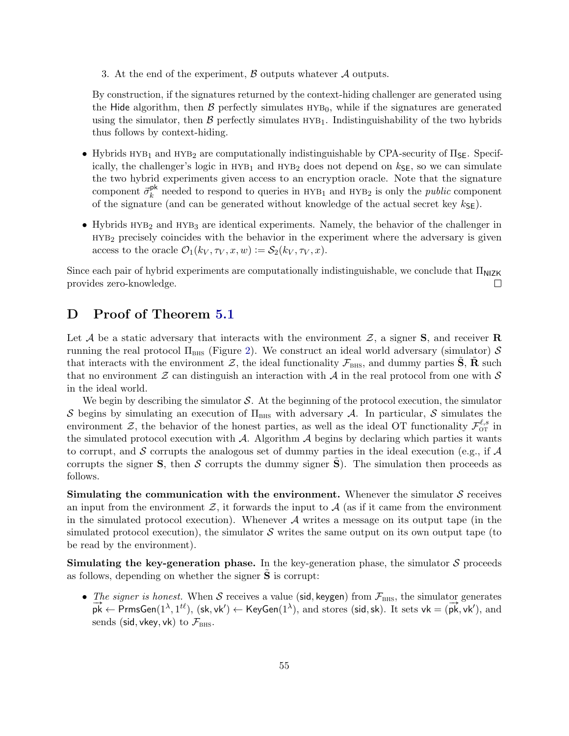3. At the end of the experiment, $\mathcal{B}$ outputs whatever $\mathcal{A}$ outputs.

By construction, if the signatures returned by the context-hiding challenger are generated using the $\mathsf{Hide}$ algorithm, then $\mathcal{B}$ perfectly simulates $\text{HYB}_0$, while if the signatures are generated using the simulator, then $\mathcal{B}$ perfectly simulates $\text{HYB}_1$. Indistinguishability of the two hybrids thus follows by context-hiding.

- Hybrids $\text{HYB}_1$ and $\text{HYB}_2$ are computationally indistinguishable by CPA-security of $\Pi_{\mathsf{SE}}$. Specifically, the challenger's logic in $\text{HYB}_1$ and $\text{HYB}_2$ does not depend on $k_{\mathsf{SE}}$, so we can simulate the two hybrid experiments given access to an encryption oracle. Note that the signature component $\vec{\sigma}_k^{\mathsf{pk}}$ needed to respond to queries in $\text{HYB}_1$ and $\text{HYB}_2$ is only the *public* component of the signature (and can be generated without knowledge of the actual secret key $k_{\mathsf{SE}}$).
- Hybrids $\text{HYB}_2$ and $\text{HYB}_3$ are identical experiments. Namely, the behavior of the challenger in $\text{HYB}_2$ precisely coincides with the behavior in the experiment where the adversary is given access to the oracle $\mathcal{O}_1(k_V, \tau_V, x, w) := \mathcal{S}_2(k_V, \tau_V, x)$.

Since each pair of hybrid experiments are computationally indistinguishable, we conclude that $\Pi_{\mathsf{NIZK}}$ provides zero-knowledge. □

# D Proof of Theorem 5.1

Let $\mathcal{A}$ be a static adversary that interacts with the environment $\mathcal{Z}$, a signer $\mathbf{S}$, and receiver $\mathbf{R}$ running the real protocol $\Pi_{\text{BHS}}$ (Figure 2). We construct an ideal world adversary (simulator) $\mathcal{S}$ that interacts with the environment $\mathcal{Z}$, the ideal functionality $\mathcal{F}_{\text{BHS}}$, and dummy parties $\tilde{\mathbf{S}}$, $\tilde{\mathbf{R}}$ such that no environment $\mathcal{Z}$ can distinguish an interaction with $\mathcal{A}$ in the real protocol from one with $\mathcal{S}$ in the ideal world.

We begin by describing the simulator $\mathcal{S}$. At the beginning of the protocol execution, the simulator $\mathcal{S}$ begins by simulating an execution of $\Pi_{\text{BHS}}$ with adversary $\mathcal{A}$. In particular, $\mathcal{S}$ simulates the environment $\mathcal{Z}$, the behavior of the honest parties, as well as the ideal OT functionality $\mathcal{F}_{\text{OT}}^{\ell,s}$ in the simulated protocol execution with $\mathcal{A}$. Algorithm $\mathcal{A}$ begins by declaring which parties it wants to corrupt, and $\mathcal{S}$ corrupts the analogous set of dummy parties in the ideal execution (e.g., if $\mathcal{A}$ corrupts the signer $\mathbf{S}$, then $\mathcal{S}$ corrupts the dummy signer $\tilde{\mathbf{S}}$). The simulation then proceeds as follows.

**Simulating the communication with the environment.** Whenever the simulator $\mathcal{S}$ receives an input from the environment $\mathcal{Z}$, it forwards the input to $\mathcal{A}$ (as if it came from the environment in the simulated protocol execution). Whenever $\mathcal{A}$ writes a message on its output tape (in the simulated protocol execution), the simulator $\mathcal{S}$ writes the same output on its own output tape (to be read by the environment).

**Simulating the key-generation phase.** In the key-generation phase, the simulator $\mathcal{S}$ proceeds as follows, depending on whether the signer $\tilde{\mathbf{S}}$ is corrupt:

- *The signer is honest.* When $\mathcal{S}$ receives a value $(\mathsf{sid}, \mathsf{keygen})$ from $\mathcal{F}_{\text{BHS}}$, the simulator generates $\overrightarrow{\mathsf{pk}} \leftarrow \mathsf{PrmsGen}(1^\lambda, 1^{t\ell})$, $(\mathsf{sk}, \mathsf{vk}') \leftarrow \mathsf{KeyGen}(1^\lambda)$, and stores $(\mathsf{sid}, \mathsf{sk})$. It sets $\mathsf{vk} = (\overrightarrow{\mathsf{pk}}, \mathsf{vk}')$, and sends $(\mathsf{sid}, \mathsf{vkey}, \mathsf{vk})$ to $\mathcal{F}_{\text{BHS}}$.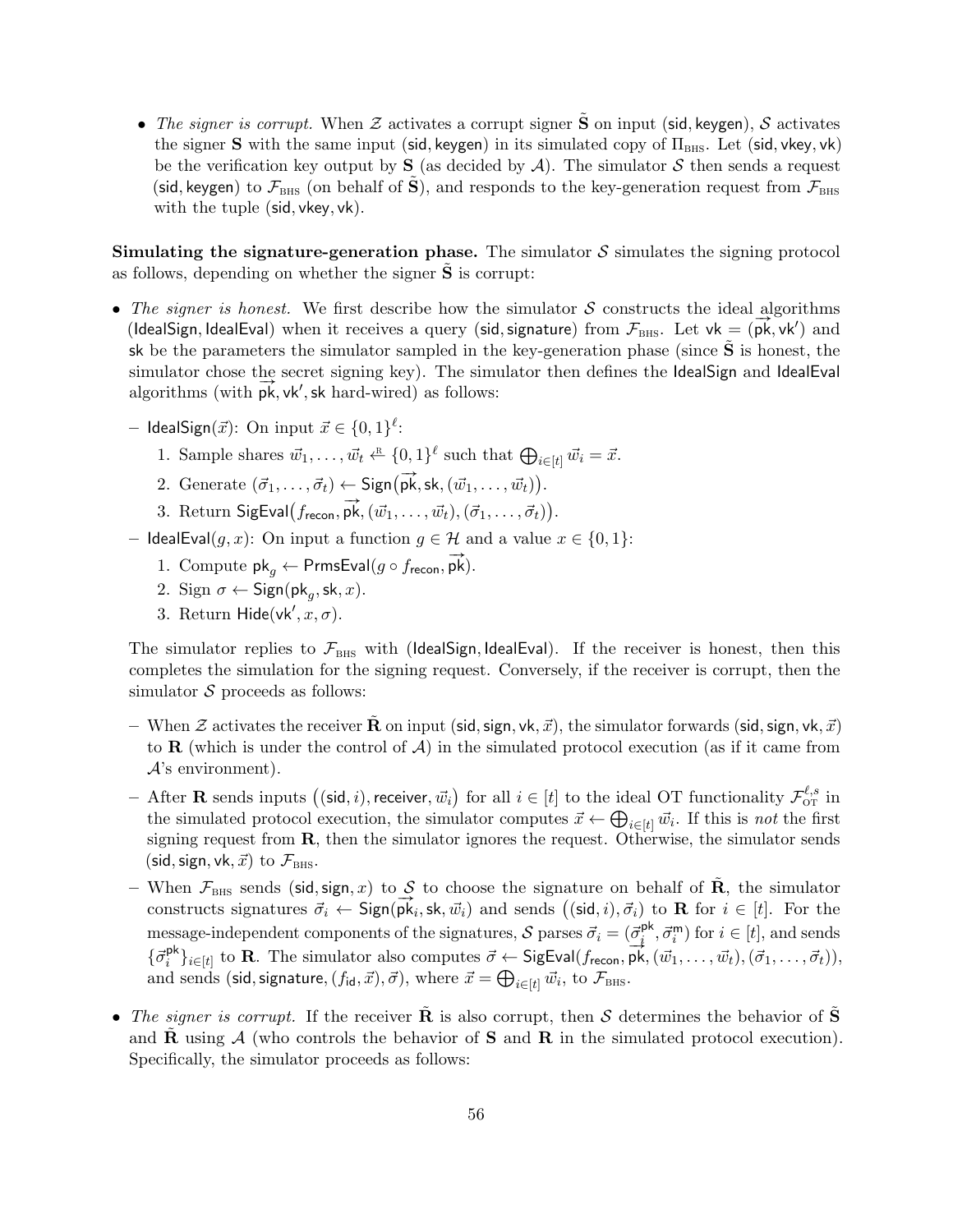- *The signer is corrupt.* When $\mathcal{Z}$ activates a corrupt signer $\tilde{\mathbf{S}}$ on input $(\mathsf{sid}, \mathsf{keygen})$, $\mathcal{S}$ activates the signer $\mathbf{S}$ with the same input $(\mathsf{sid}, \mathsf{keygen})$ in its simulated copy of $\Pi_{\text{BHS}}$. Let $(\mathsf{sid}, \mathsf{vkey}, \mathsf{vk})$ be the verification key output by $\mathbf{S}$ (as decided by $\mathcal{A}$). The simulator $\mathcal{S}$ then sends a request $(\mathsf{sid}, \mathsf{keygen})$ to $\mathcal{F}_{\text{BHS}}$ (on behalf of $\tilde{\mathbf{S}}$), and responds to the key-generation request from $\mathcal{F}_{\text{BHS}}$ with the tuple $(\mathsf{sid}, \mathsf{vkey}, \mathsf{vk})$.

**Simulating the signature-generation phase.** The simulator $\mathcal{S}$ simulates the signing protocol as follows, depending on whether the signer $\tilde{\mathbf{S}}$ is corrupt:

- *The signer is honest.* We first describe how the simulator $\mathcal{S}$ constructs the ideal algorithms $(\mathsf{IdealSign}, \mathsf{IdealEval})$ when it receives a query $(\mathsf{sid}, \mathsf{signature})$ from $\mathcal{F}_{\text{BHS}}$. Let $\mathsf{vk} = (\overrightarrow{\mathsf{pk}}, \mathsf{vk}')$ and $\mathsf{sk}$ be the parameters the simulator sampled in the key-generation phase (since $\tilde{\mathbf{S}}$ is honest, the simulator chose the secret signing key). The simulator then defines the $\mathsf{IdealSign}$ and $\mathsf{IdealEval}$ algorithms (with $\overrightarrow{\mathsf{pk}}, \mathsf{vk}', \mathsf{sk}$ hard-wired) as follows:

  - $\mathsf{IdealSign}(\vec{x})$: On input $\vec{x} \in \{0,1\}^{\ell}$:
    1. Sample shares $\vec{w}_1, \ldots, \vec{w}_t \xleftarrow{\text{R}} \{0,1\}^{\ell}$ such that $\bigoplus_{i \in [t]} \vec{w}_i = \vec{x}$.
    2. Generate $(\vec{\sigma}_1, \ldots, \vec{\sigma}_t) \leftarrow \mathsf{Sign}\big(\overrightarrow{\mathsf{pk}}, \mathsf{sk}, (\vec{w}_1, \ldots, \vec{w}_t)\big)$.
    3. Return $\mathsf{SigEval}\big(f_{\mathsf{recon}}, \overrightarrow{\mathsf{pk}}, (\vec{w}_1, \ldots, \vec{w}_t), (\vec{\sigma}_1, \ldots, \vec{\sigma}_t)\big)$.
  - $\mathsf{IdealEval}(g, x)$: On input a function $g \in \mathcal{H}$ and a value $x \in \{0,1\}$:
    1. Compute $\mathsf{pk}_g \leftarrow \mathsf{PrmsEval}(g \circ f_{\mathsf{recon}}, \overrightarrow{\mathsf{pk}})$.
    2. Sign $\sigma \leftarrow \mathsf{Sign}(\mathsf{pk}_g, \mathsf{sk}, x)$.
    3. Return $\mathsf{Hide}(\mathsf{vk}', x, \sigma)$.

  The simulator replies to $\mathcal{F}_{\text{BHS}}$ with $(\mathsf{IdealSign}, \mathsf{IdealEval})$. If the receiver is honest, then this completes the simulation for the signing request. Conversely, if the receiver is corrupt, then the simulator $\mathcal{S}$ proceeds as follows:

  - When $\mathcal{Z}$ activates the receiver $\tilde{\mathbf{R}}$ on input $(\mathsf{sid}, \mathsf{sign}, \mathsf{vk}, \vec{x})$, the simulator forwards $(\mathsf{sid}, \mathsf{sign}, \mathsf{vk}, \vec{x})$ to $\mathbf{R}$ (which is under the control of $\mathcal{A}$) in the simulated protocol execution (as if it came from $\mathcal{A}$'s environment).
  - After $\mathbf{R}$ sends inputs $\big((\mathsf{sid}, i), \mathsf{receiver}, \vec{w}_i\big)$ for all $i \in [t]$ to the ideal OT functionality $\mathcal{F}_{\text{OT}}^{\ell,s}$ in the simulated protocol execution, the simulator computes $\vec{x} \leftarrow \bigoplus_{i \in [t]} \vec{w}_i$. If this is *not* the first signing request from $\mathbf{R}$, then the simulator ignores the request. Otherwise, the simulator sends $(\mathsf{sid}, \mathsf{sign}, \mathsf{vk}, \vec{x})$ to $\mathcal{F}_{\text{BHS}}$.
  - When $\mathcal{F}_{\text{BHS}}$ sends $(\mathsf{sid}, \mathsf{sign}, x)$ to $\mathcal{S}$ to choose the signature on behalf of $\tilde{\mathbf{R}}$, the simulator constructs signatures $\vec{\sigma}_i \leftarrow \mathsf{Sign}(\overrightarrow{\mathsf{pk}}_i, \mathsf{sk}, \vec{w}_i)$ and sends $\big((\mathsf{sid}, i), \vec{\sigma}_i\big)$ to $\mathbf{R}$ for $i \in [t]$. For the message-independent components of the signatures, $\mathcal{S}$ parses $\vec{\sigma}_i = (\vec{\sigma}_i^{\mathsf{pk}}, \vec{\sigma}_i^{\mathsf{m}})$ for $i \in [t]$, and sends $\{\vec{\sigma}_i^{\mathsf{pk}}\}_{i \in [t]}$ to $\mathbf{R}$. The simulator also computes $\vec{\sigma} \leftarrow \mathsf{SigEval}(f_{\mathsf{recon}}, \overrightarrow{\mathsf{pk}}, (\vec{w}_1, \ldots, \vec{w}_t), (\vec{\sigma}_1, \ldots, \vec{\sigma}_t))$, and sends $(\mathsf{sid}, \mathsf{signature}, (f_{\mathsf{id}}, \vec{x}), \vec{\sigma})$, where $\vec{x} = \bigoplus_{i \in [t]} \vec{w}_i$, to $\mathcal{F}_{\text{BHS}}$.

- *The signer is corrupt.* If the receiver $\tilde{\mathbf{R}}$ is also corrupt, then $\mathcal{S}$ determines the behavior of $\tilde{\mathbf{S}}$ and $\tilde{\mathbf{R}}$ using $\mathcal{A}$ (who controls the behavior of $\mathbf{S}$ and $\mathbf{R}$ in the simulated protocol execution). Specifically, the simulator proceeds as follows: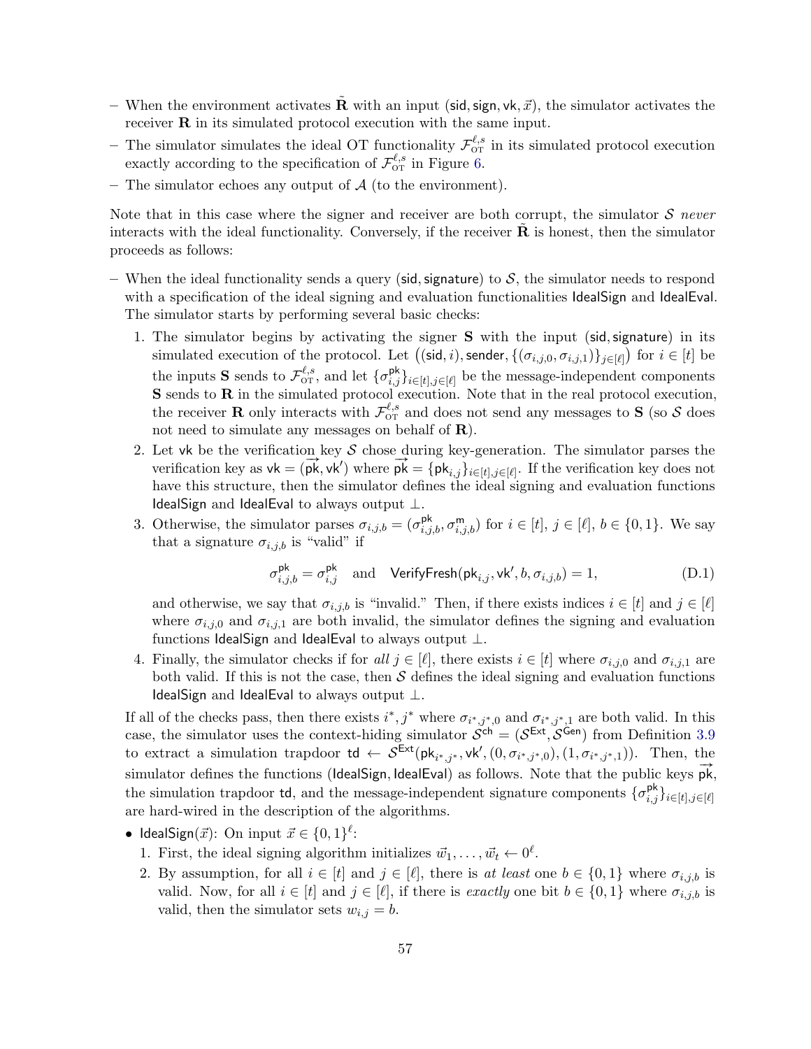– When the environment activates $\tilde{\mathbf{R}}$ with an input $(\mathsf{sid}, \mathsf{sign}, \mathsf{vk}, \vec{x})$, the simulator activates the receiver $\mathbf{R}$ in its simulated protocol execution with the same input.

– The simulator simulates the ideal OT functionality $\mathcal{F}_{\mathrm{OT}}^{\ell,s}$ in its simulated protocol execution exactly according to the specification of $\mathcal{F}_{\mathrm{OT}}^{\ell,s}$ in Figure 6.

– The simulator echoes any output of $\mathcal{A}$ (to the environment).

Note that in this case where the signer and receiver are both corrupt, the simulator $\mathcal{S}$ *never* interacts with the ideal functionality. Conversely, if the receiver $\tilde{\mathbf{R}}$ is honest, then the simulator proceeds as follows:

– When the ideal functionality sends a query $(\mathsf{sid}, \mathsf{signature})$ to $\mathcal{S}$, the simulator needs to respond with a specification of the ideal signing and evaluation functionalities IdealSign and IdealEval. The simulator starts by performing several basic checks:

1. The simulator begins by activating the signer $\mathbf{S}$ with the input $(\mathsf{sid}, \mathsf{signature})$ in its simulated execution of the protocol. Let $\big((\mathsf{sid}, i), \mathsf{sender}, \{(\sigma_{i,j,0}, \sigma_{i,j,1})\}_{j \in [\ell]}\big)$ for $i \in [t]$ be the inputs $\mathbf{S}$ sends to $\mathcal{F}_{\mathrm{OT}}^{\ell,s}$, and let $\{\sigma_{i,j}^{\mathsf{pk}}\}_{i \in [t], j \in [\ell]}$ be the message-independent components $\mathbf{S}$ sends to $\mathbf{R}$ in the simulated protocol execution. Note that in the real protocol execution, the receiver $\mathbf{R}$ only interacts with $\mathcal{F}_{\mathrm{OT}}^{\ell,s}$ and does not send any messages to $\mathbf{S}$ (so $\mathcal{S}$ does not need to simulate any messages on behalf of $\mathbf{R}$).
2. Let $\mathsf{vk}$ be the verification key $\mathcal{S}$ chose during key-generation. The simulator parses the verification key as $\mathsf{vk} = (\overrightarrow{\mathsf{pk}}, \mathsf{vk}')$ where $\overrightarrow{\mathsf{pk}} = \{\mathsf{pk}_{i,j}\}_{i \in [t], j \in [\ell]}$. If the verification key does not have this structure, then the simulator defines the ideal signing and evaluation functions IdealSign and IdealEval to always output $\perp$.
3. Otherwise, the simulator parses $\sigma_{i,j,b} = (\sigma_{i,j,b}^{\mathsf{pk}}, \sigma_{i,j,b}^{\mathsf{m}})$ for $i \in [t]$, $j \in [\ell]$, $b \in \{0,1\}$. We say that a signature $\sigma_{i,j,b}$ is "valid" if
$$\sigma_{i,j,b}^{\mathsf{pk}} = \sigma_{i,j}^{\mathsf{pk}} \quad \text{and} \quad \mathsf{VerifyFresh}(\mathsf{pk}_{i,j}, \mathsf{vk}', b, \sigma_{i,j,b}) = 1, \tag{D.1}$$
and otherwise, we say that $\sigma_{i,j,b}$ is "invalid." Then, if there exists indices $i \in [t]$ and $j \in [\ell]$ where $\sigma_{i,j,0}$ and $\sigma_{i,j,1}$ are both invalid, the simulator defines the signing and evaluation functions IdealSign and IdealEval to always output $\perp$.
4. Finally, the simulator checks if for *all* $j \in [\ell]$, there exists $i \in [t]$ where $\sigma_{i,j,0}$ and $\sigma_{i,j,1}$ are both valid. If this is not the case, then $\mathcal{S}$ defines the ideal signing and evaluation functions IdealSign and IdealEval to always output $\perp$.

If all of the checks pass, then there exists $i^*, j^*$ where $\sigma_{i^*,j^*,0}$ and $\sigma_{i^*,j^*,1}$ are both valid. In this case, the simulator uses the context-hiding simulator $\mathcal{S}^{\mathsf{ch}} = (\mathcal{S}^{\mathsf{Ext}}, \mathcal{S}^{\mathsf{Gen}})$ from Definition 3.9 to extract a simulation trapdoor $\mathsf{td} \leftarrow \mathcal{S}^{\mathsf{Ext}}(\mathsf{pk}_{i^*,j^*}, \mathsf{vk}', (0, \sigma_{i^*,j^*,0}), (1, \sigma_{i^*,j^*,1}))$. Then, the simulator defines the functions (IdealSign, IdealEval) as follows. Note that the public keys $\overrightarrow{\mathsf{pk}}$, the simulation trapdoor $\mathsf{td}$, and the message-independent signature components $\{\sigma_{i,j}^{\mathsf{pk}}\}_{i \in [t], j \in [\ell]}$ are hard-wired in the description of the algorithms.

- IdealSign($\vec{x}$): On input $\vec{x} \in \{0,1\}^{\ell}$:
  1. First, the ideal signing algorithm initializes $\vec{w}_1, \ldots, \vec{w}_t \leftarrow 0^{\ell}$.
  2. By assumption, for all $i \in [t]$ and $j \in [\ell]$, there is *at least* one $b \in \{0,1\}$ where $\sigma_{i,j,b}$ is valid. Now, for all $i \in [t]$ and $j \in [\ell]$, if there is *exactly* one bit $b \in \{0,1\}$ where $\sigma_{i,j,b}$ is valid, then the simulator sets $w_{i,j} = b$.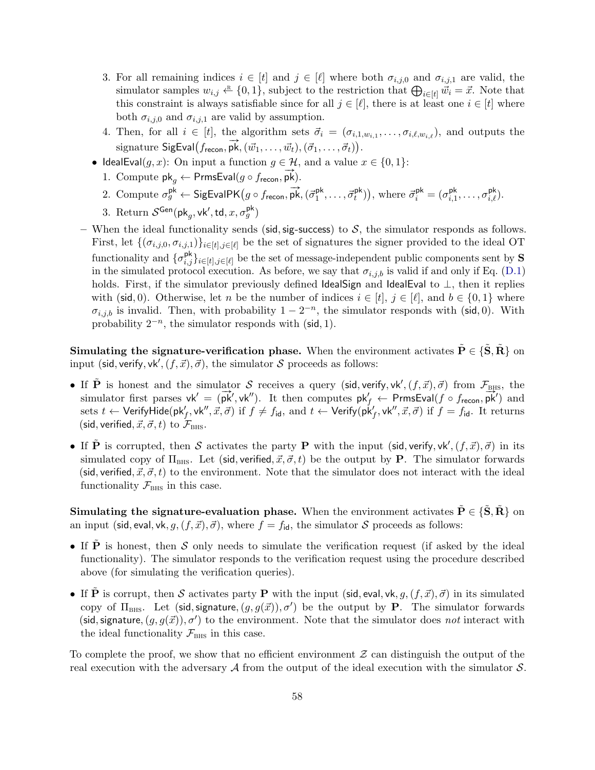3. For all remaining indices $i \in [t]$ and $j \in [\ell]$ where both $\sigma_{i,j,0}$ and $\sigma_{i,j,1}$ are valid, the simulator samples $w_{i,j} \xleftarrow{\mathrm{R}} \{0,1\}$, subject to the restriction that $\bigoplus_{i \in [t]} \vec{w}_i = \vec{x}$. Note that this constraint is always satisfiable since for all $j \in [\ell]$, there is at least one $i \in [t]$ where both $\sigma_{i,j,0}$ and $\sigma_{i,j,1}$ are valid by assumption.
4. Then, for all $i \in [t]$, the algorithm sets $\vec{\sigma}_i = (\sigma_{i,1,w_{i,1}}, \ldots, \sigma_{i,\ell,w_{i,\ell}})$, and outputs the signature $\mathsf{SigEval}\big(f_{\mathsf{recon}}, \overrightarrow{\mathsf{pk}}, (\vec{w}_1, \ldots, \vec{w}_t), (\vec{\sigma}_1, \ldots, \vec{\sigma}_t)\big)$.

- $\mathsf{IdealEval}(g, x)$: On input a function $g \in \mathcal{H}$, and a value $x \in \{0,1\}$:
  1. Compute $\mathsf{pk}_g \leftarrow \mathsf{PrmsEval}(g \circ f_{\mathsf{recon}}, \overrightarrow{\mathsf{pk}})$.
  2. Compute $\sigma_g^{\mathsf{pk}} \leftarrow \mathsf{SigEvalPK}\big(g \circ f_{\mathsf{recon}}, \overrightarrow{\mathsf{pk}}, (\vec{\sigma}_1^{\mathsf{pk}}, \ldots, \vec{\sigma}_t^{\mathsf{pk}})\big)$, where $\vec{\sigma}_i^{\mathsf{pk}} = (\sigma_{i,1}^{\mathsf{pk}}, \ldots, \sigma_{i,\ell}^{\mathsf{pk}})$.
  3. Return $\mathcal{S}^{\mathsf{Gen}}(\mathsf{pk}_g, \mathsf{vk}', \mathsf{td}, x, \sigma_g^{\mathsf{pk}})$

– When the ideal functionality sends $(\mathsf{sid}, \mathsf{sig\text{-}success})$ to $\mathcal{S}$, the simulator responds as follows. First, let $\{(\sigma_{i,j,0}, \sigma_{i,j,1})\}_{i \in [t], j \in [\ell]}$ be the set of signatures the signer provided to the ideal OT functionality and $\{\sigma_{i,j}^{\mathsf{pk}}\}_{i \in [t], j \in [\ell]}$ be the set of message-independent public components sent by $\mathbf{S}$ in the simulated protocol execution. As before, we say that $\sigma_{i,j,b}$ is valid if and only if Eq. (D.1) holds. First, if the simulator previously defined $\mathsf{IdealSign}$ and $\mathsf{IdealEval}$ to $\bot$, then it replies with $(\mathsf{sid}, 0)$. Otherwise, let $n$ be the number of indices $i \in [t]$, $j \in [\ell]$, and $b \in \{0,1\}$ where $\sigma_{i,j,b}$ is invalid. Then, with probability $1 - 2^{-n}$, the simulator responds with $(\mathsf{sid}, 0)$. With probability $2^{-n}$, the simulator responds with $(\mathsf{sid}, 1)$.

**Simulating the signature-verification phase.** When the environment activates $\tilde{\mathbf{P}} \in \{\tilde{\mathbf{S}}, \tilde{\mathbf{R}}\}$ on input $(\mathsf{sid}, \mathsf{verify}, \mathsf{vk}', (f, \vec{x}), \vec{\sigma})$, the simulator $\mathcal{S}$ proceeds as follows:

- If $\tilde{\mathbf{P}}$ is honest and the simulator $\mathcal{S}$ receives a query $(\mathsf{sid}, \mathsf{verify}, \mathsf{vk}', (f, \vec{x}), \vec{\sigma})$ from $\mathcal{F}_{\text{BHS}}$, the simulator first parses $\mathsf{vk}' = (\overrightarrow{\mathsf{pk}}', \mathsf{vk}'')$. It then computes $\mathsf{pk}'_f \leftarrow \mathsf{PrmsEval}(f \circ f_{\mathsf{recon}}, \overrightarrow{\mathsf{pk}}')$ and sets $t \leftarrow \mathsf{VerifyHide}(\mathsf{pk}'_f, \mathsf{vk}'', \vec{x}, \vec{\sigma})$ if $f \neq f_{\mathsf{id}}$, and $t \leftarrow \mathsf{Verify}(\mathsf{pk}'_f, \mathsf{vk}'', \vec{x}, \vec{\sigma})$ if $f = f_{\mathsf{id}}$. It returns $(\mathsf{sid}, \mathsf{verified}, \vec{x}, \vec{\sigma}, t)$ to $\mathcal{F}_{\text{BHS}}$.
- If $\tilde{\mathbf{P}}$ is corrupted, then $\mathcal{S}$ activates the party $\mathbf{P}$ with the input $(\mathsf{sid}, \mathsf{verify}, \mathsf{vk}', (f, \vec{x}), \vec{\sigma})$ in its simulated copy of $\Pi_{\text{BHS}}$. Let $(\mathsf{sid}, \mathsf{verified}, \vec{x}, \vec{\sigma}, t)$ be the output by $\mathbf{P}$. The simulator forwards $(\mathsf{sid}, \mathsf{verified}, \vec{x}, \vec{\sigma}, t)$ to the environment. Note that the simulator does not interact with the ideal functionality $\mathcal{F}_{\text{BHS}}$ in this case.

**Simulating the signature-evaluation phase.** When the environment activates $\tilde{\mathbf{P}} \in \{\tilde{\mathbf{S}}, \tilde{\mathbf{R}}\}$ on an input $(\mathsf{sid}, \mathsf{eval}, \mathsf{vk}, g, (f, \vec{x}), \vec{\sigma})$, where $f = f_{\mathsf{id}}$, the simulator $\mathcal{S}$ proceeds as follows:

- If $\tilde{\mathbf{P}}$ is honest, then $\mathcal{S}$ only needs to simulate the verification request (if asked by the ideal functionality). The simulator responds to the verification request using the procedure described above (for simulating the verification queries).
- If $\tilde{\mathbf{P}}$ is corrupt, then $\mathcal{S}$ activates party $\mathbf{P}$ with the input $(\mathsf{sid}, \mathsf{eval}, \mathsf{vk}, g, (f, \vec{x}), \vec{\sigma})$ in its simulated copy of $\Pi_{\text{BHS}}$. Let $(\mathsf{sid}, \mathsf{signature}, (g, g(\vec{x})), \sigma')$ be the output by $\mathbf{P}$. The simulator forwards $(\mathsf{sid}, \mathsf{signature}, (g, g(\vec{x})), \sigma')$ to the environment. Note that the simulator does *not* interact with the ideal functionality $\mathcal{F}_{\text{BHS}}$ in this case.

To complete the proof, we show that no efficient environment $\mathcal{Z}$ can distinguish the output of the real execution with the adversary $\mathcal{A}$ from the output of the ideal execution with the simulator $\mathcal{S}$.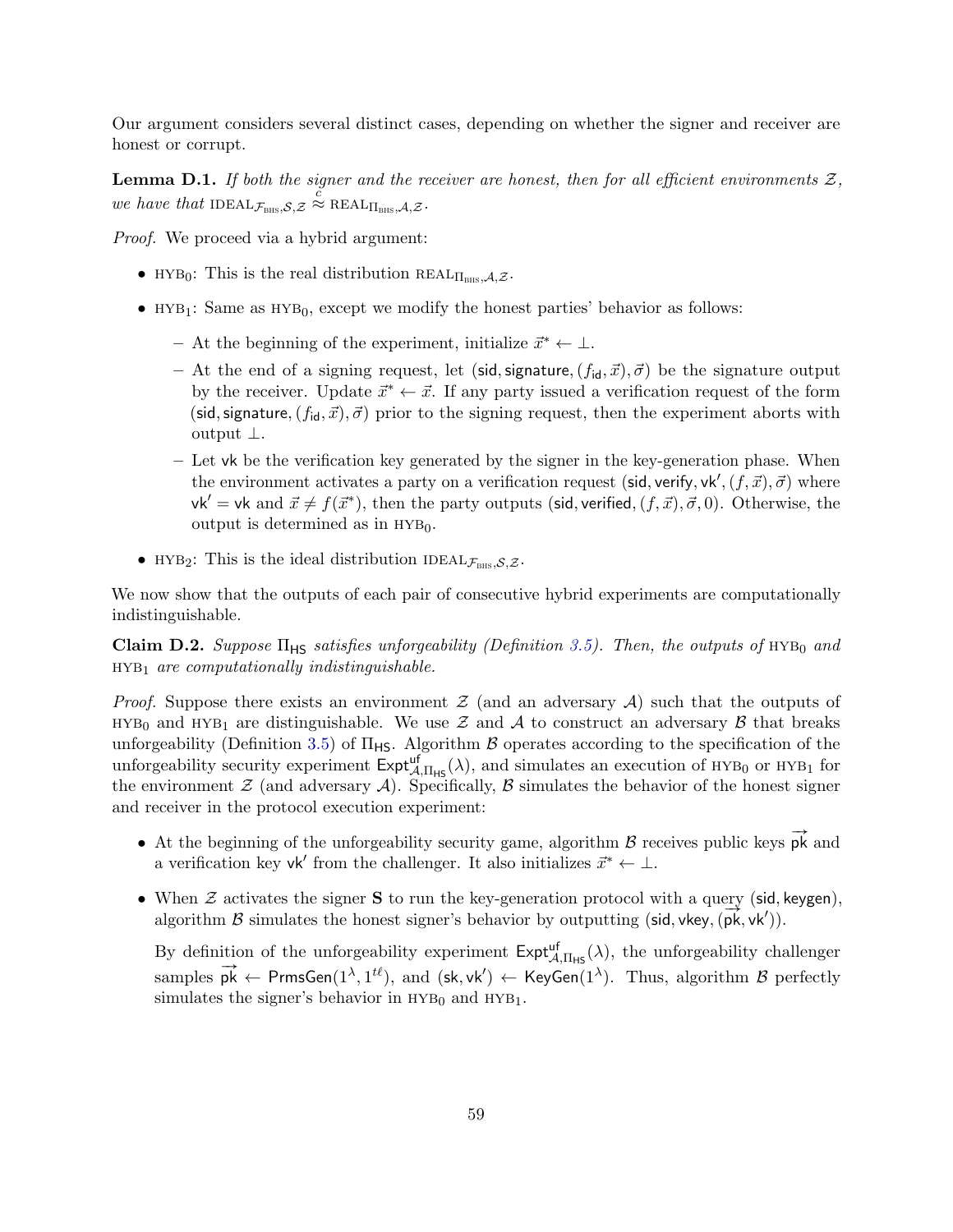Our argument considers several distinct cases, depending on whether the signer and receiver are honest or corrupt.

**Lemma D.1.** *If both the signer and the receiver are honest, then for all efficient environments $\mathcal{Z}$, we have that* $\text{IDEAL}_{\mathcal{F}_{\text{BHS}},\mathcal{S},\mathcal{Z}} \stackrel{c}{\approx} \text{REAL}_{\Pi_{\text{BHS}},\mathcal{A},\mathcal{Z}}$.

*Proof.* We proceed via a hybrid argument:

- $\text{HYB}_0$: This is the real distribution $\text{REAL}_{\Pi_{\text{BHS}},\mathcal{A},\mathcal{Z}}$.
- $\text{HYB}_1$: Same as $\text{HYB}_0$, except we modify the honest parties' behavior as follows:
  - At the beginning of the experiment, initialize $\vec{x}^* \leftarrow \perp$.
  - At the end of a signing request, let $(\mathsf{sid}, \mathsf{signature}, (f_{\mathsf{id}}, \vec{x}), \vec{\sigma})$ be the signature output by the receiver. Update $\vec{x}^* \leftarrow \vec{x}$. If any party issued a verification request of the form $(\mathsf{sid}, \mathsf{signature}, (f_{\mathsf{id}}, \vec{x}), \vec{\sigma})$ prior to the signing request, then the experiment aborts with output $\perp$.
  - Let $\mathsf{vk}$ be the verification key generated by the signer in the key-generation phase. When the environment activates a party on a verification request $(\mathsf{sid}, \mathsf{verify}, \mathsf{vk}', (f, \vec{x}), \vec{\sigma})$ where $\mathsf{vk}' = \mathsf{vk}$ and $\vec{x} \neq f(\vec{x}^*)$, then the party outputs $(\mathsf{sid}, \mathsf{verified}, (f, \vec{x}), \vec{\sigma}, 0)$. Otherwise, the output is determined as in $\text{HYB}_0$.
- $\text{HYB}_2$: This is the ideal distribution $\text{IDEAL}_{\mathcal{F}_{\text{BHS}},\mathcal{S},\mathcal{Z}}$.

We now show that the outputs of each pair of consecutive hybrid experiments are computationally indistinguishable.

**Claim D.2.** *Suppose $\Pi_{\mathsf{HS}}$ satisfies unforgeability (Definition 3.5). Then, the outputs of $\text{HYB}_0$ and $\text{HYB}_1$ are computationally indistinguishable.*

*Proof.* Suppose there exists an environment $\mathcal{Z}$ (and an adversary $\mathcal{A}$) such that the outputs of $\text{HYB}_0$ and $\text{HYB}_1$ are distinguishable. We use $\mathcal{Z}$ and $\mathcal{A}$ to construct an adversary $\mathcal{B}$ that breaks unforgeability (Definition 3.5) of $\Pi_{\mathsf{HS}}$. Algorithm $\mathcal{B}$ operates according to the specification of the unforgeability security experiment $\mathsf{Expt}^{\mathsf{uf}}_{\mathcal{A},\Pi_{\mathsf{HS}}}(\lambda)$, and simulates an execution of $\text{HYB}_0$ or $\text{HYB}_1$ for the environment $\mathcal{Z}$ (and adversary $\mathcal{A}$). Specifically, $\mathcal{B}$ simulates the behavior of the honest signer and receiver in the protocol execution experiment:

- At the beginning of the unforgeability security game, algorithm $\mathcal{B}$ receives public keys $\vec{\mathsf{pk}}$ and a verification key $\mathsf{vk}'$ from the challenger. It also initializes $\vec{x}^* \leftarrow \perp$.
- When $\mathcal{Z}$ activates the signer $\mathbf{S}$ to run the key-generation protocol with a query $(\mathsf{sid}, \mathsf{keygen})$, algorithm $\mathcal{B}$ simulates the honest signer's behavior by outputting $(\mathsf{sid}, \mathsf{vkey}, (\vec{\mathsf{pk}}, \mathsf{vk}'))$.

  By definition of the unforgeability experiment $\mathsf{Expt}^{\mathsf{uf}}_{\mathcal{A},\Pi_{\mathsf{HS}}}(\lambda)$, the unforgeability challenger samples $\vec{\mathsf{pk}} \leftarrow \mathsf{PrmsGen}(1^\lambda, 1^{t\ell})$, and $(\mathsf{sk}, \mathsf{vk}') \leftarrow \mathsf{KeyGen}(1^\lambda)$. Thus, algorithm $\mathcal{B}$ perfectly simulates the signer's behavior in $\text{HYB}_0$ and $\text{HYB}_1$.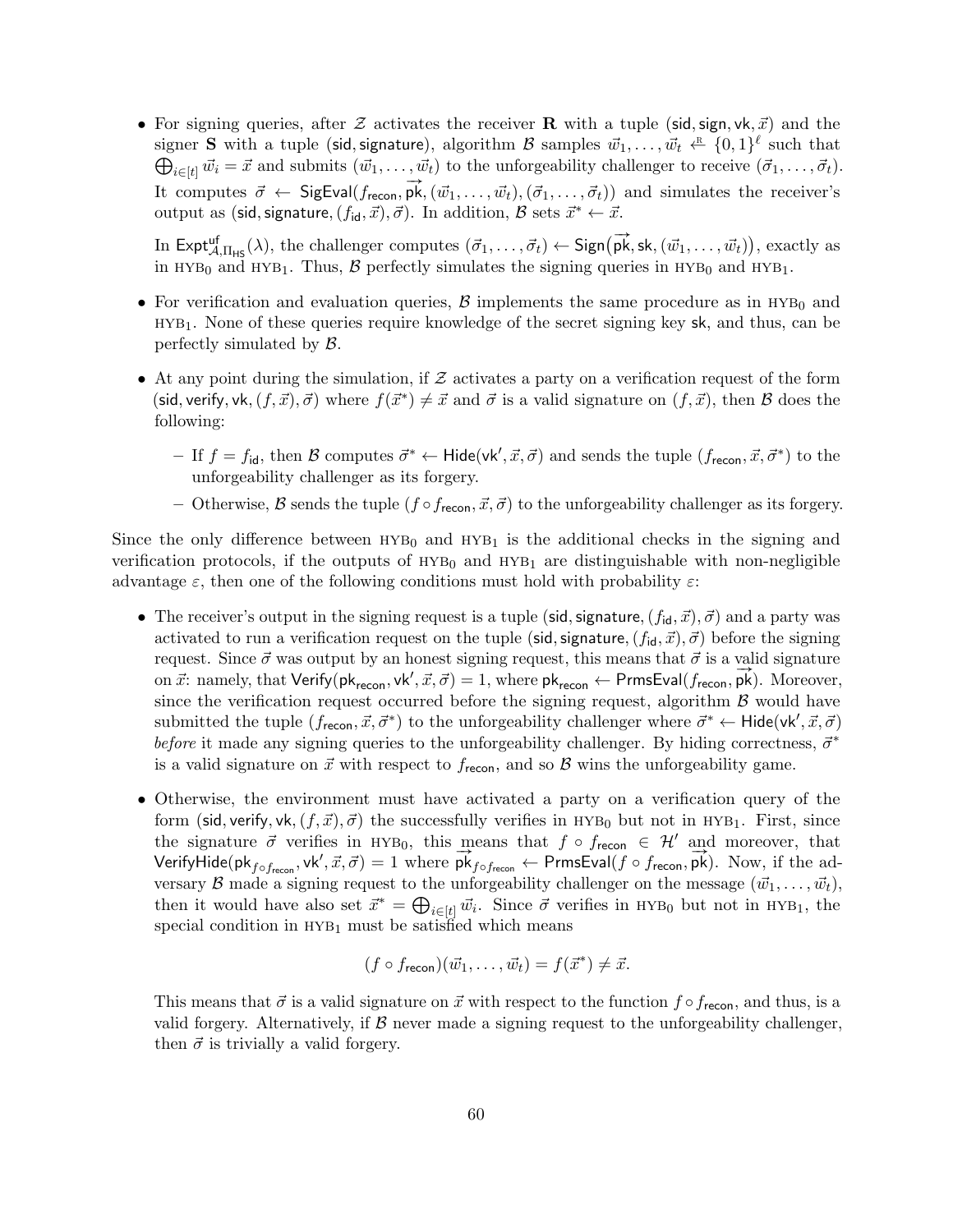- For signing queries, after $\mathcal{Z}$ activates the receiver **R** with a tuple $(\mathsf{sid}, \mathsf{sign}, \mathsf{vk}, \vec{x})$ and the signer **S** with a tuple $(\mathsf{sid}, \mathsf{signature})$, algorithm $\mathcal{B}$ samples $\vec{w}_1, \ldots, \vec{w}_t \xleftarrow{\mathrm{R}} \{0,1\}^\ell$ such that $\bigoplus_{i \in [t]} \vec{w}_i = \vec{x}$ and submits $(\vec{w}_1, \ldots, \vec{w}_t)$ to the unforgeability challenger to receive $(\vec{\sigma}_1, \ldots, \vec{\sigma}_t)$. It computes $\vec{\sigma} \leftarrow \mathsf{SigEval}(f_{\mathsf{recon}}, \overrightarrow{\mathsf{pk}}, (\vec{w}_1, \ldots, \vec{w}_t), (\vec{\sigma}_1, \ldots, \vec{\sigma}_t))$ and simulates the receiver's output as $(\mathsf{sid}, \mathsf{signature}, (f_{\mathsf{id}}, \vec{x}), \vec{\sigma})$. In addition, $\mathcal{B}$ sets $\vec{x}^* \leftarrow \vec{x}$.

  In $\mathsf{Expt}^{\mathsf{uf}}_{\mathcal{A},\Pi_{\mathsf{HS}}}(\lambda)$, the challenger computes $(\vec{\sigma}_1, \ldots, \vec{\sigma}_t) \leftarrow \mathsf{Sign}(\overrightarrow{\mathsf{pk}}, \mathsf{sk}, (\vec{w}_1, \ldots, \vec{w}_t))$, exactly as in $\text{HYB}_0$ and $\text{HYB}_1$. Thus, $\mathcal{B}$ perfectly simulates the signing queries in $\text{HYB}_0$ and $\text{HYB}_1$.

- For verification and evaluation queries, $\mathcal{B}$ implements the same procedure as in $\text{HYB}_0$ and $\text{HYB}_1$. None of these queries require knowledge of the secret signing key $\mathsf{sk}$, and thus, can be perfectly simulated by $\mathcal{B}$.

- At any point during the simulation, if $\mathcal{Z}$ activates a party on a verification request of the form $(\mathsf{sid}, \mathsf{verify}, \mathsf{vk}, (f, \vec{x}), \vec{\sigma})$ where $f(\vec{x}^*) \neq \vec{x}$ and $\vec{\sigma}$ is a valid signature on $(f, \vec{x})$, then $\mathcal{B}$ does the following:

  - If $f = f_{\mathsf{id}}$, then $\mathcal{B}$ computes $\vec{\sigma}^* \leftarrow \mathsf{Hide}(\mathsf{vk}', \vec{x}, \vec{\sigma})$ and sends the tuple $(f_{\mathsf{recon}}, \vec{x}, \vec{\sigma}^*)$ to the unforgeability challenger as its forgery.
  - Otherwise, $\mathcal{B}$ sends the tuple $(f \circ f_{\mathsf{recon}}, \vec{x}, \vec{\sigma})$ to the unforgeability challenger as its forgery.

Since the only difference between $\text{HYB}_0$ and $\text{HYB}_1$ is the additional checks in the signing and verification protocols, if the outputs of $\text{HYB}_0$ and $\text{HYB}_1$ are distinguishable with non-negligible advantage $\varepsilon$, then one of the following conditions must hold with probability $\varepsilon$:

- The receiver's output in the signing request is a tuple $(\mathsf{sid}, \mathsf{signature}, (f_{\mathsf{id}}, \vec{x}), \vec{\sigma})$ and a party was activated to run a verification request on the tuple $(\mathsf{sid}, \mathsf{signature}, (f_{\mathsf{id}}, \vec{x}), \vec{\sigma})$ before the signing request. Since $\vec{\sigma}$ was output by an honest signing request, this means that $\vec{\sigma}$ is a valid signature on $\vec{x}$: namely, that $\mathsf{Verify}(\mathsf{pk}_{\mathsf{recon}}, \mathsf{vk}', \vec{x}, \vec{\sigma}) = 1$, where $\mathsf{pk}_{\mathsf{recon}} \leftarrow \mathsf{PrmsEval}(f_{\mathsf{recon}}, \overrightarrow{\mathsf{pk}})$. Moreover, since the verification request occurred before the signing request, algorithm $\mathcal{B}$ would have submitted the tuple $(f_{\mathsf{recon}}, \vec{x}, \vec{\sigma}^*)$ to the unforgeability challenger where $\vec{\sigma}^* \leftarrow \mathsf{Hide}(\mathsf{vk}', \vec{x}, \vec{\sigma})$ *before* it made any signing queries to the unforgeability challenger. By hiding correctness, $\vec{\sigma}^*$ is a valid signature on $\vec{x}$ with respect to $f_{\mathsf{recon}}$, and so $\mathcal{B}$ wins the unforgeability game.

- Otherwise, the environment must have activated a party on a verification query of the form $(\mathsf{sid}, \mathsf{verify}, \mathsf{vk}, (f, \vec{x}), \vec{\sigma})$ the successfully verifies in $\text{HYB}_0$ but not in $\text{HYB}_1$. First, since the signature $\vec{\sigma}$ verifies in $\text{HYB}_0$, this means that $f \circ f_{\mathsf{recon}} \in \mathcal{H}'$ and moreover, that $\mathsf{VerifyHide}(\mathsf{pk}_{f \circ f_{\mathsf{recon}}}, \mathsf{vk}', \vec{x}, \vec{\sigma}) = 1$ where $\overrightarrow{\mathsf{pk}}_{f \circ f_{\mathsf{recon}}} \leftarrow \mathsf{PrmsEval}(f \circ f_{\mathsf{recon}}, \overrightarrow{\mathsf{pk}})$. Now, if the adversary $\mathcal{B}$ made a signing request to the unforgeability challenger on the message $(\vec{w}_1, \ldots, \vec{w}_t)$, then it would have also set $\vec{x}^* = \bigoplus_{i \in [t]} \vec{w}_i$. Since $\vec{\sigma}$ verifies in $\text{HYB}_0$ but not in $\text{HYB}_1$, the special condition in $\text{HYB}_1$ must be satisfied which means

  $$(f \circ f_{\mathsf{recon}})(\vec{w}_1, \ldots, \vec{w}_t) = f(\vec{x}^*) \neq \vec{x}.$$

  This means that $\vec{\sigma}$ is a valid signature on $\vec{x}$ with respect to the function $f \circ f_{\mathsf{recon}}$, and thus, is a valid forgery. Alternatively, if $\mathcal{B}$ never made a signing request to the unforgeability challenger, then $\vec{\sigma}$ is trivially a valid forgery.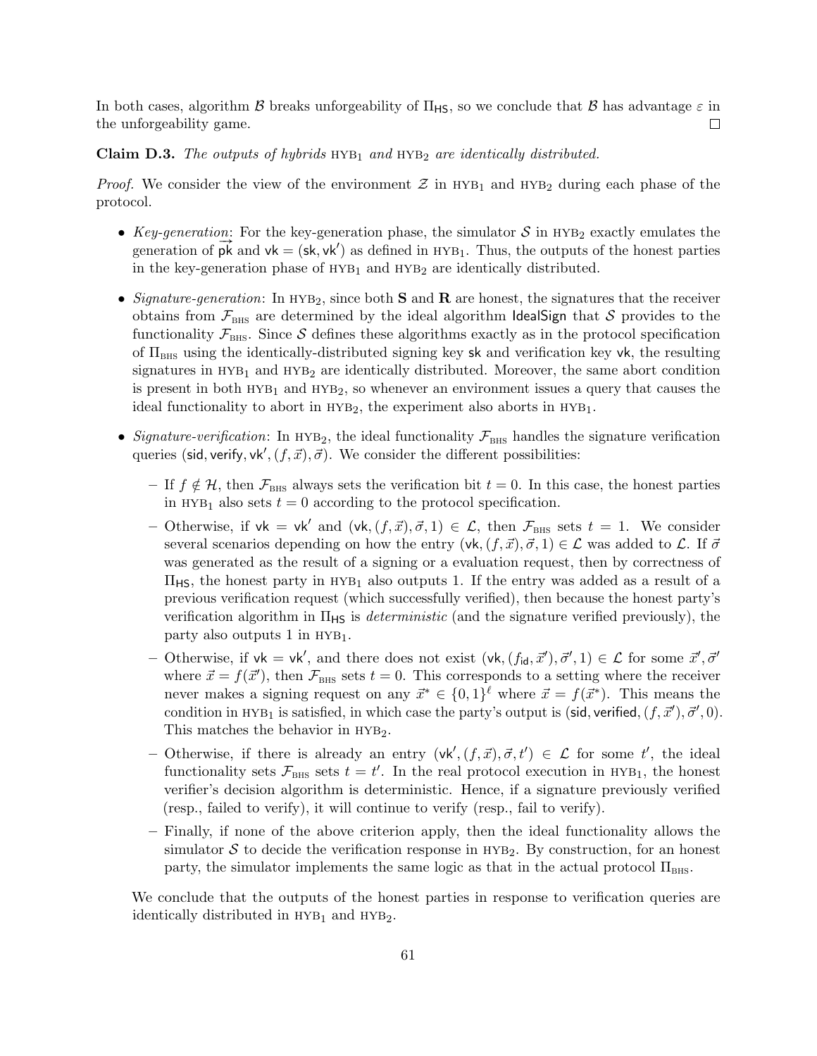In both cases, algorithm $\mathcal{B}$ breaks unforgeability of $\Pi_{\mathsf{HS}}$, so we conclude that $\mathcal{B}$ has advantage $\varepsilon$ in the unforgeability game. $\square$

**Claim D.3.** *The outputs of hybrids* $\text{HYB}_1$ *and* $\text{HYB}_2$ *are identically distributed.*

*Proof.* We consider the view of the environment $\mathcal{Z}$ in $\text{HYB}_1$ and $\text{HYB}_2$ during each phase of the protocol.

- *Key-generation*: For the key-generation phase, the simulator $\mathcal{S}$ in $\text{HYB}_2$ exactly emulates the generation of $\overrightarrow{\mathsf{pk}}$ and $\mathsf{vk} = (\mathsf{sk}, \mathsf{vk}')$ as defined in $\text{HYB}_1$. Thus, the outputs of the honest parties in the key-generation phase of $\text{HYB}_1$ and $\text{HYB}_2$ are identically distributed.
- *Signature-generation*: In $\text{HYB}_2$, since both $\mathbf{S}$ and $\mathbf{R}$ are honest, the signatures that the receiver obtains from $\mathcal{F}_{\text{BHS}}$ are determined by the ideal algorithm $\mathsf{IdealSign}$ that $\mathcal{S}$ provides to the functionality $\mathcal{F}_{\text{BHS}}$. Since $\mathcal{S}$ defines these algorithms exactly as in the protocol specification of $\Pi_{\text{BHS}}$ using the identically-distributed signing key $\mathsf{sk}$ and verification key $\mathsf{vk}$, the resulting signatures in $\text{HYB}_1$ and $\text{HYB}_2$ are identically distributed. Moreover, the same abort condition is present in both $\text{HYB}_1$ and $\text{HYB}_2$, so whenever an environment issues a query that causes the ideal functionality to abort in $\text{HYB}_2$, the experiment also aborts in $\text{HYB}_1$.
- *Signature-verification*: In $\text{HYB}_2$, the ideal functionality $\mathcal{F}_{\text{BHS}}$ handles the signature verification queries $(\mathsf{sid}, \mathsf{verify}, \mathsf{vk}', (f, \vec{x}), \vec{\sigma})$. We consider the different possibilities:
  - If $f \notin \mathcal{H}$, then $\mathcal{F}_{\text{BHS}}$ always sets the verification bit $t = 0$. In this case, the honest parties in $\text{HYB}_1$ also sets $t = 0$ according to the protocol specification.
  - Otherwise, if $\mathsf{vk} = \mathsf{vk}'$ and $(\mathsf{vk}, (f, \vec{x}), \vec{\sigma}, 1) \in \mathcal{L}$, then $\mathcal{F}_{\text{BHS}}$ sets $t = 1$. We consider several scenarios depending on how the entry $(\mathsf{vk}, (f, \vec{x}), \vec{\sigma}, 1) \in \mathcal{L}$ was added to $\mathcal{L}$. If $\vec{\sigma}$ was generated as the result of a signing or a evaluation request, then by correctness of $\Pi_{\mathsf{HS}}$, the honest party in $\text{HYB}_1$ also outputs 1. If the entry was added as a result of a previous verification request (which successfully verified), then because the honest party's verification algorithm in $\Pi_{\mathsf{HS}}$ is *deterministic* (and the signature verified previously), the party also outputs 1 in $\text{HYB}_1$.
  - Otherwise, if $\mathsf{vk} = \mathsf{vk}'$, and there does not exist $(\mathsf{vk}, (f_{\mathsf{id}}, \vec{x}'), \vec{\sigma}', 1) \in \mathcal{L}$ for some $\vec{x}', \vec{\sigma}'$ where $\vec{x} = f(\vec{x}')$, then $\mathcal{F}_{\text{BHS}}$ sets $t = 0$. This corresponds to a setting where the receiver never makes a signing request on any $\vec{x}^* \in \{0,1\}^\ell$ where $\vec{x} = f(\vec{x}^*)$. This means the condition in $\text{HYB}_1$ is satisfied, in which case the party's output is $(\mathsf{sid}, \mathsf{verified}, (f, \vec{x}'), \vec{\sigma}', 0)$. This matches the behavior in $\text{HYB}_2$.
  - Otherwise, if there is already an entry $(\mathsf{vk}', (f, \vec{x}), \vec{\sigma}, t') \in \mathcal{L}$ for some $t'$, the ideal functionality sets $\mathcal{F}_{\text{BHS}}$ sets $t = t'$. In the real protocol execution in $\text{HYB}_1$, the honest verifier's decision algorithm is deterministic. Hence, if a signature previously verified (resp., failed to verify), it will continue to verify (resp., fail to verify).
  - Finally, if none of the above criterion apply, then the ideal functionality allows the simulator $\mathcal{S}$ to decide the verification response in $\text{HYB}_2$. By construction, for an honest party, the simulator implements the same logic as that in the actual protocol $\Pi_{\text{BHS}}$.

  We conclude that the outputs of the honest parties in response to verification queries are identically distributed in $\text{HYB}_1$ and $\text{HYB}_2$.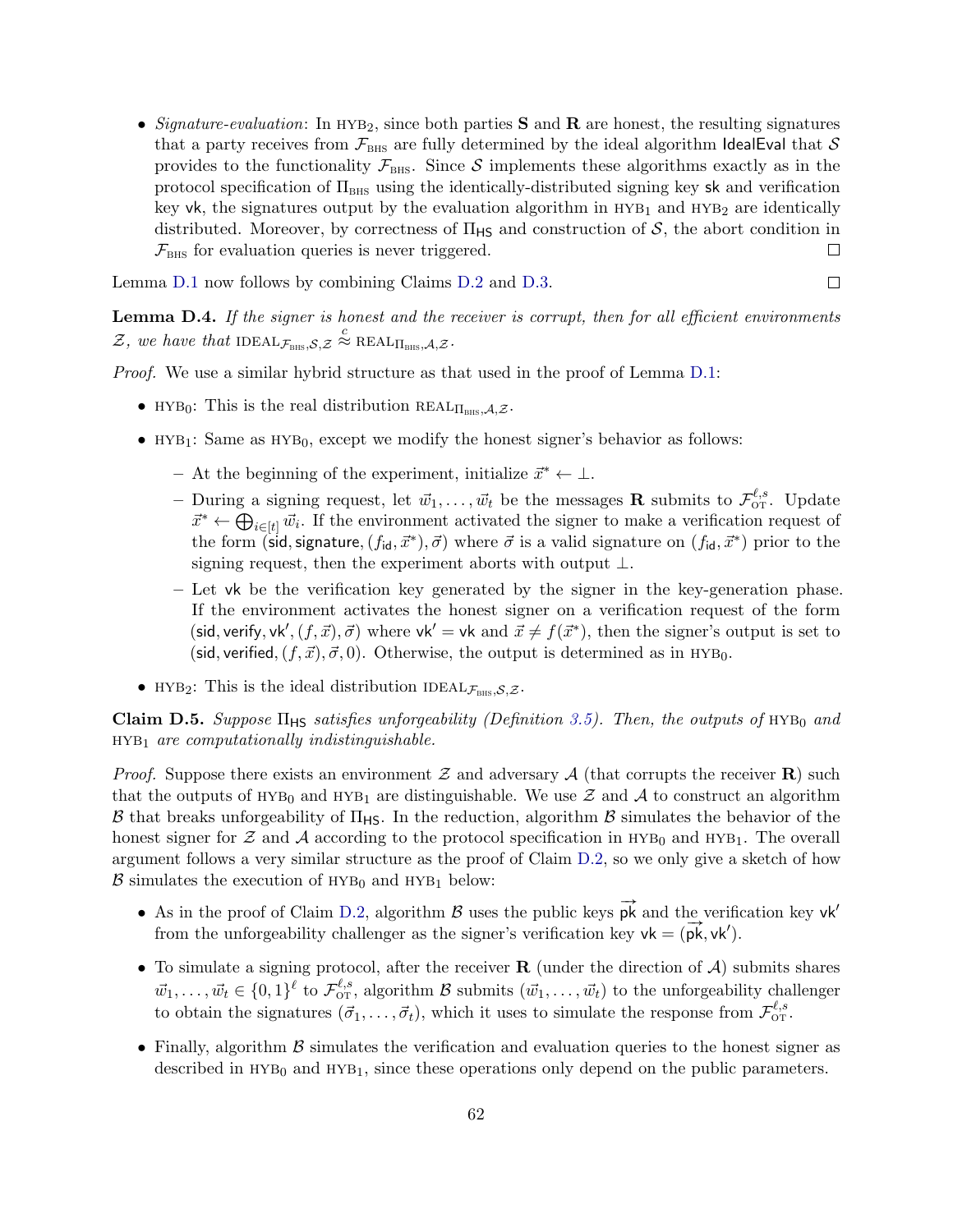- *Signature-evaluation*: In $\text{HYB}_2$, since both parties $\mathbf{S}$ and $\mathbf{R}$ are honest, the resulting signatures that a party receives from $\mathcal{F}_{\text{BHS}}$ are fully determined by the ideal algorithm $\mathsf{IdealEval}$ that $\mathcal{S}$ provides to the functionality $\mathcal{F}_{\text{BHS}}$. Since $\mathcal{S}$ implements these algorithms exactly as in the protocol specification of $\Pi_{\text{BHS}}$ using the identically-distributed signing key $\mathsf{sk}$ and verification key $\mathsf{vk}$, the signatures output by the evaluation algorithm in $\text{HYB}_1$ and $\text{HYB}_2$ are identically distributed. Moreover, by correctness of $\Pi_{\mathsf{HS}}$ and construction of $\mathcal{S}$, the abort condition in $\mathcal{F}_{\text{BHS}}$ for evaluation queries is never triggered. ☐

Lemma D.1 now follows by combining Claims D.2 and D.3. ☐

**Lemma D.4.** *If the signer is honest and the receiver is corrupt, then for all efficient environments $\mathcal{Z}$, we have that $\text{IDEAL}_{\mathcal{F}_{\text{BHS}},\mathcal{S},\mathcal{Z}} \stackrel{c}{\approx} \text{REAL}_{\Pi_{\text{BHS}},\mathcal{A},\mathcal{Z}}$.*

*Proof.* We use a similar hybrid structure as that used in the proof of Lemma D.1:

- $\text{HYB}_0$: This is the real distribution $\text{REAL}_{\Pi_{\text{BHS}},\mathcal{A},\mathcal{Z}}$.
- $\text{HYB}_1$: Same as $\text{HYB}_0$, except we modify the honest signer's behavior as follows:
  - At the beginning of the experiment, initialize $\vec{x}^* \leftarrow \perp$.
  - During a signing request, let $\vec{w}_1, \ldots, \vec{w}_t$ be the messages $\mathbf{R}$ submits to $\mathcal{F}_{\text{OT}}^{\ell,s}$. Update $\vec{x}^* \leftarrow \bigoplus_{i \in [t]} \vec{w}_i$. If the environment activated the signer to make a verification request of the form $(\mathsf{sid}, \mathsf{signature}, (f_{\mathsf{id}}, \vec{x}^*), \vec{\sigma})$ where $\vec{\sigma}$ is a valid signature on $(f_{\mathsf{id}}, \vec{x}^*)$ prior to the signing request, then the experiment aborts with output $\perp$.
  - Let $\mathsf{vk}$ be the verification key generated by the signer in the key-generation phase. If the environment activates the honest signer on a verification request of the form $(\mathsf{sid}, \mathsf{verify}, \mathsf{vk}', (f, \vec{x}), \vec{\sigma})$ where $\mathsf{vk}' = \mathsf{vk}$ and $\vec{x} \neq f(\vec{x}^*)$, then the signer's output is set to $(\mathsf{sid}, \mathsf{verified}, (f, \vec{x}), \vec{\sigma}, 0)$. Otherwise, the output is determined as in $\text{HYB}_0$.
- $\text{HYB}_2$: This is the ideal distribution $\text{IDEAL}_{\mathcal{F}_{\text{BHS}},\mathcal{S},\mathcal{Z}}$.

**Claim D.5.** *Suppose $\Pi_{\mathsf{HS}}$ satisfies unforgeability (Definition 3.5). Then, the outputs of $\text{HYB}_0$ and $\text{HYB}_1$ are computationally indistinguishable.*

*Proof.* Suppose there exists an environment $\mathcal{Z}$ and adversary $\mathcal{A}$ (that corrupts the receiver $\mathbf{R}$) such that the outputs of $\text{HYB}_0$ and $\text{HYB}_1$ are distinguishable. We use $\mathcal{Z}$ and $\mathcal{A}$ to construct an algorithm $\mathcal{B}$ that breaks unforgeability of $\Pi_{\mathsf{HS}}$. In the reduction, algorithm $\mathcal{B}$ simulates the behavior of the honest signer for $\mathcal{Z}$ and $\mathcal{A}$ according to the protocol specification in $\text{HYB}_0$ and $\text{HYB}_1$. The overall argument follows a very similar structure as the proof of Claim D.2, so we only give a sketch of how $\mathcal{B}$ simulates the execution of $\text{HYB}_0$ and $\text{HYB}_1$ below:

- As in the proof of Claim D.2, algorithm $\mathcal{B}$ uses the public keys $\overrightarrow{\mathsf{pk}}$ and the verification key $\mathsf{vk}'$ from the unforgeability challenger as the signer's verification key $\mathsf{vk} = (\overrightarrow{\mathsf{pk}}, \mathsf{vk}')$.
- To simulate a signing protocol, after the receiver $\mathbf{R}$ (under the direction of $\mathcal{A}$) submits shares $\vec{w}_1, \ldots, \vec{w}_t \in \{0,1\}^\ell$ to $\mathcal{F}_{\text{OT}}^{\ell,s}$, algorithm $\mathcal{B}$ submits $(\vec{w}_1, \ldots, \vec{w}_t)$ to the unforgeability challenger to obtain the signatures $(\vec{\sigma}_1, \ldots, \vec{\sigma}_t)$, which it uses to simulate the response from $\mathcal{F}_{\text{OT}}^{\ell,s}$.
- Finally, algorithm $\mathcal{B}$ simulates the verification and evaluation queries to the honest signer as described in $\text{HYB}_0$ and $\text{HYB}_1$, since these operations only depend on the public parameters.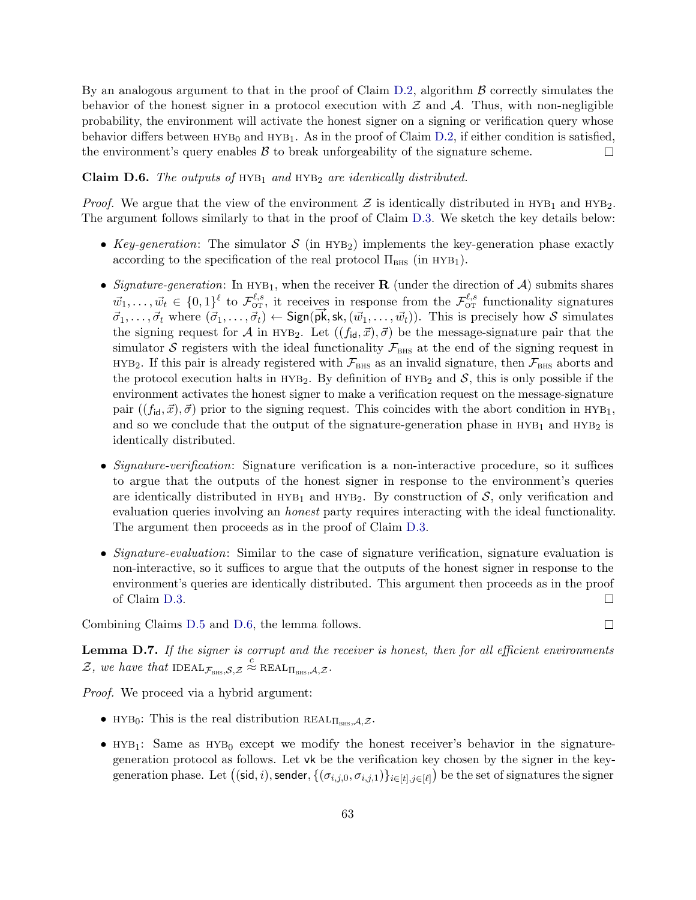By an analogous argument to that in the proof of Claim D.2, algorithm $\mathcal{B}$ correctly simulates the behavior of the honest signer in a protocol execution with $\mathcal{Z}$ and $\mathcal{A}$. Thus, with non-negligible probability, the environment will activate the honest signer on a signing or verification query whose behavior differs between $\text{HYB}_0$ and $\text{HYB}_1$. As in the proof of Claim D.2, if either condition is satisfied, the environment's query enables $\mathcal{B}$ to break unforgeability of the signature scheme. □

**Claim D.6.** *The outputs of* $\text{HYB}_1$ *and* $\text{HYB}_2$ *are identically distributed.*

*Proof.* We argue that the view of the environment $\mathcal{Z}$ is identically distributed in $\text{HYB}_1$ and $\text{HYB}_2$. The argument follows similarly to that in the proof of Claim D.3. We sketch the key details below:

- *Key-generation*: The simulator $\mathcal{S}$ (in $\text{HYB}_2$) implements the key-generation phase exactly according to the specification of the real protocol $\Pi_{\text{BHS}}$ (in $\text{HYB}_1$).
- *Signature-generation*: In $\text{HYB}_1$, when the receiver $\mathbf{R}$ (under the direction of $\mathcal{A}$) submits shares $\vec{w}_1, \ldots, \vec{w}_t \in \{0,1\}^\ell$ to $\mathcal{F}_{\text{OT}}^{\ell,s}$, it receives in response from the $\mathcal{F}_{\text{OT}}^{\ell,s}$ functionality signatures $\vec{\sigma}_1, \ldots, \vec{\sigma}_t$ where $(\vec{\sigma}_1, \ldots, \vec{\sigma}_t) \leftarrow \mathsf{Sign}(\overrightarrow{\mathsf{pk}}, \mathsf{sk}, (\vec{w}_1, \ldots, \vec{w}_t))$. This is precisely how $\mathcal{S}$ simulates the signing request for $\mathcal{A}$ in $\text{HYB}_2$. Let $((f_{\mathsf{id}}, \vec{x}), \vec{\sigma})$ be the message-signature pair that the simulator $\mathcal{S}$ registers with the ideal functionality $\mathcal{F}_{\text{BHS}}$ at the end of the signing request in $\text{HYB}_2$. If this pair is already registered with $\mathcal{F}_{\text{BHS}}$ as an invalid signature, then $\mathcal{F}_{\text{BHS}}$ aborts and the protocol execution halts in $\text{HYB}_2$. By definition of $\text{HYB}_2$ and $\mathcal{S}$, this is only possible if the environment activates the honest signer to make a verification request on the message-signature pair $((f_{\mathsf{id}}, \vec{x}), \vec{\sigma})$ prior to the signing request. This coincides with the abort condition in $\text{HYB}_1$, and so we conclude that the output of the signature-generation phase in $\text{HYB}_1$ and $\text{HYB}_2$ is identically distributed.
- *Signature-verification*: Signature verification is a non-interactive procedure, so it suffices to argue that the outputs of the honest signer in response to the environment's queries are identically distributed in $\text{HYB}_1$ and $\text{HYB}_2$. By construction of $\mathcal{S}$, only verification and evaluation queries involving an *honest* party requires interacting with the ideal functionality. The argument then proceeds as in the proof of Claim D.3.
- *Signature-evaluation*: Similar to the case of signature verification, signature evaluation is non-interactive, so it suffices to argue that the outputs of the honest signer in response to the environment's queries are identically distributed. This argument then proceeds as in the proof of Claim D.3. □

Combining Claims D.5 and D.6, the lemma follows. □

**Lemma D.7.** *If the signer is corrupt and the receiver is honest, then for all efficient environments* $\mathcal{Z}$*, we have that* $\text{IDEAL}_{\mathcal{F}_{\text{BHS}}, \mathcal{S}, \mathcal{Z}} \overset{c}{\approx} \text{REAL}_{\Pi_{\text{BHS}}, \mathcal{A}, \mathcal{Z}}$.

*Proof.* We proceed via a hybrid argument:

- $\text{HYB}_0$: This is the real distribution $\text{REAL}_{\Pi_{\text{BHS}}, \mathcal{A}, \mathcal{Z}}$.
- $\text{HYB}_1$: Same as $\text{HYB}_0$ except we modify the honest receiver's behavior in the signature-generation protocol as follows. Let $\mathsf{vk}$ be the verification key chosen by the signer in the key-generation phase. Let $\big((\mathsf{sid}, i), \mathsf{sender}, \{(\sigma_{i,j,0}, \sigma_{i,j,1})\}_{i \in [t], j \in [\ell]}\big)$ be the set of signatures the signer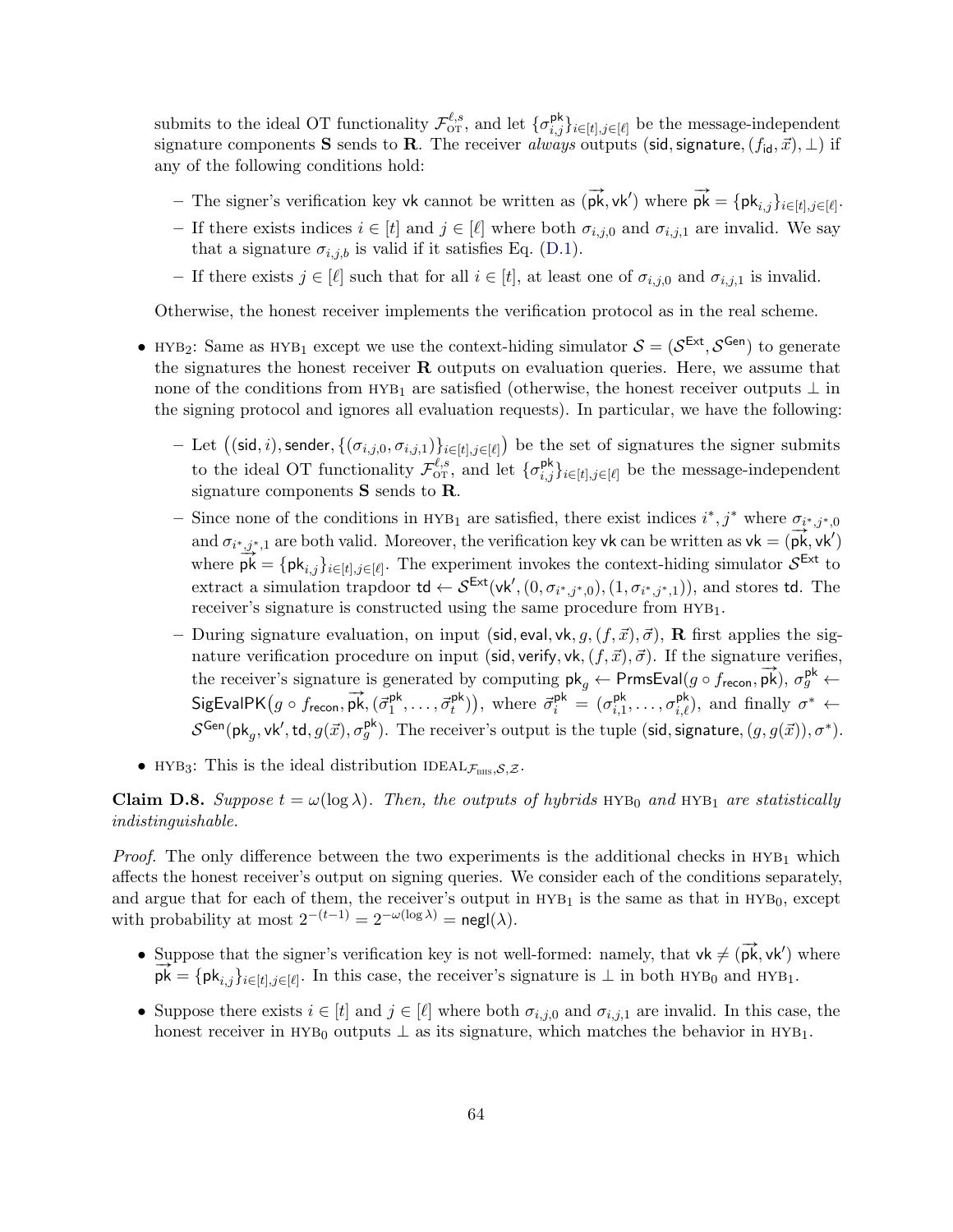submits to the ideal OT functionality $\mathcal{F}_{\text{OT}}^{\ell,s}$, and let $\{\sigma_{i,j}^{\mathsf{pk}}\}_{i\in[t],j\in[\ell]}$ be the message-independent signature components $\mathbf{S}$ sends to $\mathbf{R}$. The receiver *always* outputs $(\mathsf{sid}, \mathsf{signature}, (f_{\mathsf{id}}, \vec{x}), \bot)$ if any of the following conditions hold:

- The signer's verification key $\mathsf{vk}$ cannot be written as $(\overrightarrow{\mathsf{pk}}, \mathsf{vk}')$ where $\overrightarrow{\mathsf{pk}} = \{\mathsf{pk}_{i,j}\}_{i\in[t],j\in[\ell]}$.
- If there exists indices $i \in [t]$ and $j \in [\ell]$ where both $\sigma_{i,j,0}$ and $\sigma_{i,j,1}$ are invalid. We say that a signature $\sigma_{i,j,b}$ is valid if it satisfies Eq. (D.1).
- If there exists $j \in [\ell]$ such that for all $i \in [t]$, at least one of $\sigma_{i,j,0}$ and $\sigma_{i,j,1}$ is invalid.

Otherwise, the honest receiver implements the verification protocol as in the real scheme.

- $\text{HYB}_2$: Same as $\text{HYB}_1$ except we use the context-hiding simulator $\mathcal{S} = (\mathcal{S}^{\mathsf{Ext}}, \mathcal{S}^{\mathsf{Gen}})$ to generate the signatures the honest receiver $\mathbf{R}$ outputs on evaluation queries. Here, we assume that none of the conditions from $\text{HYB}_1$ are satisfied (otherwise, the honest receiver outputs $\bot$ in the signing protocol and ignores all evaluation requests). In particular, we have the following:
  - Let $\big((\mathsf{sid}, i), \mathsf{sender}, \{(\sigma_{i,j,0}, \sigma_{i,j,1})\}_{i\in[t],j\in[\ell]}\big)$ be the set of signatures the signer submits to the ideal OT functionality $\mathcal{F}_{\text{OT}}^{\ell,s}$, and let $\{\sigma_{i,j}^{\mathsf{pk}}\}_{i\in[t],j\in[\ell]}$ be the message-independent signature components $\mathbf{S}$ sends to $\mathbf{R}$.
  - Since none of the conditions in $\text{HYB}_1$ are satisfied, there exist indices $i^*, j^*$ where $\sigma_{i^*,j^*,0}$ and $\sigma_{i^*,j^*,1}$ are both valid. Moreover, the verification key $\mathsf{vk}$ can be written as $\mathsf{vk} = (\overrightarrow{\mathsf{pk}}, \mathsf{vk}')$ where $\overrightarrow{\mathsf{pk}} = \{\mathsf{pk}_{i,j}\}_{i\in[t],j\in[\ell]}$. The experiment invokes the context-hiding simulator $\mathcal{S}^{\mathsf{Ext}}$ to extract a simulation trapdoor $\mathsf{td} \leftarrow \mathcal{S}^{\mathsf{Ext}}(\mathsf{vk}', (0, \sigma_{i^*,j^*,0}), (1, \sigma_{i^*,j^*,1}))$, and stores $\mathsf{td}$. The receiver's signature is constructed using the same procedure from $\text{HYB}_1$.
  - During signature evaluation, on input $(\mathsf{sid}, \mathsf{eval}, \mathsf{vk}, g, (f, \vec{x}), \vec{\sigma})$, $\mathbf{R}$ first applies the signature verification procedure on input $(\mathsf{sid}, \mathsf{verify}, \mathsf{vk}, (f, \vec{x}), \vec{\sigma})$. If the signature verifies, the receiver's signature is generated by computing $\mathsf{pk}_g \leftarrow \mathsf{PrmsEval}(g \circ f_{\mathsf{recon}}, \overrightarrow{\mathsf{pk}})$, $\sigma_g^{\mathsf{pk}} \leftarrow \mathsf{SigEvalPK}\big(g \circ f_{\mathsf{recon}}, \overrightarrow{\mathsf{pk}}, (\vec{\sigma}_1^{\mathsf{pk}}, \ldots, \vec{\sigma}_t^{\mathsf{pk}})\big)$, where $\vec{\sigma}_i^{\mathsf{pk}} = (\sigma_{i,1}^{\mathsf{pk}}, \ldots, \sigma_{i,\ell}^{\mathsf{pk}})$, and finally $\sigma^* \leftarrow \mathcal{S}^{\mathsf{Gen}}(\mathsf{pk}_g, \mathsf{vk}', \mathsf{td}, g(\vec{x}), \sigma_g^{\mathsf{pk}})$. The receiver's output is the tuple $(\mathsf{sid}, \mathsf{signature}, (g, g(\vec{x})), \sigma^*)$.
- $\text{HYB}_3$: This is the ideal distribution $\text{IDEAL}_{\mathcal{F}_{\text{BHS}},\mathcal{S},\mathcal{Z}}$.

**Claim D.8.** *Suppose $t = \omega(\log \lambda)$. Then, the outputs of hybrids $\text{HYB}_0$ and $\text{HYB}_1$ are statistically indistinguishable.*

*Proof.* The only difference between the two experiments is the additional checks in $\text{HYB}_1$ which affects the honest receiver's output on signing queries. We consider each of the conditions separately, and argue that for each of them, the receiver's output in $\text{HYB}_1$ is the same as that in $\text{HYB}_0$, except with probability at most $2^{-(t-1)} = 2^{-\omega(\log \lambda)} = \mathsf{negl}(\lambda)$.

- Suppose that the signer's verification key is not well-formed: namely, that $\mathsf{vk} \neq (\overrightarrow{\mathsf{pk}}, \mathsf{vk}')$ where $\overrightarrow{\mathsf{pk}} = \{\mathsf{pk}_{i,j}\}_{i\in[t],j\in[\ell]}$. In this case, the receiver's signature is $\bot$ in both $\text{HYB}_0$ and $\text{HYB}_1$.
- Suppose there exists $i \in [t]$ and $j \in [\ell]$ where both $\sigma_{i,j,0}$ and $\sigma_{i,j,1}$ are invalid. In this case, the honest receiver in $\text{HYB}_0$ outputs $\bot$ as its signature, which matches the behavior in $\text{HYB}_1$.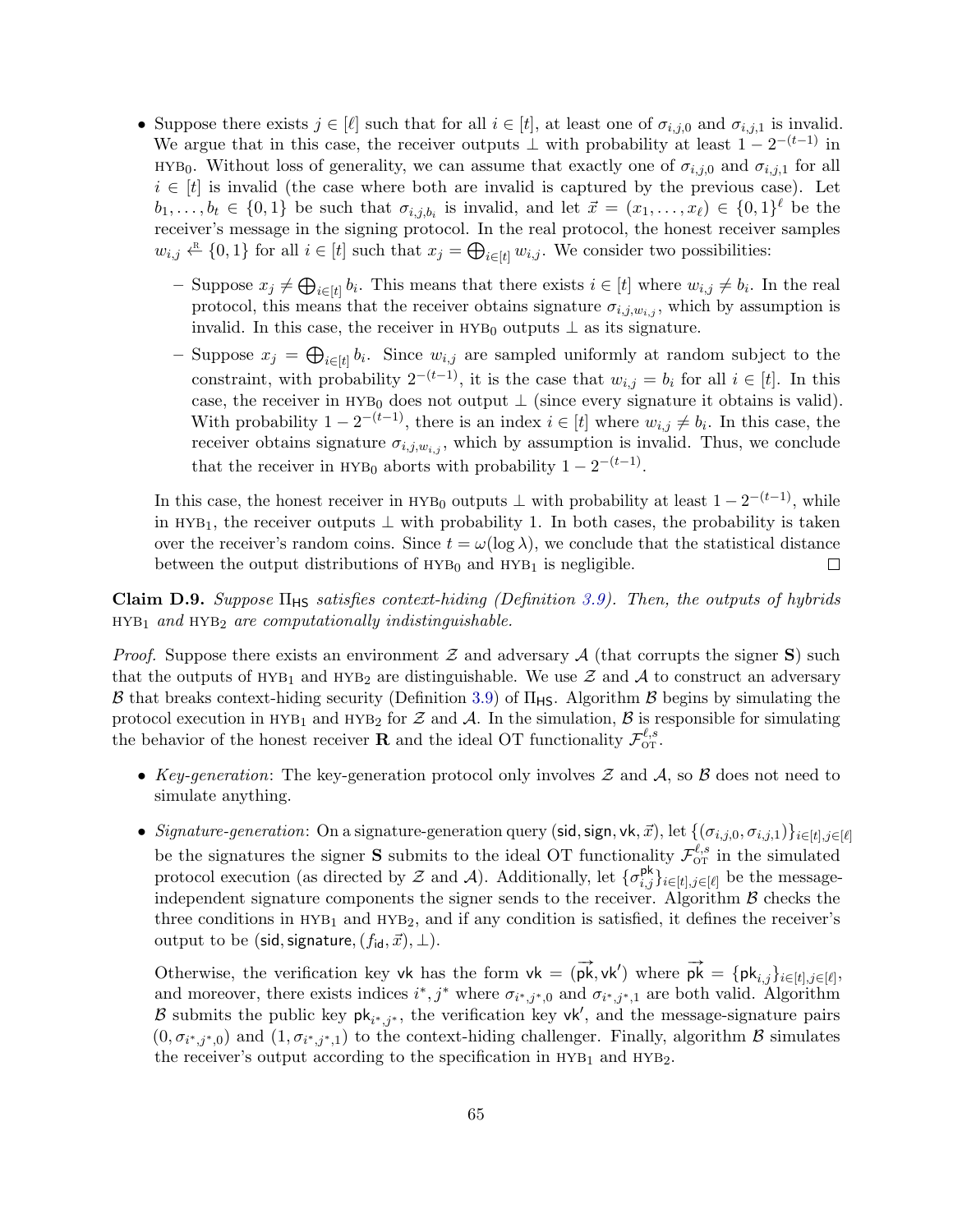- Suppose there exists $j \in [\ell]$ such that for all $i \in [t]$, at least one of $\sigma_{i,j,0}$ and $\sigma_{i,j,1}$ is invalid. We argue that in this case, the receiver outputs $\perp$ with probability at least $1 - 2^{-(t-1)}$ in $\text{HYB}_0$. Without loss of generality, we can assume that exactly one of $\sigma_{i,j,0}$ and $\sigma_{i,j,1}$ for all $i \in [t]$ is invalid (the case where both are invalid is captured by the previous case). Let $b_1, \ldots, b_t \in \{0,1\}$ be such that $\sigma_{i,j,b_i}$ is invalid, and let $\vec{x} = (x_1, \ldots, x_\ell) \in \{0,1\}^\ell$ be the receiver's message in the signing protocol. In the real protocol, the honest receiver samples $w_{i,j} \xleftarrow{\text{R}} \{0,1\}$ for all $i \in [t]$ such that $x_j = \bigoplus_{i \in [t]} w_{i,j}$. We consider two possibilities:
  - Suppose $x_j \neq \bigoplus_{i \in [t]} b_i$. This means that there exists $i \in [t]$ where $w_{i,j} \neq b_i$. In the real protocol, this means that the receiver obtains signature $\sigma_{i,j,w_{i,j}}$, which by assumption is invalid. In this case, the receiver in $\text{HYB}_0$ outputs $\perp$ as its signature.
  - Suppose $x_j = \bigoplus_{i \in [t]} b_i$. Since $w_{i,j}$ are sampled uniformly at random subject to the constraint, with probability $2^{-(t-1)}$, it is the case that $w_{i,j} = b_i$ for all $i \in [t]$. In this case, the receiver in $\text{HYB}_0$ does not output $\perp$ (since every signature it obtains is valid). With probability $1 - 2^{-(t-1)}$, there is an index $i \in [t]$ where $w_{i,j} \neq b_i$. In this case, the receiver obtains signature $\sigma_{i,j,w_{i,j}}$, which by assumption is invalid. Thus, we conclude that the receiver in $\text{HYB}_0$ aborts with probability $1 - 2^{-(t-1)}$.

  In this case, the honest receiver in $\text{HYB}_0$ outputs $\perp$ with probability at least $1 - 2^{-(t-1)}$, while in $\text{HYB}_1$, the receiver outputs $\perp$ with probability 1. In both cases, the probability is taken over the receiver's random coins. Since $t = \omega(\log \lambda)$, we conclude that the statistical distance between the output distributions of $\text{HYB}_0$ and $\text{HYB}_1$ is negligible. □

**Claim D.9.** *Suppose $\Pi_{\mathsf{HS}}$ satisfies context-hiding (Definition 3.9). Then, the outputs of hybrids $\text{HYB}_1$ and $\text{HYB}_2$ are computationally indistinguishable.*

*Proof.* Suppose there exists an environment $\mathcal{Z}$ and adversary $\mathcal{A}$ (that corrupts the signer $\mathbf{S}$) such that the outputs of $\text{HYB}_1$ and $\text{HYB}_2$ are distinguishable. We use $\mathcal{Z}$ and $\mathcal{A}$ to construct an adversary $\mathcal{B}$ that breaks context-hiding security (Definition 3.9) of $\Pi_{\mathsf{HS}}$. Algorithm $\mathcal{B}$ begins by simulating the protocol execution in $\text{HYB}_1$ and $\text{HYB}_2$ for $\mathcal{Z}$ and $\mathcal{A}$. In the simulation, $\mathcal{B}$ is responsible for simulating the behavior of the honest receiver $\mathbf{R}$ and the ideal OT functionality $\mathcal{F}_{\text{OT}}^{\ell,s}$.

- *Key-generation*: The key-generation protocol only involves $\mathcal{Z}$ and $\mathcal{A}$, so $\mathcal{B}$ does not need to simulate anything.
- *Signature-generation*: On a signature-generation query $(\mathsf{sid}, \mathsf{sign}, \mathsf{vk}, \vec{x})$, let $\{(\sigma_{i,j,0}, \sigma_{i,j,1})\}_{i \in [t], j \in [\ell]}$ be the signatures the signer $\mathbf{S}$ submits to the ideal OT functionality $\mathcal{F}_{\text{OT}}^{\ell,s}$ in the simulated protocol execution (as directed by $\mathcal{Z}$ and $\mathcal{A}$). Additionally, let $\{\sigma_{i,j}^{\mathsf{pk}}\}_{i \in [t], j \in [\ell]}$ be the message-independent signature components the signer sends to the receiver. Algorithm $\mathcal{B}$ checks the three conditions in $\text{HYB}_1$ and $\text{HYB}_2$, and if any condition is satisfied, it defines the receiver's output to be $(\mathsf{sid}, \mathsf{signature}, (f_{\mathsf{id}}, \vec{x}), \perp)$.

  Otherwise, the verification key $\mathsf{vk}$ has the form $\mathsf{vk} = (\overrightarrow{\mathsf{pk}}, \mathsf{vk}')$ where $\overrightarrow{\mathsf{pk}} = \{\mathsf{pk}_{i,j}\}_{i \in [t], j \in [\ell]}$, and moreover, there exists indices $i^*, j^*$ where $\sigma_{i^*,j^*,0}$ and $\sigma_{i^*,j^*,1}$ are both valid. Algorithm $\mathcal{B}$ submits the public key $\mathsf{pk}_{i^*,j^*}$, the verification key $\mathsf{vk}'$, and the message-signature pairs $(0, \sigma_{i^*,j^*,0})$ and $(1, \sigma_{i^*,j^*,1})$ to the context-hiding challenger. Finally, algorithm $\mathcal{B}$ simulates the receiver's output according to the specification in $\text{HYB}_1$ and $\text{HYB}_2$.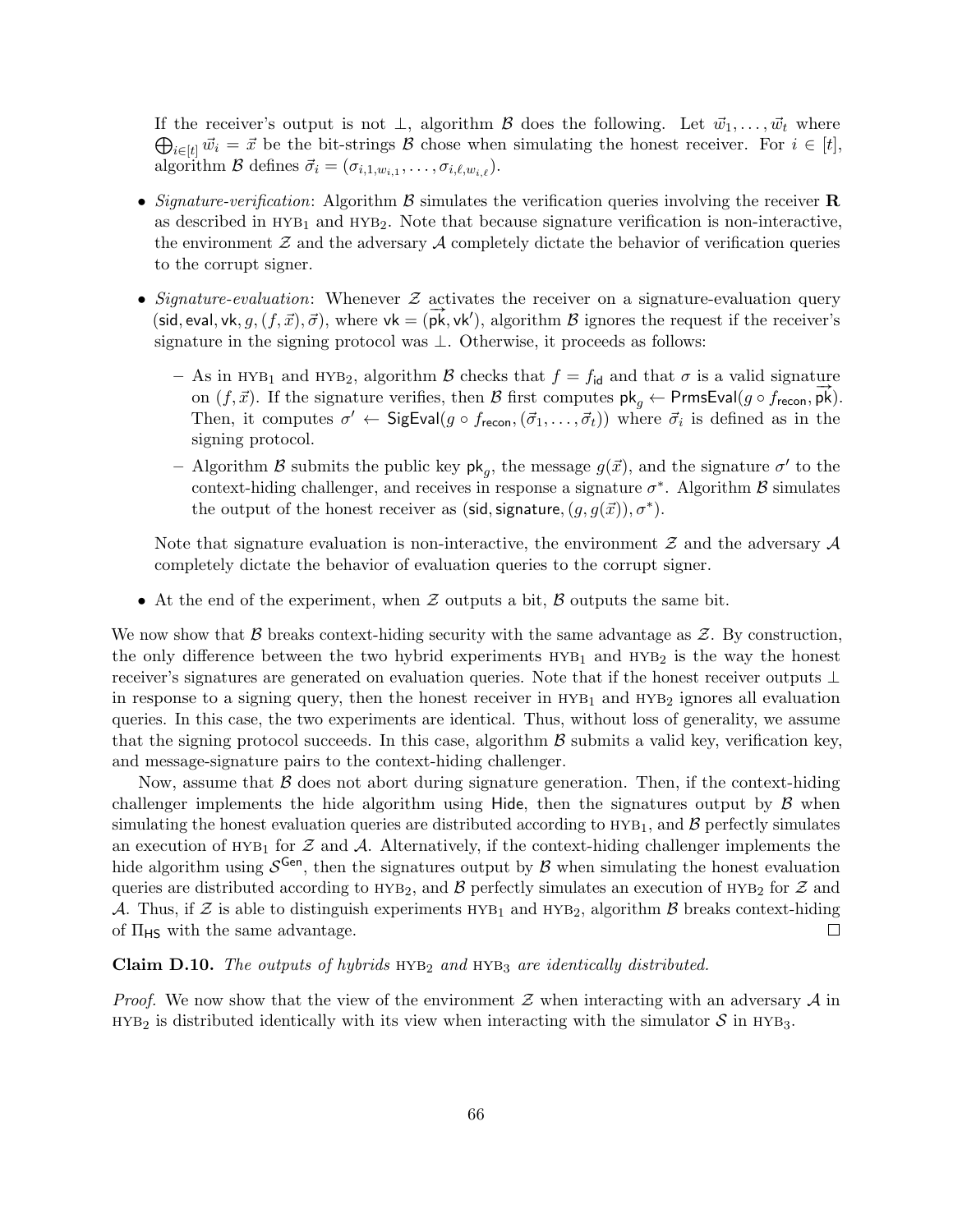If the receiver's output is not $\perp$, algorithm $\mathcal{B}$ does the following. Let $\vec{w}_1, \ldots, \vec{w}_t$ where $\bigoplus_{i \in [t]} \vec{w}_i = \vec{x}$ be the bit-strings $\mathcal{B}$ chose when simulating the honest receiver. For $i \in [t]$, algorithm $\mathcal{B}$ defines $\vec{\sigma}_i = (\sigma_{i,1,w_{i,1}}, \ldots, \sigma_{i,\ell,w_{i,\ell}})$.

- *Signature-verification*: Algorithm $\mathcal{B}$ simulates the verification queries involving the receiver $\mathbf{R}$ as described in $\text{HYB}_1$ and $\text{HYB}_2$. Note that because signature verification is non-interactive, the environment $\mathcal{Z}$ and the adversary $\mathcal{A}$ completely dictate the behavior of verification queries to the corrupt signer.
- *Signature-evaluation*: Whenever $\mathcal{Z}$ activates the receiver on a signature-evaluation query $(\mathsf{sid}, \mathsf{eval}, \mathsf{vk}, g, (f, \vec{x}), \vec{\sigma})$, where $\mathsf{vk} = (\overrightarrow{\mathsf{pk}}, \mathsf{vk}')$, algorithm $\mathcal{B}$ ignores the request if the receiver's signature in the signing protocol was $\perp$. Otherwise, it proceeds as follows:
  - As in $\text{HYB}_1$ and $\text{HYB}_2$, algorithm $\mathcal{B}$ checks that $f = f_{\mathsf{id}}$ and that $\sigma$ is a valid signature on $(f, \vec{x})$. If the signature verifies, then $\mathcal{B}$ first computes $\mathsf{pk}_g \leftarrow \mathsf{PrmsEval}(g \circ f_{\mathsf{recon}}, \overrightarrow{\mathsf{pk}})$. Then, it computes $\sigma' \leftarrow \mathsf{SigEval}(g \circ f_{\mathsf{recon}}, (\vec{\sigma}_1, \ldots, \vec{\sigma}_t))$ where $\vec{\sigma}_i$ is defined as in the signing protocol.
  - Algorithm $\mathcal{B}$ submits the public key $\mathsf{pk}_g$, the message $g(\vec{x})$, and the signature $\sigma'$ to the context-hiding challenger, and receives in response a signature $\sigma^*$. Algorithm $\mathcal{B}$ simulates the output of the honest receiver as $(\mathsf{sid}, \mathsf{signature}, (g, g(\vec{x})), \sigma^*)$.

  Note that signature evaluation is non-interactive, the environment $\mathcal{Z}$ and the adversary $\mathcal{A}$ completely dictate the behavior of evaluation queries to the corrupt signer.
- At the end of the experiment, when $\mathcal{Z}$ outputs a bit, $\mathcal{B}$ outputs the same bit.

We now show that $\mathcal{B}$ breaks context-hiding security with the same advantage as $\mathcal{Z}$. By construction, the only difference between the two hybrid experiments $\text{HYB}_1$ and $\text{HYB}_2$ is the way the honest receiver's signatures are generated on evaluation queries. Note that if the honest receiver outputs $\perp$ in response to a signing query, then the honest receiver in $\text{HYB}_1$ and $\text{HYB}_2$ ignores all evaluation queries. In this case, the two experiments are identical. Thus, without loss of generality, we assume that the signing protocol succeeds. In this case, algorithm $\mathcal{B}$ submits a valid key, verification key, and message-signature pairs to the context-hiding challenger.

Now, assume that $\mathcal{B}$ does not abort during signature generation. Then, if the context-hiding challenger implements the hide algorithm using $\mathsf{Hide}$, then the signatures output by $\mathcal{B}$ when simulating the honest evaluation queries are distributed according to $\text{HYB}_1$, and $\mathcal{B}$ perfectly simulates an execution of $\text{HYB}_1$ for $\mathcal{Z}$ and $\mathcal{A}$. Alternatively, if the context-hiding challenger implements the hide algorithm using $\mathcal{S}^{\mathsf{Gen}}$, then the signatures output by $\mathcal{B}$ when simulating the honest evaluation queries are distributed according to $\text{HYB}_2$, and $\mathcal{B}$ perfectly simulates an execution of $\text{HYB}_2$ for $\mathcal{Z}$ and $\mathcal{A}$. Thus, if $\mathcal{Z}$ is able to distinguish experiments $\text{HYB}_1$ and $\text{HYB}_2$, algorithm $\mathcal{B}$ breaks context-hiding of $\Pi_{\mathsf{HS}}$ with the same advantage. $\square$

**Claim D.10.** *The outputs of hybrids $\text{HYB}_2$ and $\text{HYB}_3$ are identically distributed.*

*Proof.* We now show that the view of the environment $\mathcal{Z}$ when interacting with an adversary $\mathcal{A}$ in $\text{HYB}_2$ is distributed identically with its view when interacting with the simulator $\mathcal{S}$ in $\text{HYB}_3$.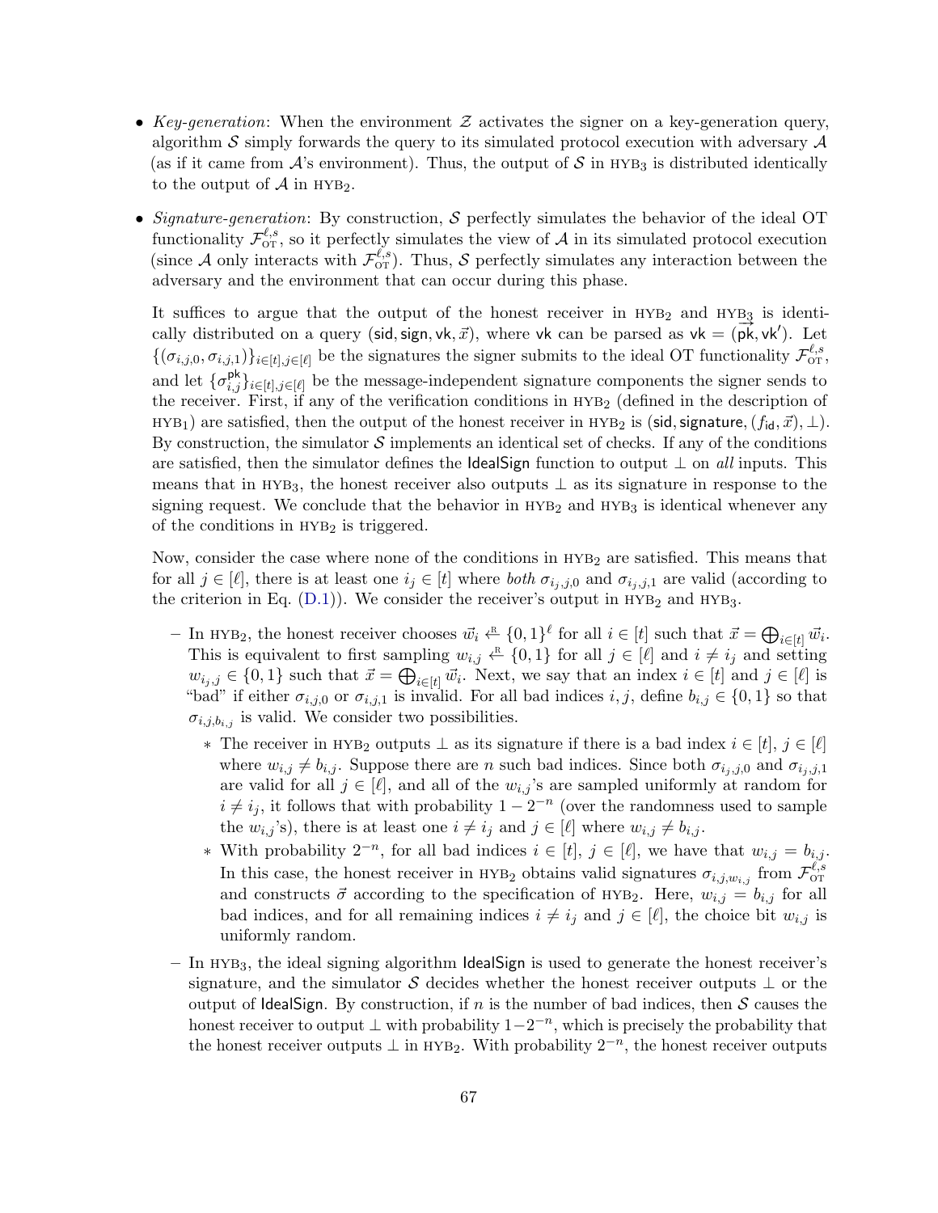- *Key-generation*: When the environment $\mathcal{Z}$ activates the signer on a key-generation query, algorithm $\mathcal{S}$ simply forwards the query to its simulated protocol execution with adversary $\mathcal{A}$ (as if it came from $\mathcal{A}$'s environment). Thus, the output of $\mathcal{S}$ in $\textsc{hyb}_3$ is distributed identically to the output of $\mathcal{A}$ in $\textsc{hyb}_2$.

- *Signature-generation*: By construction, $\mathcal{S}$ perfectly simulates the behavior of the ideal OT functionality $\mathcal{F}_{\text{OT}}^{\ell,s}$, so it perfectly simulates the view of $\mathcal{A}$ in its simulated protocol execution (since $\mathcal{A}$ only interacts with $\mathcal{F}_{\text{OT}}^{\ell,s}$). Thus, $\mathcal{S}$ perfectly simulates any interaction between the adversary and the environment that can occur during this phase.

  It suffices to argue that the output of the honest receiver in $\textsc{hyb}_2$ and $\textsc{hyb}_3$ is identically distributed on a query $(\mathsf{sid}, \mathsf{sign}, \mathsf{vk}, \vec{x})$, where $\mathsf{vk}$ can be parsed as $\mathsf{vk} = (\overrightarrow{\mathsf{pk}}, \mathsf{vk}')$. Let $\{(\sigma_{i,j,0}, \sigma_{i,j,1})\}_{i \in [t], j \in [\ell]}$ be the signatures the signer submits to the ideal OT functionality $\mathcal{F}_{\text{OT}}^{\ell,s}$, and let $\{\sigma_{i,j}^{\mathsf{pk}}\}_{i \in [t], j \in [\ell]}$ be the message-independent signature components the signer sends to the receiver. First, if any of the verification conditions in $\textsc{hyb}_2$ (defined in the description of $\textsc{hyb}_1$) are satisfied, then the output of the honest receiver in $\textsc{hyb}_2$ is $(\mathsf{sid}, \mathsf{signature}, (f_{\mathsf{id}}, \vec{x}), \perp)$. By construction, the simulator $\mathcal{S}$ implements an identical set of checks. If any of the conditions are satisfied, then the simulator defines the $\mathsf{IdealSign}$ function to output $\perp$ on *all* inputs. This means that in $\textsc{hyb}_3$, the honest receiver also outputs $\perp$ as its signature in response to the signing request. We conclude that the behavior in $\textsc{hyb}_2$ and $\textsc{hyb}_3$ is identical whenever any of the conditions in $\textsc{hyb}_2$ is triggered.

  Now, consider the case where none of the conditions in $\textsc{hyb}_2$ are satisfied. This means that for all $j \in [\ell]$, there is at least one $i_j \in [t]$ where *both* $\sigma_{i_j,j,0}$ and $\sigma_{i_j,j,1}$ are valid (according to the criterion in Eq. (D.1)). We consider the receiver's output in $\textsc{hyb}_2$ and $\textsc{hyb}_3$.

  - In $\textsc{hyb}_2$, the honest receiver chooses $\vec{w}_i \xleftarrow{\text{R}} \{0,1\}^\ell$ for all $i \in [t]$ such that $\vec{x} = \bigoplus_{i \in [t]} \vec{w}_i$. This is equivalent to first sampling $w_{i,j} \xleftarrow{\text{R}} \{0,1\}$ for all $j \in [\ell]$ and $i \neq i_j$ and setting $w_{i_j,j} \in \{0,1\}$ such that $\vec{x} = \bigoplus_{i \in [t]} \vec{w}_i$. Next, we say that an index $i \in [t]$ and $j \in [\ell]$ is "bad" if either $\sigma_{i,j,0}$ or $\sigma_{i,j,1}$ is invalid. For all bad indices $i, j$, define $b_{i,j} \in \{0,1\}$ so that $\sigma_{i,j,b_{i,j}}$ is valid. We consider two possibilities.
    * The receiver in $\textsc{hyb}_2$ outputs $\perp$ as its signature if there is a bad index $i \in [t]$, $j \in [\ell]$ where $w_{i,j} \neq b_{i,j}$. Suppose there are $n$ such bad indices. Since both $\sigma_{i_j,j,0}$ and $\sigma_{i_j,j,1}$ are valid for all $j \in [\ell]$, and all of the $w_{i,j}$'s are sampled uniformly at random for $i \neq i_j$, it follows that with probability $1 - 2^{-n}$ (over the randomness used to sample the $w_{i,j}$'s), there is at least one $i \neq i_j$ and $j \in [\ell]$ where $w_{i,j} \neq b_{i,j}$.
    * With probability $2^{-n}$, for all bad indices $i \in [t]$, $j \in [\ell]$, we have that $w_{i,j} = b_{i,j}$. In this case, the honest receiver in $\textsc{hyb}_2$ obtains valid signatures $\sigma_{i,j,w_{i,j}}$ from $\mathcal{F}_{\text{OT}}^{\ell,s}$ and constructs $\vec{\sigma}$ according to the specification of $\textsc{hyb}_2$. Here, $w_{i,j} = b_{i,j}$ for all bad indices, and for all remaining indices $i \neq i_j$ and $j \in [\ell]$, the choice bit $w_{i,j}$ is uniformly random.
  - In $\textsc{hyb}_3$, the ideal signing algorithm $\mathsf{IdealSign}$ is used to generate the honest receiver's signature, and the simulator $\mathcal{S}$ decides whether the honest receiver outputs $\perp$ or the output of $\mathsf{IdealSign}$. By construction, if $n$ is the number of bad indices, then $\mathcal{S}$ causes the honest receiver to output $\perp$ with probability $1 - 2^{-n}$, which is precisely the probability that the honest receiver outputs $\perp$ in $\textsc{hyb}_2$. With probability $2^{-n}$, the honest receiver outputs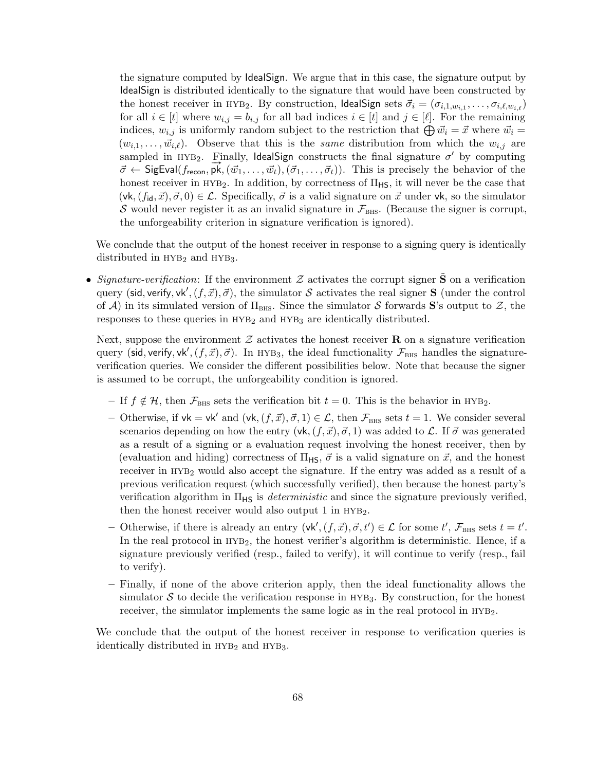the signature computed by IdealSign. We argue that in this case, the signature output by IdealSign is distributed identically to the signature that would have been constructed by the honest receiver in $\text{HYB}_2$. By construction, IdealSign sets $\vec{\sigma}_i = (\sigma_{i,1,w_{i,1}}, \ldots, \sigma_{i,\ell,w_{i,\ell}})$ for all $i \in [t]$ where $w_{i,j} = b_{i,j}$ for all bad indices $i \in [t]$ and $j \in [\ell]$. For the remaining indices, $w_{i,j}$ is uniformly random subject to the restriction that $\bigoplus \vec{w}_i = \vec{x}$ where $\vec{w}_i = (w_{i,1}, \ldots, \vec{w}_{i,\ell})$. Observe that this is the *same* distribution from which the $w_{i,j}$ are sampled in $\text{HYB}_2$. Finally, IdealSign constructs the final signature $\sigma'$ by computing $\vec{\sigma} \leftarrow \mathsf{SigEval}(f_{\mathsf{recon}}, \overrightarrow{\mathsf{pk}}, (\vec{w}_1, \ldots, \vec{w}_t), (\vec{\sigma}_1, \ldots, \vec{\sigma}_t))$. This is precisely the behavior of the honest receiver in $\text{HYB}_2$. In addition, by correctness of $\Pi_{\mathsf{HS}}$, it will never be the case that $(\mathsf{vk}, (f_{\mathsf{id}}, \vec{x}), \vec{\sigma}, 0) \in \mathcal{L}$. Specifically, $\vec{\sigma}$ is a valid signature on $\vec{x}$ under $\mathsf{vk}$, so the simulator $\mathcal{S}$ would never register it as an invalid signature in $\mathcal{F}_{\text{BHS}}$. (Because the signer is corrupt, the unforgeability criterion in signature verification is ignored).

We conclude that the output of the honest receiver in response to a signing query is identically distributed in $\text{HYB}_2$ and $\text{HYB}_3$.

- *Signature-verification*: If the environment $\mathcal{Z}$ activates the corrupt signer $\tilde{\mathbf{S}}$ on a verification query $(\mathsf{sid}, \mathsf{verify}, \mathsf{vk}', (f, \vec{x}), \vec{\sigma})$, the simulator $\mathcal{S}$ activates the real signer $\mathbf{S}$ (under the control of $\mathcal{A}$) in its simulated version of $\Pi_{\text{BHS}}$. Since the simulator $\mathcal{S}$ forwards $\mathbf{S}$'s output to $\mathcal{Z}$, the responses to these queries in $\text{HYB}_2$ and $\text{HYB}_3$ are identically distributed.

  Next, suppose the environment $\mathcal{Z}$ activates the honest receiver $\mathbf{R}$ on a signature verification query $(\mathsf{sid}, \mathsf{verify}, \mathsf{vk}', (f, \vec{x}), \vec{\sigma})$. In $\text{HYB}_3$, the ideal functionality $\mathcal{F}_{\text{BHS}}$ handles the signature-verification queries. We consider the different possibilities below. Note that because the signer is assumed to be corrupt, the unforgeability condition is ignored.

  - If $f \notin \mathcal{H}$, then $\mathcal{F}_{\text{BHS}}$ sets the verification bit $t = 0$. This is the behavior in $\text{HYB}_2$.
  - Otherwise, if $\mathsf{vk} = \mathsf{vk}'$ and $(\mathsf{vk}, (f, \vec{x}), \vec{\sigma}, 1) \in \mathcal{L}$, then $\mathcal{F}_{\text{BHS}}$ sets $t = 1$. We consider several scenarios depending on how the entry $(\mathsf{vk}, (f, \vec{x}), \vec{\sigma}, 1)$ was added to $\mathcal{L}$. If $\vec{\sigma}$ was generated as a result of a signing or a evaluation request involving the honest receiver, then by (evaluation and hiding) correctness of $\Pi_{\mathsf{HS}}$, $\vec{\sigma}$ is a valid signature on $\vec{x}$, and the honest receiver in $\text{HYB}_2$ would also accept the signature. If the entry was added as a result of a previous verification request (which successfully verified), then because the honest party's verification algorithm in $\Pi_{\mathsf{HS}}$ is *deterministic* and since the signature previously verified, then the honest receiver would also output 1 in $\text{HYB}_2$.
  - Otherwise, if there is already an entry $(\mathsf{vk}', (f, \vec{x}), \vec{\sigma}, t') \in \mathcal{L}$ for some $t'$, $\mathcal{F}_{\text{BHS}}$ sets $t = t'$. In the real protocol in $\text{HYB}_2$, the honest verifier's algorithm is deterministic. Hence, if a signature previously verified (resp., failed to verify), it will continue to verify (resp., fail to verify).
  - Finally, if none of the above criterion apply, then the ideal functionality allows the simulator $\mathcal{S}$ to decide the verification response in $\text{HYB}_3$. By construction, for the honest receiver, the simulator implements the same logic as in the real protocol in $\text{HYB}_2$.

  We conclude that the output of the honest receiver in response to verification queries is identically distributed in $\text{HYB}_2$ and $\text{HYB}_3$.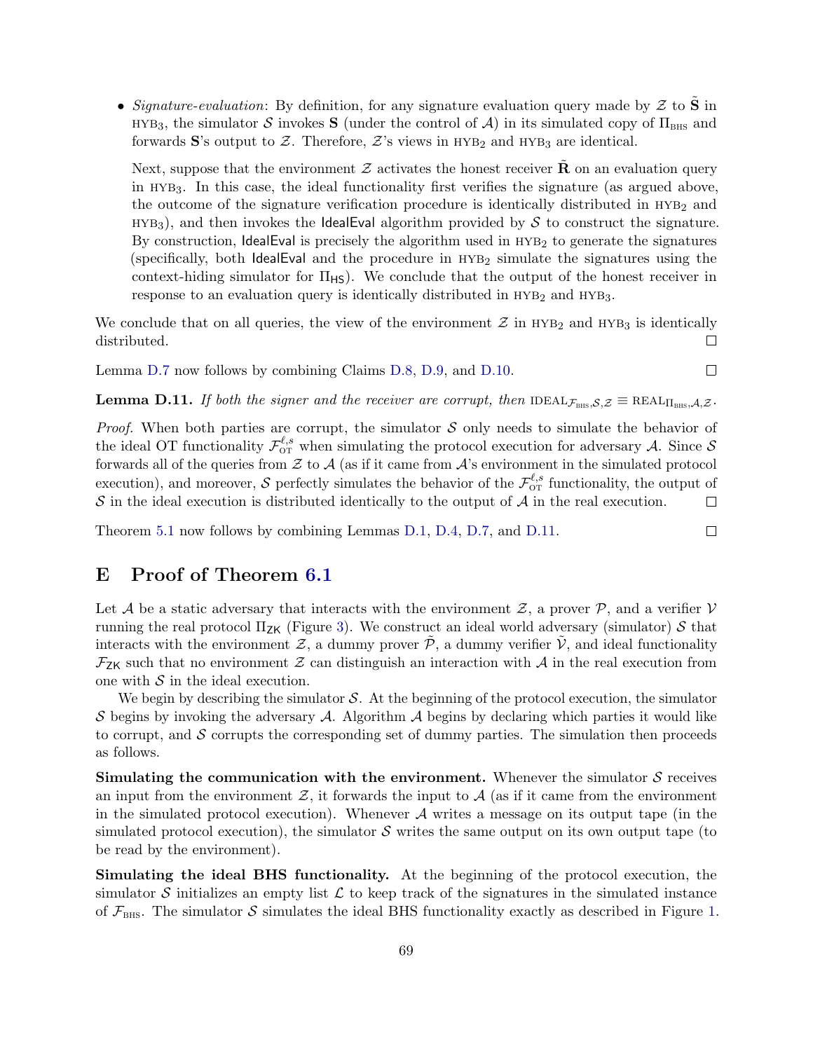- *Signature-evaluation*: By definition, for any signature evaluation query made by $\mathcal{Z}$ to $\tilde{\mathbf{S}}$ in $\text{HYB}_3$, the simulator $\mathcal{S}$ invokes $\mathbf{S}$ (under the control of $\mathcal{A}$) in its simulated copy of $\Pi_{\text{BHS}}$ and forwards $\mathbf{S}$'s output to $\mathcal{Z}$. Therefore, $\mathcal{Z}$'s views in $\text{HYB}_2$ and $\text{HYB}_3$ are identical.

  Next, suppose that the environment $\mathcal{Z}$ activates the honest receiver $\tilde{\mathbf{R}}$ on an evaluation query in $\text{HYB}_3$. In this case, the ideal functionality first verifies the signature (as argued above, the outcome of the signature verification procedure is identically distributed in $\text{HYB}_2$ and $\text{HYB}_3$), and then invokes the $\mathsf{IdealEval}$ algorithm provided by $\mathcal{S}$ to construct the signature. By construction, $\mathsf{IdealEval}$ is precisely the algorithm used in $\text{HYB}_2$ to generate the signatures (specifically, both $\mathsf{IdealEval}$ and the procedure in $\text{HYB}_2$ simulate the signatures using the context-hiding simulator for $\Pi_{\mathsf{HS}}$). We conclude that the output of the honest receiver in response to an evaluation query is identically distributed in $\text{HYB}_2$ and $\text{HYB}_3$.

We conclude that on all queries, the view of the environment $\mathcal{Z}$ in $\text{HYB}_2$ and $\text{HYB}_3$ is identically distributed. □

Lemma D.7 now follows by combining Claims D.8, D.9, and D.10. □

**Lemma D.11.** *If both the signer and the receiver are corrupt, then* $\text{IDEAL}_{\mathcal{F}_{\text{BHS}},\mathcal{S},\mathcal{Z}} \equiv \text{REAL}_{\Pi_{\text{BHS}},\mathcal{A},\mathcal{Z}}$.

*Proof.* When both parties are corrupt, the simulator $\mathcal{S}$ only needs to simulate the behavior of the ideal OT functionality $\mathcal{F}_{\text{OT}}^{\ell,s}$ when simulating the protocol execution for adversary $\mathcal{A}$. Since $\mathcal{S}$ forwards all of the queries from $\mathcal{Z}$ to $\mathcal{A}$ (as if it came from $\mathcal{A}$'s environment in the simulated protocol execution), and moreover, $\mathcal{S}$ perfectly simulates the behavior of the $\mathcal{F}_{\text{OT}}^{\ell,s}$ functionality, the output of $\mathcal{S}$ in the ideal execution is distributed identically to the output of $\mathcal{A}$ in the real execution. □

Theorem 5.1 now follows by combining Lemmas D.1, D.4, D.7, and D.11. □

# E Proof of Theorem 6.1

Let $\mathcal{A}$ be a static adversary that interacts with the environment $\mathcal{Z}$, a prover $\mathcal{P}$, and a verifier $\mathcal{V}$ running the real protocol $\Pi_{\mathsf{ZK}}$ (Figure 3). We construct an ideal world adversary (simulator) $\mathcal{S}$ that interacts with the environment $\mathcal{Z}$, a dummy prover $\tilde{\mathcal{P}}$, a dummy verifier $\tilde{\mathcal{V}}$, and ideal functionality $\mathcal{F}_{\mathsf{ZK}}$ such that no environment $\mathcal{Z}$ can distinguish an interaction with $\mathcal{A}$ in the real execution from one with $\mathcal{S}$ in the ideal execution.

We begin by describing the simulator $\mathcal{S}$. At the beginning of the protocol execution, the simulator $\mathcal{S}$ begins by invoking the adversary $\mathcal{A}$. Algorithm $\mathcal{A}$ begins by declaring which parties it would like to corrupt, and $\mathcal{S}$ corrupts the corresponding set of dummy parties. The simulation then proceeds as follows.

**Simulating the communication with the environment.** Whenever the simulator $\mathcal{S}$ receives an input from the environment $\mathcal{Z}$, it forwards the input to $\mathcal{A}$ (as if it came from the environment in the simulated protocol execution). Whenever $\mathcal{A}$ writes a message on its output tape (in the simulated protocol execution), the simulator $\mathcal{S}$ writes the same output on its own output tape (to be read by the environment).

**Simulating the ideal BHS functionality.** At the beginning of the protocol execution, the simulator $\mathcal{S}$ initializes an empty list $\mathcal{L}$ to keep track of the signatures in the simulated instance of $\mathcal{F}_{\text{BHS}}$. The simulator $\mathcal{S}$ simulates the ideal BHS functionality exactly as described in Figure 1.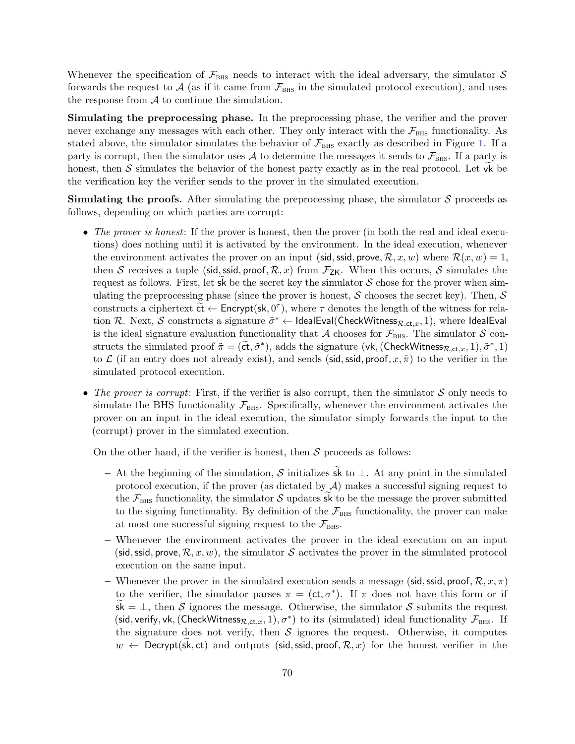Whenever the specification of $\mathcal{F}_{\text{BHS}}$ needs to interact with the ideal adversary, the simulator $\mathcal{S}$ forwards the request to $\mathcal{A}$ (as if it came from $\mathcal{F}_{\text{BHS}}$ in the simulated protocol execution), and uses the response from $\mathcal{A}$ to continue the simulation.

**Simulating the preprocessing phase.** In the preprocessing phase, the verifier and the prover never exchange any messages with each other. They only interact with the $\mathcal{F}_{\text{BHS}}$ functionality. As stated above, the simulator simulates the behavior of $\mathcal{F}_{\text{BHS}}$ exactly as described in Figure 1. If a party is corrupt, then the simulator uses $\mathcal{A}$ to determine the messages it sends to $\mathcal{F}_{\text{BHS}}$. If a party is honest, then $\mathcal{S}$ simulates the behavior of the honest party exactly as in the real protocol. Let $\widetilde{\mathsf{vk}}$ be the verification key the verifier sends to the prover in the simulated execution.

**Simulating the proofs.** After simulating the preprocessing phase, the simulator $\mathcal{S}$ proceeds as follows, depending on which parties are corrupt:

- *The prover is honest*: If the prover is honest, then the prover (in both the real and ideal executions) does nothing until it is activated by the environment. In the ideal execution, whenever the environment activates the prover on an input $(\mathsf{sid}, \mathsf{ssid}, \mathsf{prove}, \mathcal{R}, x, w)$ where $\mathcal{R}(x, w) = 1$, then $\mathcal{S}$ receives a tuple $(\mathsf{sid}, \mathsf{ssid}, \mathsf{proof}, \mathcal{R}, x)$ from $\mathcal{F}_{\mathsf{ZK}}$. When this occurs, $\mathcal{S}$ simulates the request as follows. First, let $\widetilde{\mathsf{sk}}$ be the secret key the simulator $\mathcal{S}$ chose for the prover when simulating the preprocessing phase (since the prover is honest, $\mathcal{S}$ chooses the secret key). Then, $\mathcal{S}$ constructs a ciphertext $\widetilde{\mathsf{ct}} \leftarrow \mathsf{Encrypt}(\mathsf{sk}, 0^\tau)$, where $\tau$ denotes the length of the witness for relation $\mathcal{R}$. Next, $\mathcal{S}$ constructs a signature $\tilde{\sigma}^* \leftarrow \mathsf{IdealEval}(\mathsf{CheckWitness}_{\mathcal{R}, \mathsf{ct}, x}, 1)$, where $\mathsf{IdealEval}$ is the ideal signature evaluation functionality that $\mathcal{A}$ chooses for $\mathcal{F}_{\text{BHS}}$. The simulator $\mathcal{S}$ constructs the simulated proof $\tilde{\pi} = (\widetilde{\mathsf{ct}}, \tilde{\sigma}^*)$, adds the signature $(\mathsf{vk}, (\mathsf{CheckWitness}_{\mathcal{R}, \mathsf{ct}, x}, 1), \tilde{\sigma}^*, 1)$ to $\mathcal{L}$ (if an entry does not already exist), and sends $(\mathsf{sid}, \mathsf{ssid}, \mathsf{proof}, x, \tilde{\pi})$ to the verifier in the simulated protocol execution.

- *The prover is corrupt*: First, if the verifier is also corrupt, then the simulator $\mathcal{S}$ only needs to simulate the BHS functionality $\mathcal{F}_{\text{BHS}}$. Specifically, whenever the environment activates the prover on an input in the ideal execution, the simulator simply forwards the input to the (corrupt) prover in the simulated execution.

  On the other hand, if the verifier is honest, then $\mathcal{S}$ proceeds as follows:

  - At the beginning of the simulation, $\mathcal{S}$ initializes $\widetilde{\mathsf{sk}}$ to $\perp$. At any point in the simulated protocol execution, if the prover (as dictated by $\mathcal{A}$) makes a successful signing request to the $\mathcal{F}_{\text{BHS}}$ functionality, the simulator $\mathcal{S}$ updates $\widetilde{\mathsf{sk}}$ to be the message the prover submitted to the signing functionality. By definition of the $\mathcal{F}_{\text{BHS}}$ functionality, the prover can make at most one successful signing request to the $\mathcal{F}_{\text{BHS}}$.
  - Whenever the environment activates the prover in the ideal execution on an input $(\mathsf{sid}, \mathsf{ssid}, \mathsf{prove}, \mathcal{R}, x, w)$, the simulator $\mathcal{S}$ activates the prover in the simulated protocol execution on the same input.
  - Whenever the prover in the simulated execution sends a message $(\mathsf{sid}, \mathsf{ssid}, \mathsf{proof}, \mathcal{R}, x, \pi)$ to the verifier, the simulator parses $\pi = (\mathsf{ct}, \sigma^*)$. If $\pi$ does not have this form or if $\widetilde{\mathsf{sk}} = \perp$, then $\mathcal{S}$ ignores the message. Otherwise, the simulator $\mathcal{S}$ submits the request $(\mathsf{sid}, \mathsf{verify}, \mathsf{vk}, (\mathsf{CheckWitness}_{\mathcal{R}, \mathsf{ct}, x}, 1), \sigma^*)$ to its (simulated) ideal functionality $\mathcal{F}_{\text{BHS}}$. If the signature does not verify, then $\mathcal{S}$ ignores the request. Otherwise, it computes $w \leftarrow \mathsf{Decrypt}(\widetilde{\mathsf{sk}}, \mathsf{ct})$ and outputs $(\mathsf{sid}, \mathsf{ssid}, \mathsf{proof}, \mathcal{R}, x)$ for the honest verifier in the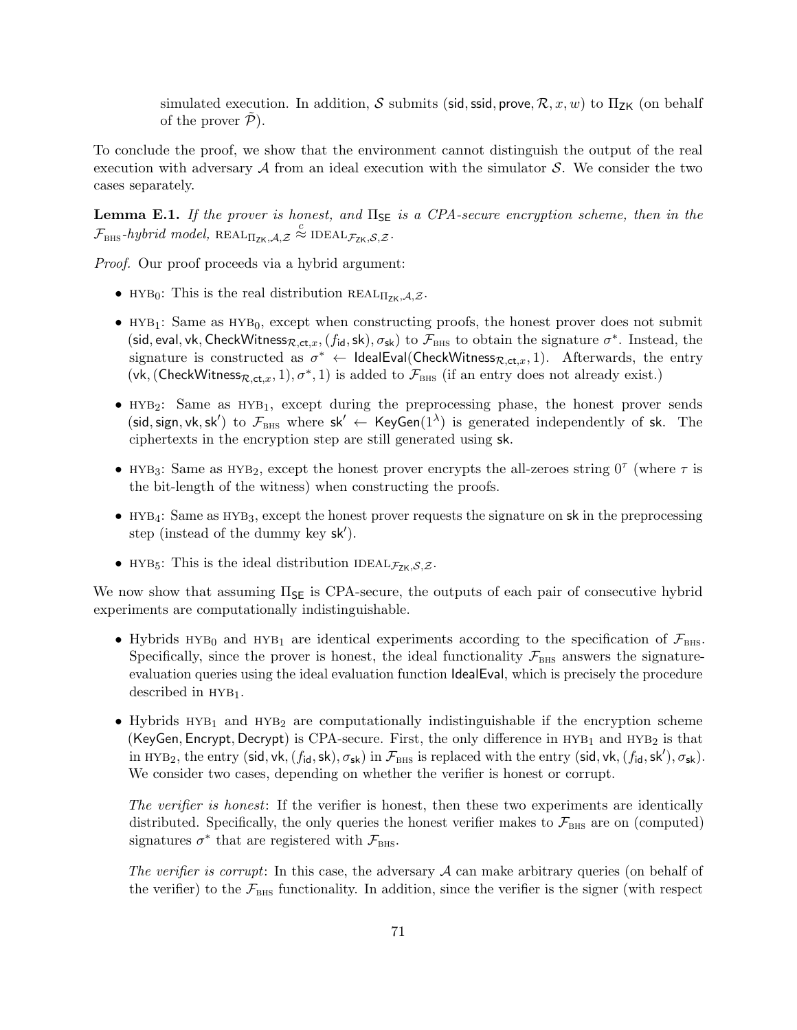simulated execution. In addition, $\mathcal{S}$ submits $(\mathsf{sid}, \mathsf{ssid}, \mathsf{prove}, \mathcal{R}, x, w)$ to $\Pi_{\mathsf{ZK}}$ (on behalf of the prover $\tilde{\mathcal{P}}$).

To conclude the proof, we show that the environment cannot distinguish the output of the real execution with adversary $\mathcal{A}$ from an ideal execution with the simulator $\mathcal{S}$. We consider the two cases separately.

**Lemma E.1.** *If the prover is honest, and $\Pi_{\mathsf{SE}}$ is a CPA-secure encryption scheme, then in the $\mathcal{F}_{\text{BHS}}$-hybrid model,* $\text{REAL}_{\Pi_{\mathsf{ZK}},\mathcal{A},\mathcal{Z}} \stackrel{c}{\approx} \text{IDEAL}_{\mathcal{F}_{\mathsf{ZK}},\mathcal{S},\mathcal{Z}}$.

*Proof.* Our proof proceeds via a hybrid argument:

- $\text{HYB}_0$: This is the real distribution $\text{REAL}_{\Pi_{\mathsf{ZK}},\mathcal{A},\mathcal{Z}}$.
- $\text{HYB}_1$: Same as $\text{HYB}_0$, except when constructing proofs, the honest prover does not submit $(\mathsf{sid}, \mathsf{eval}, \mathsf{vk}, \mathsf{CheckWitness}_{\mathcal{R},\mathsf{ct},x}, (f_{\mathsf{id}}, \mathsf{sk}), \sigma_{\mathsf{sk}})$ to $\mathcal{F}_{\text{BHS}}$ to obtain the signature $\sigma^*$. Instead, the signature is constructed as $\sigma^* \leftarrow \mathsf{IdealEval}(\mathsf{CheckWitness}_{\mathcal{R},\mathsf{ct},x}, 1)$. Afterwards, the entry $(\mathsf{vk}, (\mathsf{CheckWitness}_{\mathcal{R},\mathsf{ct},x}, 1), \sigma^*, 1)$ is added to $\mathcal{F}_{\text{BHS}}$ (if an entry does not already exist.)
- $\text{HYB}_2$: Same as $\text{HYB}_1$, except during the preprocessing phase, the honest prover sends $(\mathsf{sid}, \mathsf{sign}, \mathsf{vk}, \mathsf{sk}')$ to $\mathcal{F}_{\text{BHS}}$ where $\mathsf{sk}' \leftarrow \mathsf{KeyGen}(1^\lambda)$ is generated independently of $\mathsf{sk}$. The ciphertexts in the encryption step are still generated using $\mathsf{sk}$.
- $\text{HYB}_3$: Same as $\text{HYB}_2$, except the honest prover encrypts the all-zeroes string $0^\tau$ (where $\tau$ is the bit-length of the witness) when constructing the proofs.
- $\text{HYB}_4$: Same as $\text{HYB}_3$, except the honest prover requests the signature on $\mathsf{sk}$ in the preprocessing step (instead of the dummy key $\mathsf{sk}'$).
- $\text{HYB}_5$: This is the ideal distribution $\text{IDEAL}_{\mathcal{F}_{\mathsf{ZK}},\mathcal{S},\mathcal{Z}}$.

We now show that assuming $\Pi_{\mathsf{SE}}$ is CPA-secure, the outputs of each pair of consecutive hybrid experiments are computationally indistinguishable.

- Hybrids $\text{HYB}_0$ and $\text{HYB}_1$ are identical experiments according to the specification of $\mathcal{F}_{\text{BHS}}$. Specifically, since the prover is honest, the ideal functionality $\mathcal{F}_{\text{BHS}}$ answers the signature-evaluation queries using the ideal evaluation function $\mathsf{IdealEval}$, which is precisely the procedure described in $\text{HYB}_1$.
- Hybrids $\text{HYB}_1$ and $\text{HYB}_2$ are computationally indistinguishable if the encryption scheme $(\mathsf{KeyGen}, \mathsf{Encrypt}, \mathsf{Decrypt})$ is CPA-secure. First, the only difference in $\text{HYB}_1$ and $\text{HYB}_2$ is that in $\text{HYB}_2$, the entry $(\mathsf{sid}, \mathsf{vk}, (f_{\mathsf{id}}, \mathsf{sk}), \sigma_{\mathsf{sk}})$ in $\mathcal{F}_{\text{BHS}}$ is replaced with the entry $(\mathsf{sid}, \mathsf{vk}, (f_{\mathsf{id}}, \mathsf{sk}'), \sigma_{\mathsf{sk}})$. We consider two cases, depending on whether the verifier is honest or corrupt.

  *The verifier is honest*: If the verifier is honest, then these two experiments are identically distributed. Specifically, the only queries the honest verifier makes to $\mathcal{F}_{\text{BHS}}$ are on (computed) signatures $\sigma^*$ that are registered with $\mathcal{F}_{\text{BHS}}$.

  *The verifier is corrupt*: In this case, the adversary $\mathcal{A}$ can make arbitrary queries (on behalf of the verifier) to the $\mathcal{F}_{\text{BHS}}$ functionality. In addition, since the verifier is the signer (with respect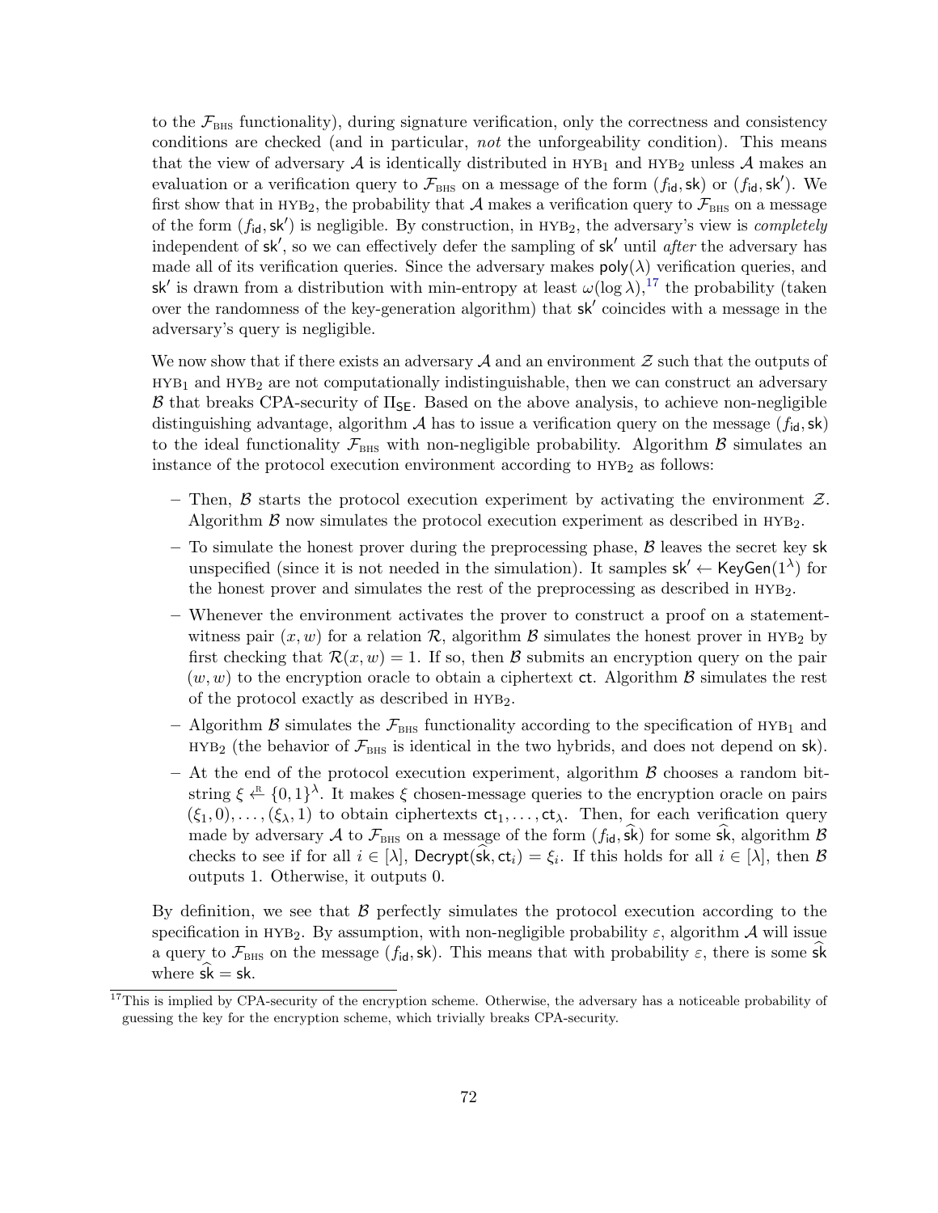to the $\mathcal{F}_{\text{BHS}}$ functionality), during signature verification, only the correctness and consistency conditions are checked (and in particular, *not* the unforgeability condition). This means that the view of adversary $\mathcal{A}$ is identically distributed in $\text{HYB}_1$ and $\text{HYB}_2$ unless $\mathcal{A}$ makes an evaluation or a verification query to $\mathcal{F}_{\text{BHS}}$ on a message of the form $(f_{\mathsf{id}}, \mathsf{sk})$ or $(f_{\mathsf{id}}, \mathsf{sk}')$. We first show that in $\text{HYB}_2$, the probability that $\mathcal{A}$ makes a verification query to $\mathcal{F}_{\text{BHS}}$ on a message of the form $(f_{\mathsf{id}}, \mathsf{sk}')$ is negligible. By construction, in $\text{HYB}_2$, the adversary's view is *completely* independent of $\mathsf{sk}'$, so we can effectively defer the sampling of $\mathsf{sk}'$ until *after* the adversary has made all of its verification queries. Since the adversary makes $\mathsf{poly}(\lambda)$ verification queries, and $\mathsf{sk}'$ is drawn from a distribution with min-entropy at least $\omega(\log \lambda)$,[17] the probability (taken over the randomness of the key-generation algorithm) that $\mathsf{sk}'$ coincides with a message in the adversary's query is negligible.

We now show that if there exists an adversary $\mathcal{A}$ and an environment $\mathcal{Z}$ such that the outputs of $\text{HYB}_1$ and $\text{HYB}_2$ are not computationally indistinguishable, then we can construct an adversary $\mathcal{B}$ that breaks CPA-security of $\Pi_{\mathsf{SE}}$. Based on the above analysis, to achieve non-negligible distinguishing advantage, algorithm $\mathcal{A}$ has to issue a verification query on the message $(f_{\mathsf{id}}, \mathsf{sk})$ to the ideal functionality $\mathcal{F}_{\text{BHS}}$ with non-negligible probability. Algorithm $\mathcal{B}$ simulates an instance of the protocol execution environment according to $\text{HYB}_2$ as follows:

- Then, $\mathcal{B}$ starts the protocol execution experiment by activating the environment $\mathcal{Z}$. Algorithm $\mathcal{B}$ now simulates the protocol execution experiment as described in $\text{HYB}_2$.
- To simulate the honest prover during the preprocessing phase, $\mathcal{B}$ leaves the secret key $\mathsf{sk}$ unspecified (since it is not needed in the simulation). It samples $\mathsf{sk}' \leftarrow \mathsf{KeyGen}(1^\lambda)$ for the honest prover and simulates the rest of the preprocessing as described in $\text{HYB}_2$.
- Whenever the environment activates the prover to construct a proof on a statement-witness pair $(x, w)$ for a relation $\mathcal{R}$, algorithm $\mathcal{B}$ simulates the honest prover in $\text{HYB}_2$ by first checking that $\mathcal{R}(x, w) = 1$. If so, then $\mathcal{B}$ submits an encryption query on the pair $(w, w)$ to the encryption oracle to obtain a ciphertext $\mathsf{ct}$. Algorithm $\mathcal{B}$ simulates the rest of the protocol exactly as described in $\text{HYB}_2$.
- Algorithm $\mathcal{B}$ simulates the $\mathcal{F}_{\text{BHS}}$ functionality according to the specification of $\text{HYB}_1$ and $\text{HYB}_2$ (the behavior of $\mathcal{F}_{\text{BHS}}$ is identical in the two hybrids, and does not depend on $\mathsf{sk}$).
- At the end of the protocol execution experiment, algorithm $\mathcal{B}$ chooses a random bit-string $\xi \xleftarrow{\text{R}} \{0,1\}^\lambda$. It makes $\xi$ chosen-message queries to the encryption oracle on pairs $(\xi_1, 0), \ldots, (\xi_\lambda, 1)$ to obtain ciphertexts $\mathsf{ct}_1, \ldots, \mathsf{ct}_\lambda$. Then, for each verification query made by adversary $\mathcal{A}$ to $\mathcal{F}_{\text{BHS}}$ on a message of the form $(f_{\mathsf{id}}, \widehat{\mathsf{sk}})$ for some $\widehat{\mathsf{sk}}$, algorithm $\mathcal{B}$ checks to see if for all $i \in [\lambda]$, $\mathsf{Decrypt}(\widehat{\mathsf{sk}}, \mathsf{ct}_i) = \xi_i$. If this holds for all $i \in [\lambda]$, then $\mathcal{B}$ outputs 1. Otherwise, it outputs 0.

By definition, we see that $\mathcal{B}$ perfectly simulates the protocol execution according to the specification in $\text{HYB}_2$. By assumption, with non-negligible probability $\varepsilon$, algorithm $\mathcal{A}$ will issue a query to $\mathcal{F}_{\text{BHS}}$ on the message $(f_{\mathsf{id}}, \mathsf{sk})$. This means that with probability $\varepsilon$, there is some $\widehat{\mathsf{sk}}$ where $\widehat{\mathsf{sk}} = \mathsf{sk}$.

[17] This is implied by CPA-security of the encryption scheme. Otherwise, the adversary has a noticeable probability of guessing the key for the encryption scheme, which trivially breaks CPA-security.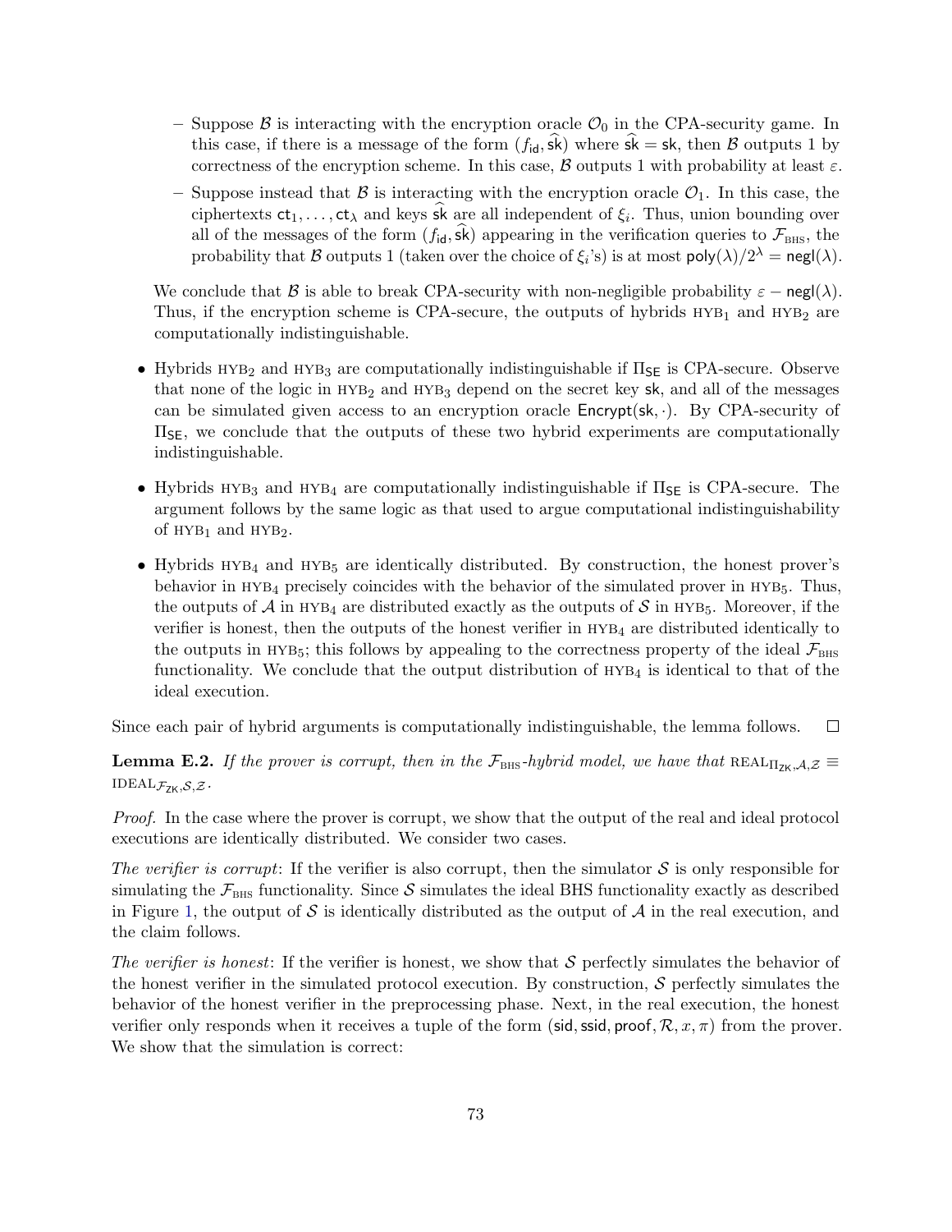- Suppose $\mathcal{B}$ is interacting with the encryption oracle $\mathcal{O}_0$ in the CPA-security game. In this case, if there is a message of the form $(f_{\mathsf{id}}, \widehat{\mathsf{sk}})$ where $\widehat{\mathsf{sk}} = \mathsf{sk}$, then $\mathcal{B}$ outputs 1 by correctness of the encryption scheme. In this case, $\mathcal{B}$ outputs 1 with probability at least $\varepsilon$.
  - Suppose instead that $\mathcal{B}$ is interacting with the encryption oracle $\mathcal{O}_1$. In this case, the ciphertexts $\mathsf{ct}_1, \ldots, \mathsf{ct}_\lambda$ and keys $\widehat{\mathsf{sk}}$ are all independent of $\xi_i$. Thus, union bounding over all of the messages of the form $(f_{\mathsf{id}}, \widehat{\mathsf{sk}})$ appearing in the verification queries to $\mathcal{F}_{\text{BHS}}$, the probability that $\mathcal{B}$ outputs 1 (taken over the choice of $\xi_i$'s) is at most $\mathsf{poly}(\lambda)/2^\lambda = \mathsf{negl}(\lambda)$.

  We conclude that $\mathcal{B}$ is able to break CPA-security with non-negligible probability $\varepsilon - \mathsf{negl}(\lambda)$. Thus, if the encryption scheme is CPA-secure, the outputs of hybrids $\text{HYB}_1$ and $\text{HYB}_2$ are computationally indistinguishable.

- Hybrids $\text{HYB}_2$ and $\text{HYB}_3$ are computationally indistinguishable if $\Pi_{\mathsf{SE}}$ is CPA-secure. Observe that none of the logic in $\text{HYB}_2$ and $\text{HYB}_3$ depend on the secret key $\mathsf{sk}$, and all of the messages can be simulated given access to an encryption oracle $\mathsf{Encrypt}(\mathsf{sk}, \cdot)$. By CPA-security of $\Pi_{\mathsf{SE}}$, we conclude that the outputs of these two hybrid experiments are computationally indistinguishable.

- Hybrids $\text{HYB}_3$ and $\text{HYB}_4$ are computationally indistinguishable if $\Pi_{\mathsf{SE}}$ is CPA-secure. The argument follows by the same logic as that used to argue computational indistinguishability of $\text{HYB}_1$ and $\text{HYB}_2$.

- Hybrids $\text{HYB}_4$ and $\text{HYB}_5$ are identically distributed. By construction, the honest prover's behavior in $\text{HYB}_4$ precisely coincides with the behavior of the simulated prover in $\text{HYB}_5$. Thus, the outputs of $\mathcal{A}$ in $\text{HYB}_4$ are distributed exactly as the outputs of $\mathcal{S}$ in $\text{HYB}_5$. Moreover, if the verifier is honest, then the outputs of the honest verifier in $\text{HYB}_4$ are distributed identically to the outputs in $\text{HYB}_5$; this follows by appealing to the correctness property of the ideal $\mathcal{F}_{\text{BHS}}$ functionality. We conclude that the output distribution of $\text{HYB}_4$ is identical to that of the ideal execution.

Since each pair of hybrid arguments is computationally indistinguishable, the lemma follows. ∎

**Lemma E.2.** *If the prover is corrupt, then in the $\mathcal{F}_{\text{BHS}}$-hybrid model, we have that $\text{REAL}_{\Pi_{\mathsf{ZK}}, \mathcal{A}, \mathcal{Z}} \equiv \text{IDEAL}_{\mathcal{F}_{\mathsf{ZK}}, \mathcal{S}, \mathcal{Z}}$.*

*Proof.* In the case where the prover is corrupt, we show that the output of the real and ideal protocol executions are identically distributed. We consider two cases.

*The verifier is corrupt*: If the verifier is also corrupt, then the simulator $\mathcal{S}$ is only responsible for simulating the $\mathcal{F}_{\text{BHS}}$ functionality. Since $\mathcal{S}$ simulates the ideal BHS functionality exactly as described in Figure 1, the output of $\mathcal{S}$ is identically distributed as the output of $\mathcal{A}$ in the real execution, and the claim follows.

*The verifier is honest*: If the verifier is honest, we show that $\mathcal{S}$ perfectly simulates the behavior of the honest verifier in the simulated protocol execution. By construction, $\mathcal{S}$ perfectly simulates the behavior of the honest verifier in the preprocessing phase. Next, in the real execution, the honest verifier only responds when it receives a tuple of the form $(\mathsf{sid}, \mathsf{ssid}, \mathsf{proof}, \mathcal{R}, x, \pi)$ from the prover. We show that the simulation is correct: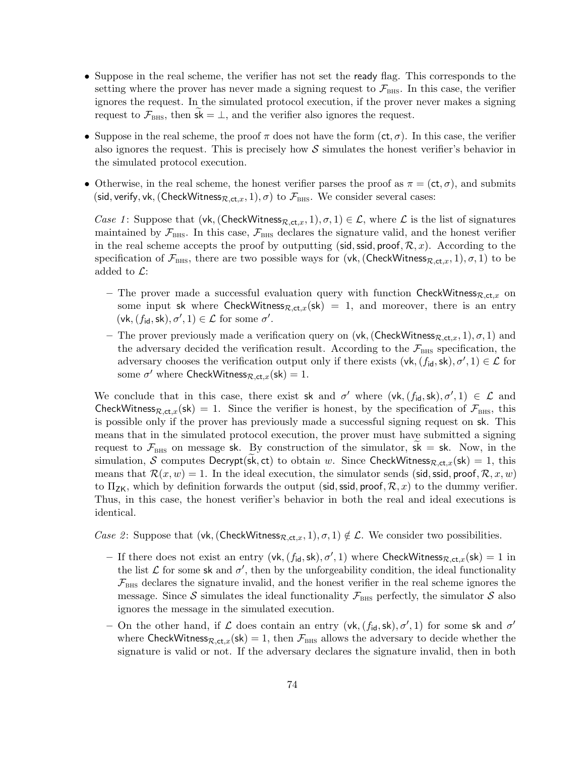- Suppose in the real scheme, the verifier has not set the ready flag. This corresponds to the setting where the prover has never made a signing request to $\mathcal{F}_{\text{BHS}}$. In this case, the verifier ignores the request. In the simulated protocol execution, if the prover never makes a signing request to $\mathcal{F}_{\text{BHS}}$, then $\widetilde{\mathsf{sk}} = \perp$, and the verifier also ignores the request.

- Suppose in the real scheme, the proof $\pi$ does not have the form $(\mathsf{ct}, \sigma)$. In this case, the verifier also ignores the request. This is precisely how $\mathcal{S}$ simulates the honest verifier's behavior in the simulated protocol execution.

- Otherwise, in the real scheme, the honest verifier parses the proof as $\pi = (\mathsf{ct}, \sigma)$, and submits $(\mathsf{sid}, \mathsf{verify}, \mathsf{vk}, (\mathsf{CheckWitness}_{\mathcal{R},\mathsf{ct},x}, 1), \sigma)$ to $\mathcal{F}_{\text{BHS}}$. We consider several cases:

  *Case 1*: Suppose that $(\mathsf{vk}, (\mathsf{CheckWitness}_{\mathcal{R},\mathsf{ct},x}, 1), \sigma, 1) \in \mathcal{L}$, where $\mathcal{L}$ is the list of signatures maintained by $\mathcal{F}_{\text{BHS}}$. In this case, $\mathcal{F}_{\text{BHS}}$ declares the signature valid, and the honest verifier in the real scheme accepts the proof by outputting $(\mathsf{sid}, \mathsf{ssid}, \mathsf{proof}, \mathcal{R}, x)$. According to the specification of $\mathcal{F}_{\text{BHS}}$, there are two possible ways for $(\mathsf{vk}, (\mathsf{CheckWitness}_{\mathcal{R},\mathsf{ct},x}, 1), \sigma, 1)$ to be added to $\mathcal{L}$:

  - The prover made a successful evaluation query with function $\mathsf{CheckWitness}_{\mathcal{R},\mathsf{ct},x}$ on some input $\mathsf{sk}$ where $\mathsf{CheckWitness}_{\mathcal{R},\mathsf{ct},x}(\mathsf{sk}) = 1$, and moreover, there is an entry $(\mathsf{vk}, (f_{\mathsf{id}}, \mathsf{sk}), \sigma', 1) \in \mathcal{L}$ for some $\sigma'$.
  - The prover previously made a verification query on $(\mathsf{vk}, (\mathsf{CheckWitness}_{\mathcal{R},\mathsf{ct},x}, 1), \sigma, 1)$ and the adversary decided the verification result. According to the $\mathcal{F}_{\text{BHS}}$ specification, the adversary chooses the verification output only if there exists $(\mathsf{vk}, (f_{\mathsf{id}}, \mathsf{sk}), \sigma', 1) \in \mathcal{L}$ for some $\sigma'$ where $\mathsf{CheckWitness}_{\mathcal{R},\mathsf{ct},x}(\mathsf{sk}) = 1$.

  We conclude that in this case, there exist $\mathsf{sk}$ and $\sigma'$ where $(\mathsf{vk}, (f_{\mathsf{id}}, \mathsf{sk}), \sigma', 1) \in \mathcal{L}$ and $\mathsf{CheckWitness}_{\mathcal{R},\mathsf{ct},x}(\mathsf{sk}) = 1$. Since the verifier is honest, by the specification of $\mathcal{F}_{\text{BHS}}$, this is possible only if the prover has previously made a successful signing request on $\mathsf{sk}$. This means that in the simulated protocol execution, the prover must have submitted a signing request to $\mathcal{F}_{\text{BHS}}$ on message $\mathsf{sk}$. By construction of the simulator, $\widetilde{\mathsf{sk}} = \mathsf{sk}$. Now, in the simulation, $\mathcal{S}$ computes $\mathsf{Decrypt}(\widetilde{\mathsf{sk}}, \mathsf{ct})$ to obtain $w$. Since $\mathsf{CheckWitness}_{\mathcal{R},\mathsf{ct},x}(\mathsf{sk}) = 1$, this means that $\mathcal{R}(x, w) = 1$. In the ideal execution, the simulator sends $(\mathsf{sid}, \mathsf{ssid}, \mathsf{proof}, \mathcal{R}, x, w)$ to $\Pi_{\mathsf{ZK}}$, which by definition forwards the output $(\mathsf{sid}, \mathsf{ssid}, \mathsf{proof}, \mathcal{R}, x)$ to the dummy verifier. Thus, in this case, the honest verifier's behavior in both the real and ideal executions is identical.

  *Case 2*: Suppose that $(\mathsf{vk}, (\mathsf{CheckWitness}_{\mathcal{R},\mathsf{ct},x}, 1), \sigma, 1) \notin \mathcal{L}$. We consider two possibilities.

  - If there does not exist an entry $(\mathsf{vk}, (f_{\mathsf{id}}, \mathsf{sk}), \sigma', 1)$ where $\mathsf{CheckWitness}_{\mathcal{R},\mathsf{ct},x}(\mathsf{sk}) = 1$ in the list $\mathcal{L}$ for some $\mathsf{sk}$ and $\sigma'$, then by the unforgeability condition, the ideal functionality $\mathcal{F}_{\text{BHS}}$ declares the signature invalid, and the honest verifier in the real scheme ignores the message. Since $\mathcal{S}$ simulates the ideal functionality $\mathcal{F}_{\text{BHS}}$ perfectly, the simulator $\mathcal{S}$ also ignores the message in the simulated execution.
  - On the other hand, if $\mathcal{L}$ does contain an entry $(\mathsf{vk}, (f_{\mathsf{id}}, \mathsf{sk}), \sigma', 1)$ for some $\mathsf{sk}$ and $\sigma'$ where $\mathsf{CheckWitness}_{\mathcal{R},\mathsf{ct},x}(\mathsf{sk}) = 1$, then $\mathcal{F}_{\text{BHS}}$ allows the adversary to decide whether the signature is valid or not. If the adversary declares the signature invalid, then in both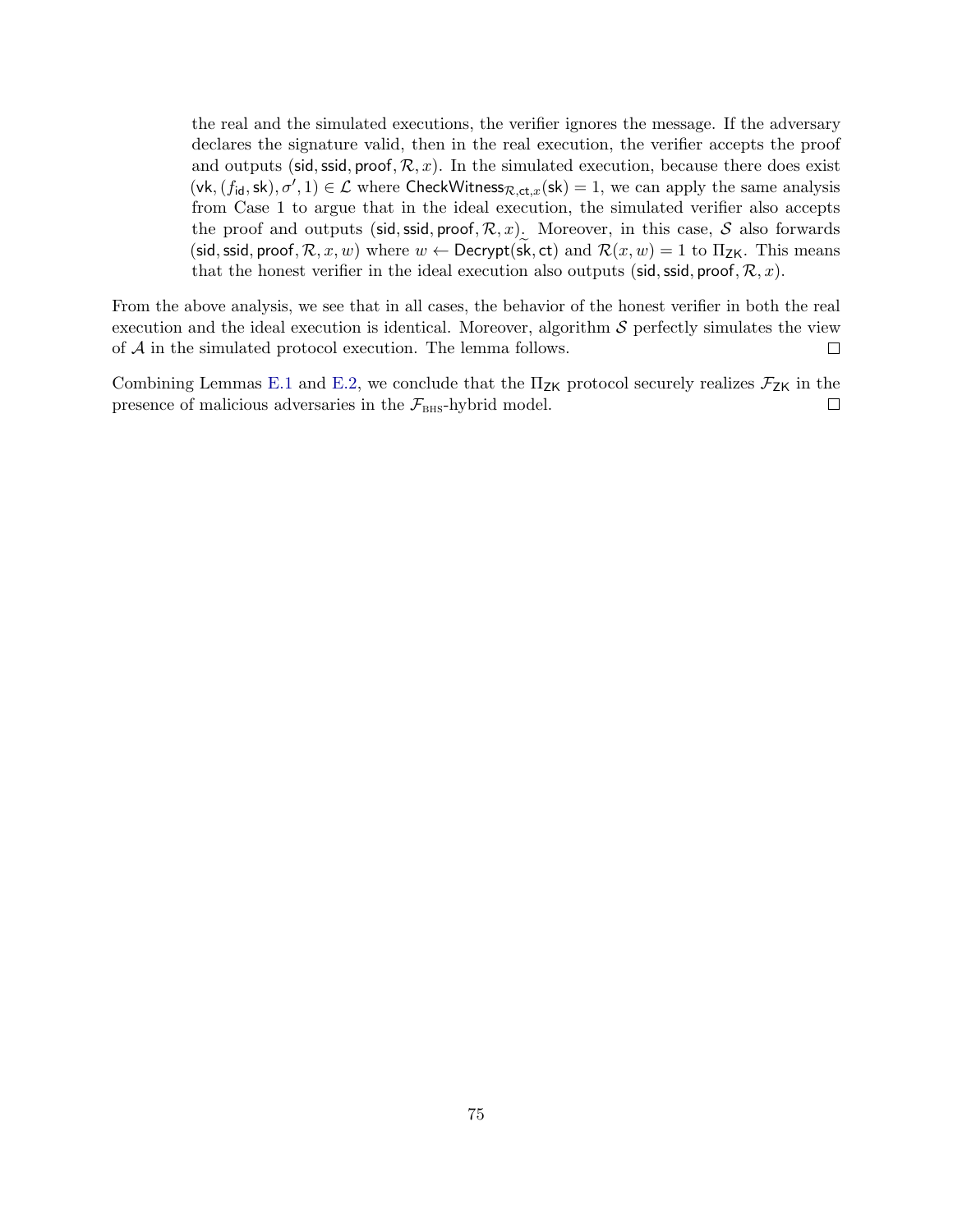the real and the simulated executions, the verifier ignores the message. If the adversary declares the signature valid, then in the real execution, the verifier accepts the proof and outputs $(\mathsf{sid}, \mathsf{ssid}, \mathsf{proof}, \mathcal{R}, x)$. In the simulated execution, because there does exist $(\mathsf{vk}, (f_{\mathsf{id}}, \mathsf{sk}), \sigma', 1) \in \mathcal{L}$ where $\mathsf{CheckWitness}_{\mathcal{R},\mathsf{ct},x}(\mathsf{sk}) = 1$, we can apply the same analysis from Case 1 to argue that in the ideal execution, the simulated verifier also accepts the proof and outputs $(\mathsf{sid}, \mathsf{ssid}, \mathsf{proof}, \mathcal{R}, x)$. Moreover, in this case, $\mathcal{S}$ also forwards $(\mathsf{sid}, \mathsf{ssid}, \mathsf{proof}, \mathcal{R}, x, w)$ where $w \leftarrow \mathsf{Decrypt}(\widetilde{\mathsf{sk}}, \mathsf{ct})$ and $\mathcal{R}(x, w) = 1$ to $\Pi_{\mathsf{ZK}}$. This means that the honest verifier in the ideal execution also outputs $(\mathsf{sid}, \mathsf{ssid}, \mathsf{proof}, \mathcal{R}, x)$.

From the above analysis, we see that in all cases, the behavior of the honest verifier in both the real execution and the ideal execution is identical. Moreover, algorithm $\mathcal{S}$ perfectly simulates the view of $\mathcal{A}$ in the simulated protocol execution. The lemma follows. □

Combining Lemmas E.1 and E.2, we conclude that the $\Pi_{\mathsf{ZK}}$ protocol securely realizes $\mathcal{F}_{\mathsf{ZK}}$ in the presence of malicious adversaries in the $\mathcal{F}_{\text{BHS}}$-hybrid model. □